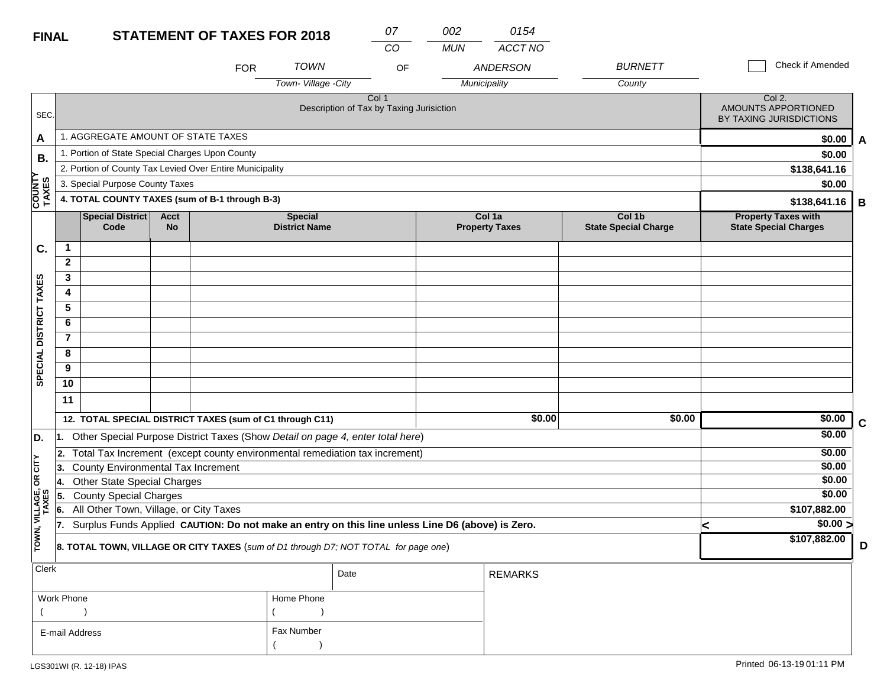**FINAL** **STATEMENT OF TAXES FOR 2018**

| 07 | 002 | 0154 |
|---|---|---|
| CO | MUN | ACCT NO |

FOR *TOWN* (Town- Village -City) OF *ANDERSON* (Municipality) *BURNETT* (County)

☐ Check if Amended

| SEC. | Col 1 Description of Tax by Taxing Jurisiction | Col 2. AMOUNTS APPORTIONED BY TAXING JURISDICTIONS | |
|---|---|---|---|
| A | 1. AGGREGATE AMOUNT OF STATE TAXES | $0.00 | A |
| B. COUNTY TAXES | 1. Portion of State Special Charges Upon County | $0.00 | |
| | 2. Portion of County Tax Levied Over Entire Municipality | $138,641.16 | |
| | 3. Special Purpose County Taxes | $0.00 | |
| | **4. TOTAL COUNTY TAXES (sum of B-1 through B-3)** | **$138,641.16** | B |

| C. SPECIAL DISTRICT TAXES | | Special District Code | Acct No | Special District Name | Col 1a Property Taxes | Col 1b State Special Charge | Property Taxes with State Special Charges | |
|---|---|---|---|---|---|---|---|---|
| | 1 | | | | | | | |
| | 2 | | | | | | | |
| | 3 | | | | | | | |
| | 4 | | | | | | | |
| | 5 | | | | | | | |
| | 6 | | | | | | | |
| | 7 | | | | | | | |
| | 8 | | | | | | | |
| | 9 | | | | | | | |
| | 10 | | | | | | | |
| | 11 | | | | | | | |
| | **12. TOTAL SPECIAL DISTRICT TAXES (sum of C1 through C11)** | | | | $0.00 | $0.00 | $0.00 | C |

| D. TOWN, VILLAGE, OR CITY TAXES | | | |
|---|---|---|---|
| | 1. Other Special Purpose District Taxes (Show *Detail on page 4, enter total here*) | $0.00 | |
| | 2. Total Tax Increment (except county environmental remediation tax increment) | $0.00 | |
| | 3. County Environmental Tax Increment | $0.00 | |
| | 4. Other State Special Charges | $0.00 | |
| | 5. County Special Charges | $0.00 | |
| | 6. All Other Town, Village, or City Taxes | $107,882.00 | |
| | 7. Surplus Funds Applied **CAUTION: Do not make an entry on this line unless Line D6 (above) is Zero.** | < $0.00 > | |
| | **8. TOTAL TOWN, VILLAGE OR CITY TAXES** (*sum of D1 through D7; NOT TOTAL for page one*) | $107,882.00 | D |

| Clerk | | Date | REMARKS |
|---|---|---|---|
| Work Phone ( ) | Home Phone ( ) | | |
| E-mail Address | Fax Number ( ) | | |

LGS301WI (R. 12-18) IPAS

Printed 06-13-19 01:11 PM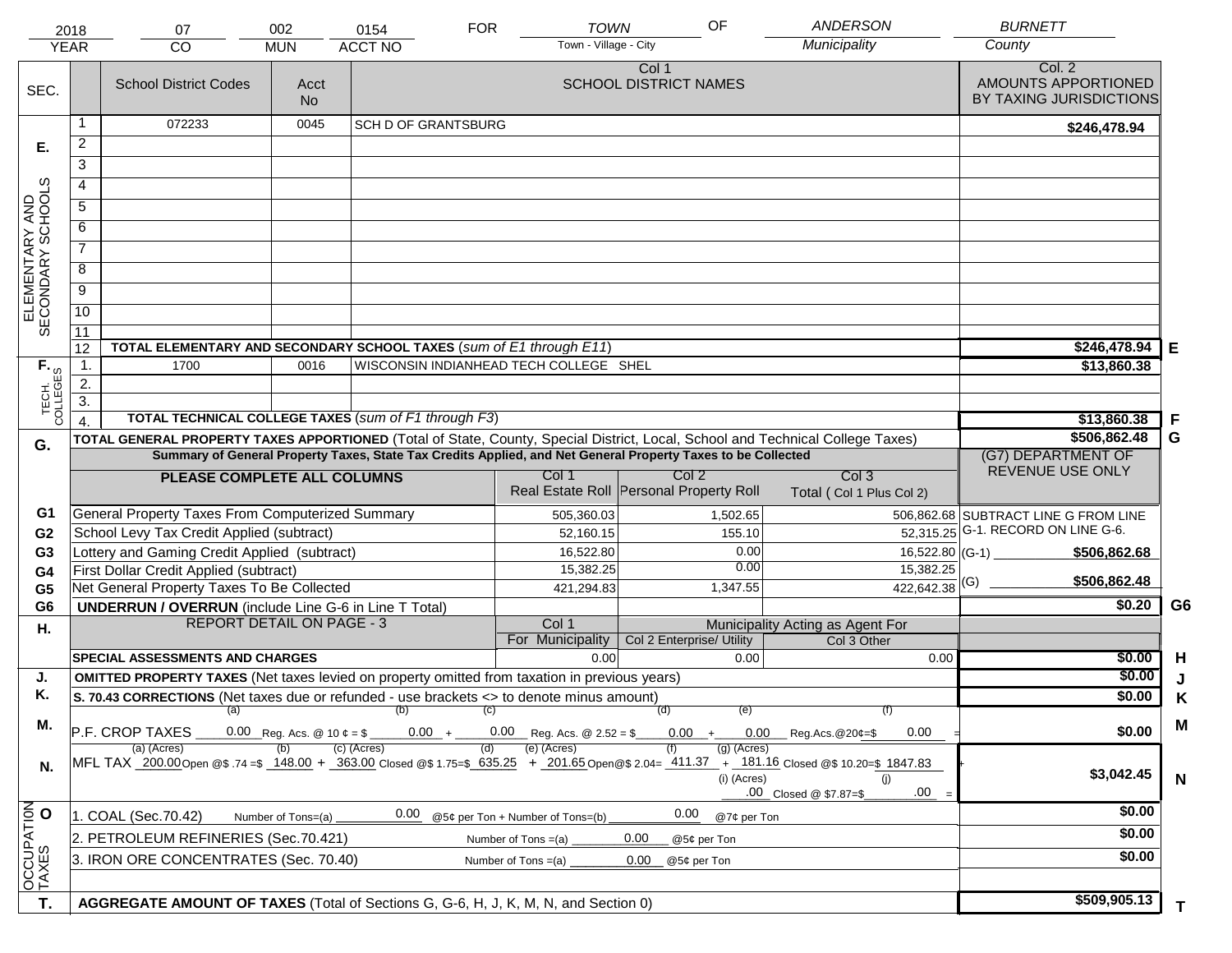| 2018 | 07 | 002 | 0154 | FOR | TOWN | OF | ANDERSON | BURNETT |
|---|---|---|---|---|---|---|---|---|
| YEAR | CO | MUN | ACCT NO | | Town - Village - City | | Municipality | County |

| SEC. | | School District Codes | Acct No | Col 1 SCHOOL DISTRICT NAMES | Col. 2 AMOUNTS APPORTIONED BY TAXING JURISDICTIONS | |
|---|---|---|---|---|---|---|
| E. ELEMENTARY AND SECONDARY SCHOOLS | 1 | 072233 | 0045 | SCH D OF GRANTSBURG | $246,478.94 | |
| | 2 | | | | | |
| | 3 | | | | | |
| | 4 | | | | | |
| | 5 | | | | | |
| | 6 | | | | | |
| | 7 | | | | | |
| | 8 | | | | | |
| | 9 | | | | | |
| | 10 | | | | | |
| | 11 | | | | | |
| | 12 | **TOTAL ELEMENTARY AND SECONDARY SCHOOL TAXES** (*sum of E1 through E11*) | | | $246,478.94 | E |
| F. TECH. COLLEGES | 1. | 1700 | 0016 | WISCONSIN INDIANHEAD TECH COLLEGE SHEL | $13,860.38 | |
| | 2. | | | | | |
| | 3. | | | | | |
| | 4. | **TOTAL TECHNICAL COLLEGE TAXES** (*sum of F1 through F3*) | | | $13,860.38 | F |

**G.** **TOTAL GENERAL PROPERTY TAXES APPORTIONED** (Total of State, County, Special District, Local, School and Technical College Taxes) — **$506,862.48** G

**Summary of General Property Taxes, State Tax Credits Applied, and Net General Property Taxes to be Collected**

| | PLEASE COMPLETE ALL COLUMNS | Col 1 Real Estate Roll | Col 2 Personal Property Roll | Col 3 Total ( Col 1 Plus Col 2) | (G7) DEPARTMENT OF REVENUE USE ONLY | |
|---|---|---|---|---|---|---|
| G1 | General Property Taxes From Computerized Summary | 505,360.03 | 1,502.65 | 506,862.68 | SUBTRACT LINE G FROM LINE G-1. RECORD ON LINE G-6. | |
| G2 | School Levy Tax Credit Applied (subtract) | 52,160.15 | 155.10 | 52,315.25 | | |
| G3 | Lottery and Gaming Credit Applied (subtract) | 16,522.80 | 0.00 | 16,522.80 | (G-1) $506,862.68 | |
| G4 | First Dollar Credit Applied (subtract) | 15,382.25 | 0.00 | 15,382.25 | | |
| G5 | Net General Property Taxes To Be Collected | 421,294.83 | 1,347.55 | 422,642.38 | (G) $506,862.48 | |
| G6 | **UNDERRUN / OVERRUN** (include Line G-6 in Line T Total) | | | | $0.20 | G6 |

| H. | REPORT DETAIL ON PAGE - 3 | Col 1 For Municipality | Col 2 Enterprise/ Utility (Municipality Acting as Agent For) | Col 3 Other | | |
|---|---|---|---|---|---|---|
| | **SPECIAL ASSESSMENTS AND CHARGES** | 0.00 | 0.00 | 0.00 | $0.00 | H |
| J. | **OMITTED PROPERTY TAXES** (Net taxes levied on property omitted from taxation in previous years) | | | | $0.00 | J |
| K. | **S. 70.43 CORRECTIONS** (Net taxes due or refunded - use brackets <> to denote minus amount) | | | | $0.00 | K |
| M. | P.F. CROP TAXES (a) 0.00 Reg. Acs. @ 10 ¢ = $ (b) 0.00 + (c) 0.00 Reg. Acs. @ 2.52 = $ (d) 0.00 + (e) 0.00 Reg.Acs.@20¢=$ (f) 0.00 = | | | | $0.00 | M |
| N. | MFL TAX (a) (Acres) 200.00 Open @$ .74 =$ (b) 148.00 + (c) (Acres) 363.00 Closed @$ 1.75=$ (d) 635.25 + (e) (Acres) 201.65 Open@$ 2.04= (f) 411.37 + (g) (Acres) 181.16 Closed @$ 10.20=$ 1847.83 + (i) (Acres) .00 Closed @ $7.87=$ (j) .00 = | | | | $3,042.45 | N |
| O. OCCUPATION TAXES | 1. COAL (Sec.70.42) Number of Tons=(a) 0.00 @5¢ per Ton + Number of Tons=(b) 0.00 @7¢ per Ton | | | | $0.00 | |
| | 2. PETROLEUM REFINERIES (Sec.70.421) Number of Tons =(a) 0.00 @5¢ per Ton | | | | $0.00 | |
| | 3. IRON ORE CONCENTRATES (Sec. 70.40) Number of Tons =(a) 0.00 @5¢ per Ton | | | | $0.00 | |
| T. | **AGGREGATE AMOUNT OF TAXES** (Total of Sections G, G-6, H, J, K, M, N, and Section 0) | | | | $509,905.13 | T |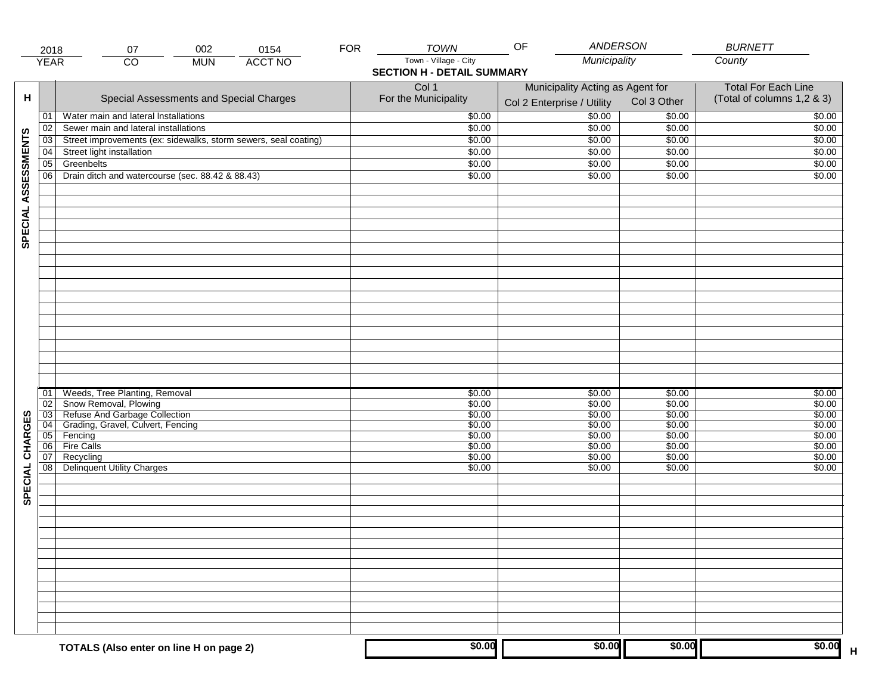| 2018 | 07 | 002 | 0154 | FOR | TOWN | OF | ANDERSON | BURNETT |
|---|---|---|---|---|---|---|---|---|
| YEAR | CO | MUN | ACCT NO | | Town - Village - City | | Municipality | County |

## SECTION H - DETAIL SUMMARY

| H | | Special Assessments and Special Charges | Col 1 For the Municipality | Municipality Acting as Agent for Col 2 Enterprise / Utility | Col 3 Other | Total For Each Line (Total of columns 1,2 & 3) |
|---|---|---|---|---|---|---|
| SPECIAL ASSESSMENTS | 01 | Water main and lateral Installations | $0.00 | $0.00 | $0.00 | $0.00 |
| | 02 | Sewer main and lateral installations | $0.00 | $0.00 | $0.00 | $0.00 |
| | 03 | Street improvements (ex: sidewalks, storm sewers, seal coating) | $0.00 | $0.00 | $0.00 | $0.00 |
| | 04 | Street light installation | $0.00 | $0.00 | $0.00 | $0.00 |
| | 05 | Greenbelts | $0.00 | $0.00 | $0.00 | $0.00 |
| | 06 | Drain ditch and watercourse (sec. 88.42 & 88.43) | $0.00 | $0.00 | $0.00 | $0.00 |
| SPECIAL CHARGES | 01 | Weeds, Tree Planting, Removal | $0.00 | $0.00 | $0.00 | $0.00 |
| | 02 | Snow Removal, Plowing | $0.00 | $0.00 | $0.00 | $0.00 |
| | 03 | Refuse And Garbage Collection | $0.00 | $0.00 | $0.00 | $0.00 |
| | 04 | Grading, Gravel, Culvert, Fencing | $0.00 | $0.00 | $0.00 | $0.00 |
| | 05 | Fencing | $0.00 | $0.00 | $0.00 | $0.00 |
| | 06 | Fire Calls | $0.00 | $0.00 | $0.00 | $0.00 |
| | 07 | Recycling | $0.00 | $0.00 | $0.00 | $0.00 |
| | 08 | Delinquent Utility Charges | $0.00 | $0.00 | $0.00 | $0.00 |
| | | **TOTALS (Also enter on line H on page 2)** | **$0.00** | **$0.00** | **$0.00** | **$0.00** H |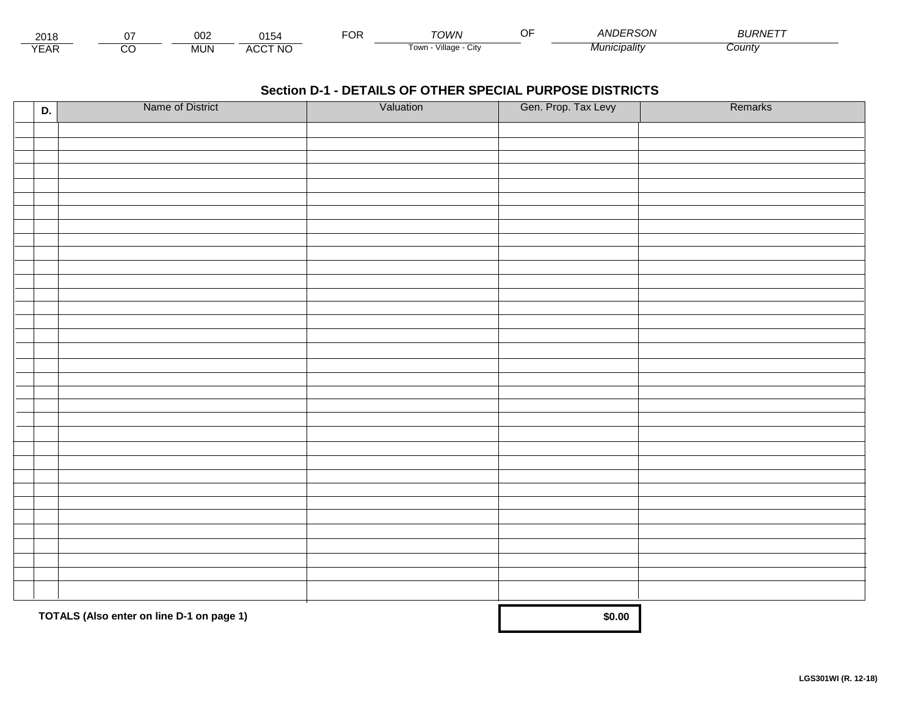| 2018 | 07 | 002 | 0154 | FOR | TOWN | OF | ANDERSON | BURNETT |
|---|---|---|---|---|---|---|---|---|
| YEAR | CO | MUN | ACCT NO | | Town - Village - City | | Municipality | County |

## Section D-1 - DETAILS OF OTHER SPECIAL PURPOSE DISTRICTS

| D. | Name of District | Valuation | Gen. Prop. Tax Levy | Remarks |
|---|---|---|---|---|
| | | | | |
| | | | | |
| | | | | |
| | | | | |
| | | | | |
| | | | | |
| | | | | |
| | | | | |
| | | | | |
| | | | | |
| | | | | |
| | | | | |
| | | | | |
| | | | | |
| | | | | |
| | | | | |
| | | | | |
| | | | | |
| | | | | |
| | | | | |
| | | | | |
| | | | | |
| | | | | |
| | | | | |
| | | | | |
| | | | | |
| | | | | |
| | | | | |
| | | | | |
| | | | | |
| | | | | |
| | | | | |
| | | | | |

**TOTALS (Also enter on line D-1 on page 1)** **$0.00**

**LGS301WI (R. 12-18)**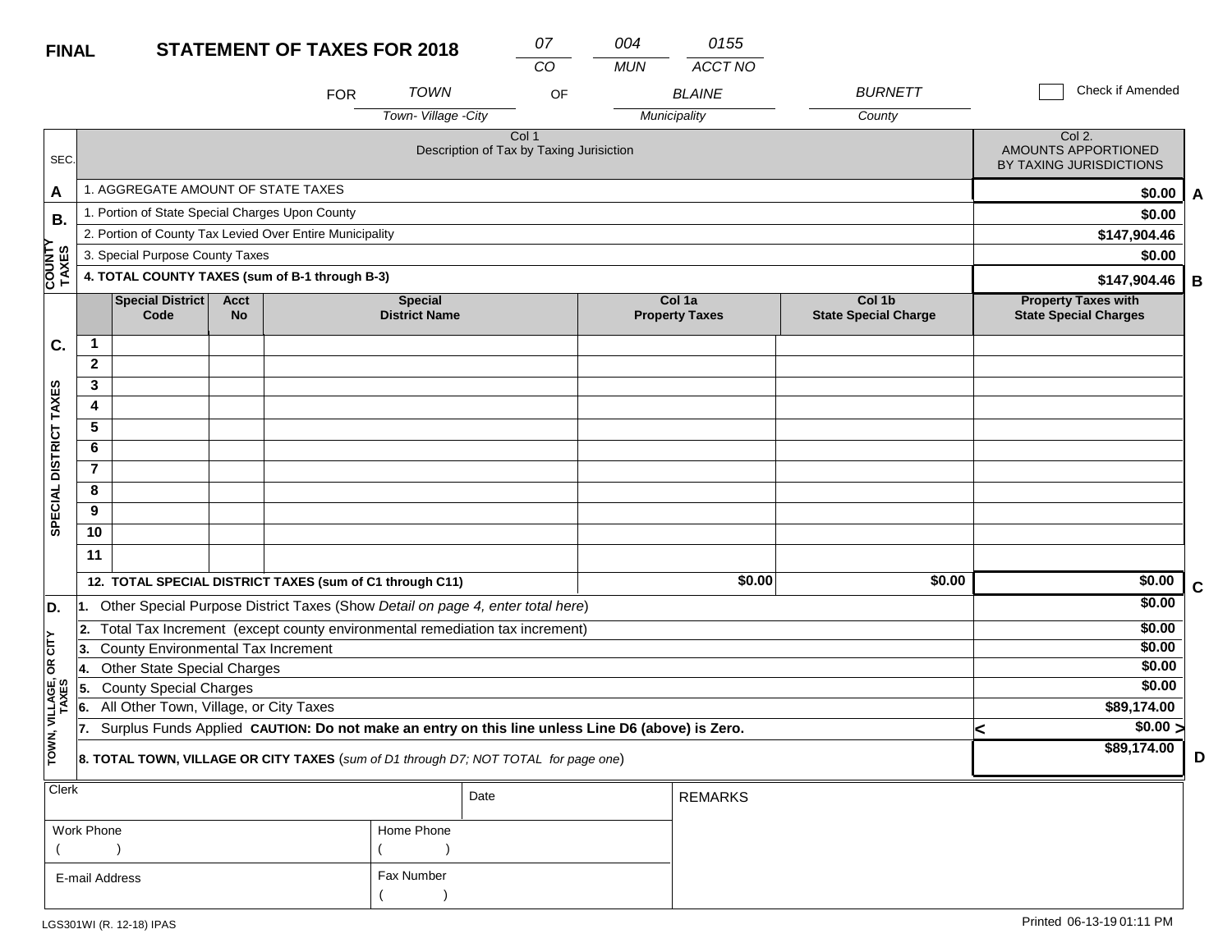**FINAL** **STATEMENT OF TAXES FOR 2018**

| 07 | 004 | 0155 |
|---|---|---|
| CO | MUN | ACCT NO |

FOR *TOWN* (Town- Village -City) OF *BLAINE* (Municipality) *BURNETT* (County)

☐ Check if Amended

| SEC. | Col 1 Description of Tax by Taxing Jurisiction | Col 2. AMOUNTS APPORTIONED BY TAXING JURISDICTIONS | |
|---|---|---|---|
| A | 1. AGGREGATE AMOUNT OF STATE TAXES | $0.00 | A |
| B. COUNTY TAXES | 1. Portion of State Special Charges Upon County | $0.00 | |
| | 2. Portion of County Tax Levied Over Entire Municipality | $147,904.46 | |
| | 3. Special Purpose County Taxes | $0.00 | |
| | **4. TOTAL COUNTY TAXES (sum of B-1 through B-3)** | **$147,904.46** | B |

| C. SPECIAL DISTRICT TAXES | | Special District Code | Acct No | Special District Name | Col 1a Property Taxes | Col 1b State Special Charge | Property Taxes with State Special Charges | |
|---|---|---|---|---|---|---|---|---|
| | 1 | | | | | | | |
| | 2 | | | | | | | |
| | 3 | | | | | | | |
| | 4 | | | | | | | |
| | 5 | | | | | | | |
| | 6 | | | | | | | |
| | 7 | | | | | | | |
| | 8 | | | | | | | |
| | 9 | | | | | | | |
| | 10 | | | | | | | |
| | 11 | | | | | | | |
| | **12. TOTAL SPECIAL DISTRICT TAXES (sum of C1 through C11)** | | | | **$0.00** | **$0.00** | **$0.00** | C |

| D. TOWN, VILLAGE, OR CITY TAXES | | | |
|---|---|---|---|
| | 1. Other Special Purpose District Taxes (Show *Detail on page 4, enter total here*) | $0.00 | |
| | 2. Total Tax Increment (except county environmental remediation tax increment) | $0.00 | |
| | 3. County Environmental Tax Increment | $0.00 | |
| | 4. Other State Special Charges | $0.00 | |
| | 5. County Special Charges | $0.00 | |
| | 6. All Other Town, Village, or City Taxes | $89,174.00 | |
| | 7. Surplus Funds Applied **CAUTION: Do not make an entry on this line unless Line D6 (above) is Zero.** | < $0.00 > | |
| | **8. TOTAL TOWN, VILLAGE OR CITY TAXES** (*sum of D1 through D7; NOT TOTAL for page one*) | **$89,174.00** | D |

| Clerk | | Date | REMARKS |
|---|---|---|---|
| Work Phone ( ) | Home Phone ( ) | | |
| E-mail Address | Fax Number ( ) | | |

LGS301WI (R. 12-18) IPAS

Printed 06-13-19 01:11 PM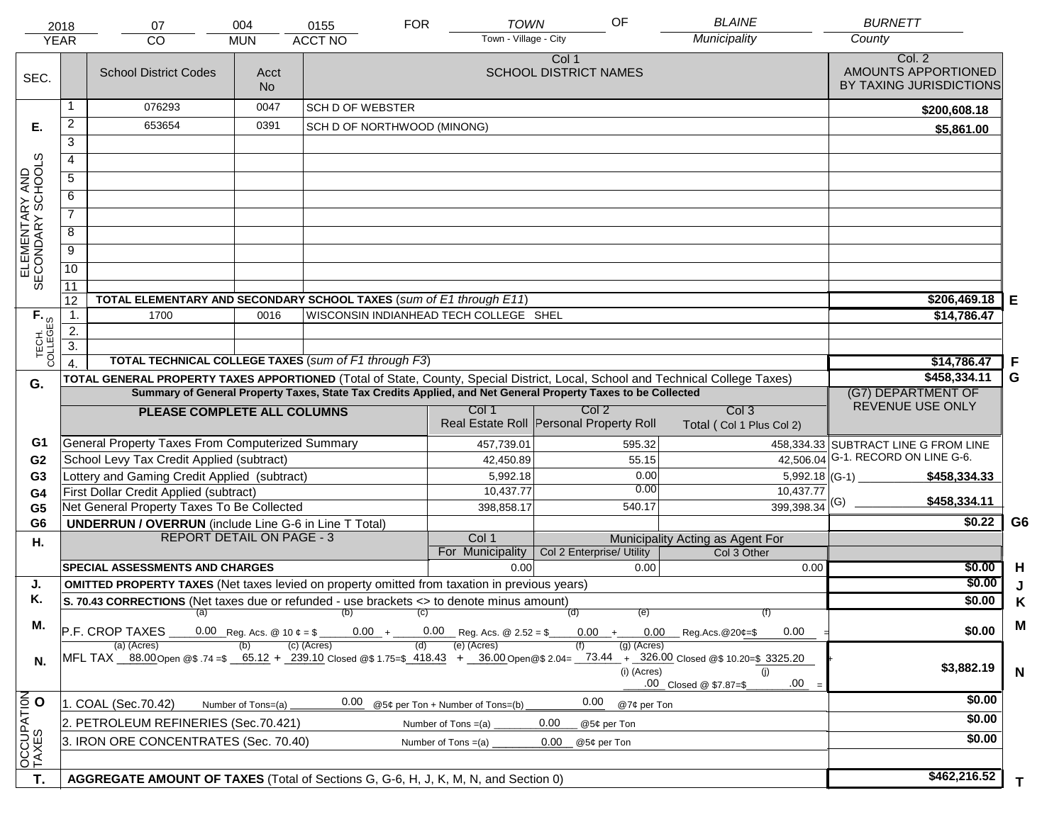| 2018 | 07 | 004 | 0155 | FOR | TOWN | OF | BLAINE | BURNETT |
|---|---|---|---|---|---|---|---|---|
| YEAR | CO | MUN | ACCT NO | | Town - Village - City | | Municipality | County |

| SEC. | | School District Codes | Acct No | Col 1 SCHOOL DISTRICT NAMES | Col. 2 AMOUNTS APPORTIONED BY TAXING JURISDICTIONS | |
|---|---|---|---|---|---|---|
| E. ELEMENTARY AND SECONDARY SCHOOLS | 1 | 076293 | 0047 | SCH D OF WEBSTER | $200,608.18 | |
| | 2 | 653654 | 0391 | SCH D OF NORTHWOOD (MINONG) | $5,861.00 | |
| | 3 | | | | | |
| | 4 | | | | | |
| | 5 | | | | | |
| | 6 | | | | | |
| | 7 | | | | | |
| | 8 | | | | | |
| | 9 | | | | | |
| | 10 | | | | | |
| | 11 | | | | | |
| | 12 | **TOTAL ELEMENTARY AND SECONDARY SCHOOL TAXES** (*sum of E1 through E11*) | | | $206,469.18 | E |
| F. TECH. COLLEGES | 1. | 1700 | 0016 | WISCONSIN INDIANHEAD TECH COLLEGE SHEL | $14,786.47 | |
| | 2. | | | | | |
| | 3. | | | | | |
| | 4. | **TOTAL TECHNICAL COLLEGE TAXES** (*sum of F1 through F3*) | | | $14,786.47 | F |

| G. | **TOTAL GENERAL PROPERTY TAXES APPORTIONED** (Total of State, County, Special District, Local, School and Technical College Taxes) | | | | $458,334.11 | G |
|---|---|---|---|---|---|---|
| | **Summary of General Property Taxes, State Tax Credits Applied, and Net General Property Taxes to be Collected** | | | | (G7) DEPARTMENT OF REVENUE USE ONLY | |
| | **PLEASE COMPLETE ALL COLUMNS** | Col 1 Real Estate Roll | Col 2 Personal Property Roll | Col 3 Total ( Col 1 Plus Col 2) | | |
| G1 | General Property Taxes From Computerized Summary | 457,739.01 | 595.32 | 458,334.33 | SUBTRACT LINE G FROM LINE G-1. RECORD ON LINE G-6. | |
| G2 | School Levy Tax Credit Applied (subtract) | 42,450.89 | 55.15 | 42,506.04 | | |
| G3 | Lottery and Gaming Credit Applied (subtract) | 5,992.18 | 0.00 | 5,992.18 | (G-1) $458,334.33 | |
| G4 | First Dollar Credit Applied (subtract) | 10,437.77 | 0.00 | 10,437.77 | | |
| G5 | Net General Property Taxes To Be Collected | 398,858.17 | 540.17 | 399,398.34 | (G) $458,334.11 | |
| G6 | **UNDERRUN / OVERRUN** (include Line G-6 in Line T Total) | | | | $0.22 | G6 |

| H. | REPORT DETAIL ON PAGE - 3 | Col 1 For Municipality | Col 2 Enterprise/ Utility (Municipality Acting as Agent For) | Col 3 Other | | |
|---|---|---|---|---|---|---|
| | **SPECIAL ASSESSMENTS AND CHARGES** | 0.00 | 0.00 | 0.00 | $0.00 | H |
| J. | **OMITTED PROPERTY TAXES** (Net taxes levied on property omitted from taxation in previous years) | | | | $0.00 | J |
| K. | **S. 70.43 CORRECTIONS** (Net taxes due or refunded - use brackets <> to denote minus amount) | | | | $0.00 | K |
| M. | P.F. CROP TAXES (a) 0.00 Reg. Acs. @ 10 ¢ = $ (b) 0.00 + (c) 0.00 Reg. Acs. @ 2.52 = $ (d) 0.00 + (e) 0.00 Reg.Acs.@20¢=$ (f) 0.00 = | | | | $0.00 | M |
| N. | MFL TAX (a) (Acres) 88.00 Open @$ .74 =$ (b) 65.12 + (c) (Acres) 239.10 Closed @$ 1.75=$ (d) 418.43 + (e) (Acres) 36.00 Open@$ 2.04= (f) 73.44 + (g) (Acres) 326.00 Closed @$ 10.20=$ 3325.20 + (i) (Acres) .00 Closed @ $7.87=$ (j) .00 = | | | | $3,882.19 | N |
| O. OCCUPATION TAXES | 1. COAL (Sec.70.42) Number of Tons=(a) 0.00 @5¢ per Ton + Number of Tons=(b) 0.00 @7¢ per Ton | | | | $0.00 | |
| | 2. PETROLEUM REFINERIES (Sec.70.421) Number of Tons =(a) 0.00 @5¢ per Ton | | | | $0.00 | |
| | 3. IRON ORE CONCENTRATES (Sec. 70.40) Number of Tons =(a) 0.00 @5¢ per Ton | | | | $0.00 | |
| T. | **AGGREGATE AMOUNT OF TAXES** (Total of Sections G, G-6, H, J, K, M, N, and Section 0) | | | | $462,216.52 | T |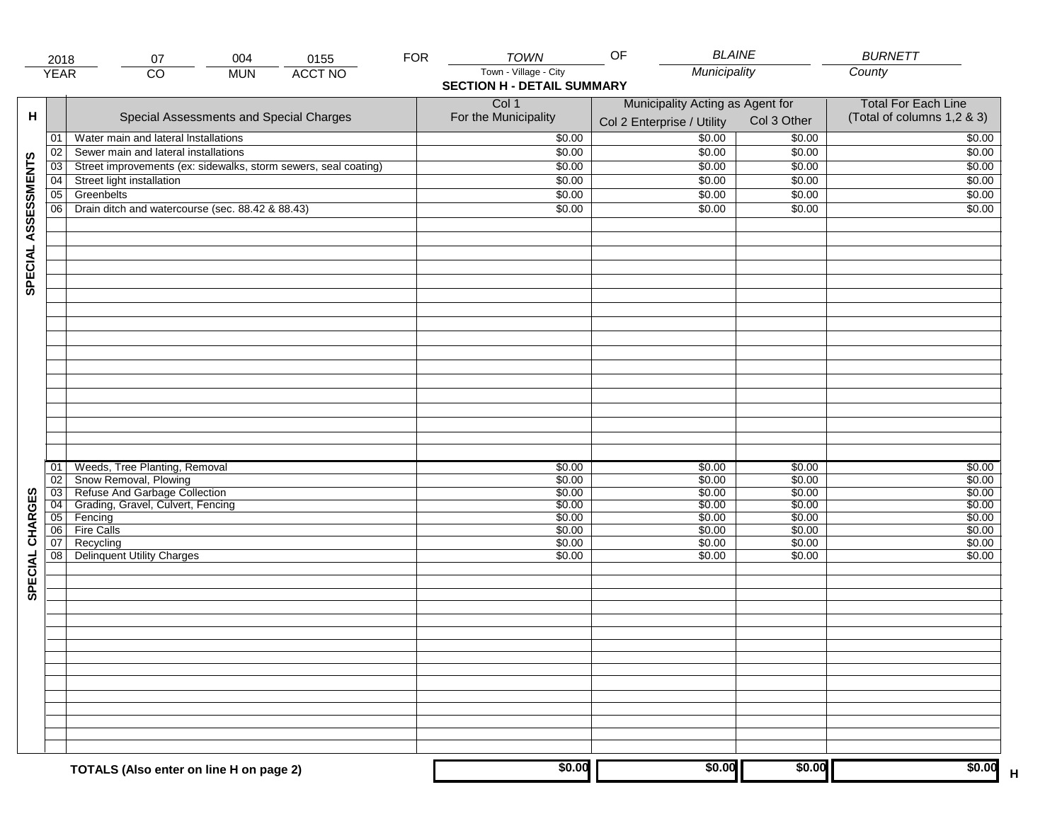| 2018 | 07 | 004 | 0155 | FOR | TOWN | OF | BLAINE | BURNETT |
|---|---|---|---|---|---|---|---|---|
| YEAR | CO | MUN | ACCT NO | | Town - Village - City | | Municipality | County |

**SECTION H - DETAIL SUMMARY**

| H | | Special Assessments and Special Charges | Col 1 For the Municipality | Municipality Acting as Agent for Col 2 Enterprise / Utility | Col 3 Other | Total For Each Line (Total of columns 1,2 & 3) |
|---|---|---|---|---|---|---|
| SPECIAL ASSESSMENTS | 01 | Water main and lateral Installations | $0.00 | $0.00 | $0.00 | $0.00 |
| | 02 | Sewer main and lateral installations | $0.00 | $0.00 | $0.00 | $0.00 |
| | 03 | Street improvements (ex: sidewalks, storm sewers, seal coating) | $0.00 | $0.00 | $0.00 | $0.00 |
| | 04 | Street light installation | $0.00 | $0.00 | $0.00 | $0.00 |
| | 05 | Greenbelts | $0.00 | $0.00 | $0.00 | $0.00 |
| | 06 | Drain ditch and watercourse (sec. 88.42 & 88.43) | $0.00 | $0.00 | $0.00 | $0.00 |
| SPECIAL CHARGES | 01 | Weeds, Tree Planting, Removal | $0.00 | $0.00 | $0.00 | $0.00 |
| | 02 | Snow Removal, Plowing | $0.00 | $0.00 | $0.00 | $0.00 |
| | 03 | Refuse And Garbage Collection | $0.00 | $0.00 | $0.00 | $0.00 |
| | 04 | Grading, Gravel, Culvert, Fencing | $0.00 | $0.00 | $0.00 | $0.00 |
| | 05 | Fencing | $0.00 | $0.00 | $0.00 | $0.00 |
| | 06 | Fire Calls | $0.00 | $0.00 | $0.00 | $0.00 |
| | 07 | Recycling | $0.00 | $0.00 | $0.00 | $0.00 |
| | 08 | Delinquent Utility Charges | $0.00 | $0.00 | $0.00 | $0.00 |
| | | **TOTALS (Also enter on line H on page 2)** | **$0.00** | **$0.00** | **$0.00** | **$0.00** H |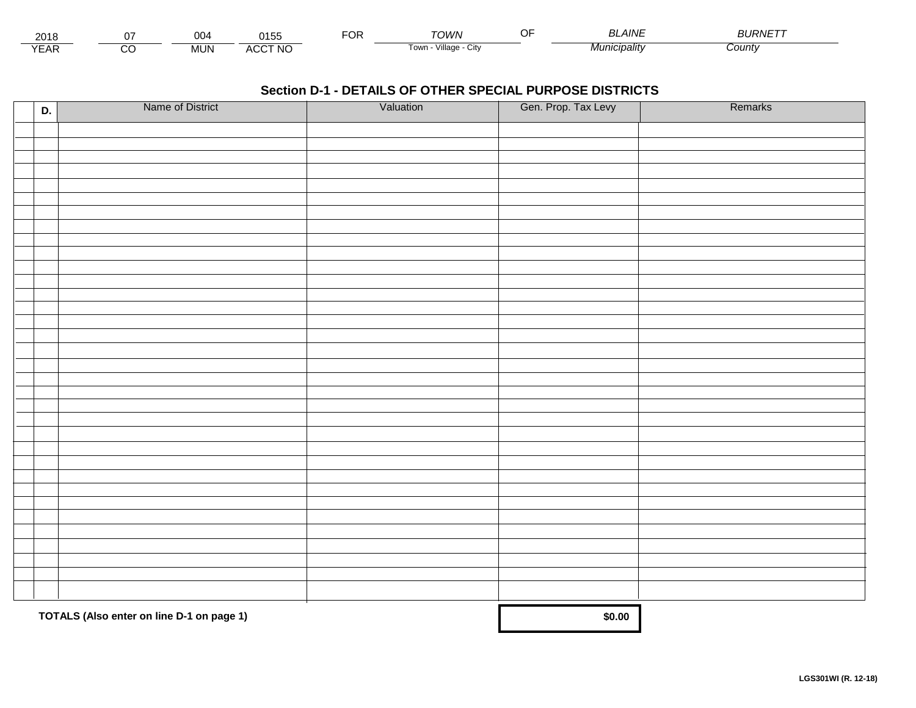| 2018 | 07 | 004 | 0155 | FOR | *TOWN* | OF | *BLAINE* | *BURNETT* |
|---|---|---|---|---|---|---|---|---|
| YEAR | CO | MUN | ACCT NO | | Town - Village - City | | *Municipality* | *County* |

## Section D-1 - DETAILS OF OTHER SPECIAL PURPOSE DISTRICTS

| D. | Name of District | Valuation | Gen. Prop. Tax Levy | Remarks |
|---|---|---|---|---|
| | | | | |
| | | | | |
| | | | | |
| | | | | |
| | | | | |
| | | | | |
| | | | | |
| | | | | |
| | | | | |
| | | | | |
| | | | | |
| | | | | |
| | | | | |
| | | | | |
| | | | | |
| | | | | |
| | | | | |
| | | | | |
| | | | | |
| | | | | |
| | | | | |
| | | | | |
| | | | | |
| | | | | |
| | | | | |
| | | | | |
| | | | | |
| | | | | |
| | | | | |
| | | | | |
| | | | | |
| | | | | |
| | | | | |
| | **TOTALS (Also enter on line D-1 on page 1)** | | **$0.00** | |

LGS301WI (R. 12-18)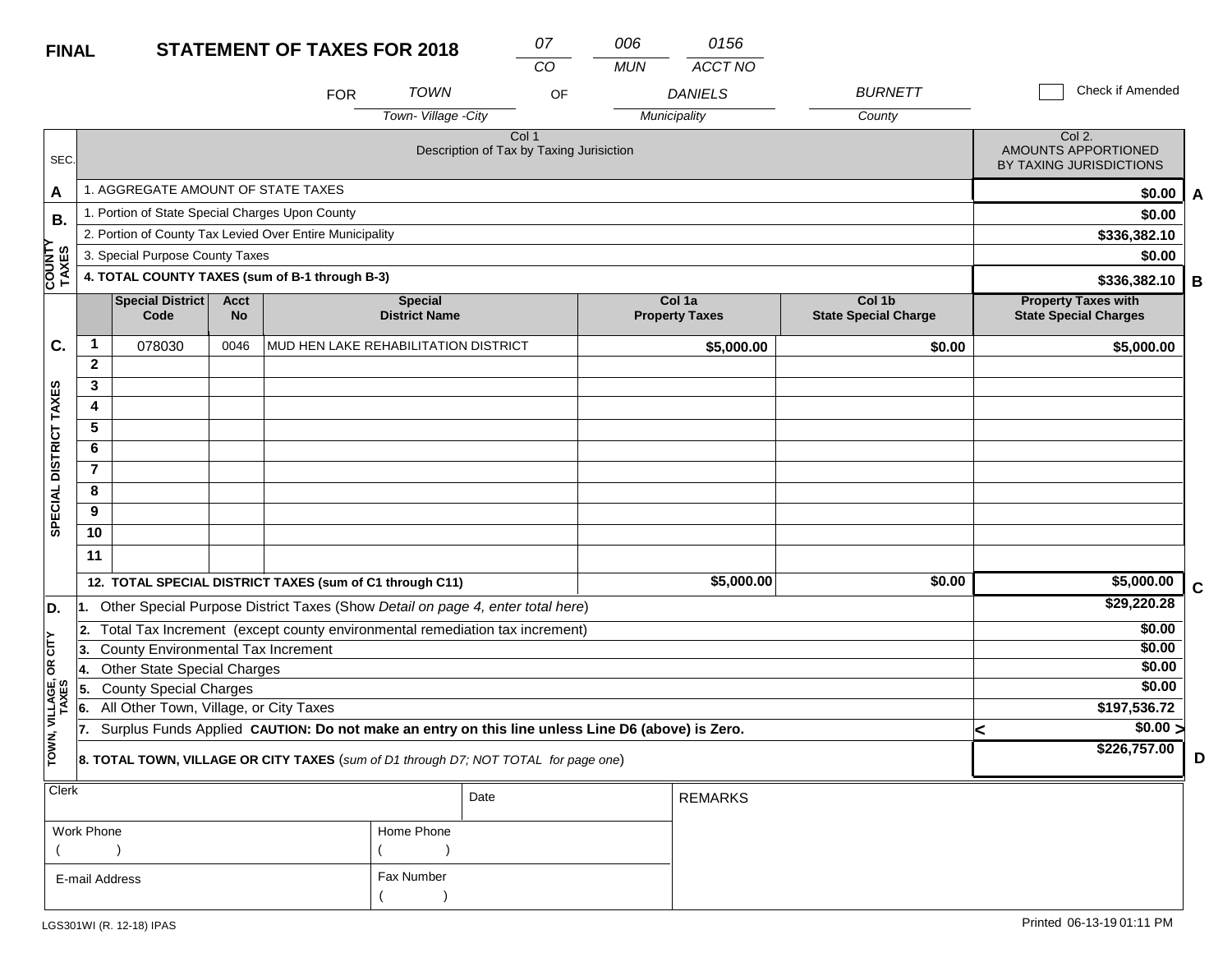**FINAL** **STATEMENT OF TAXES FOR 2018**

| 07 | 006 | 0156 |
|---|---|---|
| CO | MUN | ACCT NO |

FOR TOWN (Town- Village -City) OF DANIELS (Municipality) BURNETT (County)

☐ Check if Amended

| SEC. | Col 1 Description of Tax by Taxing Jurisiction | Col 2. AMOUNTS APPORTIONED BY TAXING JURISDICTIONS | |
|---|---|---|---|
| A | 1. AGGREGATE AMOUNT OF STATE TAXES | $0.00 | A |
| B. COUNTY TAXES | 1. Portion of State Special Charges Upon County | $0.00 | |
| | 2. Portion of County Tax Levied Over Entire Municipality | $336,382.10 | |
| | 3. Special Purpose County Taxes | $0.00 | |
| | **4. TOTAL COUNTY TAXES (sum of B-1 through B-3)** | $336,382.10 | B |

| SEC. | | Special District Code | Acct No | Special District Name | Col 1a Property Taxes | Col 1b State Special Charge | Property Taxes with State Special Charges | |
|---|---|---|---|---|---|---|---|---|
| C. SPECIAL DISTRICT TAXES | 1 | 078030 | 0046 | MUD HEN LAKE REHABILITATION DISTRICT | $5,000.00 | $0.00 | $5,000.00 | |
| | 2 | | | | | | | |
| | 3 | | | | | | | |
| | 4 | | | | | | | |
| | 5 | | | | | | | |
| | 6 | | | | | | | |
| | 7 | | | | | | | |
| | 8 | | | | | | | |
| | 9 | | | | | | | |
| | 10 | | | | | | | |
| | 11 | | | | | | | |
| | **12. TOTAL SPECIAL DISTRICT TAXES (sum of C1 through C11)** | | | | $5,000.00 | $0.00 | $5,000.00 | C |

| SEC. | Description | Amount | |
|---|---|---|---|
| D. TOWN, VILLAGE, OR CITY TAXES | 1. Other Special Purpose District Taxes (Show *Detail on page 4, enter total here*) | $29,220.28 | |
| | 2. Total Tax Increment (except county environmental remediation tax increment) | $0.00 | |
| | 3. County Environmental Tax Increment | $0.00 | |
| | 4. Other State Special Charges | $0.00 | |
| | 5. County Special Charges | $0.00 | |
| | 6. All Other Town, Village, or City Taxes | $197,536.72 | |
| | 7. Surplus Funds Applied **CAUTION: Do not make an entry on this line unless Line D6 (above) is Zero.** | < $0.00 > | |
| | **8. TOTAL TOWN, VILLAGE OR CITY TAXES** (*sum of D1 through D7; NOT TOTAL for page one*) | $226,757.00 | D |

| Clerk | | Date | REMARKS |
|---|---|---|---|
| Work Phone ( ) | Home Phone ( ) | | |
| E-mail Address | Fax Number ( ) | | |

LGS301WI (R. 12-18) IPAS

Printed 06-13-19 01:11 PM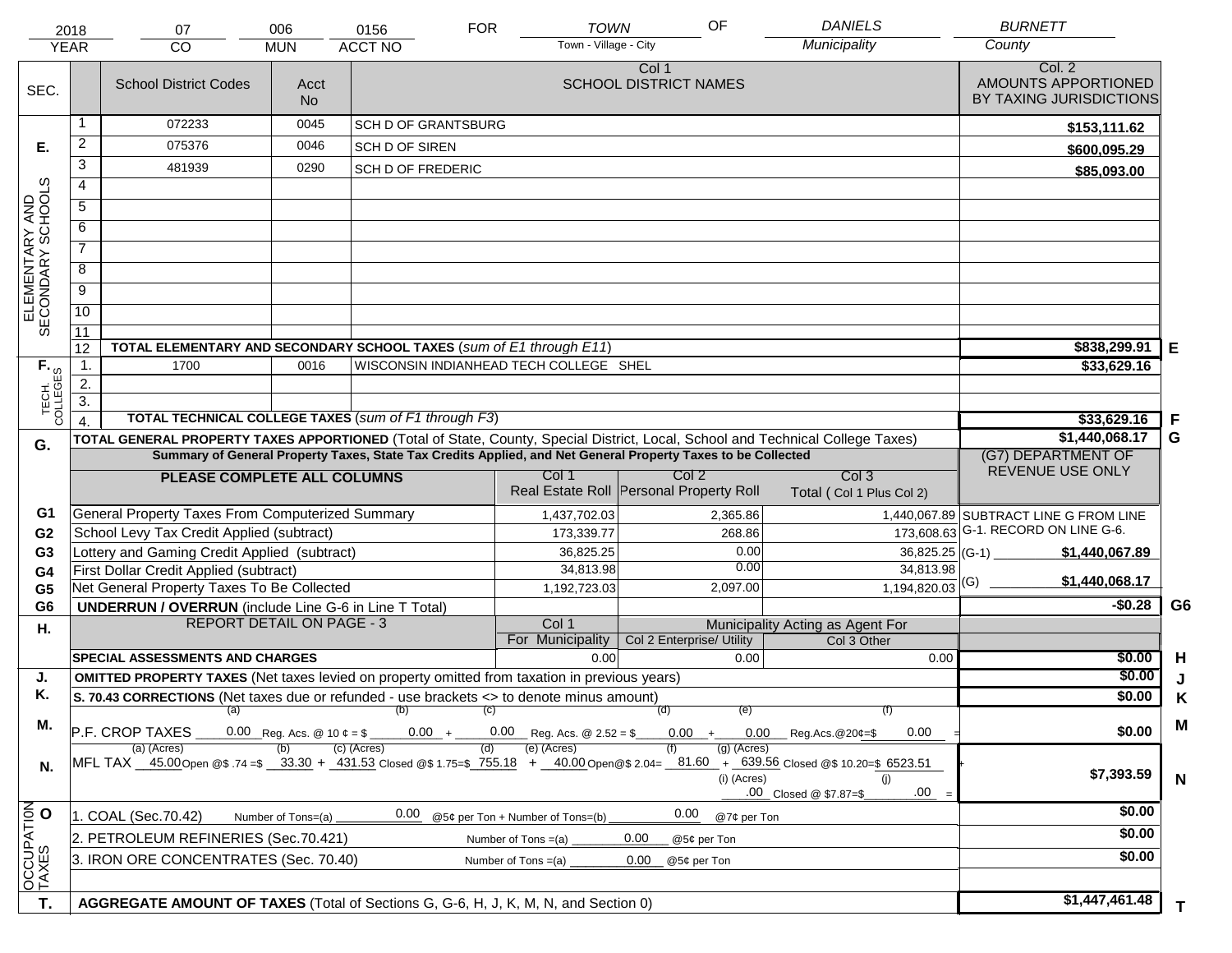| 2018 | 07 | 006 | 0156 | FOR | TOWN | OF | DANIELS | BURNETT |
|---|---|---|---|---|---|---|---|---|
| YEAR | CO | MUN | ACCT NO | | Town - Village - City | | Municipality | County |

| SEC. | | School District Codes | Acct No | Col 1 SCHOOL DISTRICT NAMES | Col. 2 AMOUNTS APPORTIONED BY TAXING JURISDICTIONS | |
|---|---|---|---|---|---|---|
| E. ELEMENTARY AND SECONDARY SCHOOLS | 1 | 072233 | 0045 | SCH D OF GRANTSBURG | $153,111.62 | |
| | 2 | 075376 | 0046 | SCH D OF SIREN | $600,095.29 | |
| | 3 | 481939 | 0290 | SCH D OF FREDERIC | $85,093.00 | |
| | 4 | | | | | |
| | 5 | | | | | |
| | 6 | | | | | |
| | 7 | | | | | |
| | 8 | | | | | |
| | 9 | | | | | |
| | 10 | | | | | |
| | 11 | | | | | |
| | 12 | **TOTAL ELEMENTARY AND SECONDARY SCHOOL TAXES** (*sum of E1 through E11*) | | | $838,299.91 | E |
| F. TECH. COLLEGES | 1. | 1700 | 0016 | WISCONSIN INDIANHEAD TECH COLLEGE SHEL | $33,629.16 | |
| | 2. | | | | | |
| | 3. | | | | | |
| | 4. | **TOTAL TECHNICAL COLLEGE TAXES** (*sum of F1 through F3*) | | | $33,629.16 | F |

| G. | **TOTAL GENERAL PROPERTY TAXES APPORTIONED** (Total of State, County, Special District, Local, School and Technical College Taxes) | | | | $1,440,068.17 | G |
|---|---|---|---|---|---|---|
| | **Summary of General Property Taxes, State Tax Credits Applied, and Net General Property Taxes to be Collected** | | | | (G7) DEPARTMENT OF REVENUE USE ONLY | |
| | **PLEASE COMPLETE ALL COLUMNS** | Col 1 Real Estate Roll | Col 2 Personal Property Roll | Col 3 Total ( Col 1 Plus Col 2) | | |
| G1 | General Property Taxes From Computerized Summary | 1,437,702.03 | 2,365.86 | 1,440,067.89 | SUBTRACT LINE G FROM LINE G-1. RECORD ON LINE G-6. | |
| G2 | School Levy Tax Credit Applied (subtract) | 173,339.77 | 268.86 | 173,608.63 | | |
| G3 | Lottery and Gaming Credit Applied (subtract) | 36,825.25 | 0.00 | 36,825.25 | (G-1) $1,440,067.89 | |
| G4 | First Dollar Credit Applied (subtract) | 34,813.98 | 0.00 | 34,813.98 | | |
| G5 | Net General Property Taxes To Be Collected | 1,192,723.03 | 2,097.00 | 1,194,820.03 | (G) $1,440,068.17 | |
| G6 | **UNDERRUN / OVERRUN** (include Line G-6 in Line T Total) | | | | -$0.28 | G6 |

| H. | REPORT DETAIL ON PAGE - 3 | Col 1 For Municipality | Col 2 Enterprise/ Utility (Municipality Acting as Agent For) | Col 3 Other | | |
|---|---|---|---|---|---|---|
| | **SPECIAL ASSESSMENTS AND CHARGES** | 0.00 | 0.00 | 0.00 | $0.00 | H |
| J. | **OMITTED PROPERTY TAXES** (Net taxes levied on property omitted from taxation in previous years) | | | | $0.00 | J |
| K. | **S. 70.43 CORRECTIONS** (Net taxes due or refunded - use brackets <> to denote minus amount) | | | | $0.00 | K |
| M. | P.F. CROP TAXES (a) 0.00 Reg. Acs. @ 10 ¢ = $ (b) 0.00 + (c) 0.00 Reg. Acs. @ 2.52 = $ (d) 0.00 + (e) 0.00 Reg.Acs.@20¢=$ (f) 0.00 = | | | | $0.00 | M |
| N. | MFL TAX (a) (Acres) 45.00 Open @$ .74 =$ (b) 33.30 + (c) (Acres) 431.53 Closed @$ 1.75=$ (d) 755.18 + (e) (Acres) 40.00 Open@$ 2.04= (f) 81.60 + (g) (Acres) 639.56 Closed @$ 10.20=$ 6523.51 + (i) (Acres) .00 Closed @ $7.87=$ (j) .00 = | | | | $7,393.59 | N |
| O OCCUPATION TAXES | 1. COAL (Sec.70.42) Number of Tons=(a) 0.00 @5¢ per Ton + Number of Tons=(b) 0.00 @7¢ per Ton | | | | $0.00 | |
| | 2. PETROLEUM REFINERIES (Sec.70.421) Number of Tons =(a) 0.00 @5¢ per Ton | | | | $0.00 | |
| | 3. IRON ORE CONCENTRATES (Sec. 70.40) Number of Tons =(a) 0.00 @5¢ per Ton | | | | $0.00 | |
| T. | **AGGREGATE AMOUNT OF TAXES** (Total of Sections G, G-6, H, J, K, M, N, and Section 0) | | | | $1,447,461.48 | T |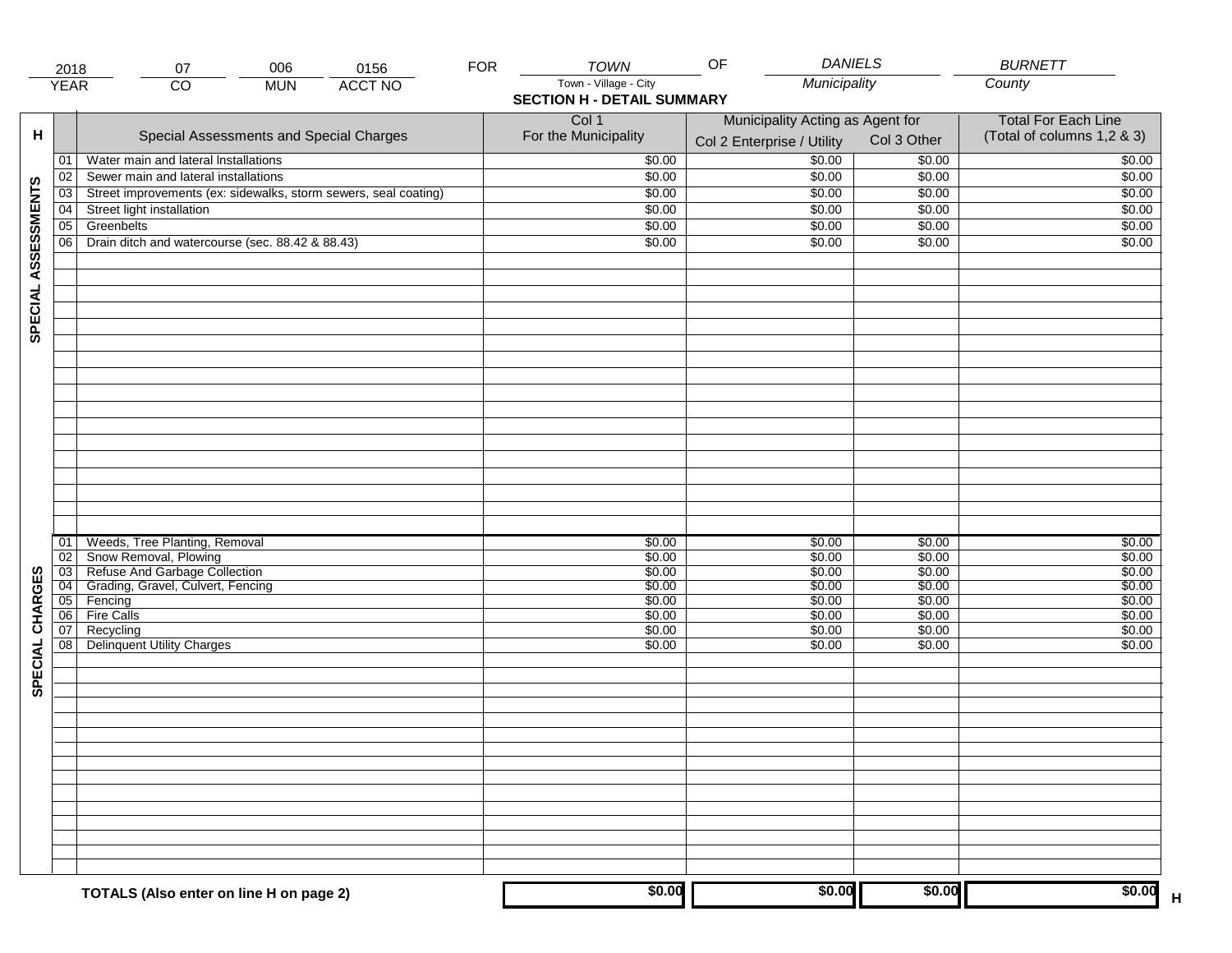| 2018 | 07 | 006 | 0156 | FOR | TOWN | OF | DANIELS | BURNETT |
|---|---|---|---|---|---|---|---|---|
| YEAR | CO | MUN | ACCT NO | | Town - Village - City | | Municipality | County |

## SECTION H - DETAIL SUMMARY

| H | | Special Assessments and Special Charges | Col 1 For the Municipality | Municipality Acting as Agent for Col 2 Enterprise / Utility | Col 3 Other | Total For Each Line (Total of columns 1,2 & 3) |
|---|---|---|---|---|---|---|
| SPECIAL ASSESSMENTS | 01 | Water main and lateral Installations | $0.00 | $0.00 | $0.00 | $0.00 |
| | 02 | Sewer main and lateral installations | $0.00 | $0.00 | $0.00 | $0.00 |
| | 03 | Street improvements (ex: sidewalks, storm sewers, seal coating) | $0.00 | $0.00 | $0.00 | $0.00 |
| | 04 | Street light installation | $0.00 | $0.00 | $0.00 | $0.00 |
| | 05 | Greenbelts | $0.00 | $0.00 | $0.00 | $0.00 |
| | 06 | Drain ditch and watercourse (sec. 88.42 & 88.43) | $0.00 | $0.00 | $0.00 | $0.00 |
| SPECIAL CHARGES | 01 | Weeds, Tree Planting, Removal | $0.00 | $0.00 | $0.00 | $0.00 |
| | 02 | Snow Removal, Plowing | $0.00 | $0.00 | $0.00 | $0.00 |
| | 03 | Refuse And Garbage Collection | $0.00 | $0.00 | $0.00 | $0.00 |
| | 04 | Grading, Gravel, Culvert, Fencing | $0.00 | $0.00 | $0.00 | $0.00 |
| | 05 | Fencing | $0.00 | $0.00 | $0.00 | $0.00 |
| | 06 | Fire Calls | $0.00 | $0.00 | $0.00 | $0.00 |
| | 07 | Recycling | $0.00 | $0.00 | $0.00 | $0.00 |
| | 08 | Delinquent Utility Charges | $0.00 | $0.00 | $0.00 | $0.00 |
| | | **TOTALS (Also enter on line H on page 2)** | **$0.00** | **$0.00** | **$0.00** | **$0.00** H |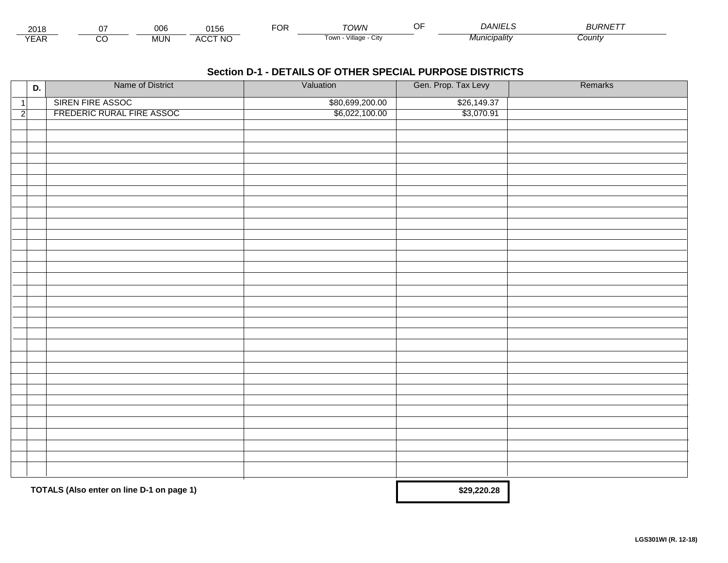| 2018 | 07 | 006 | 0156 | FOR | TOWN | OF | DANIELS | BURNETT |
|---|---|---|---|---|---|---|---|---|
| YEAR | CO | MUN | ACCT NO | | Town - Village - City | | Municipality | County |

## Section D-1 - DETAILS OF OTHER SPECIAL PURPOSE DISTRICTS

| | D. | Name of District | Valuation | Gen. Prop. Tax Levy | Remarks |
|---|---|---|---|---|---|
| 1 | | SIREN FIRE ASSOC | $80,699,200.00 | $26,149.37 | |
| 2 | | FREDERIC RURAL FIRE ASSOC | $6,022,100.00 | $3,070.91 | |

**TOTALS (Also enter on line D-1 on page 1)** **$29,220.28**

LGS301WI (R. 12-18)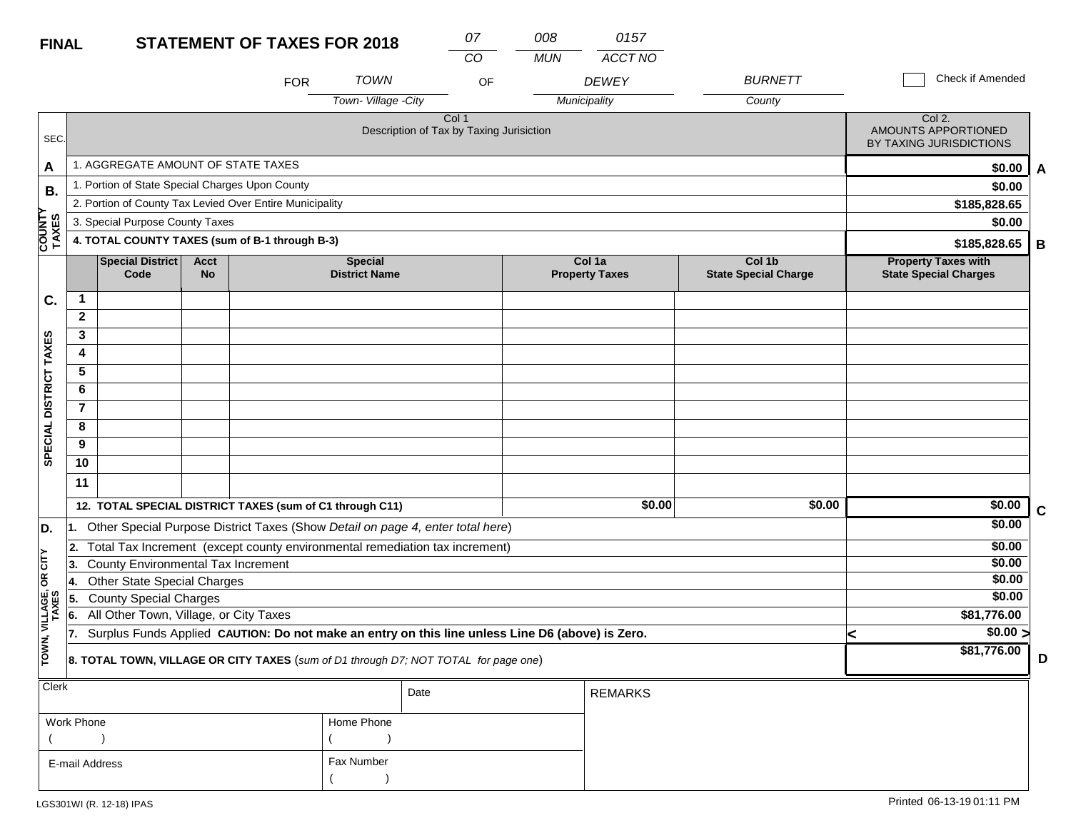**FINAL** **STATEMENT OF TAXES FOR 2018**

| 07 | 008 | 0157 |
|---|---|---|
| CO | MUN | ACCT NO |

FOR *TOWN* (Town- Village -City) OF *DEWEY* (Municipality) *BURNETT* (County)

☐ Check if Amended

| SEC. | Col 1 Description of Tax by Taxing Jurisiction | Col 2. AMOUNTS APPORTIONED BY TAXING JURISDICTIONS | |
|---|---|---|---|
| A | 1. AGGREGATE AMOUNT OF STATE TAXES | $0.00 | A |
| B. COUNTY TAXES | 1. Portion of State Special Charges Upon County | $0.00 | |
| | 2. Portion of County Tax Levied Over Entire Municipality | $185,828.65 | |
| | 3. Special Purpose County Taxes | $0.00 | |
| | **4. TOTAL COUNTY TAXES (sum of B-1 through B-3)** | **$185,828.65** | B |

| SEC. | | Special District Code | Acct No | Special District Name | Col 1a Property Taxes | Col 1b State Special Charge | Property Taxes with State Special Charges | |
|---|---|---|---|---|---|---|---|---|
| C. SPECIAL DISTRICT TAXES | 1 | | | | | | | |
| | 2 | | | | | | | |
| | 3 | | | | | | | |
| | 4 | | | | | | | |
| | 5 | | | | | | | |
| | 6 | | | | | | | |
| | 7 | | | | | | | |
| | 8 | | | | | | | |
| | 9 | | | | | | | |
| | 10 | | | | | | | |
| | 11 | | | | | | | |
| | **12. TOTAL SPECIAL DISTRICT TAXES (sum of C1 through C11)** | | | | $0.00 | $0.00 | $0.00 | C |

| SEC. | Description | Amount | |
|---|---|---|---|
| D. TOWN, VILLAGE, OR CITY TAXES | 1. Other Special Purpose District Taxes (Show *Detail on page 4, enter total here*) | $0.00 | |
| | 2. Total Tax Increment (except county environmental remediation tax increment) | $0.00 | |
| | 3. County Environmental Tax Increment | $0.00 | |
| | 4. Other State Special Charges | $0.00 | |
| | 5. County Special Charges | $0.00 | |
| | 6. All Other Town, Village, or City Taxes | $81,776.00 | |
| | 7. Surplus Funds Applied **CAUTION: Do not make an entry on this line unless Line D6 (above) is Zero.** | < $0.00 > | |
| | **8. TOTAL TOWN, VILLAGE OR CITY TAXES** (*sum of D1 through D7; NOT TOTAL for page one*) | $81,776.00 | D |

| Clerk | | Date | REMARKS |
|---|---|---|---|
| Work Phone ( ) | Home Phone ( ) | | |
| E-mail Address | Fax Number ( ) | | |

LGS301WI (R. 12-18) IPAS

Printed 06-13-19 01:11 PM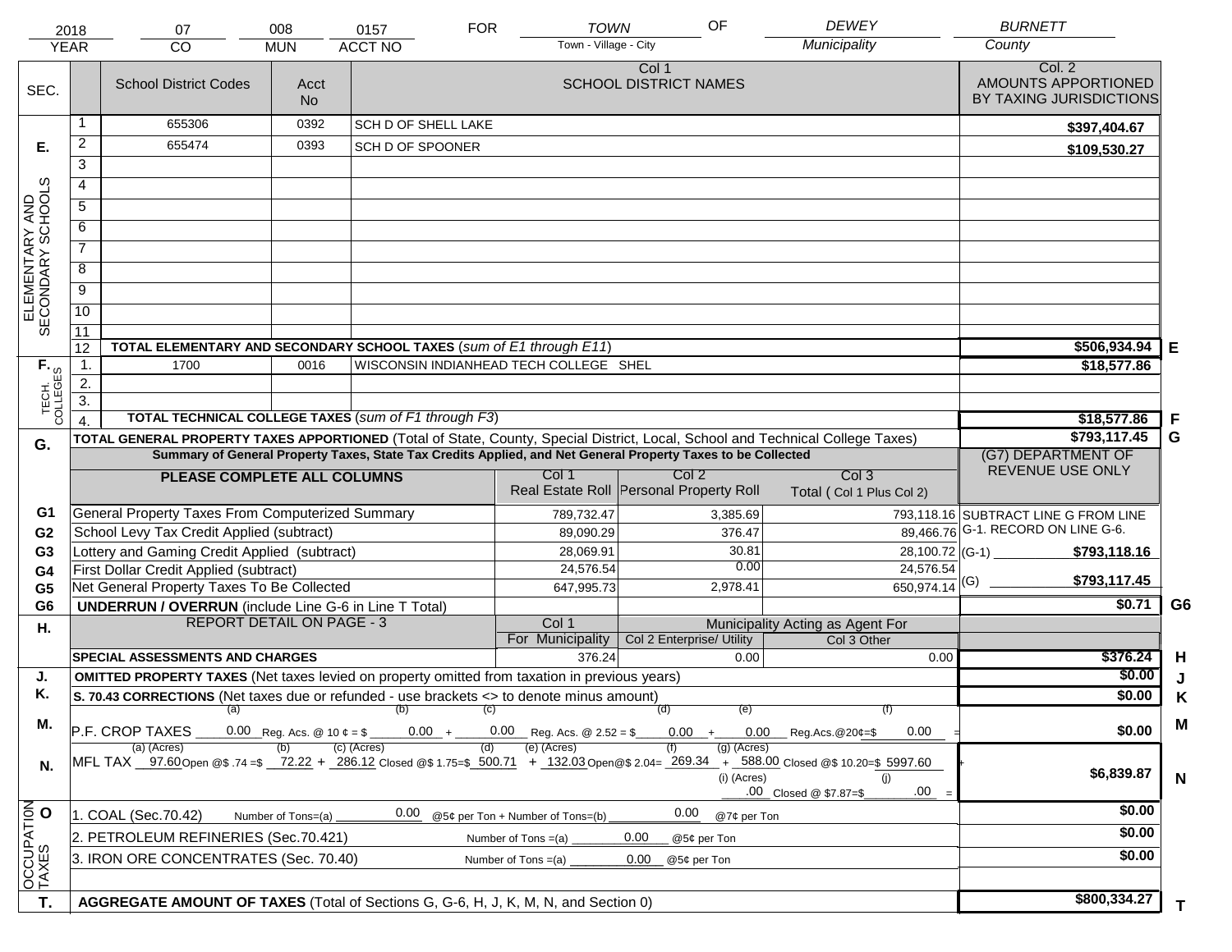| 2018 | 07 | 008 | 0157 | FOR | TOWN | OF | DEWEY | BURNETT |
|---|---|---|---|---|---|---|---|---|
| YEAR | CO | MUN | ACCT NO | | Town - Village - City | | Municipality | County |

| SEC. | | School District Codes | Acct No | Col 1 SCHOOL DISTRICT NAMES | Col. 2 AMOUNTS APPORTIONED BY TAXING JURISDICTIONS | |
|---|---|---|---|---|---|---|
| E. ELEMENTARY AND SECONDARY SCHOOLS | 1 | 655306 | 0392 | SCH D OF SHELL LAKE | $397,404.67 | |
| | 2 | 655474 | 0393 | SCH D OF SPOONER | $109,530.27 | |
| | 3 | | | | | |
| | 4 | | | | | |
| | 5 | | | | | |
| | 6 | | | | | |
| | 7 | | | | | |
| | 8 | | | | | |
| | 9 | | | | | |
| | 10 | | | | | |
| | 11 | | | | | |
| | 12 | **TOTAL ELEMENTARY AND SECONDARY SCHOOL TAXES** (*sum of E1 through E11*) | | | $506,934.94 | E |
| F. TECH. COLLEGES | 1. | 1700 | 0016 | WISCONSIN INDIANHEAD TECH COLLEGE SHEL | $18,577.86 | |
| | 2. | | | | | |
| | 3. | | | | | |
| | 4. | **TOTAL TECHNICAL COLLEGE TAXES** (*sum of F1 through F3*) | | | $18,577.86 | F |
| G. | | **TOTAL GENERAL PROPERTY TAXES APPORTIONED** (Total of State, County, Special District, Local, School and Technical College Taxes) | | | $793,117.45 | G |

**Summary of General Property Taxes, State Tax Credits Applied, and Net General Property Taxes to be Collected**

| | PLEASE COMPLETE ALL COLUMNS | Col 1 Real Estate Roll | Col 2 Personal Property Roll | Col 3 Total ( Col 1 Plus Col 2) | (G7) DEPARTMENT OF REVENUE USE ONLY |
|---|---|---|---|---|---|
| G1 | General Property Taxes From Computerized Summary | 789,732.47 | 3,385.69 | 793,118.16 | SUBTRACT LINE G FROM LINE G-1. RECORD ON LINE G-6. |
| G2 | School Levy Tax Credit Applied (subtract) | 89,090.29 | 376.47 | 89,466.76 | |
| G3 | Lottery and Gaming Credit Applied (subtract) | 28,069.91 | 30.81 | 28,100.72 | (G-1) $793,118.16 |
| G4 | First Dollar Credit Applied (subtract) | 24,576.54 | 0.00 | 24,576.54 | |
| G5 | Net General Property Taxes To Be Collected | 647,995.73 | 2,978.41 | 650,974.14 | (G) $793,117.45 |
| G6 | **UNDERRUN / OVERRUN** (include Line G-6 in Line T Total) | | | | $0.71 G6 |

| H. | REPORT DETAIL ON PAGE - 3 | Col 1 For Municipality | Col 2 Enterprise/ Utility (Municipality Acting as Agent For) | Col 3 Other | | |
|---|---|---|---|---|---|---|
| | **SPECIAL ASSESSMENTS AND CHARGES** | 376.24 | 0.00 | 0.00 | $376.24 | H |
| J. | **OMITTED PROPERTY TAXES** (Net taxes levied on property omitted from taxation in previous years) | | | | $0.00 | J |
| K. | **S. 70.43 CORRECTIONS** (Net taxes due or refunded - use brackets <> to denote minus amount) | | | | $0.00 | K |
| M. | P.F. CROP TAXES (a) 0.00 Reg. Acs. @ 10 ¢ = $ (b) 0.00 + (c) 0.00 Reg. Acs. @ 2.52 = $ (d) 0.00 + (e) 0.00 Reg.Acs.@20¢=$ (f) 0.00 = | | | | $0.00 | M |
| N. | MFL TAX (a) (Acres) 97.60 Open @$ .74 =$ (b) 72.22 + (c) (Acres) 286.12 Closed @$ 1.75=$ (d) 500.71 + (e) (Acres) 132.03 Open@$ 2.04= (f) 269.34 + (g) (Acres) 588.00 Closed @$ 10.20=$ 5997.60 + (i) (Acres) .00 Closed @ $7.87=$ (j) .00 = | | | | $6,839.87 | N |
| O. OCCUPATION TAXES | 1. COAL (Sec.70.42) Number of Tons=(a) 0.00 @5¢ per Ton + Number of Tons=(b) 0.00 @7¢ per Ton | | | | $0.00 | |
| | 2. PETROLEUM REFINERIES (Sec.70.421) Number of Tons =(a) 0.00 @5¢ per Ton | | | | $0.00 | |
| | 3. IRON ORE CONCENTRATES (Sec. 70.40) Number of Tons =(a) 0.00 @5¢ per Ton | | | | $0.00 | |
| T. | **AGGREGATE AMOUNT OF TAXES** (Total of Sections G, G-6, H, J, K, M, N, and Section 0) | | | | $800,334.27 | T |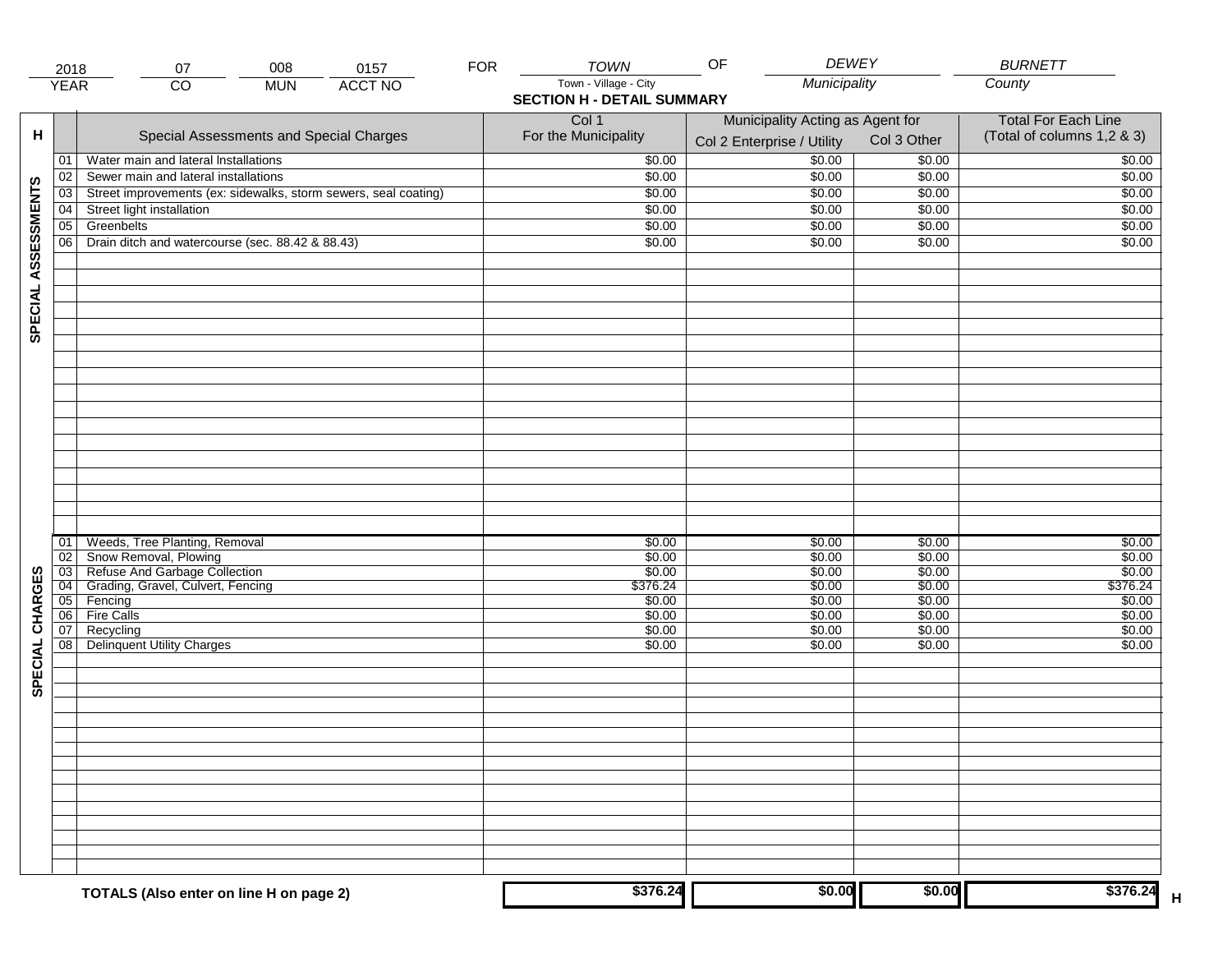| 2018 | 07 | 008 | 0157 | FOR | TOWN | OF | DEWEY | BURNETT |
|---|---|---|---|---|---|---|---|---|
| YEAR | CO | MUN | ACCT NO | | Town - Village - City | | Municipality | County |

## SECTION H - DETAIL SUMMARY

| H | | Special Assessments and Special Charges | Col 1 For the Municipality | Municipality Acting as Agent for Col 2 Enterprise / Utility | Col 3 Other | Total For Each Line (Total of columns 1,2 & 3) |
|---|---|---|---|---|---|---|
| SPECIAL ASSESSMENTS | 01 | Water main and lateral Installations | $0.00 | $0.00 | $0.00 | $0.00 |
| | 02 | Sewer main and lateral installations | $0.00 | $0.00 | $0.00 | $0.00 |
| | 03 | Street improvements (ex: sidewalks, storm sewers, seal coating) | $0.00 | $0.00 | $0.00 | $0.00 |
| | 04 | Street light installation | $0.00 | $0.00 | $0.00 | $0.00 |
| | 05 | Greenbelts | $0.00 | $0.00 | $0.00 | $0.00 |
| | 06 | Drain ditch and watercourse (sec. 88.42 & 88.43) | $0.00 | $0.00 | $0.00 | $0.00 |
| SPECIAL CHARGES | 01 | Weeds, Tree Planting, Removal | $0.00 | $0.00 | $0.00 | $0.00 |
| | 02 | Snow Removal, Plowing | $0.00 | $0.00 | $0.00 | $0.00 |
| | 03 | Refuse And Garbage Collection | $0.00 | $0.00 | $0.00 | $0.00 |
| | 04 | Grading, Gravel, Culvert, Fencing | $376.24 | $0.00 | $0.00 | $376.24 |
| | 05 | Fencing | $0.00 | $0.00 | $0.00 | $0.00 |
| | 06 | Fire Calls | $0.00 | $0.00 | $0.00 | $0.00 |
| | 07 | Recycling | $0.00 | $0.00 | $0.00 | $0.00 |
| | 08 | Delinquent Utility Charges | $0.00 | $0.00 | $0.00 | $0.00 |
| | | **TOTALS (Also enter on line H on page 2)** | **$376.24** | **$0.00** | **$0.00** | **$376.24** |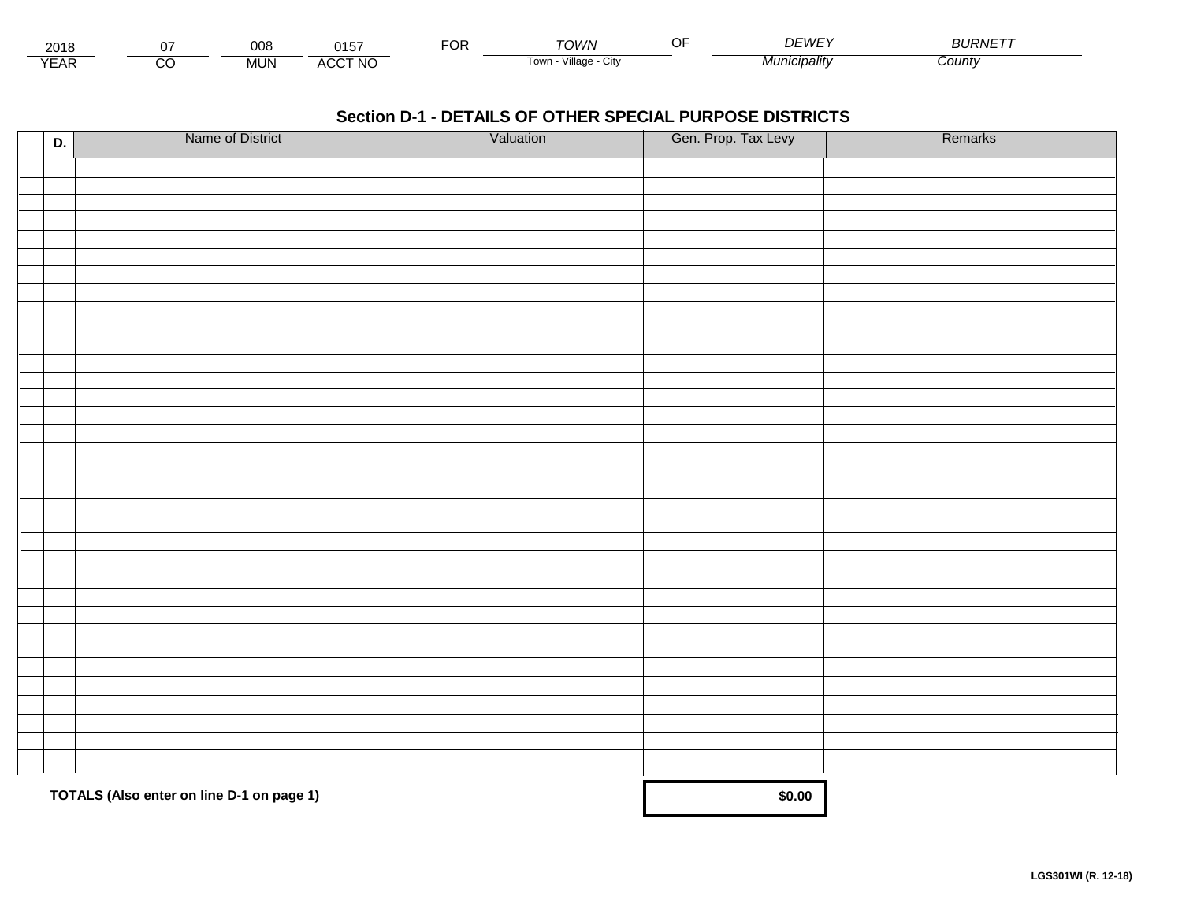| 2018 | 07 | 008 | 0157 | FOR | TOWN | OF | DEWEY | BURNETT |
|---|---|---|---|---|---|---|---|---|
| YEAR | CO | MUN | ACCT NO | | Town - Village - City | | Municipality | County |

## Section D-1 - DETAILS OF OTHER SPECIAL PURPOSE DISTRICTS

| D. | Name of District | Valuation | Gen. Prop. Tax Levy | Remarks |
|---|---|---|---|---|
| | | | | |
| | | | | |
| | | | | |
| | | | | |
| | | | | |
| | | | | |
| | | | | |
| | | | | |
| | | | | |
| | | | | |
| | | | | |
| | | | | |
| | | | | |
| | | | | |
| | | | | |
| | | | | |
| | | | | |
| | | | | |
| | | | | |
| | | | | |
| | | | | |
| | | | | |
| | | | | |
| | | | | |
| | | | | |
| | | | | |
| | | | | |
| | | | | |
| | | | | |
| | | | | |
| | | | | |
| | | | | |
| | | | | |
| | TOTALS (Also enter on line D-1 on page 1) | | $0.00 | |

LGS301WI (R. 12-18)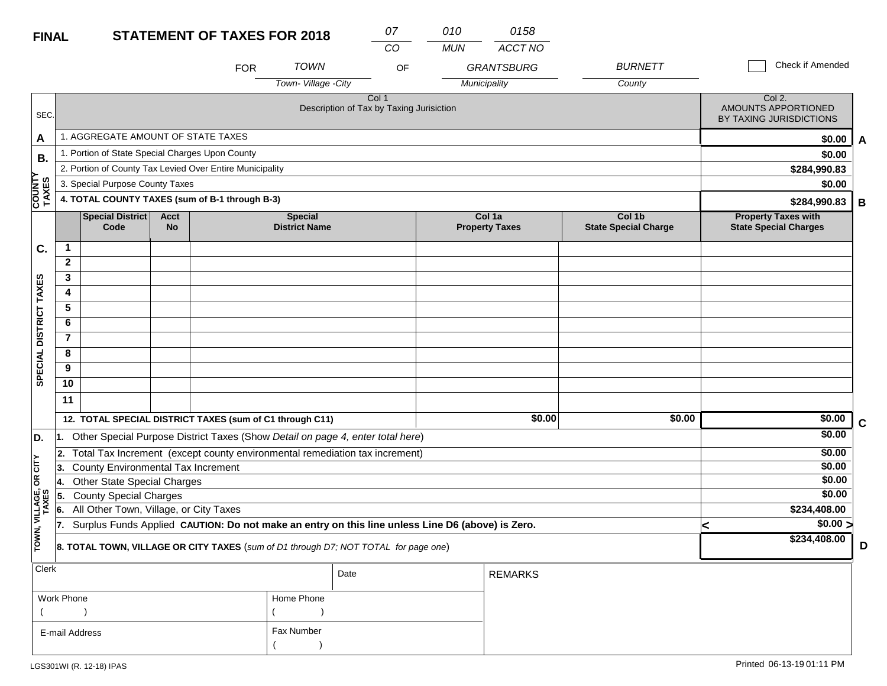**FINAL** **STATEMENT OF TAXES FOR 2018**

| 07 | 010 | 0158 |
|---|---|---|
| CO | MUN | ACCT NO |

FOR TOWN (Town- Village -City) OF GRANTSBURG (Municipality) BURNETT (County)

☐ Check if Amended

| SEC. | Col 1 Description of Tax by Taxing Jurisiction | Col 2. AMOUNTS APPORTIONED BY TAXING JURISDICTIONS | |
|---|---|---|---|
| A | 1. AGGREGATE AMOUNT OF STATE TAXES | $0.00 | A |
| B. COUNTY TAXES | 1. Portion of State Special Charges Upon County | $0.00 | |
| | 2. Portion of County Tax Levied Over Entire Municipality | $284,990.83 | |
| | 3. Special Purpose County Taxes | $0.00 | |
| | **4. TOTAL COUNTY TAXES (sum of B-1 through B-3)** | **$284,990.83** | B |

| SEC. | | Special District Code | Acct No | Special District Name | Col 1a Property Taxes | Col 1b State Special Charge | Property Taxes with State Special Charges | |
|---|---|---|---|---|---|---|---|---|
| C. SPECIAL DISTRICT TAXES | 1 | | | | | | | |
| | 2 | | | | | | | |
| | 3 | | | | | | | |
| | 4 | | | | | | | |
| | 5 | | | | | | | |
| | 6 | | | | | | | |
| | 7 | | | | | | | |
| | 8 | | | | | | | |
| | 9 | | | | | | | |
| | 10 | | | | | | | |
| | 11 | | | | | | | |
| | **12. TOTAL SPECIAL DISTRICT TAXES (sum of C1 through C11)** | | | | $0.00 | $0.00 | $0.00 | C |

| SEC. | Description | Amount | |
|---|---|---|---|
| D. TOWN, VILLAGE, OR CITY TAXES | 1. Other Special Purpose District Taxes (Show *Detail on page 4, enter total here*) | $0.00 | |
| | 2. Total Tax Increment (except county environmental remediation tax increment) | $0.00 | |
| | 3. County Environmental Tax Increment | $0.00 | |
| | 4. Other State Special Charges | $0.00 | |
| | 5. County Special Charges | $0.00 | |
| | 6. All Other Town, Village, or City Taxes | $234,408.00 | |
| | 7. Surplus Funds Applied **CAUTION: Do not make an entry on this line unless Line D6 (above) is Zero.** | < $0.00 > | |
| | **8. TOTAL TOWN, VILLAGE OR CITY TAXES** (*sum of D1 through D7; NOT TOTAL for page one*) | **$234,408.00** | D |

| Clerk | | Date | REMARKS |
|---|---|---|---|
| Work Phone ( ) | Home Phone ( ) | | |
| E-mail Address | Fax Number ( ) | | |

LGS301WI (R. 12-18) IPAS

Printed 06-13-19 01:11 PM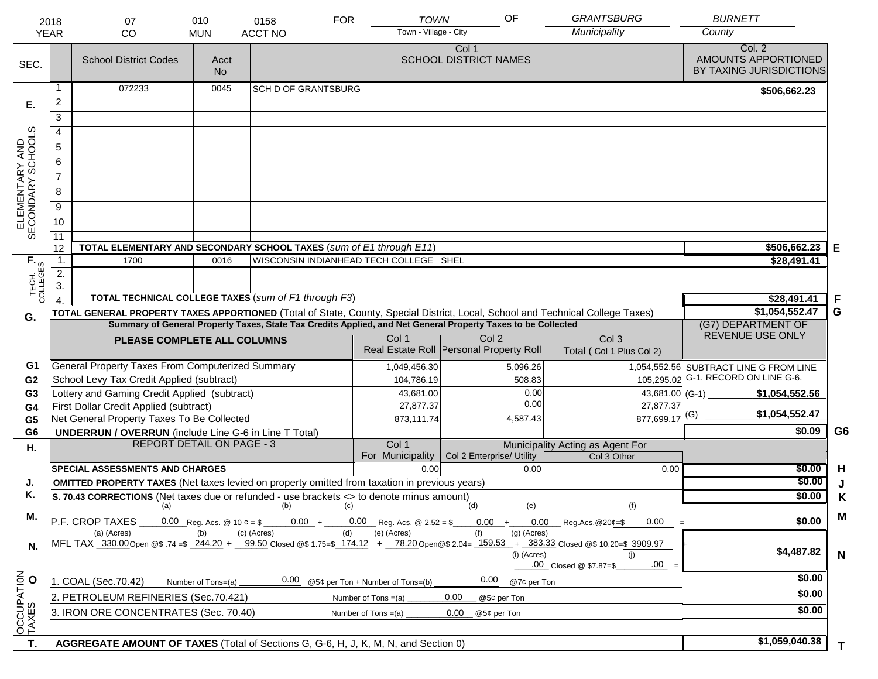| 2018 | 07 | 010 | 0158 | FOR | TOWN | OF | GRANTSBURG | BURNETT |
|---|---|---|---|---|---|---|---|---|
| YEAR | CO | MUN | ACCT NO | | Town - Village - City | | Municipality | County |

| SEC. | | School District Codes | Acct No | Col 1 SCHOOL DISTRICT NAMES | Col. 2 AMOUNTS APPORTIONED BY TAXING JURISDICTIONS | |
|---|---|---|---|---|---|---|
| E. ELEMENTARY AND SECONDARY SCHOOLS | 1 | 072233 | 0045 | SCH D OF GRANTSBURG | $506,662.23 | |
| | 2 | | | | | |
| | 3 | | | | | |
| | 4 | | | | | |
| | 5 | | | | | |
| | 6 | | | | | |
| | 7 | | | | | |
| | 8 | | | | | |
| | 9 | | | | | |
| | 10 | | | | | |
| | 11 | | | | | |
| | 12 | **TOTAL ELEMENTARY AND SECONDARY SCHOOL TAXES** (*sum of E1 through E11*) | | | $506,662.23 | E |
| F. TECH. COLLEGES | 1. | 1700 | 0016 | WISCONSIN INDIANHEAD TECH COLLEGE SHEL | $28,491.41 | |
| | 2. | | | | | |
| | 3. | | | | | |
| | 4. | **TOTAL TECHNICAL COLLEGE TAXES** (*sum of F1 through F3*) | | | $28,491.41 | F |

**G.** **TOTAL GENERAL PROPERTY TAXES APPORTIONED** (Total of State, County, Special District, Local, School and Technical College Taxes) — **$1,054,552.47** **G**

**Summary of General Property Taxes, State Tax Credits Applied, and Net General Property Taxes to be Collected**

| | PLEASE COMPLETE ALL COLUMNS | Col 1 Real Estate Roll | Col 2 Personal Property Roll | Col 3 Total ( Col 1 Plus Col 2) | (G7) DEPARTMENT OF REVENUE USE ONLY |
|---|---|---|---|---|---|
| G1 | General Property Taxes From Computerized Summary | 1,049,456.30 | 5,096.26 | 1,054,552.56 | SUBTRACT LINE G FROM LINE G-1. RECORD ON LINE G-6. |
| G2 | School Levy Tax Credit Applied (subtract) | 104,786.19 | 508.83 | 105,295.02 | |
| G3 | Lottery and Gaming Credit Applied (subtract) | 43,681.00 | 0.00 | 43,681.00 | (G-1) $1,054,552.56 |
| G4 | First Dollar Credit Applied (subtract) | 27,877.37 | 0.00 | 27,877.37 | |
| G5 | Net General Property Taxes To Be Collected | 873,111.74 | 4,587.43 | 877,699.17 | (G) $1,054,552.47 |
| G6 | **UNDERRUN / OVERRUN** (include Line G-6 in Line T Total) | | | | $0.09 G6 |

| H. | REPORT DETAIL ON PAGE - 3 | Col 1 For Municipality | Col 2 Enterprise/ Utility (Municipality Acting as Agent For) | Col 3 Other | | |
|---|---|---|---|---|---|---|
| | **SPECIAL ASSESSMENTS AND CHARGES** | 0.00 | 0.00 | 0.00 | $0.00 | H |
| J. | **OMITTED PROPERTY TAXES** (Net taxes levied on property omitted from taxation in previous years) | | | | $0.00 | J |
| K. | **S. 70.43 CORRECTIONS** (Net taxes due or refunded - use brackets <> to denote minus amount) | | | | $0.00 | K |
| M. | P.F. CROP TAXES (a) 0.00 Reg. Acs. @ 10 ¢ = $ (b) 0.00 + (c) 0.00 Reg. Acs. @ 2.52 = $ (d) 0.00 + (e) 0.00 Reg.Acs.@20¢=$ (f) 0.00 = | | | | $0.00 | M |
| N. | MFL TAX (a) (Acres) 330.00 Open @$ .74 =$ (b) 244.20 + (c) (Acres) 99.50 Closed @$ 1.75=$ (d) 174.12 + (e) (Acres) 78.20 Open@$ 2.04= (f) 159.53 + (g) (Acres) 383.33 Closed @$ 10.20=$ 3909.97 + (i) (Acres) .00 Closed @ $7.87=$ (j) .00 = | | | | $4,487.82 | N |
| O. OCCUPATION TAXES | 1. COAL (Sec.70.42) Number of Tons=(a) 0.00 @5¢ per Ton + Number of Tons=(b) 0.00 @7¢ per Ton | | | | $0.00 | |
| | 2. PETROLEUM REFINERIES (Sec.70.421) Number of Tons =(a) 0.00 @5¢ per Ton | | | | $0.00 | |
| | 3. IRON ORE CONCENTRATES (Sec. 70.40) Number of Tons =(a) 0.00 @5¢ per Ton | | | | $0.00 | |
| T. | **AGGREGATE AMOUNT OF TAXES** (Total of Sections G, G-6, H, J, K, M, N, and Section 0) | | | | $1,059,040.38 | T |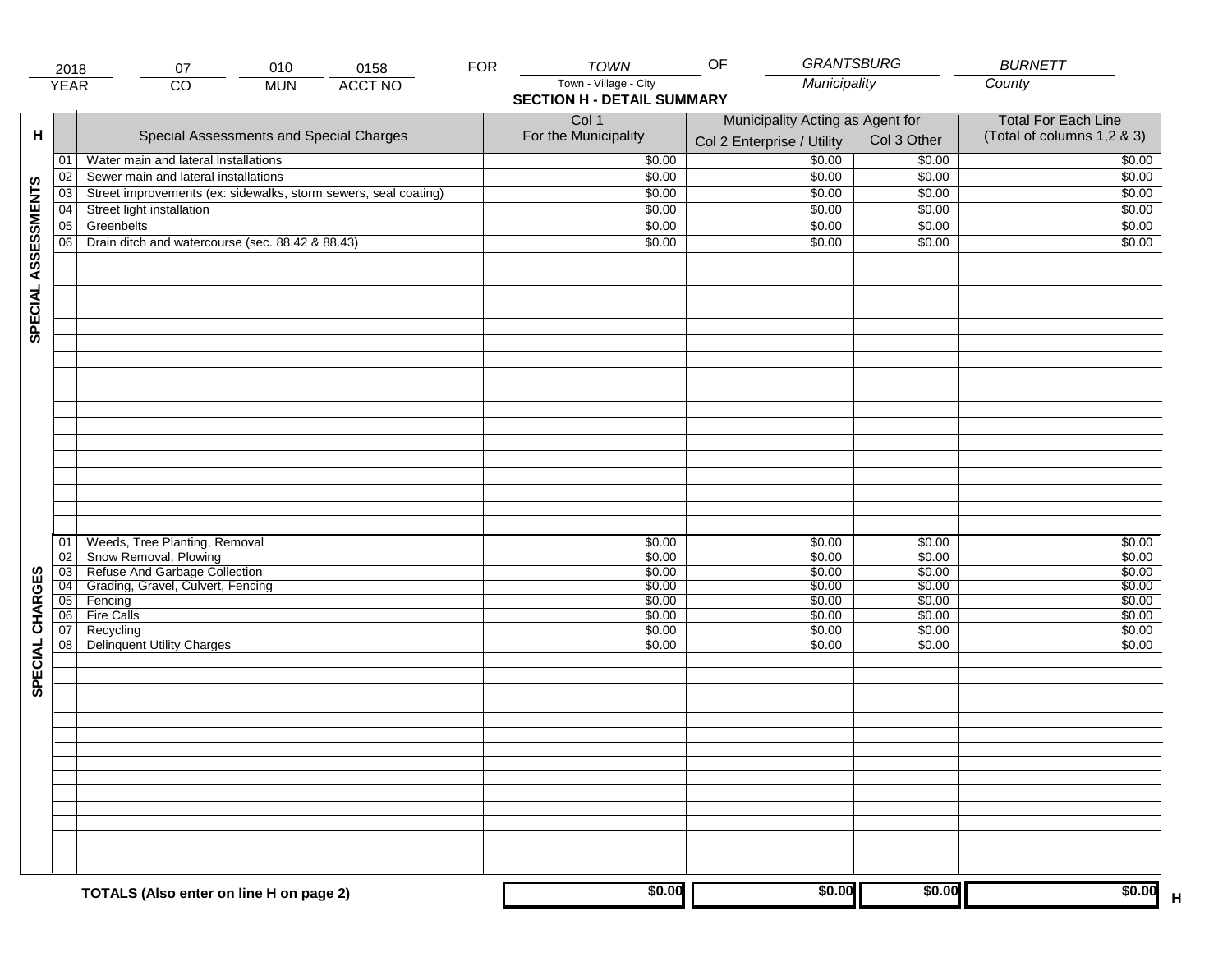| 2018 | 07 | 010 | 0158 | FOR | TOWN | OF | GRANTSBURG | BURNETT |
|---|---|---|---|---|---|---|---|---|
| YEAR | CO | MUN | ACCT NO | | Town - Village - City | | Municipality | County |

## SECTION H - DETAIL SUMMARY

| H | | Special Assessments and Special Charges | Col 1 For the Municipality | Municipality Acting as Agent for Col 2 Enterprise / Utility | Col 3 Other | Total For Each Line (Total of columns 1,2 & 3) |
|---|---|---|---|---|---|---|
| SPECIAL ASSESSMENTS | 01 | Water main and lateral Installations | $0.00 | $0.00 | $0.00 | $0.00 |
| | 02 | Sewer main and lateral installations | $0.00 | $0.00 | $0.00 | $0.00 |
| | 03 | Street improvements (ex: sidewalks, storm sewers, seal coating) | $0.00 | $0.00 | $0.00 | $0.00 |
| | 04 | Street light installation | $0.00 | $0.00 | $0.00 | $0.00 |
| | 05 | Greenbelts | $0.00 | $0.00 | $0.00 | $0.00 |
| | 06 | Drain ditch and watercourse (sec. 88.42 & 88.43) | $0.00 | $0.00 | $0.00 | $0.00 |
| SPECIAL CHARGES | 01 | Weeds, Tree Planting, Removal | $0.00 | $0.00 | $0.00 | $0.00 |
| | 02 | Snow Removal, Plowing | $0.00 | $0.00 | $0.00 | $0.00 |
| | 03 | Refuse And Garbage Collection | $0.00 | $0.00 | $0.00 | $0.00 |
| | 04 | Grading, Gravel, Culvert, Fencing | $0.00 | $0.00 | $0.00 | $0.00 |
| | 05 | Fencing | $0.00 | $0.00 | $0.00 | $0.00 |
| | 06 | Fire Calls | $0.00 | $0.00 | $0.00 | $0.00 |
| | 07 | Recycling | $0.00 | $0.00 | $0.00 | $0.00 |
| | 08 | Delinquent Utility Charges | $0.00 | $0.00 | $0.00 | $0.00 |
| | | **TOTALS (Also enter on line H on page 2)** | $0.00 | $0.00 | $0.00 | $0.00 H |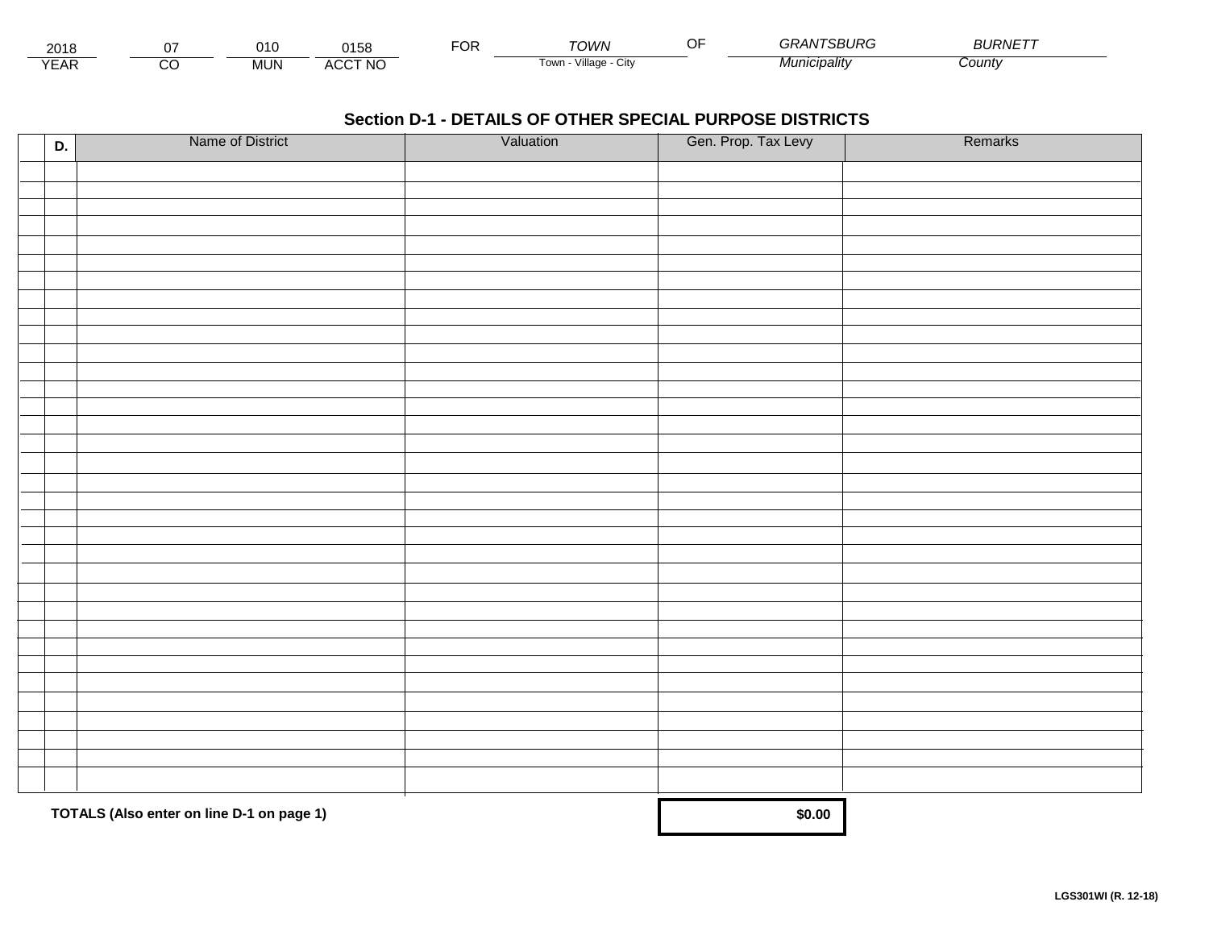| 2018 | 07 | 010 | 0158 | FOR | TOWN | OF | GRANTSBURG | BURNETT |
|---|---|---|---|---|---|---|---|---|
| YEAR | CO | MUN | ACCT NO | | Town - Village - City | | Municipality | County |

## Section D-1 - DETAILS OF OTHER SPECIAL PURPOSE DISTRICTS

| D. | Name of District | Valuation | Gen. Prop. Tax Levy | Remarks |
|---|---|---|---|---|
| | | | | |
| | | | | |
| | | | | |
| | | | | |
| | | | | |
| | | | | |
| | | | | |
| | | | | |
| | | | | |
| | | | | |
| | | | | |
| | | | | |
| | | | | |
| | | | | |
| | | | | |
| | | | | |
| | | | | |
| | | | | |
| | | | | |
| | | | | |
| | | | | |
| | | | | |
| | | | | |
| | | | | |
| | | | | |
| | | | | |
| | | | | |
| | | | | |
| | | | | |
| | | | | |
| | | | | |
| | | | | |
| | | | | |
| | **TOTALS (Also enter on line D-1 on page 1)** | | **$0.00** | |

**LGS301WI (R. 12-18)**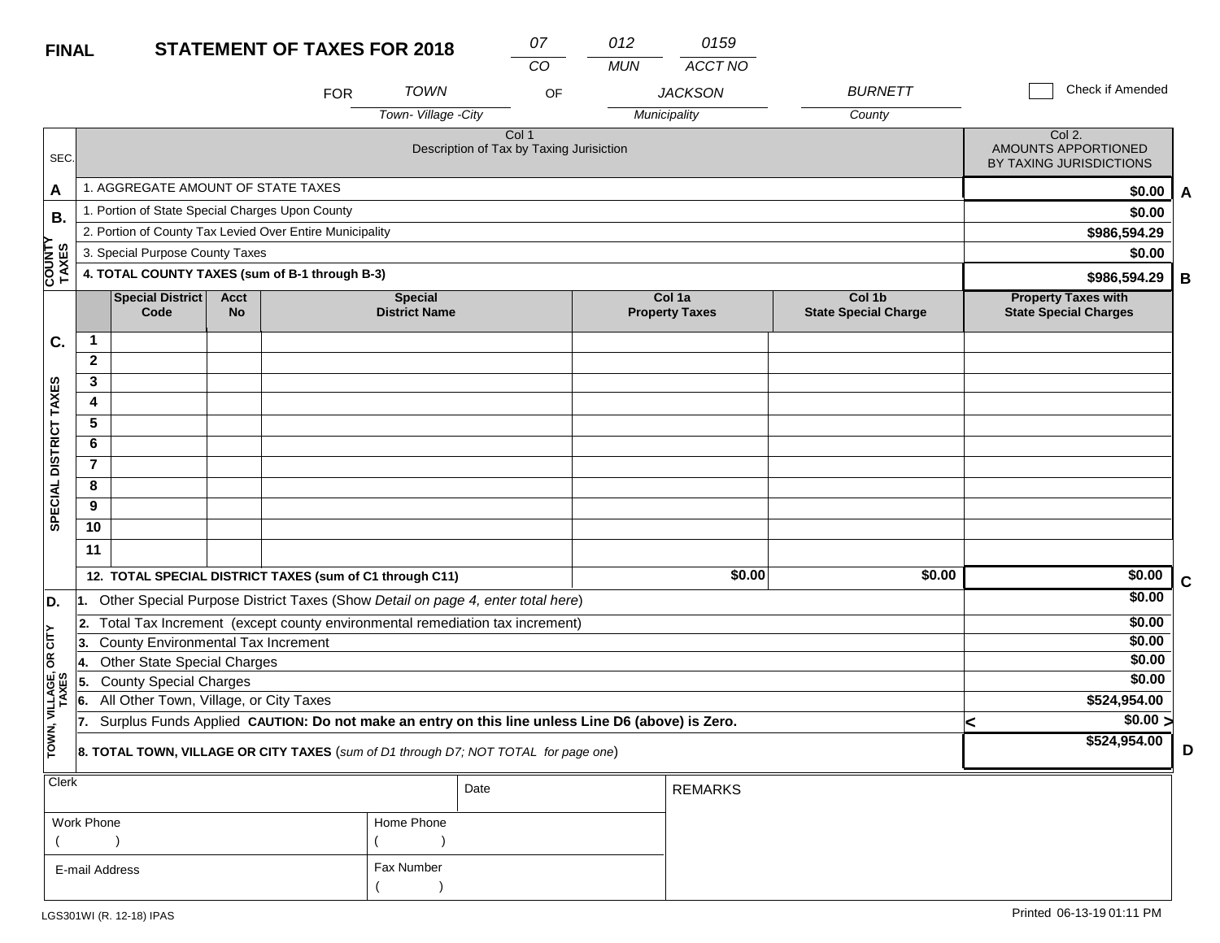**FINAL** **STATEMENT OF TAXES FOR 2018**

| 07 | 012 | 0159 |
|---|---|---|
| CO | MUN | ACCT NO |

FOR *TOWN* (Town- Village -City) OF *JACKSON* (Municipality) *BURNETT* (County)

☐ Check if Amended

| SEC. | Col 1 Description of Tax by Taxing Jurisiction | Col 2. AMOUNTS APPORTIONED BY TAXING JURISDICTIONS | |
|---|---|---|---|
| A | 1. AGGREGATE AMOUNT OF STATE TAXES | $0.00 | A |
| B. | 1. Portion of State Special Charges Upon County | $0.00 | |
| COUNTY TAXES | 2. Portion of County Tax Levied Over Entire Municipality | $986,594.29 | |
| | 3. Special Purpose County Taxes | $0.00 | |
| | **4. TOTAL COUNTY TAXES (sum of B-1 through B-3)** | **$986,594.29** | **B** |

| SEC. | | Special District Code | Acct No | Special District Name | Col 1a Property Taxes | Col 1b State Special Charge | Property Taxes with State Special Charges | |
|---|---|---|---|---|---|---|---|---|
| C. SPECIAL DISTRICT TAXES | 1 | | | | | | | |
| | 2 | | | | | | | |
| | 3 | | | | | | | |
| | 4 | | | | | | | |
| | 5 | | | | | | | |
| | 6 | | | | | | | |
| | 7 | | | | | | | |
| | 8 | | | | | | | |
| | 9 | | | | | | | |
| | 10 | | | | | | | |
| | 11 | | | | | | | |
| | **12. TOTAL SPECIAL DISTRICT TAXES (sum of C1 through C11)** | | | | **$0.00** | **$0.00** | **$0.00** | **C** |

| SEC. | Description | Amount | |
|---|---|---|---|
| D. | 1. Other Special Purpose District Taxes (Show *Detail on page 4, enter total here*) | $0.00 | |
| TOWN, VILLAGE, OR CITY TAXES | 2. Total Tax Increment (except county environmental remediation tax increment) | $0.00 | |
| | 3. County Environmental Tax Increment | $0.00 | |
| | 4. Other State Special Charges | $0.00 | |
| | 5. County Special Charges | $0.00 | |
| | 6. All Other Town, Village, or City Taxes | $524,954.00 | |
| | 7. Surplus Funds Applied **CAUTION: Do not make an entry on this line unless Line D6 (above) is Zero.** | < $0.00 > | |
| | **8. TOTAL TOWN, VILLAGE OR CITY TAXES** (*sum of D1 through D7; NOT TOTAL for page one*) | **$524,954.00** | **D** |

| Clerk | | Date | REMARKS |
|---|---|---|---|
| Work Phone ( ) | Home Phone ( ) | | |
| E-mail Address | Fax Number ( ) | | |

LGS301WI (R. 12-18) IPAS

Printed 06-13-19 01:11 PM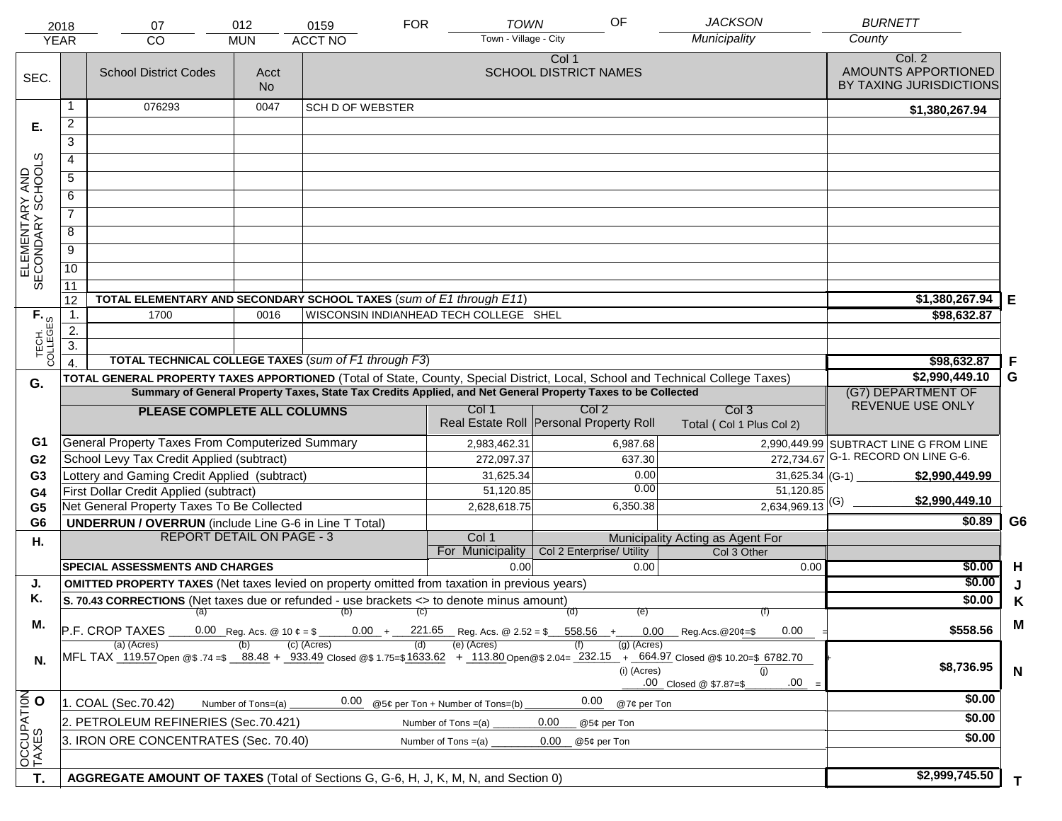| 2018 | 07 | 012 | 0159 | FOR | TOWN | OF | JACKSON | BURNETT |
|---|---|---|---|---|---|---|---|---|
| YEAR | CO | MUN | ACCT NO | | Town - Village - City | | Municipality | County |

| SEC. | | School District Codes | Acct No | Col 1 SCHOOL DISTRICT NAMES | Col. 2 AMOUNTS APPORTIONED BY TAXING JURISDICTIONS | |
|---|---|---|---|---|---|---|
| E. ELEMENTARY AND SECONDARY SCHOOLS | 1 | 076293 | 0047 | SCH D OF WEBSTER | $1,380,267.94 | |
| | 2 | | | | | |
| | 3 | | | | | |
| | 4 | | | | | |
| | 5 | | | | | |
| | 6 | | | | | |
| | 7 | | | | | |
| | 8 | | | | | |
| | 9 | | | | | |
| | 10 | | | | | |
| | 11 | | | | | |
| | 12 | TOTAL ELEMENTARY AND SECONDARY SCHOOL TAXES (*sum of E1 through E11*) | | | $1,380,267.94 | E |
| F. TECH. COLLEGES | 1. | 1700 | 0016 | WISCONSIN INDIANHEAD TECH COLLEGE SHEL | $98,632.87 | |
| | 2. | | | | | |
| | 3. | | | | | |
| | 4. | TOTAL TECHNICAL COLLEGE TAXES (*sum of F1 through F3*) | | | $98,632.87 | F |
| G. | | TOTAL GENERAL PROPERTY TAXES APPORTIONED (Total of State, County, Special District, Local, School and Technical College Taxes) | | | $2,990,449.10 | G |

**Summary of General Property Taxes, State Tax Credits Applied, and Net General Property Taxes to be Collected**

| | PLEASE COMPLETE ALL COLUMNS | Col 1 Real Estate Roll | Col 2 Personal Property Roll | Col 3 Total ( Col 1 Plus Col 2) | (G7) DEPARTMENT OF REVENUE USE ONLY | |
|---|---|---|---|---|---|---|
| G1 | General Property Taxes From Computerized Summary | 2,983,462.31 | 6,987.68 | 2,990,449.99 | SUBTRACT LINE G FROM LINE G-1. RECORD ON LINE G-6. | |
| G2 | School Levy Tax Credit Applied (subtract) | 272,097.37 | 637.30 | 272,734.67 | | |
| G3 | Lottery and Gaming Credit Applied (subtract) | 31,625.34 | 0.00 | 31,625.34 | (G-1) $2,990,449.99 | |
| G4 | First Dollar Credit Applied (subtract) | 51,120.85 | 0.00 | 51,120.85 | | |
| G5 | Net General Property Taxes To Be Collected | 2,628,618.75 | 6,350.38 | 2,634,969.13 | (G) $2,990,449.10 | |
| G6 | UNDERRUN / OVERRUN (include Line G-6 in Line T Total) | | | | $0.89 | G6 |

| H. | REPORT DETAIL ON PAGE - 3 | Col 1 For Municipality | Col 2 Enterprise/ Utility (Municipality Acting as Agent For) | Col 3 Other | | |
|---|---|---|---|---|---|---|
| | SPECIAL ASSESSMENTS AND CHARGES | 0.00 | 0.00 | 0.00 | $0.00 | H |
| J. | OMITTED PROPERTY TAXES (Net taxes levied on property omitted from taxation in previous years) | | | | $0.00 | J |
| K. | S. 70.43 CORRECTIONS (Net taxes due or refunded - use brackets <> to denote minus amount) | | | | $0.00 | K |
| M. | P.F. CROP TAXES (a) 0.00 Reg. Acs. @ 10 ¢ = $ (b) 0.00 + (c) 221.65 Reg. Acs. @ 2.52 = $ (d) 558.56 + (e) 0.00 Reg.Acs.@20¢=$ (f) 0.00 = | | | | $558.56 | M |
| N. | MFL TAX (a) (Acres) 119.57 Open @$ .74 =$ (b) 88.48 + (c) (Acres) 933.49 Closed @$ 1.75=$ (d) 1633.62 + (e) (Acres) 113.80 Open@$ 2.04= (f) 232.15 + (g) (Acres) 664.97 Closed @$ 10.20=$ 6782.70 + (i) (Acres) .00 Closed @ $7.87=$ (j) .00 = | | | | $8,736.95 | N |
| O. OCCUPATION TAXES | 1. COAL (Sec.70.42) Number of Tons=(a) 0.00 @5¢ per Ton + Number of Tons=(b) 0.00 @7¢ per Ton | | | | $0.00 | |
| | 2. PETROLEUM REFINERIES (Sec.70.421) Number of Tons =(a) 0.00 @5¢ per Ton | | | | $0.00 | |
| | 3. IRON ORE CONCENTRATES (Sec. 70.40) Number of Tons =(a) 0.00 @5¢ per Ton | | | | $0.00 | |
| T. | AGGREGATE AMOUNT OF TAXES (Total of Sections G, G-6, H, J, K, M, N, and Section 0) | | | | $2,999,745.50 | T |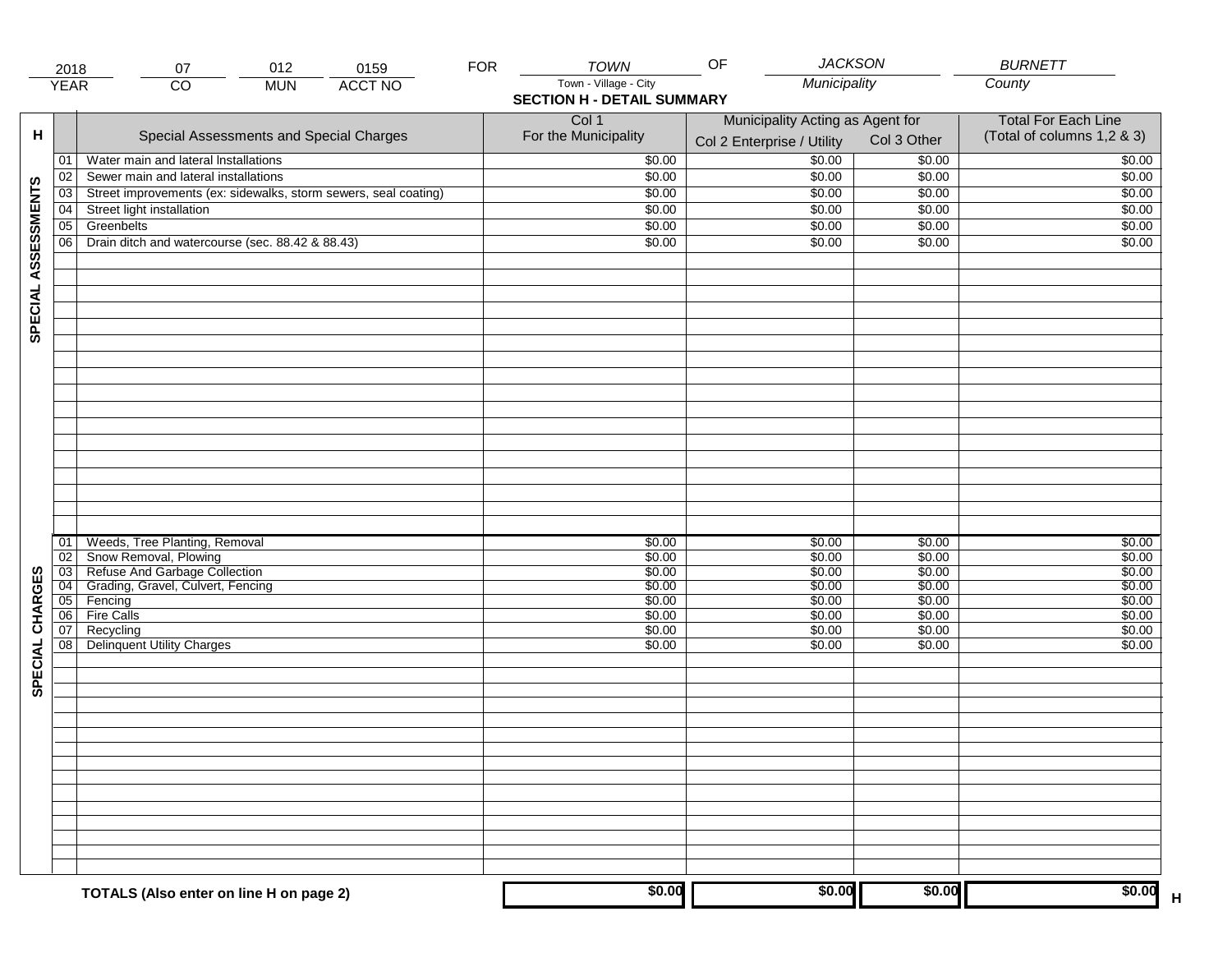| 2018 | 07 | 012 | 0159 | FOR | TOWN | OF | JACKSON | BURNETT |
|---|---|---|---|---|---|---|---|---|
| YEAR | CO | MUN | ACCT NO | | Town - Village - City | | Municipality | County |

## SECTION H - DETAIL SUMMARY

| H | | Special Assessments and Special Charges | Col 1 For the Municipality | Municipality Acting as Agent for Col 2 Enterprise / Utility | Col 3 Other | Total For Each Line (Total of columns 1,2 & 3) |
|---|---|---|---|---|---|---|
| SPECIAL ASSESSMENTS | 01 | Water main and lateral Installations | $0.00 | $0.00 | $0.00 | $0.00 |
| | 02 | Sewer main and lateral installations | $0.00 | $0.00 | $0.00 | $0.00 |
| | 03 | Street improvements (ex: sidewalks, storm sewers, seal coating) | $0.00 | $0.00 | $0.00 | $0.00 |
| | 04 | Street light installation | $0.00 | $0.00 | $0.00 | $0.00 |
| | 05 | Greenbelts | $0.00 | $0.00 | $0.00 | $0.00 |
| | 06 | Drain ditch and watercourse (sec. 88.42 & 88.43) | $0.00 | $0.00 | $0.00 | $0.00 |
| SPECIAL CHARGES | 01 | Weeds, Tree Planting, Removal | $0.00 | $0.00 | $0.00 | $0.00 |
| | 02 | Snow Removal, Plowing | $0.00 | $0.00 | $0.00 | $0.00 |
| | 03 | Refuse And Garbage Collection | $0.00 | $0.00 | $0.00 | $0.00 |
| | 04 | Grading, Gravel, Culvert, Fencing | $0.00 | $0.00 | $0.00 | $0.00 |
| | 05 | Fencing | $0.00 | $0.00 | $0.00 | $0.00 |
| | 06 | Fire Calls | $0.00 | $0.00 | $0.00 | $0.00 |
| | 07 | Recycling | $0.00 | $0.00 | $0.00 | $0.00 |
| | 08 | Delinquent Utility Charges | $0.00 | $0.00 | $0.00 | $0.00 |
| | | **TOTALS (Also enter on line H on page 2)** | **$0.00** | **$0.00** | **$0.00** | **$0.00** H |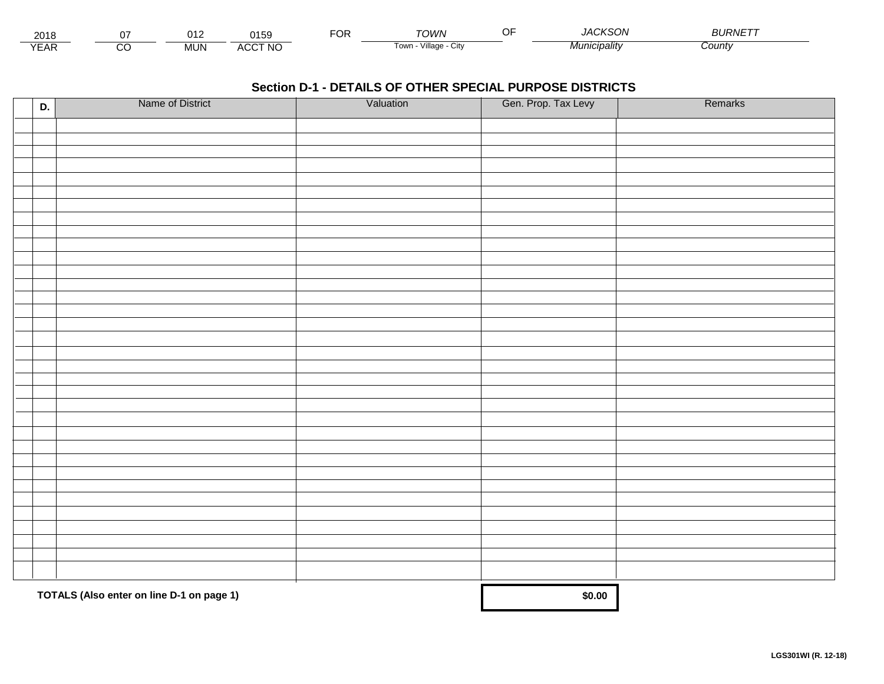| 2018 | 07 | 012 | 0159 | FOR | TOWN | OF | JACKSON | BURNETT |
|---|---|---|---|---|---|---|---|---|
| YEAR | CO | MUN | ACCT NO | | Town - Village - City | | Municipality | County |

## Section D-1 - DETAILS OF OTHER SPECIAL PURPOSE DISTRICTS

| D. | Name of District | Valuation | Gen. Prop. Tax Levy | Remarks |
|---|---|---|---|---|
| | | | | |
| | | | | |
| | | | | |
| | | | | |
| | | | | |
| | | | | |
| | | | | |
| | | | | |
| | | | | |
| | | | | |
| | | | | |
| | | | | |
| | | | | |
| | | | | |
| | | | | |
| | | | | |
| | | | | |
| | | | | |
| | | | | |
| | | | | |
| | | | | |
| | | | | |
| | | | | |
| | | | | |
| | | | | |
| | | | | |
| | | | | |
| | | | | |
| | | | | |
| | | | | |
| | | | | |
| | | | | |
| | | | | |
| | **TOTALS (Also enter on line D-1 on page 1)** | | **$0.00** | |

**LGS301WI (R. 12-18)**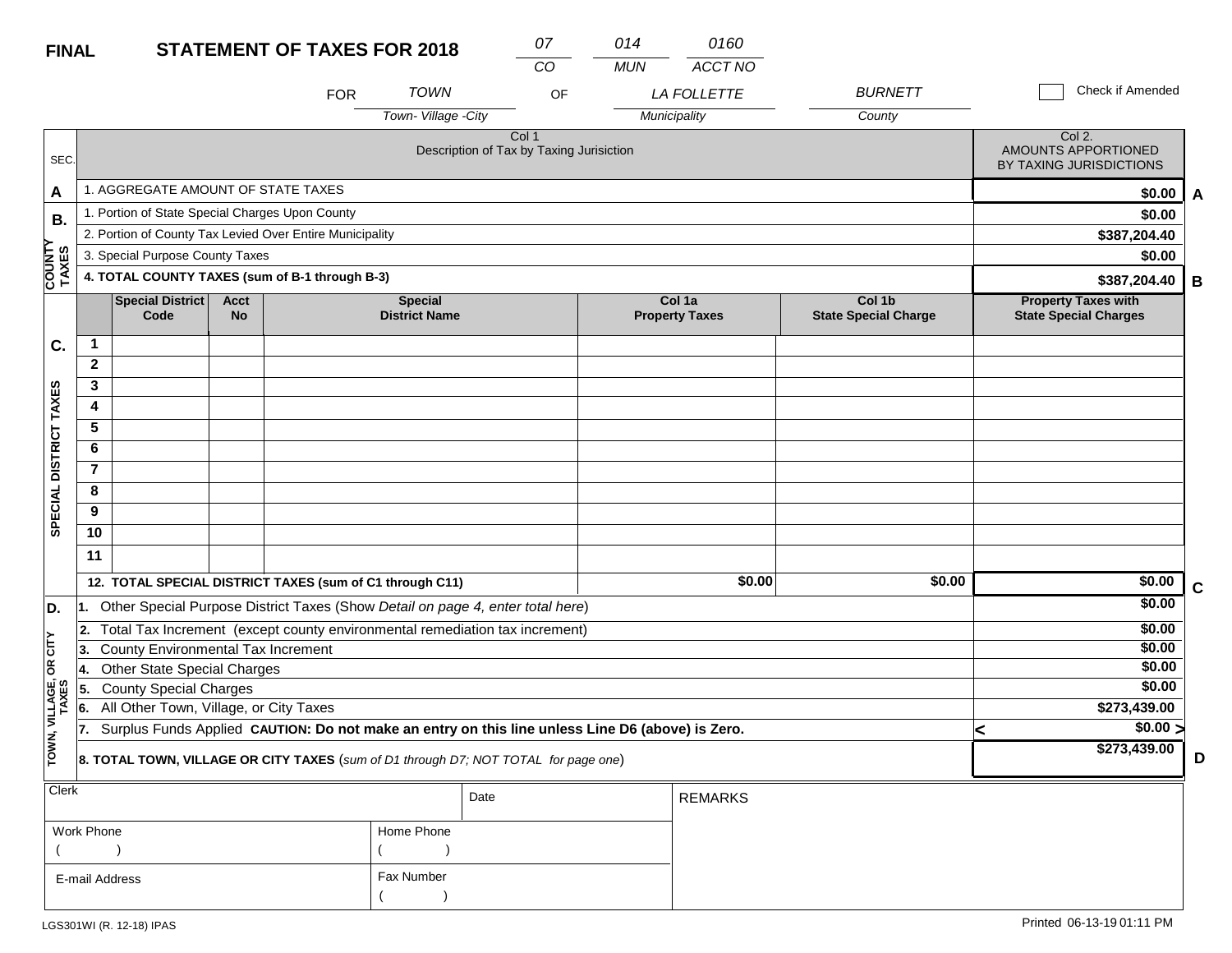**FINAL** **STATEMENT OF TAXES FOR 2018**

| 07 | 014 | 0160 |
|---|---|---|
| CO | MUN | ACCT NO |

FOR TOWN (Town- Village -City) OF LA FOLLETTE (Municipality) BURNETT (County)

☐ Check if Amended

| SEC. | Col 1 Description of Tax by Taxing Jurisiction | Col 2. AMOUNTS APPORTIONED BY TAXING JURISDICTIONS | |
|---|---|---|---|
| A | 1. AGGREGATE AMOUNT OF STATE TAXES | $0.00 | A |
| B. COUNTY TAXES | 1. Portion of State Special Charges Upon County | $0.00 | |
| | 2. Portion of County Tax Levied Over Entire Municipality | $387,204.40 | |
| | 3. Special Purpose County Taxes | $0.00 | |
| | **4. TOTAL COUNTY TAXES (sum of B-1 through B-3)** | $387,204.40 | B |

| SEC. | | Special District Code | Acct No | Special District Name | Col 1a Property Taxes | Col 1b State Special Charge | Property Taxes with State Special Charges | |
|---|---|---|---|---|---|---|---|---|
| C. SPECIAL DISTRICT TAXES | 1 | | | | | | | |
| | 2 | | | | | | | |
| | 3 | | | | | | | |
| | 4 | | | | | | | |
| | 5 | | | | | | | |
| | 6 | | | | | | | |
| | 7 | | | | | | | |
| | 8 | | | | | | | |
| | 9 | | | | | | | |
| | 10 | | | | | | | |
| | 11 | | | | | | | |
| | **12. TOTAL SPECIAL DISTRICT TAXES (sum of C1 through C11)** | | | | $0.00 | $0.00 | $0.00 | C |

| SEC. | Description | Amount | |
|---|---|---|---|
| D. TOWN, VILLAGE, OR CITY TAXES | 1. Other Special Purpose District Taxes (Show *Detail on page 4, enter total here*) | $0.00 | |
| | 2. Total Tax Increment (except county environmental remediation tax increment) | $0.00 | |
| | 3. County Environmental Tax Increment | $0.00 | |
| | 4. Other State Special Charges | $0.00 | |
| | 5. County Special Charges | $0.00 | |
| | 6. All Other Town, Village, or City Taxes | $273,439.00 | |
| | 7. Surplus Funds Applied **CAUTION: Do not make an entry on this line unless Line D6 (above) is Zero.** | < $0.00 > | |
| | **8. TOTAL TOWN, VILLAGE OR CITY TAXES** (*sum of D1 through D7; NOT TOTAL for page one*) | $273,439.00 | D |

| Clerk | Date | REMARKS |
|---|---|---|
| Work Phone ( ) | Home Phone ( ) | |
| E-mail Address | Fax Number ( ) | |

LGS301WI (R. 12-18) IPAS

Printed 06-13-19 01:11 PM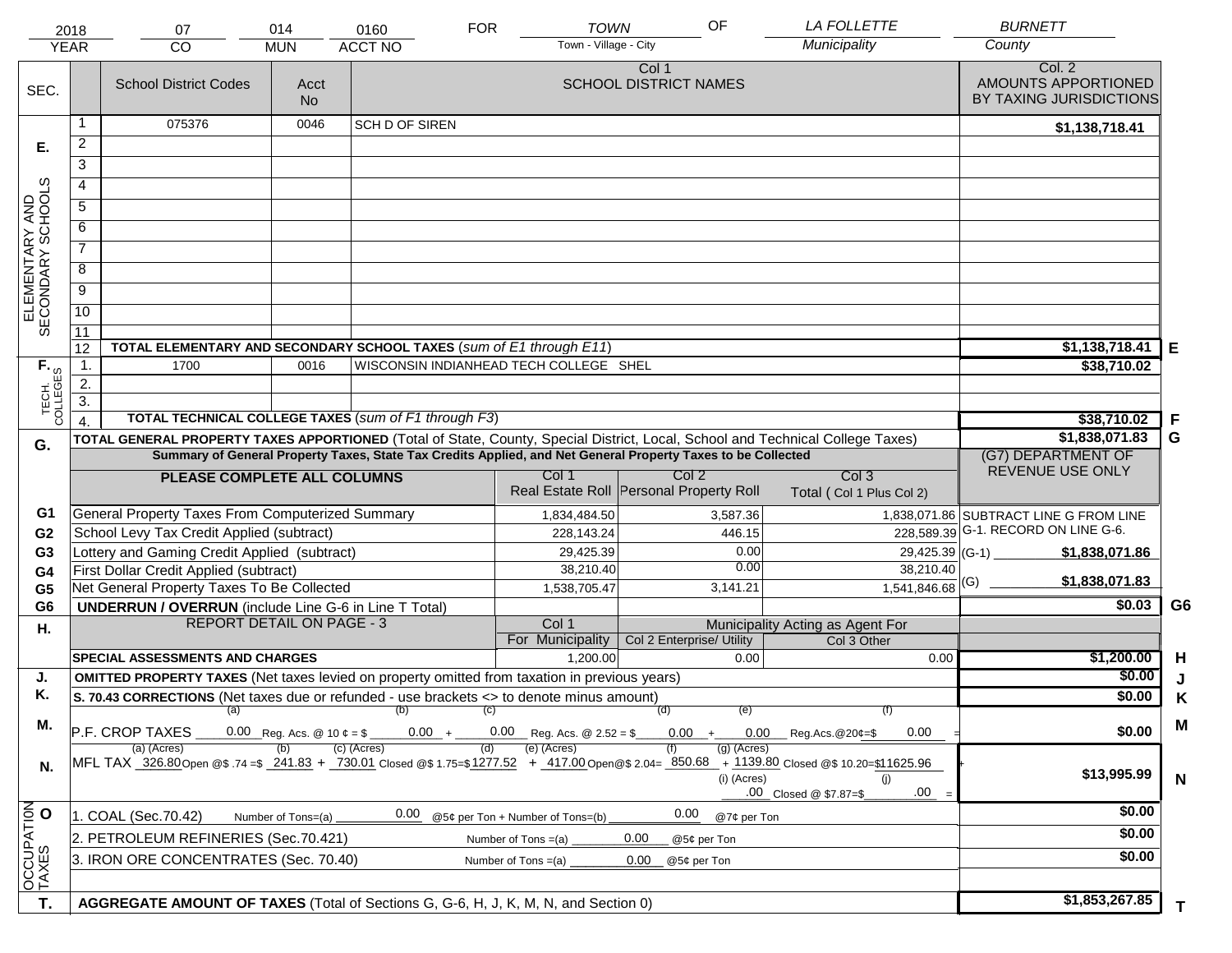| 2018 | 07 | 014 | 0160 | FOR | TOWN | OF | LA FOLLETTE | BURNETT |
|---|---|---|---|---|---|---|---|---|
| YEAR | CO | MUN | ACCT NO | | Town - Village - City | | Municipality | County |

| SEC. | | School District Codes | Acct No | Col 1 SCHOOL DISTRICT NAMES | Col. 2 AMOUNTS APPORTIONED BY TAXING JURISDICTIONS | |
|---|---|---|---|---|---|---|
| E. ELEMENTARY AND SECONDARY SCHOOLS | 1 | 075376 | 0046 | SCH D OF SIREN | $1,138,718.41 | |
| | 2 | | | | | |
| | 3 | | | | | |
| | 4 | | | | | |
| | 5 | | | | | |
| | 6 | | | | | |
| | 7 | | | | | |
| | 8 | | | | | |
| | 9 | | | | | |
| | 10 | | | | | |
| | 11 | | | | | |
| | 12 | TOTAL ELEMENTARY AND SECONDARY SCHOOL TAXES (*sum of E1 through E11*) | | | $1,138,718.41 | E |
| F. TECH. COLLEGES | 1. | 1700 | 0016 | WISCONSIN INDIANHEAD TECH COLLEGE SHEL | $38,710.02 | |
| | 2. | | | | | |
| | 3. | | | | | |
| | 4. | TOTAL TECHNICAL COLLEGE TAXES (*sum of F1 through F3*) | | | $38,710.02 | F |

| G. | TOTAL GENERAL PROPERTY TAXES APPORTIONED (Total of State, County, Special District, Local, School and Technical College Taxes) | | | | $1,838,071.83 | G |
|---|---|---|---|---|---|---|
| | Summary of General Property Taxes, State Tax Credits Applied, and Net General Property Taxes to be Collected | | | | (G7) DEPARTMENT OF REVENUE USE ONLY | |
| | PLEASE COMPLETE ALL COLUMNS | Col 1 Real Estate Roll | Col 2 Personal Property Roll | Col 3 Total ( Col 1 Plus Col 2) | | |
| G1 | General Property Taxes From Computerized Summary | 1,834,484.50 | 3,587.36 | 1,838,071.86 | SUBTRACT LINE G FROM LINE G-1. RECORD ON LINE G-6. | |
| G2 | School Levy Tax Credit Applied (subtract) | 228,143.24 | 446.15 | 228,589.39 | | |
| G3 | Lottery and Gaming Credit Applied (subtract) | 29,425.39 | 0.00 | 29,425.39 | (G-1) $1,838,071.86 | |
| G4 | First Dollar Credit Applied (subtract) | 38,210.40 | 0.00 | 38,210.40 | | |
| G5 | Net General Property Taxes To Be Collected | 1,538,705.47 | 3,141.21 | 1,541,846.68 | (G) $1,838,071.83 | |
| G6 | UNDERRUN / OVERRUN (include Line G-6 in Line T Total) | | | | $0.03 | G6 |

| H. | REPORT DETAIL ON PAGE - 3 | Col 1 For Municipality | Col 2 Enterprise/ Utility (Municipality Acting as Agent For) | Col 3 Other | | |
|---|---|---|---|---|---|---|
| | SPECIAL ASSESSMENTS AND CHARGES | 1,200.00 | 0.00 | 0.00 | $1,200.00 | H |
| J. | OMITTED PROPERTY TAXES (Net taxes levied on property omitted from taxation in previous years) | | | | $0.00 | J |
| K. | S. 70.43 CORRECTIONS (Net taxes due or refunded - use brackets <> to denote minus amount) | | | | $0.00 | K |
| M. | P.F. CROP TAXES (a) 0.00 Reg. Acs. @ 10 ¢ = $ (b) 0.00 + (c) 0.00 Reg. Acs. @ 2.52 = $ (d) 0.00 + (e) 0.00 Reg.Acs.@20¢=$ (f) 0.00 = | | | | $0.00 | M |
| N. | MFL TAX (a) (Acres) 326.80 Open @$ .74 =$ (b) 241.83 + (c) (Acres) 730.01 Closed @$ 1.75=$ (d) 1277.52 + (e) (Acres) 417.00 Open@$ 2.04= (f) 850.68 + (g) (Acres) 1139.80 Closed @$ 10.20=$ 11625.96 + (i) (Acres) .00 Closed @ $7.87=$ (j) .00 = | | | | $13,995.99 | N |
| O. OCCUPATION TAXES | 1. COAL (Sec.70.42) Number of Tons=(a) 0.00 @5¢ per Ton + Number of Tons=(b) 0.00 @7¢ per Ton | | | | $0.00 | |
| | 2. PETROLEUM REFINERIES (Sec.70.421) Number of Tons =(a) 0.00 @5¢ per Ton | | | | $0.00 | |
| | 3. IRON ORE CONCENTRATES (Sec. 70.40) Number of Tons =(a) 0.00 @5¢ per Ton | | | | $0.00 | |
| T. | AGGREGATE AMOUNT OF TAXES (Total of Sections G, G-6, H, J, K, M, N, and Section 0) | | | | $1,853,267.85 | T |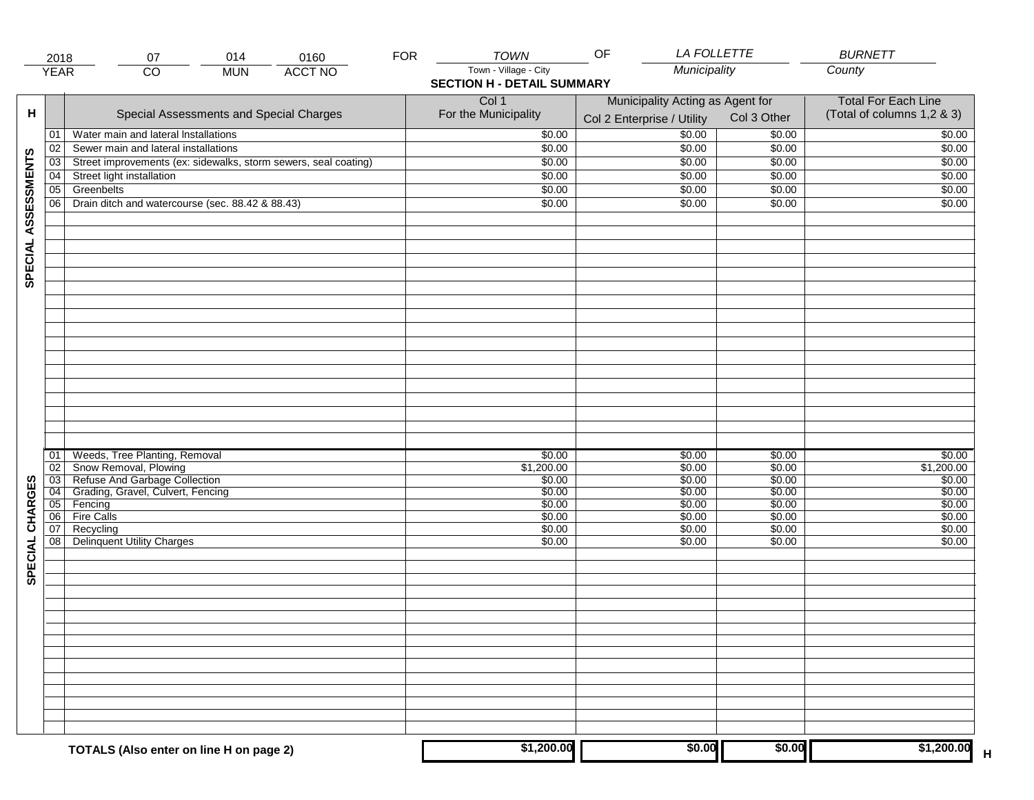| 2018 | 07 | 014 | 0160 | FOR | TOWN | OF | LA FOLLETTE | BURNETT |
|---|---|---|---|---|---|---|---|---|
| YEAR | CO | MUN | ACCT NO | | Town - Village - City | | Municipality | County |

## SECTION H - DETAIL SUMMARY

| H | | Special Assessments and Special Charges | Col 1 For the Municipality | Municipality Acting as Agent for Col 2 Enterprise / Utility | Col 3 Other | Total For Each Line (Total of columns 1,2 & 3) |
|---|---|---|---|---|---|---|
| SPECIAL ASSESSMENTS | 01 | Water main and lateral Installations | $0.00 | $0.00 | $0.00 | $0.00 |
| | 02 | Sewer main and lateral installations | $0.00 | $0.00 | $0.00 | $0.00 |
| | 03 | Street improvements (ex: sidewalks, storm sewers, seal coating) | $0.00 | $0.00 | $0.00 | $0.00 |
| | 04 | Street light installation | $0.00 | $0.00 | $0.00 | $0.00 |
| | 05 | Greenbelts | $0.00 | $0.00 | $0.00 | $0.00 |
| | 06 | Drain ditch and watercourse (sec. 88.42 & 88.43) | $0.00 | $0.00 | $0.00 | $0.00 |
| SPECIAL CHARGES | 01 | Weeds, Tree Planting, Removal | $0.00 | $0.00 | $0.00 | $0.00 |
| | 02 | Snow Removal, Plowing | $1,200.00 | $0.00 | $0.00 | $1,200.00 |
| | 03 | Refuse And Garbage Collection | $0.00 | $0.00 | $0.00 | $0.00 |
| | 04 | Grading, Gravel, Culvert, Fencing | $0.00 | $0.00 | $0.00 | $0.00 |
| | 05 | Fencing | $0.00 | $0.00 | $0.00 | $0.00 |
| | 06 | Fire Calls | $0.00 | $0.00 | $0.00 | $0.00 |
| | 07 | Recycling | $0.00 | $0.00 | $0.00 | $0.00 |
| | 08 | Delinquent Utility Charges | $0.00 | $0.00 | $0.00 | $0.00 |
| | | **TOTALS (Also enter on line H on page 2)** | $1,200.00 | $0.00 | $0.00 | $1,200.00 H |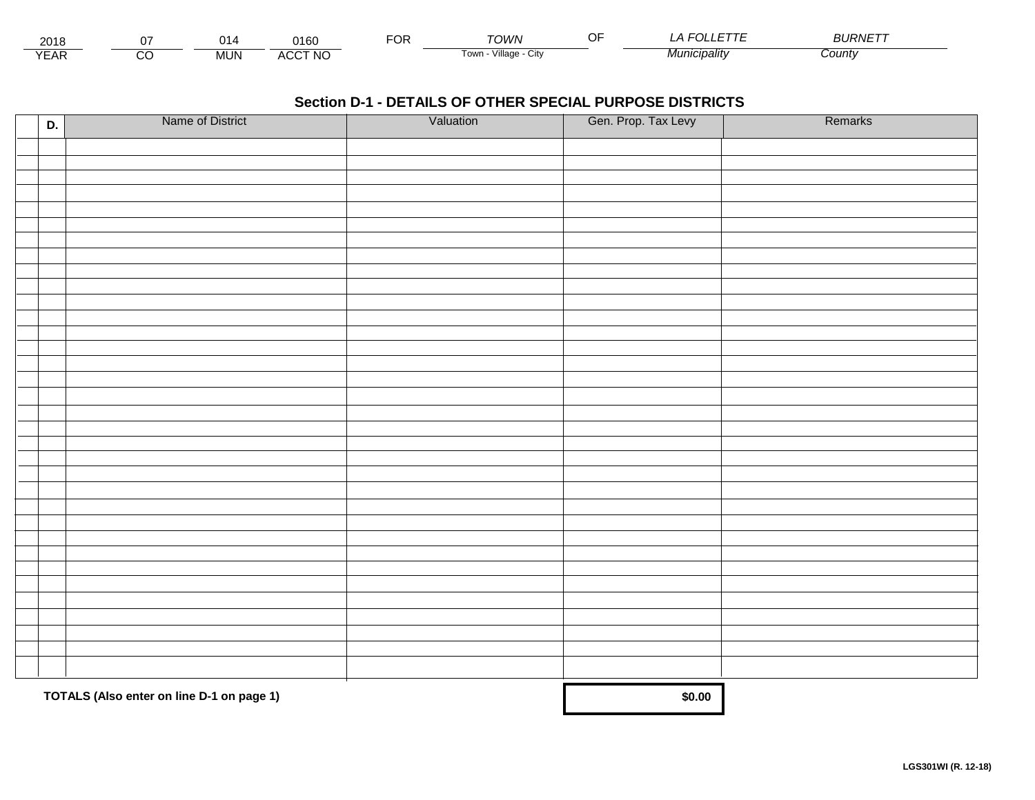| 2018 | 07 | 014 | 0160 | FOR | *TOWN* | OF | *LA FOLLETTE* | *BURNETT* |
|---|---|---|---|---|---|---|---|---|
| YEAR | CO | MUN | ACCT NO | | Town - Village - City | | *Municipality* | *County* |

## Section D-1 - DETAILS OF OTHER SPECIAL PURPOSE DISTRICTS

| D. | Name of District | Valuation | Gen. Prop. Tax Levy | Remarks |
|---|---|---|---|---|
| | | | | |
| | | | | |
| | | | | |
| | | | | |
| | | | | |
| | | | | |
| | | | | |
| | | | | |
| | | | | |
| | | | | |
| | | | | |
| | | | | |
| | | | | |
| | | | | |
| | | | | |
| | | | | |
| | | | | |
| | | | | |
| | | | | |
| | | | | |
| | | | | |
| | | | | |
| | | | | |
| | | | | |
| | | | | |
| | | | | |
| | | | | |
| | | | | |
| | | | | |
| | | | | |
| | | | | |
| | | | | |
| | | | | |
| | | | | |
| **TOTALS (Also enter on line D-1 on page 1)** | | | **$0.00** | |

**LGS301WI (R. 12-18)**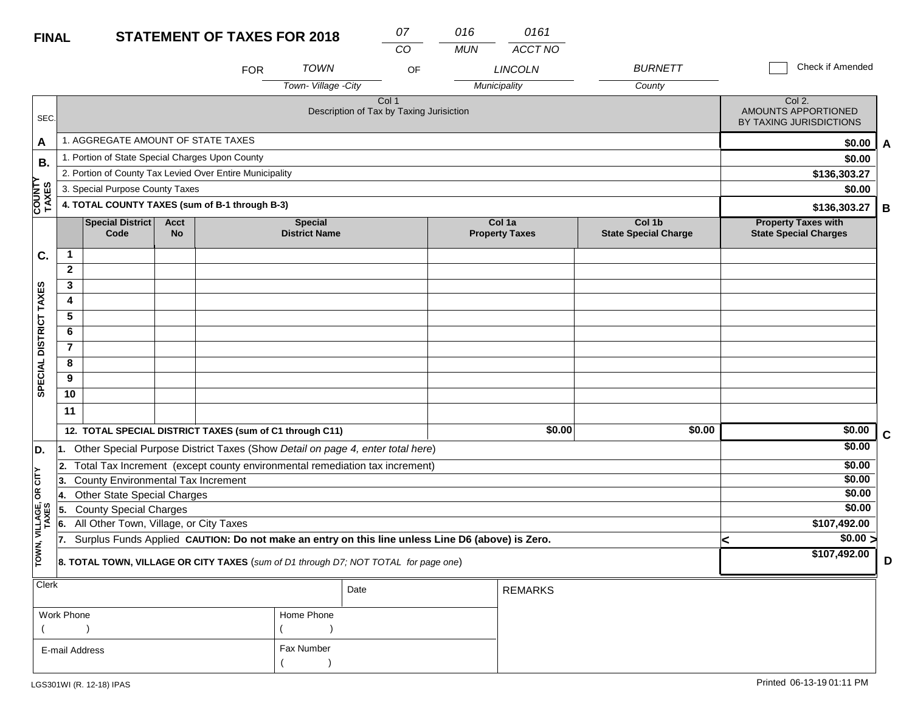**FINAL** **STATEMENT OF TAXES FOR 2018**

| 07 | 016 | 0161 |
|---|---|---|
| CO | MUN | ACCT NO |

FOR *TOWN* (Town- Village -City) OF *LINCOLN* (Municipality) *BURNETT* (County)

☐ Check if Amended

| SEC. | Col 1 Description of Tax by Taxing Jurisiction | Col 2. AMOUNTS APPORTIONED BY TAXING JURISDICTIONS | |
|---|---|---|---|
| A | 1. AGGREGATE AMOUNT OF STATE TAXES | $0.00 | A |
| B. COUNTY TAXES | 1. Portion of State Special Charges Upon County | $0.00 | |
| | 2. Portion of County Tax Levied Over Entire Municipality | $136,303.27 | |
| | 3. Special Purpose County Taxes | $0.00 | |
| | **4. TOTAL COUNTY TAXES (sum of B-1 through B-3)** | $136,303.27 | B |

| SEC. | | Special District Code | Acct No | Special District Name | Col 1a Property Taxes | Col 1b State Special Charge | Property Taxes with State Special Charges | |
|---|---|---|---|---|---|---|---|---|
| C. SPECIAL DISTRICT TAXES | 1 | | | | | | | |
| | 2 | | | | | | | |
| | 3 | | | | | | | |
| | 4 | | | | | | | |
| | 5 | | | | | | | |
| | 6 | | | | | | | |
| | 7 | | | | | | | |
| | 8 | | | | | | | |
| | 9 | | | | | | | |
| | 10 | | | | | | | |
| | 11 | | | | | | | |
| | **12. TOTAL SPECIAL DISTRICT TAXES (sum of C1 through C11)** | | | | $0.00 | $0.00 | $0.00 | C |

| SEC. | Description | Amount | |
|---|---|---|---|
| D. TOWN, VILLAGE, OR CITY TAXES | **1.** Other Special Purpose District Taxes (Show *Detail on page 4, enter total here*) | $0.00 | |
| | **2.** Total Tax Increment (except county environmental remediation tax increment) | $0.00 | |
| | **3.** County Environmental Tax Increment | $0.00 | |
| | **4.** Other State Special Charges | $0.00 | |
| | **5.** County Special Charges | $0.00 | |
| | **6.** All Other Town, Village, or City Taxes | $107,492.00 | |
| | **7.** Surplus Funds Applied **CAUTION: Do not make an entry on this line unless Line D6 (above) is Zero.** | < $0.00 > | |
| | **8. TOTAL TOWN, VILLAGE OR CITY TAXES** (*sum of D1 through D7; NOT TOTAL for page one*) | $107,492.00 | D |

| Clerk | Date | REMARKS |
|---|---|---|
| Work Phone ( ) | Home Phone ( ) | |
| E-mail Address | Fax Number ( ) | |

LGS301WI (R. 12-18) IPAS

Printed 06-13-19 01:11 PM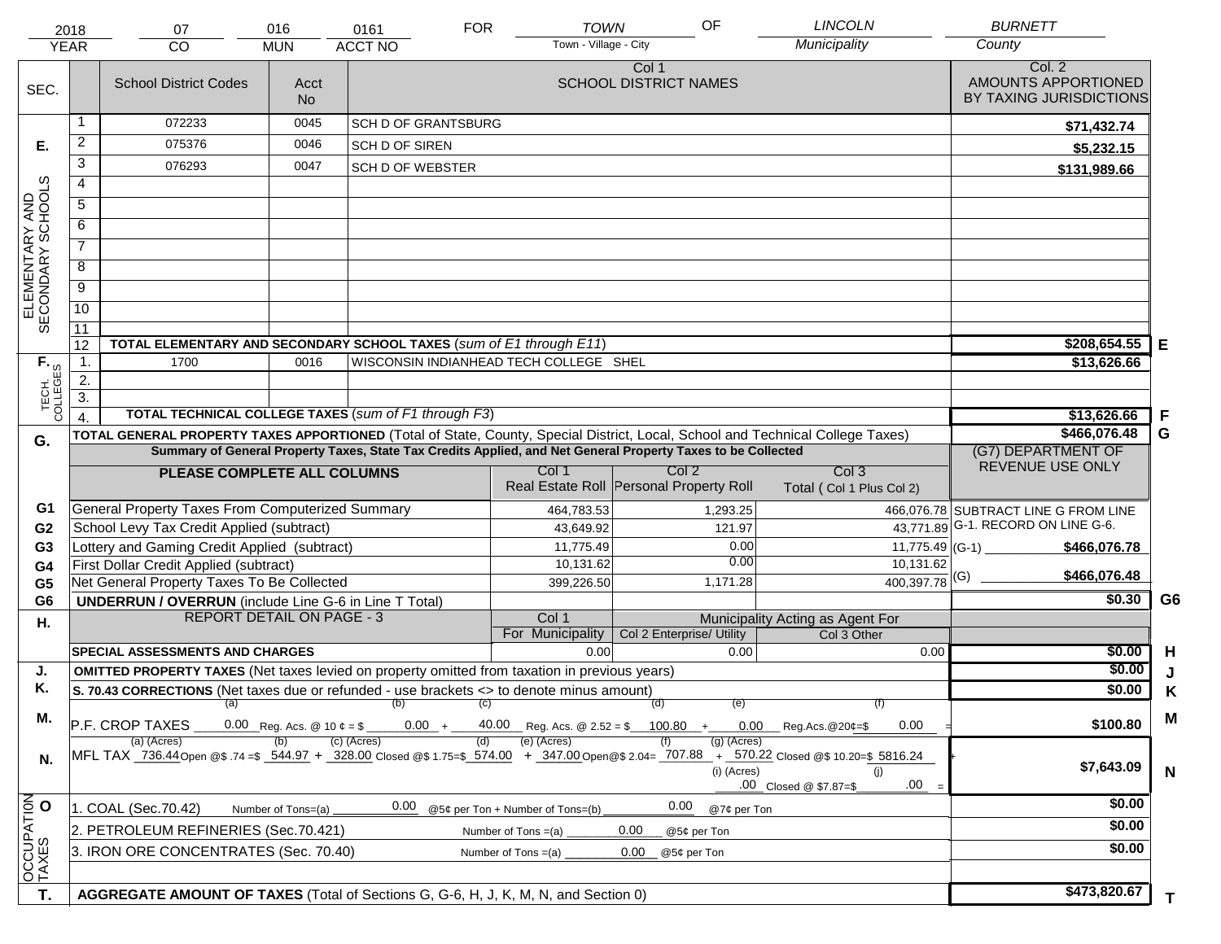| 2018 | 07 | 016 | 0161 | FOR | TOWN | OF | LINCOLN | BURNETT |
|---|---|---|---|---|---|---|---|---|
| YEAR | CO | MUN | ACCT NO | | Town - Village - City | | Municipality | County |

| SEC. | | School District Codes | Acct No | Col 1 SCHOOL DISTRICT NAMES | Col. 2 AMOUNTS APPORTIONED BY TAXING JURISDICTIONS | |
|---|---|---|---|---|---|---|
| E. ELEMENTARY AND SECONDARY SCHOOLS | 1 | 072233 | 0045 | SCH D OF GRANTSBURG | $71,432.74 | |
| | 2 | 075376 | 0046 | SCH D OF SIREN | $5,232.15 | |
| | 3 | 076293 | 0047 | SCH D OF WEBSTER | $131,989.66 | |
| | 4 | | | | | |
| | 5 | | | | | |
| | 6 | | | | | |
| | 7 | | | | | |
| | 8 | | | | | |
| | 9 | | | | | |
| | 10 | | | | | |
| | 11 | | | | | |
| | 12 | TOTAL ELEMENTARY AND SECONDARY SCHOOL TAXES (*sum of E1 through E11*) | | | $208,654.55 | E |
| F. TECH. COLLEGES | 1. | 1700 | 0016 | WISCONSIN INDIANHEAD TECH COLLEGE SHEL | $13,626.66 | |
| | 2. | | | | | |
| | 3. | | | | | |
| | 4. | TOTAL TECHNICAL COLLEGE TAXES (*sum of F1 through F3*) | | | $13,626.66 | F |

**G.** TOTAL GENERAL PROPERTY TAXES APPORTIONED (Total of State, County, Special District, Local, School and Technical College Taxes) — **$466,076.48** G

Summary of General Property Taxes, State Tax Credits Applied, and Net General Property Taxes to be Collected

| | PLEASE COMPLETE ALL COLUMNS | Col 1 Real Estate Roll | Col 2 Personal Property Roll | Col 3 Total ( Col 1 Plus Col 2) | (G7) DEPARTMENT OF REVENUE USE ONLY |
|---|---|---|---|---|---|
| G1 | General Property Taxes From Computerized Summary | 464,783.53 | 1,293.25 | 466,076.78 | SUBTRACT LINE G FROM LINE G-1. RECORD ON LINE G-6. |
| G2 | School Levy Tax Credit Applied (subtract) | 43,649.92 | 121.97 | 43,771.89 | |
| G3 | Lottery and Gaming Credit Applied (subtract) | 11,775.49 | 0.00 | 11,775.49 | (G-1) $466,076.78 |
| G4 | First Dollar Credit Applied (subtract) | 10,131.62 | 0.00 | 10,131.62 | |
| G5 | Net General Property Taxes To Be Collected | 399,226.50 | 1,171.28 | 400,397.78 | (G) $466,076.48 |
| G6 | UNDERRUN / OVERRUN (include Line G-6 in Line T Total) | | | | $0.30 G6 |

| H. | REPORT DETAIL ON PAGE - 3 | Col 1 For Municipality | Col 2 Enterprise/ Utility (Municipality Acting as Agent For) | Col 3 Other | | |
|---|---|---|---|---|---|---|
| | SPECIAL ASSESSMENTS AND CHARGES | 0.00 | 0.00 | 0.00 | $0.00 | H |
| J. | OMITTED PROPERTY TAXES (Net taxes levied on property omitted from taxation in previous years) | | | | $0.00 | J |
| K. | S. 70.43 CORRECTIONS (Net taxes due or refunded - use brackets <> to denote minus amount) | | | | $0.00 | K |

**M.** P.F. CROP TAXES (a) 0.00 Reg. Acs. @ 10 ¢ = $ (b) 0.00 + (c) 40.00 Reg. Acs. @ 2.52 = $ (d) 100.80 + (e) 0.00 Reg.Acs.@20¢=$ (f) 0.00 = **$100.80** M

**N.** MFL TAX (a) (Acres) 736.44 Open @$ .74 = $ (b) 544.97 + (c) (Acres) 328.00 Closed @$ 1.75=$ (d) 574.00 + (e) (Acres) 347.00 Open@$ 2.04= (f) 707.88 + (g) (Acres) 570.22 Closed @$ 10.20=$ 5816.24 + (i) (Acres) .00 Closed @ $7.87=$ (j) .00 = **$7,643.09** N

| | OCCUPATION TAXES | |
|---|---|---|
| O | 1. COAL (Sec.70.42) Number of Tons=(a) 0.00 @5¢ per Ton + Number of Tons=(b) 0.00 @7¢ per Ton | $0.00 |
| | 2. PETROLEUM REFINERIES (Sec.70.421) Number of Tons =(a) 0.00 @5¢ per Ton | $0.00 |
| | 3. IRON ORE CONCENTRATES (Sec. 70.40) Number of Tons =(a) 0.00 @5¢ per Ton | $0.00 |

**T.** AGGREGATE AMOUNT OF TAXES (Total of Sections G, G-6, H, J, K, M, N, and Section 0) — **$473,820.67** T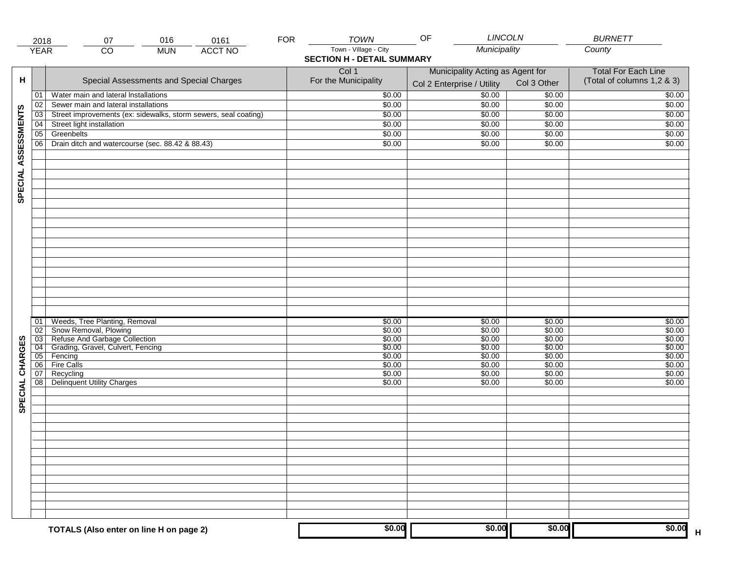| 2018 | 07 | 016 | 0161 | FOR | TOWN | OF | LINCOLN | BURNETT |
|---|---|---|---|---|---|---|---|---|
| YEAR | CO | MUN | ACCT NO | | Town - Village - City | | Municipality | County |

## SECTION H - DETAIL SUMMARY

| H | | Special Assessments and Special Charges | Col 1 For the Municipality | Municipality Acting as Agent for Col 2 Enterprise / Utility | Col 3 Other | Total For Each Line (Total of columns 1,2 & 3) |
|---|---|---|---|---|---|---|
| SPECIAL ASSESSMENTS | 01 | Water main and lateral Installations | $0.00 | $0.00 | $0.00 | $0.00 |
| | 02 | Sewer main and lateral installations | $0.00 | $0.00 | $0.00 | $0.00 |
| | 03 | Street improvements (ex: sidewalks, storm sewers, seal coating) | $0.00 | $0.00 | $0.00 | $0.00 |
| | 04 | Street light installation | $0.00 | $0.00 | $0.00 | $0.00 |
| | 05 | Greenbelts | $0.00 | $0.00 | $0.00 | $0.00 |
| | 06 | Drain ditch and watercourse (sec. 88.42 & 88.43) | $0.00 | $0.00 | $0.00 | $0.00 |
| SPECIAL CHARGES | 01 | Weeds, Tree Planting, Removal | $0.00 | $0.00 | $0.00 | $0.00 |
| | 02 | Snow Removal, Plowing | $0.00 | $0.00 | $0.00 | $0.00 |
| | 03 | Refuse And Garbage Collection | $0.00 | $0.00 | $0.00 | $0.00 |
| | 04 | Grading, Gravel, Culvert, Fencing | $0.00 | $0.00 | $0.00 | $0.00 |
| | 05 | Fencing | $0.00 | $0.00 | $0.00 | $0.00 |
| | 06 | Fire Calls | $0.00 | $0.00 | $0.00 | $0.00 |
| | 07 | Recycling | $0.00 | $0.00 | $0.00 | $0.00 |
| | 08 | Delinquent Utility Charges | $0.00 | $0.00 | $0.00 | $0.00 |
| | | **TOTALS (Also enter on line H on page 2)** | **$0.00** | **$0.00** | **$0.00** | **$0.00** H |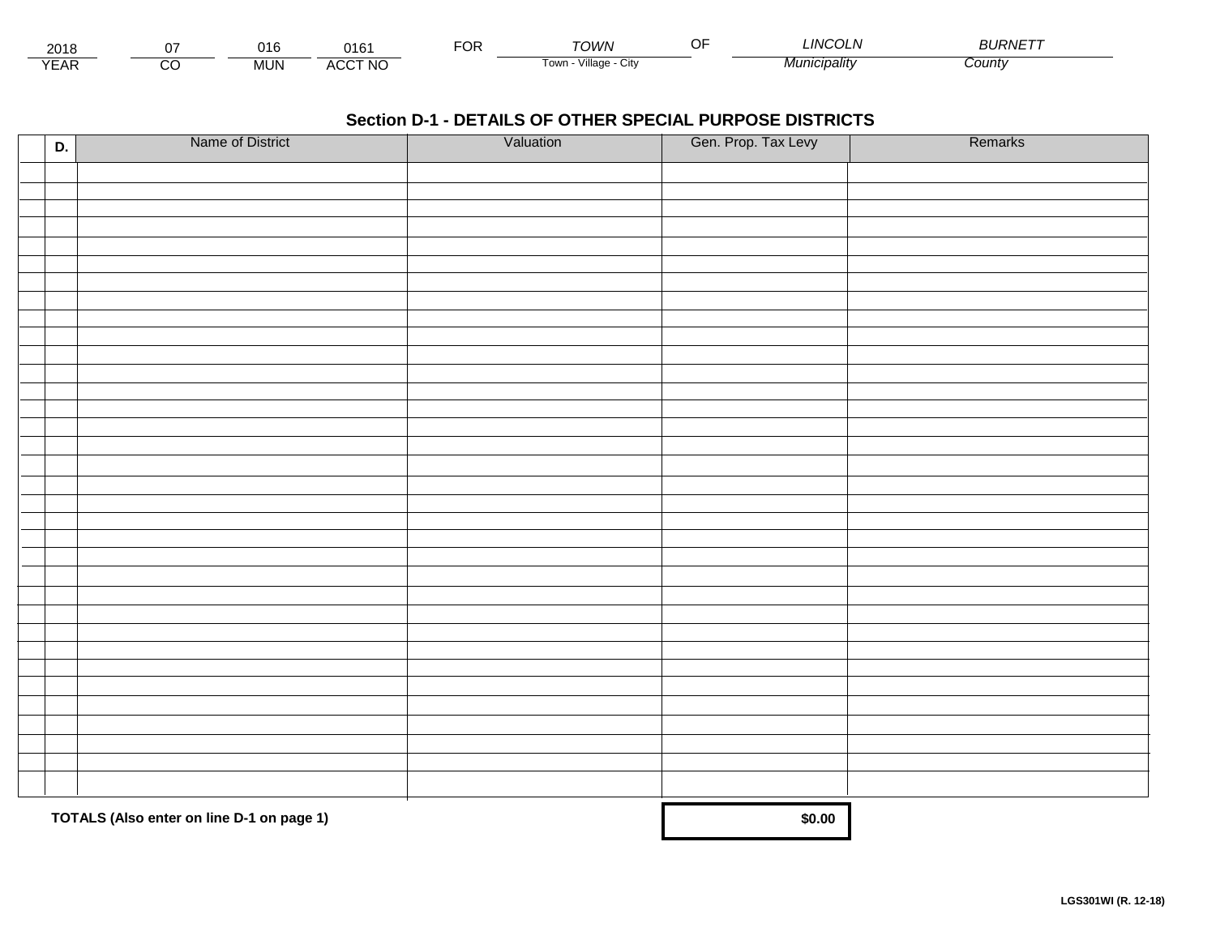| 2018 | 07 | 016 | 0161 | FOR | TOWN | OF | LINCOLN | BURNETT |
|---|---|---|---|---|---|---|---|---|
| YEAR | CO | MUN | ACCT NO | | Town - Village - City | | Municipality | County |

## Section D-1 - DETAILS OF OTHER SPECIAL PURPOSE DISTRICTS

| D. | Name of District | Valuation | Gen. Prop. Tax Levy | Remarks |
|---|---|---|---|---|
| | | | | |
| | | | | |
| | | | | |
| | | | | |
| | | | | |
| | | | | |
| | | | | |
| | | | | |
| | | | | |
| | | | | |
| | | | | |
| | | | | |
| | | | | |
| | | | | |
| | | | | |
| | | | | |
| | | | | |
| | | | | |
| | | | | |
| | | | | |
| | | | | |
| | | | | |
| | | | | |
| | | | | |
| | | | | |
| | | | | |
| | | | | |
| | | | | |
| | | | | |
| | | | | |
| | | | | |
| | | | | |
| | | | | |
| | **TOTALS (Also enter on line D-1 on page 1)** | | **$0.00** | |

**LGS301WI (R. 12-18)**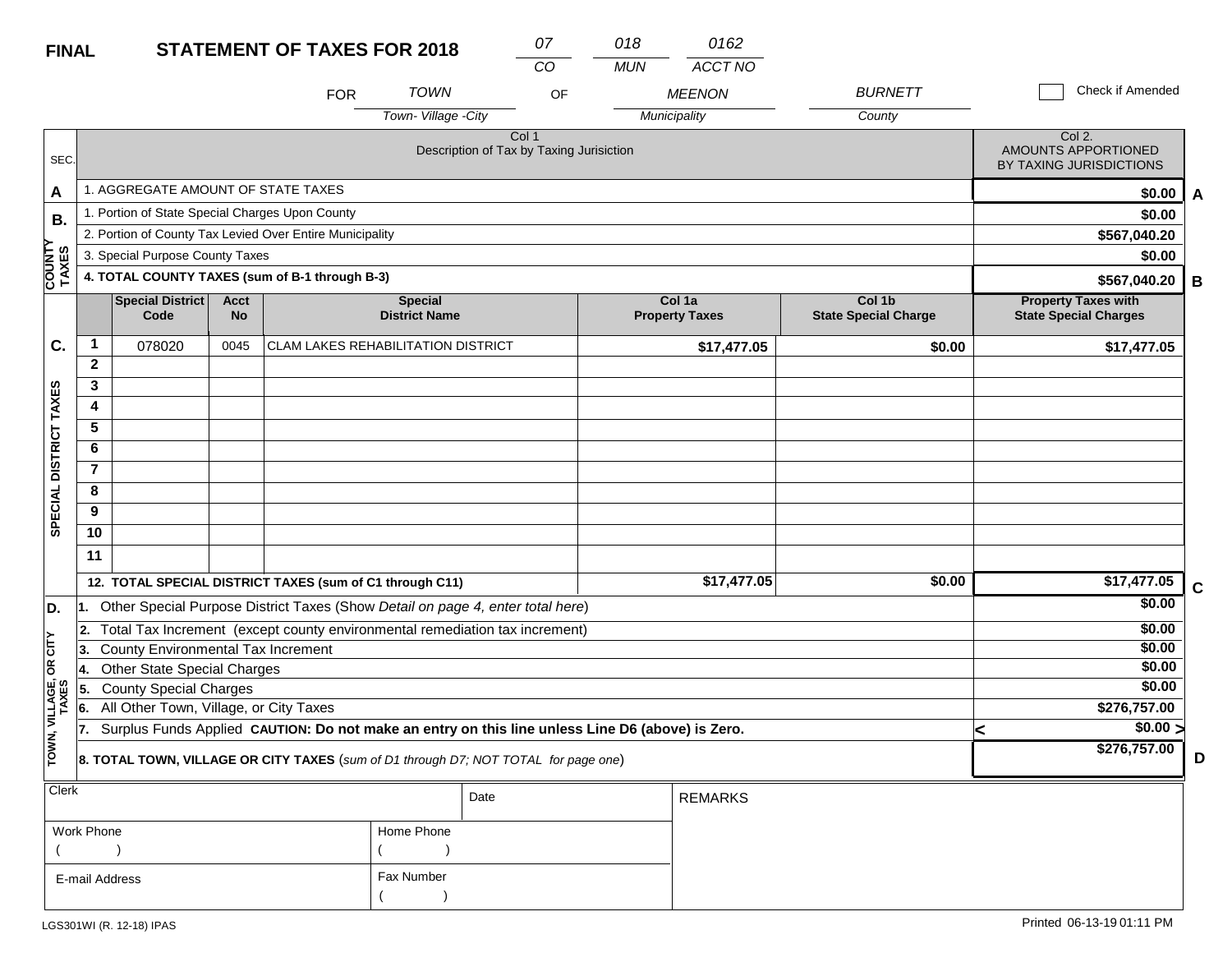**FINAL** **STATEMENT OF TAXES FOR 2018**

| 07 | 018 | 0162 |
|---|---|---|
| CO | MUN | ACCT NO |

FOR TOWN (Town- Village -City) OF MEENON (Municipality) BURNETT (County)

☐ Check if Amended

| SEC. | Col 1 Description of Tax by Taxing Jurisiction | Col 2. AMOUNTS APPORTIONED BY TAXING JURISDICTIONS | |
|---|---|---|---|
| A | 1. AGGREGATE AMOUNT OF STATE TAXES | $0.00 | A |
| B. COUNTY TAXES | 1. Portion of State Special Charges Upon County | $0.00 | |
| | 2. Portion of County Tax Levied Over Entire Municipality | $567,040.20 | |
| | 3. Special Purpose County Taxes | $0.00 | |
| | **4. TOTAL COUNTY TAXES (sum of B-1 through B-3)** | $567,040.20 | B |

| SEC. | | Special District Code | Acct No | Special District Name | Col 1a Property Taxes | Col 1b State Special Charge | Property Taxes with State Special Charges | |
|---|---|---|---|---|---|---|---|---|
| C. SPECIAL DISTRICT TAXES | 1 | 078020 | 0045 | CLAM LAKES REHABILITATION DISTRICT | $17,477.05 | $0.00 | $17,477.05 | |
| | 2 | | | | | | | |
| | 3 | | | | | | | |
| | 4 | | | | | | | |
| | 5 | | | | | | | |
| | 6 | | | | | | | |
| | 7 | | | | | | | |
| | 8 | | | | | | | |
| | 9 | | | | | | | |
| | 10 | | | | | | | |
| | 11 | | | | | | | |
| | **12. TOTAL SPECIAL DISTRICT TAXES (sum of C1 through C11)** | | | | $17,477.05 | $0.00 | $17,477.05 | C |

| SEC. | Description | Amount | |
|---|---|---|---|
| D. TOWN, VILLAGE, OR CITY TAXES | 1. Other Special Purpose District Taxes (Show *Detail on page 4, enter total here*) | $0.00 | |
| | 2. Total Tax Increment (except county environmental remediation tax increment) | $0.00 | |
| | 3. County Environmental Tax Increment | $0.00 | |
| | 4. Other State Special Charges | $0.00 | |
| | 5. County Special Charges | $0.00 | |
| | 6. All Other Town, Village, or City Taxes | $276,757.00 | |
| | 7. Surplus Funds Applied **CAUTION: Do not make an entry on this line unless Line D6 (above) is Zero.** | < $0.00 > | |
| | **8. TOTAL TOWN, VILLAGE OR CITY TAXES** (*sum of D1 through D7; NOT TOTAL for page one*) | $276,757.00 | D |

| Clerk | | Date | REMARKS |
|---|---|---|---|
| Work Phone ( ) | Home Phone ( ) | | |
| E-mail Address | Fax Number ( ) | | |

LGS301WI (R. 12-18) IPAS

Printed 06-13-19 01:11 PM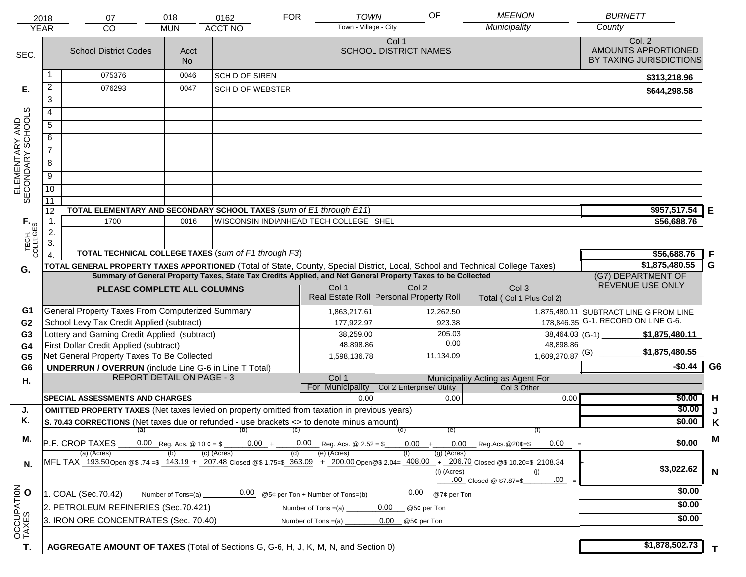| 2018 | 07 | 018 | 0162 | FOR | TOWN | OF | MEENON | BURNETT |
|---|---|---|---|---|---|---|---|---|
| YEAR | CO | MUN | ACCT NO | | Town - Village - City | | Municipality | County |

| SEC. | | School District Codes | Acct No | Col 1 SCHOOL DISTRICT NAMES | Col. 2 AMOUNTS APPORTIONED BY TAXING JURISDICTIONS | |
|---|---|---|---|---|---|---|
| E. ELEMENTARY AND SECONDARY SCHOOLS | 1 | 075376 | 0046 | SCH D OF SIREN | $313,218.96 | |
| | 2 | 076293 | 0047 | SCH D OF WEBSTER | $644,298.58 | |
| | 3 | | | | | |
| | 4 | | | | | |
| | 5 | | | | | |
| | 6 | | | | | |
| | 7 | | | | | |
| | 8 | | | | | |
| | 9 | | | | | |
| | 10 | | | | | |
| | 11 | | | | | |
| | 12 | **TOTAL ELEMENTARY AND SECONDARY SCHOOL TAXES** (*sum of E1 through E11*) | | | $957,517.54 | E |
| F. TECH. COLLEGES | 1. | 1700 | 0016 | WISCONSIN INDIANHEAD TECH COLLEGE SHEL | $56,688.76 | |
| | 2. | | | | | |
| | 3. | | | | | |
| | 4. | **TOTAL TECHNICAL COLLEGE TAXES** (*sum of F1 through F3*) | | | $56,688.76 | F |
| G. | | **TOTAL GENERAL PROPERTY TAXES APPORTIONED** (Total of State, County, Special District, Local, School and Technical College Taxes) | | | $1,875,480.55 | G |

**Summary of General Property Taxes, State Tax Credits Applied, and Net General Property Taxes to be Collected**

| | PLEASE COMPLETE ALL COLUMNS | Col 1 Real Estate Roll | Col 2 Personal Property Roll | Col 3 Total ( Col 1 Plus Col 2) | (G7) DEPARTMENT OF REVENUE USE ONLY | |
|---|---|---|---|---|---|---|
| G1 | General Property Taxes From Computerized Summary | 1,863,217.61 | 12,262.50 | 1,875,480.11 | SUBTRACT LINE G FROM LINE G-1. RECORD ON LINE G-6. | |
| G2 | School Levy Tax Credit Applied (subtract) | 177,922.97 | 923.38 | 178,846.35 | | |
| G3 | Lottery and Gaming Credit Applied (subtract) | 38,259.00 | 205.03 | 38,464.03 | (G-1) $1,875,480.11 | |
| G4 | First Dollar Credit Applied (subtract) | 48,898.86 | 0.00 | 48,898.86 | | |
| G5 | Net General Property Taxes To Be Collected | 1,598,136.78 | 11,134.09 | 1,609,270.87 | (G) $1,875,480.55 | |
| G6 | **UNDERRUN / OVERRUN** (include Line G-6 in Line T Total) | | | | -$0.44 | G6 |

| H. | REPORT DETAIL ON PAGE - 3 | Col 1 For Municipality | Col 2 Enterprise/ Utility (Municipality Acting as Agent For) | Col 3 Other | | |
|---|---|---|---|---|---|---|
| | **SPECIAL ASSESSMENTS AND CHARGES** | 0.00 | 0.00 | 0.00 | $0.00 | H |
| J. | **OMITTED PROPERTY TAXES** (Net taxes levied on property omitted from taxation in previous years) | | | | $0.00 | J |
| K. | **S. 70.43 CORRECTIONS** (Net taxes due or refunded - use brackets <> to denote minus amount) | | | | $0.00 | K |
| M. | P.F. CROP TAXES (a) 0.00 Reg. Acs. @ 10 ¢ = $ (b) 0.00 + (c) 0.00 Reg. Acs. @ 2.52 = $ (d) 0.00 + (e) 0.00 Reg.Acs.@20¢=$ (f) 0.00 = | | | | $0.00 | M |
| N. | MFL TAX (a) (Acres) 193.50 Open @$ .74 = $ (b) 143.19 + (c) (Acres) 207.48 Closed @$ 1.75=$ (d) 363.09 + (e) (Acres) 200.00 Open@$ 2.04= (f) 408.00 + (g) (Acres) 206.70 Closed @$ 10.20=$ 2108.34 + (i) (Acres) .00 Closed @ $7.87=$ (j) .00 = | | | | $3,022.62 | N |
| O. OCCUPATION TAXES | 1. COAL (Sec.70.42) Number of Tons=(a) 0.00 @5¢ per Ton + Number of Tons=(b) 0.00 @7¢ per Ton | | | | $0.00 | |
| | 2. PETROLEUM REFINERIES (Sec.70.421) Number of Tons =(a) 0.00 @5¢ per Ton | | | | $0.00 | |
| | 3. IRON ORE CONCENTRATES (Sec. 70.40) Number of Tons =(a) 0.00 @5¢ per Ton | | | | $0.00 | |
| T. | **AGGREGATE AMOUNT OF TAXES** (Total of Sections G, G-6, H, J, K, M, N, and Section 0) | | | | $1,878,502.73 | T |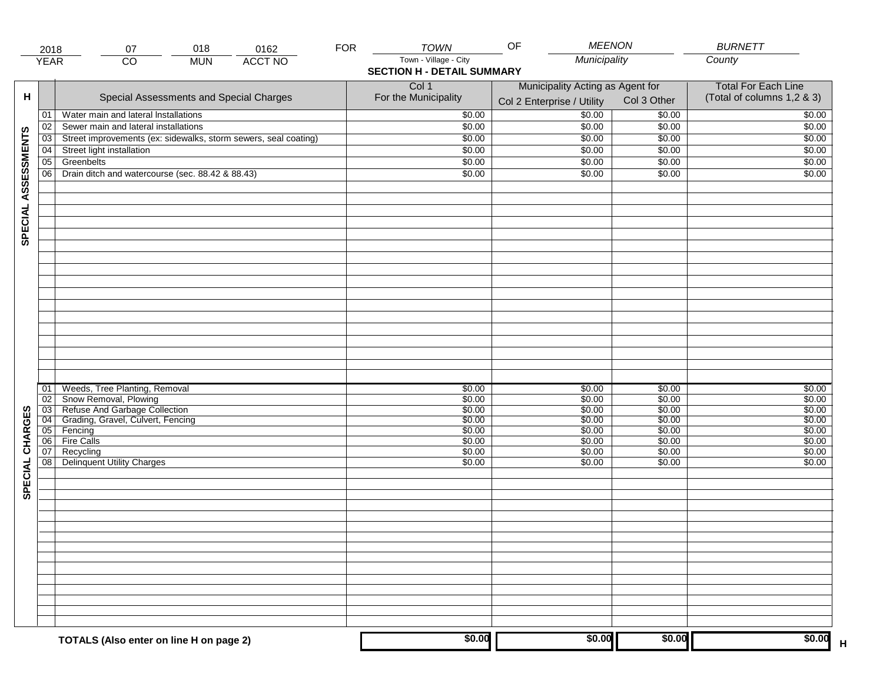| 2018 | 07 | 018 | 0162 | FOR | TOWN | OF | MEENON | BURNETT |
|---|---|---|---|---|---|---|---|---|
| YEAR | CO | MUN | ACCT NO | | Town - Village - City | | Municipality | County |

## SECTION H - DETAIL SUMMARY

| H | | Special Assessments and Special Charges | Col 1 For the Municipality | Municipality Acting as Agent for Col 2 Enterprise / Utility | Col 3 Other | Total For Each Line (Total of columns 1,2 & 3) |
|---|---|---|---|---|---|---|
| SPECIAL ASSESSMENTS | 01 | Water main and lateral Installations | $0.00 | $0.00 | $0.00 | $0.00 |
| | 02 | Sewer main and lateral installations | $0.00 | $0.00 | $0.00 | $0.00 |
| | 03 | Street improvements (ex: sidewalks, storm sewers, seal coating) | $0.00 | $0.00 | $0.00 | $0.00 |
| | 04 | Street light installation | $0.00 | $0.00 | $0.00 | $0.00 |
| | 05 | Greenbelts | $0.00 | $0.00 | $0.00 | $0.00 |
| | 06 | Drain ditch and watercourse (sec. 88.42 & 88.43) | $0.00 | $0.00 | $0.00 | $0.00 |
| SPECIAL CHARGES | 01 | Weeds, Tree Planting, Removal | $0.00 | $0.00 | $0.00 | $0.00 |
| | 02 | Snow Removal, Plowing | $0.00 | $0.00 | $0.00 | $0.00 |
| | 03 | Refuse And Garbage Collection | $0.00 | $0.00 | $0.00 | $0.00 |
| | 04 | Grading, Gravel, Culvert, Fencing | $0.00 | $0.00 | $0.00 | $0.00 |
| | 05 | Fencing | $0.00 | $0.00 | $0.00 | $0.00 |
| | 06 | Fire Calls | $0.00 | $0.00 | $0.00 | $0.00 |
| | 07 | Recycling | $0.00 | $0.00 | $0.00 | $0.00 |
| | 08 | Delinquent Utility Charges | $0.00 | $0.00 | $0.00 | $0.00 |
| | | **TOTALS (Also enter on line H on page 2)** | $0.00 | $0.00 | $0.00 | $0.00 H |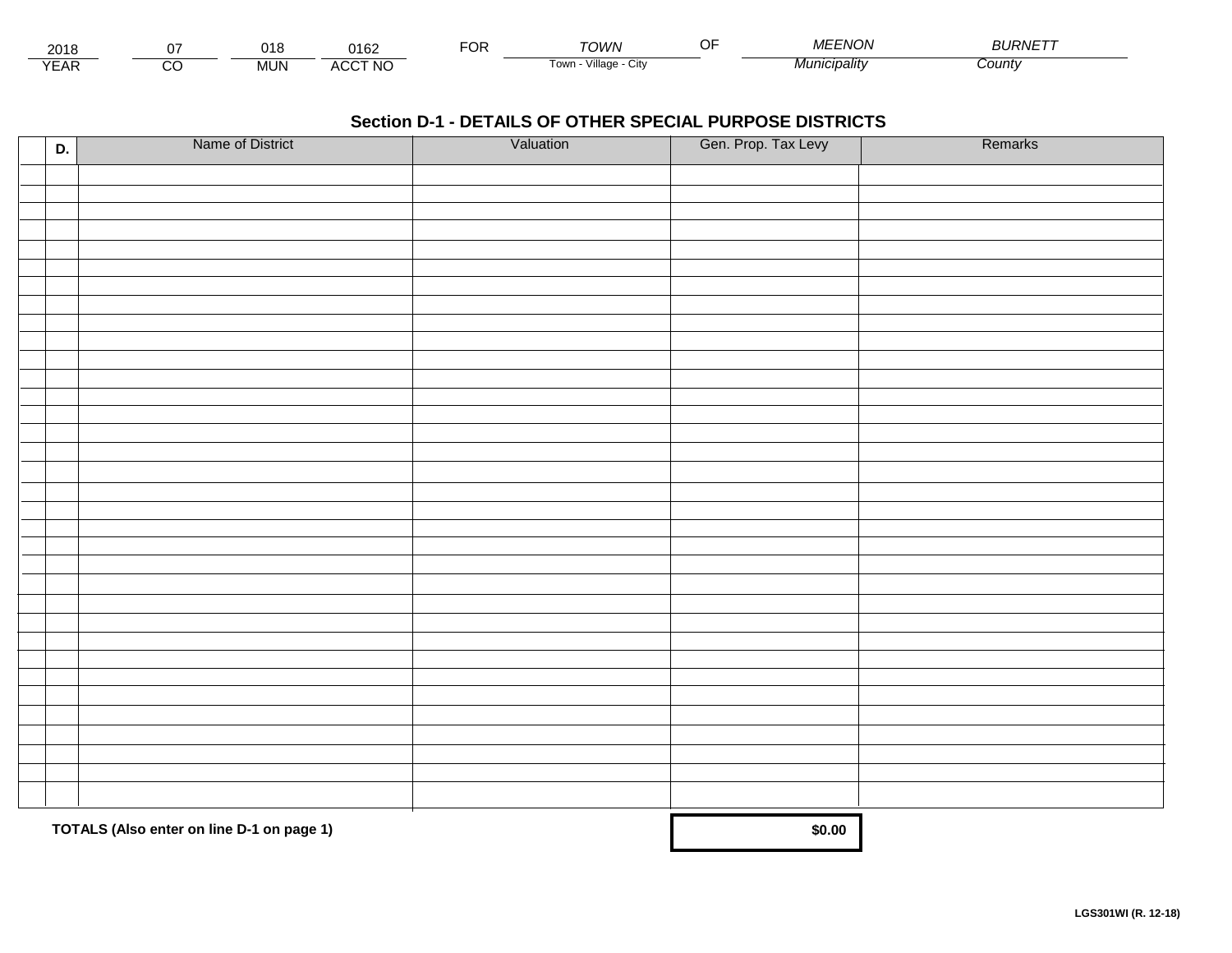| 2018 | 07 | 018 | 0162 | FOR | TOWN | OF | MEENON | BURNETT |
|---|---|---|---|---|---|---|---|---|
| YEAR | CO | MUN | ACCT NO | | Town - Village - City | | Municipality | County |

## Section D-1 - DETAILS OF OTHER SPECIAL PURPOSE DISTRICTS

| D. | Name of District | Valuation | Gen. Prop. Tax Levy | Remarks |
|---|---|---|---|---|
| | | | | |
| | | | | |
| | | | | |
| | | | | |
| | | | | |
| | | | | |
| | | | | |
| | | | | |
| | | | | |
| | | | | |
| | | | | |
| | | | | |
| | | | | |
| | | | | |
| | | | | |
| | | | | |
| | | | | |
| | | | | |
| | | | | |
| | | | | |
| | | | | |
| | | | | |
| | | | | |
| | | | | |
| | | | | |
| | | | | |
| | | | | |
| | | | | |
| | | | | |
| | | | | |
| | | | | |
| | | | | |
| | | | | |
| | **TOTALS (Also enter on line D-1 on page 1)** | | **$0.00** | |

**LGS301WI (R. 12-18)**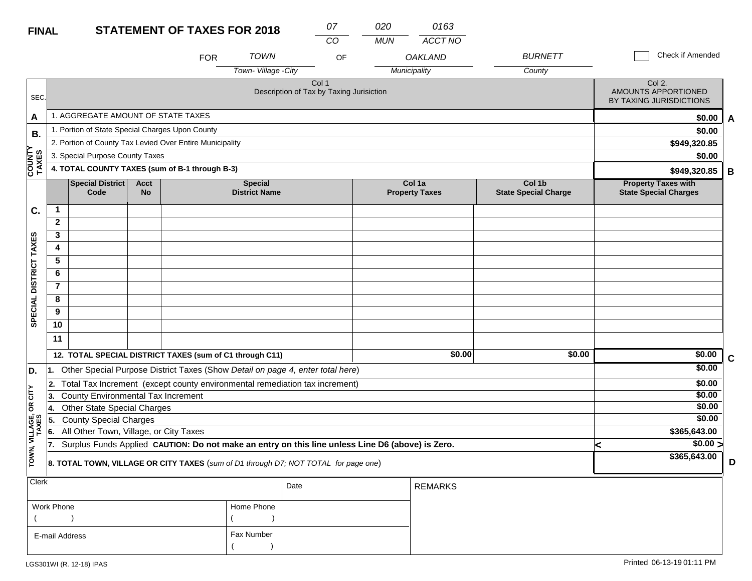**FINAL** **STATEMENT OF TAXES FOR 2018**

| 07 | 020 | 0163 |
|---|---|---|
| CO | MUN | ACCT NO |

FOR *TOWN* (Town- Village -City) OF *OAKLAND* (Municipality) *BURNETT* (County)

☐ Check if Amended

| SEC. | Col 1 Description of Tax by Taxing Jurisiction | Col 2. AMOUNTS APPORTIONED BY TAXING JURISDICTIONS | |
|---|---|---|---|
| A | 1. AGGREGATE AMOUNT OF STATE TAXES | $0.00 | A |
| B. COUNTY TAXES | 1. Portion of State Special Charges Upon County | $0.00 | |
| | 2. Portion of County Tax Levied Over Entire Municipality | $949,320.85 | |
| | 3. Special Purpose County Taxes | $0.00 | |
| | **4. TOTAL COUNTY TAXES (sum of B-1 through B-3)** | **$949,320.85** | B |

| SEC. | | Special District Code | Acct No | Special District Name | Col 1a Property Taxes | Col 1b State Special Charge | Property Taxes with State Special Charges | |
|---|---|---|---|---|---|---|---|---|
| C. SPECIAL DISTRICT TAXES | 1 | | | | | | | |
| | 2 | | | | | | | |
| | 3 | | | | | | | |
| | 4 | | | | | | | |
| | 5 | | | | | | | |
| | 6 | | | | | | | |
| | 7 | | | | | | | |
| | 8 | | | | | | | |
| | 9 | | | | | | | |
| | 10 | | | | | | | |
| | 11 | | | | | | | |
| | **12. TOTAL SPECIAL DISTRICT TAXES (sum of C1 through C11)** | | | | $0.00 | $0.00 | $0.00 | C |

| SEC. | Description | Amount | |
|---|---|---|---|
| D. TOWN, VILLAGE, OR CITY TAXES | 1. Other Special Purpose District Taxes (Show *Detail on page 4, enter total here*) | $0.00 | |
| | 2. Total Tax Increment (except county environmental remediation tax increment) | $0.00 | |
| | 3. County Environmental Tax Increment | $0.00 | |
| | 4. Other State Special Charges | $0.00 | |
| | 5. County Special Charges | $0.00 | |
| | 6. All Other Town, Village, or City Taxes | $365,643.00 | |
| | 7. Surplus Funds Applied **CAUTION: Do not make an entry on this line unless Line D6 (above) is Zero.** | < $0.00 > | |
| | **8. TOTAL TOWN, VILLAGE OR CITY TAXES** (*sum of D1 through D7; NOT TOTAL for page one*) | $365,643.00 | D |

| Clerk | Date | REMARKS |
|---|---|---|
| Work Phone ( ) | Home Phone ( ) | |
| E-mail Address | Fax Number ( ) | |

LGS301WI (R. 12-18) IPAS

Printed 06-13-19 01:11 PM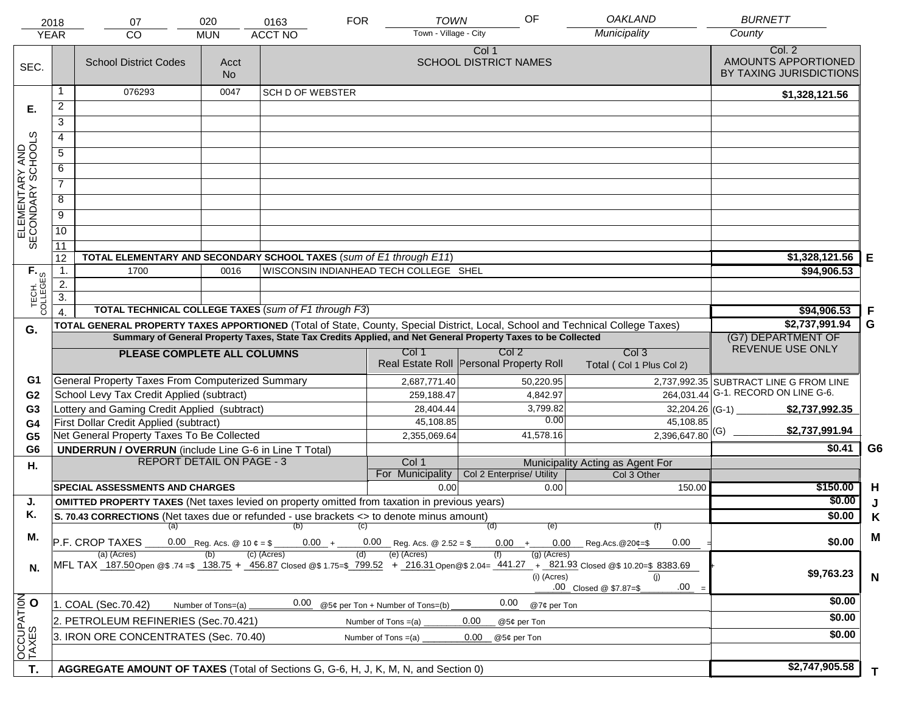| 2018 | 07 | 020 | 0163 | FOR | TOWN | OF | OAKLAND | BURNETT |
|---|---|---|---|---|---|---|---|---|
| YEAR | CO | MUN | ACCT NO | | Town - Village - City | | Municipality | County |

| SEC. | | School District Codes | Acct No | Col 1 SCHOOL DISTRICT NAMES | Col. 2 AMOUNTS APPORTIONED BY TAXING JURISDICTIONS | |
|---|---|---|---|---|---|---|
| E. ELEMENTARY AND SECONDARY SCHOOLS | 1 | 076293 | 0047 | SCH D OF WEBSTER | $1,328,121.56 | |
| | 2 | | | | | |
| | 3 | | | | | |
| | 4 | | | | | |
| | 5 | | | | | |
| | 6 | | | | | |
| | 7 | | | | | |
| | 8 | | | | | |
| | 9 | | | | | |
| | 10 | | | | | |
| | 11 | | | | | |
| | 12 | TOTAL ELEMENTARY AND SECONDARY SCHOOL TAXES (*sum of E1 through E11*) | | | $1,328,121.56 | E |
| F. TECH. COLLEGES | 1. | 1700 | 0016 | WISCONSIN INDIANHEAD TECH COLLEGE SHEL | $94,906.53 | |
| | 2. | | | | | |
| | 3. | | | | | |
| | 4. | TOTAL TECHNICAL COLLEGE TAXES (*sum of F1 through F3*) | | | $94,906.53 | F |
| G. | | TOTAL GENERAL PROPERTY TAXES APPORTIONED (Total of State, County, Special District, Local, School and Technical College Taxes) | | | $2,737,991.94 | G |

**Summary of General Property Taxes, State Tax Credits Applied, and Net General Property Taxes to be Collected**

| | PLEASE COMPLETE ALL COLUMNS | Col 1 Real Estate Roll | Col 2 Personal Property Roll | Col 3 Total ( Col 1 Plus Col 2) | (G7) DEPARTMENT OF REVENUE USE ONLY | |
|---|---|---|---|---|---|---|
| G1 | General Property Taxes From Computerized Summary | 2,687,771.40 | 50,220.95 | 2,737,992.35 | SUBTRACT LINE G FROM LINE G-1. RECORD ON LINE G-6. | |
| G2 | School Levy Tax Credit Applied (subtract) | 259,188.47 | 4,842.97 | 264,031.44 | | |
| G3 | Lottery and Gaming Credit Applied (subtract) | 28,404.44 | 3,799.82 | 32,204.26 | (G-1) $2,737,992.35 | |
| G4 | First Dollar Credit Applied (subtract) | 45,108.85 | 0.00 | 45,108.85 | | |
| G5 | Net General Property Taxes To Be Collected | 2,355,069.64 | 41,578.16 | 2,396,647.80 | (G) $2,737,991.94 | |
| G6 | UNDERRUN / OVERRUN (include Line G-6 in Line T Total) | | | | $0.41 | G6 |

| H. | REPORT DETAIL ON PAGE - 3 | Col 1 For Municipality | Col 2 Enterprise/ Utility | Col 3 Other | | |
|---|---|---|---|---|---|---|
| | SPECIAL ASSESSMENTS AND CHARGES | 0.00 | 0.00 | 150.00 | $150.00 | H |
| J. | OMITTED PROPERTY TAXES (Net taxes levied on property omitted from taxation in previous years) | | | | $0.00 | J |
| K. | S. 70.43 CORRECTIONS (Net taxes due or refunded - use brackets <> to denote minus amount) | | | | $0.00 | K |
| M. | P.F. CROP TAXES (a) 0.00 Reg. Acs. @ 10 ¢ = $ (b) 0.00 + (c) 0.00 Reg. Acs. @ 2.52 = $ (d) 0.00 + (e) 0.00 Reg.Acs.@20¢=$ (f) 0.00 = | | | | $0.00 | M |
| N. | MFL TAX (a) (Acres) 187.50 Open @$ .74 =$ (b) 138.75 + (c) (Acres) 456.87 Closed @$ 1.75=$ (d) 799.52 + (e) (Acres) 216.31 Open@$ 2.04= (f) 441.27 + (g) (Acres) 821.93 Closed @$ 10.20=$ 8383.69 + (i) (Acres) .00 Closed @ $7.87=$ (j) .00 = | | | | $9,763.23 | N |
| O OCCUPATION TAXES | 1. COAL (Sec.70.42) Number of Tons=(a) 0.00 @5¢ per Ton + Number of Tons=(b) 0.00 @7¢ per Ton | | | | $0.00 | |
| | 2. PETROLEUM REFINERIES (Sec.70.421) Number of Tons =(a) 0.00 @5¢ per Ton | | | | $0.00 | |
| | 3. IRON ORE CONCENTRATES (Sec. 70.40) Number of Tons =(a) 0.00 @5¢ per Ton | | | | $0.00 | |
| T. | AGGREGATE AMOUNT OF TAXES (Total of Sections G, G-6, H, J, K, M, N, and Section 0) | | | | $2,747,905.58 | T |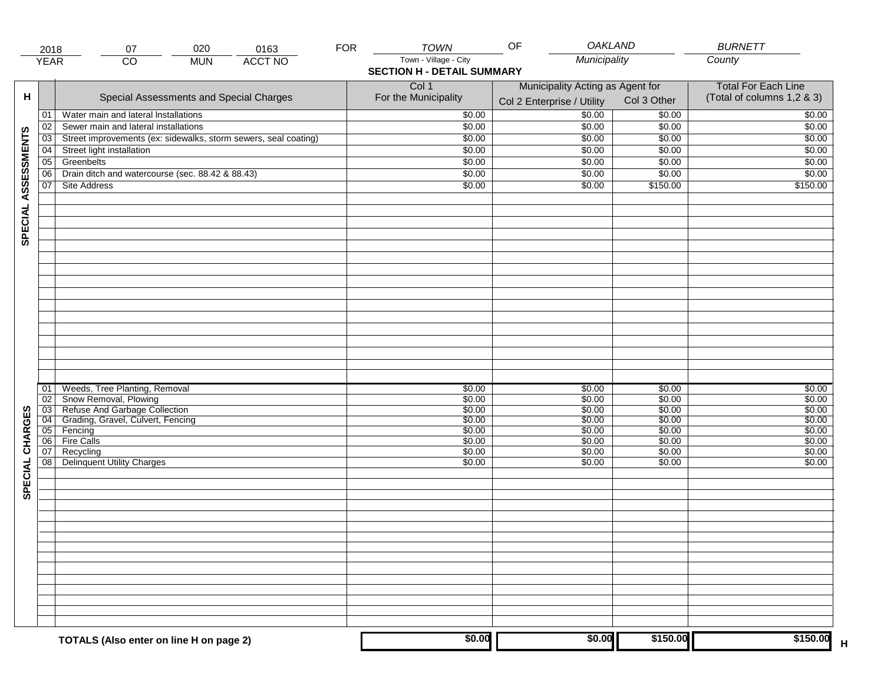| 2018 | 07 | 020 | 0163 | FOR | TOWN | OF | OAKLAND | BURNETT |
|---|---|---|---|---|---|---|---|---|
| YEAR | CO | MUN | ACCT NO | | Town - Village - City | | Municipality | County |

## SECTION H - DETAIL SUMMARY

| H | | Special Assessments and Special Charges | Col 1 For the Municipality | Municipality Acting as Agent for Col 2 Enterprise / Utility | Col 3 Other | Total For Each Line (Total of columns 1,2 & 3) |
|---|---|---|---|---|---|---|
| SPECIAL ASSESSMENTS | 01 | Water main and lateral Installations | $0.00 | $0.00 | $0.00 | $0.00 |
| | 02 | Sewer main and lateral installations | $0.00 | $0.00 | $0.00 | $0.00 |
| | 03 | Street improvements (ex: sidewalks, storm sewers, seal coating) | $0.00 | $0.00 | $0.00 | $0.00 |
| | 04 | Street light installation | $0.00 | $0.00 | $0.00 | $0.00 |
| | 05 | Greenbelts | $0.00 | $0.00 | $0.00 | $0.00 |
| | 06 | Drain ditch and watercourse (sec. 88.42 & 88.43) | $0.00 | $0.00 | $0.00 | $0.00 |
| | 07 | Site Address | $0.00 | $0.00 | $150.00 | $150.00 |
| SPECIAL CHARGES | 01 | Weeds, Tree Planting, Removal | $0.00 | $0.00 | $0.00 | $0.00 |
| | 02 | Snow Removal, Plowing | $0.00 | $0.00 | $0.00 | $0.00 |
| | 03 | Refuse And Garbage Collection | $0.00 | $0.00 | $0.00 | $0.00 |
| | 04 | Grading, Gravel, Culvert, Fencing | $0.00 | $0.00 | $0.00 | $0.00 |
| | 05 | Fencing | $0.00 | $0.00 | $0.00 | $0.00 |
| | 06 | Fire Calls | $0.00 | $0.00 | $0.00 | $0.00 |
| | 07 | Recycling | $0.00 | $0.00 | $0.00 | $0.00 |
| | 08 | Delinquent Utility Charges | $0.00 | $0.00 | $0.00 | $0.00 |
| | | **TOTALS (Also enter on line H on page 2)** | **$0.00** | **$0.00** | **$150.00** | **$150.00** H |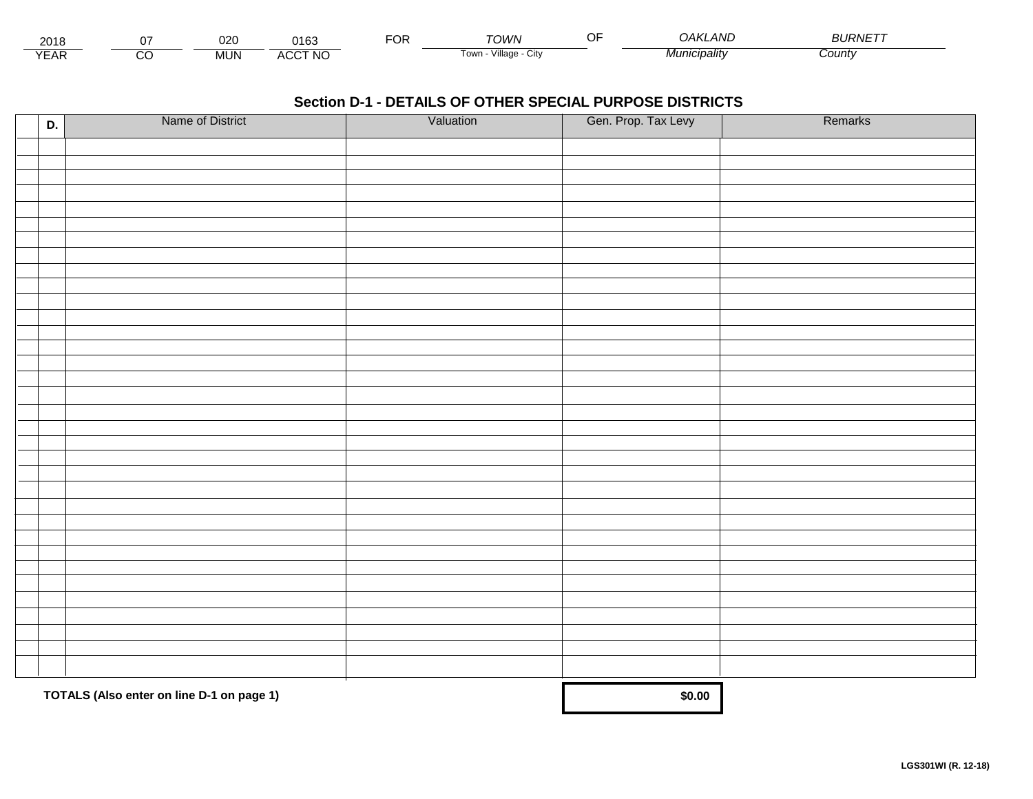| 2018 | 07 | 020 | 0163 | FOR | *TOWN* | OF | *OAKLAND* | *BURNETT* |
|---|---|---|---|---|---|---|---|---|
| YEAR | CO | MUN | ACCT NO | | Town - Village - City | | *Municipality* | *County* |

## Section D-1 - DETAILS OF OTHER SPECIAL PURPOSE DISTRICTS

| D. | Name of District | Valuation | Gen. Prop. Tax Levy | Remarks |
|---|---|---|---|---|
| | | | | |
| | | | | |
| | | | | |
| | | | | |
| | | | | |
| | | | | |
| | | | | |
| | | | | |
| | | | | |
| | | | | |
| | | | | |
| | | | | |
| | | | | |
| | | | | |
| | | | | |
| | | | | |
| | | | | |
| | | | | |
| | | | | |
| | | | | |
| | | | | |
| | | | | |
| | | | | |
| | | | | |
| | | | | |
| | | | | |
| | | | | |
| | | | | |
| | | | | |
| | | | | |
| | | | | |
| | | | | |
| | | | | |
| | **TOTALS (Also enter on line D-1 on page 1)** | | **$0.00** | |

**LGS301WI (R. 12-18)**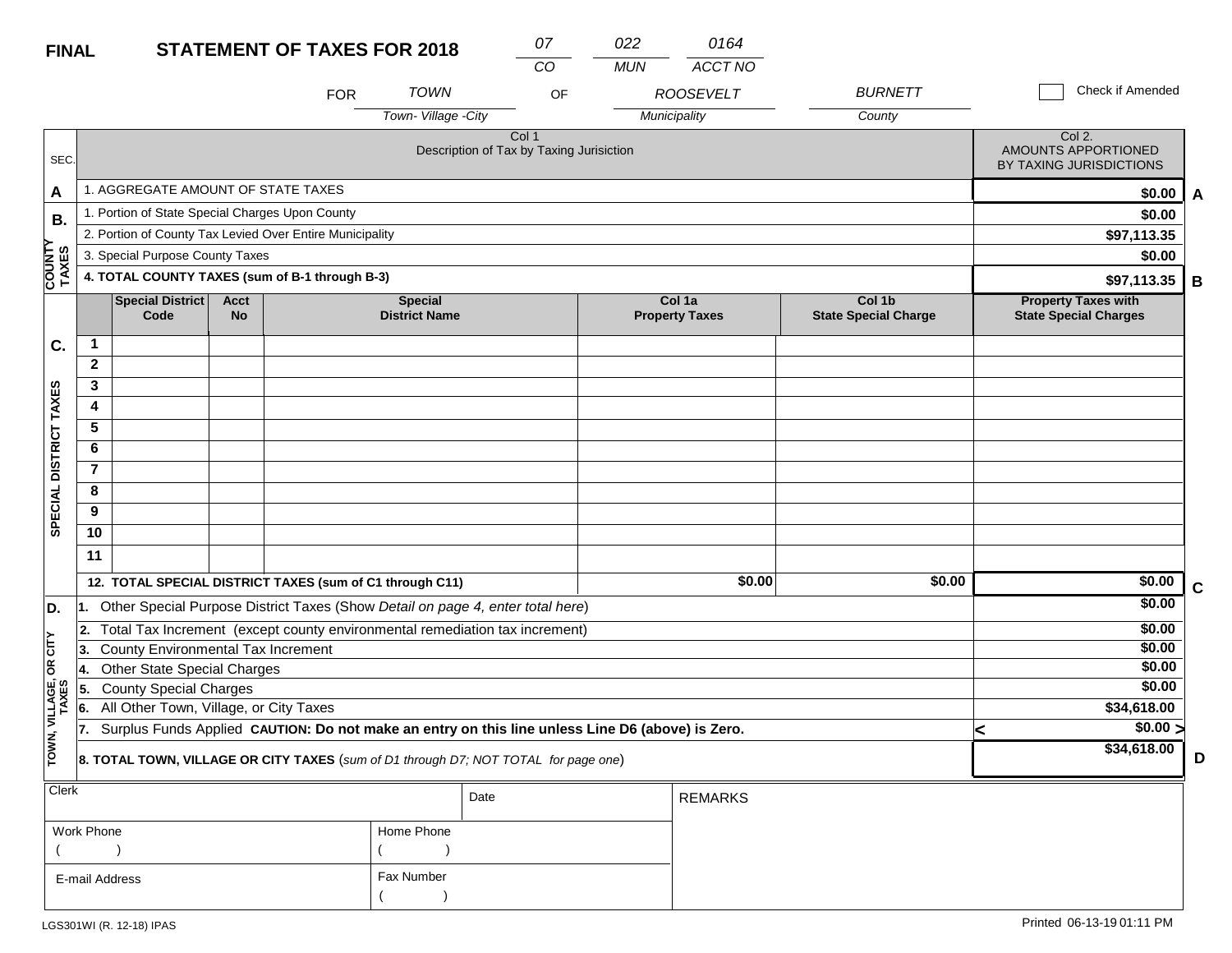**FINAL** **STATEMENT OF TAXES FOR 2018**

| 07 | 022 | 0164 |
|---|---|---|
| CO | MUN | ACCT NO |

FOR TOWN (Town- Village -City) OF ROOSEVELT (Municipality) BURNETT (County)

☐ Check if Amended

| SEC. | Col 1 Description of Tax by Taxing Jurisiction | Col 2. AMOUNTS APPORTIONED BY TAXING JURISDICTIONS | |
|---|---|---|---|
| A | 1. AGGREGATE AMOUNT OF STATE TAXES | $0.00 | A |
| B. COUNTY TAXES | 1. Portion of State Special Charges Upon County | $0.00 | |
| | 2. Portion of County Tax Levied Over Entire Municipality | $97,113.35 | |
| | 3. Special Purpose County Taxes | $0.00 | |
| | **4. TOTAL COUNTY TAXES (sum of B-1 through B-3)** | $97,113.35 | B |

**C. SPECIAL DISTRICT TAXES**

| | Special District Code | Acct No | Special District Name | Col 1a Property Taxes | Col 1b State Special Charge | Property Taxes with State Special Charges |
|---|---|---|---|---|---|---|
| 1 | | | | | | |
| 2 | | | | | | |
| 3 | | | | | | |
| 4 | | | | | | |
| 5 | | | | | | |
| 6 | | | | | | |
| 7 | | | | | | |
| 8 | | | | | | |
| 9 | | | | | | |
| 10 | | | | | | |
| 11 | | | | | | |
| **12. TOTAL SPECIAL DISTRICT TAXES (sum of C1 through C11)** | | | | $0.00 | $0.00 | $0.00 (C) |

**D. TOWN, VILLAGE, OR CITY TAXES**

| | Description | Amount | |
|---|---|---|---|
| 1. | Other Special Purpose District Taxes (Show *Detail on page 4, enter total here*) | $0.00 | |
| 2. | Total Tax Increment (except county environmental remediation tax increment) | $0.00 | |
| 3. | County Environmental Tax Increment | $0.00 | |
| 4. | Other State Special Charges | $0.00 | |
| 5. | County Special Charges | $0.00 | |
| 6. | All Other Town, Village, or City Taxes | $34,618.00 | |
| 7. | Surplus Funds Applied **CAUTION: Do not make an entry on this line unless Line D6 (above) is Zero.** | < $0.00 > | |
| | **8. TOTAL TOWN, VILLAGE OR CITY TAXES** (*sum of D1 through D7; NOT TOTAL for page one*) | $34,618.00 | D |

| Clerk | | Date | REMARKS |
|---|---|---|---|
| Work Phone ( ) | Home Phone ( ) | | |
| E-mail Address | Fax Number ( ) | | |

LGS301WI (R. 12-18) IPAS

Printed 06-13-19 01:11 PM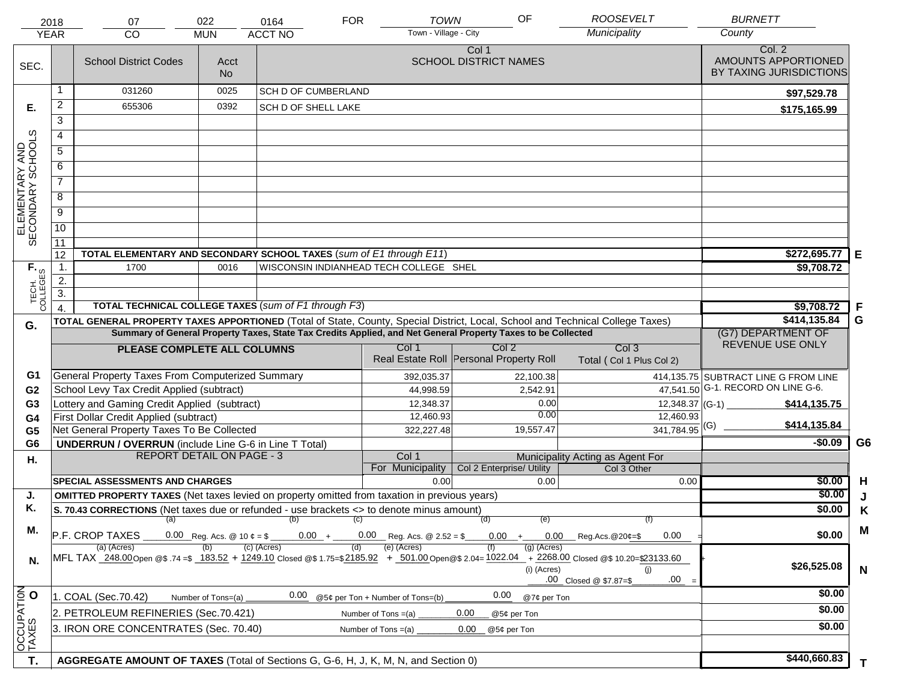| 2018 | 07 | 022 | 0164 | FOR | TOWN | OF | ROOSEVELT | BURNETT |
|---|---|---|---|---|---|---|---|---|
| YEAR | CO | MUN | ACCT NO | | Town - Village - City | | Municipality | County |

| SEC. | | School District Codes | Acct No | Col 1 SCHOOL DISTRICT NAMES | Col. 2 AMOUNTS APPORTIONED BY TAXING JURISDICTIONS | |
|---|---|---|---|---|---|---|
| E. ELEMENTARY AND SECONDARY SCHOOLS | 1 | 031260 | 0025 | SCH D OF CUMBERLAND | $97,529.78 | |
| | 2 | 655306 | 0392 | SCH D OF SHELL LAKE | $175,165.99 | |
| | 3 | | | | | |
| | 4 | | | | | |
| | 5 | | | | | |
| | 6 | | | | | |
| | 7 | | | | | |
| | 8 | | | | | |
| | 9 | | | | | |
| | 10 | | | | | |
| | 11 | | | | | |
| | 12 | TOTAL ELEMENTARY AND SECONDARY SCHOOL TAXES (*sum of E1 through E11*) | | | $272,695.77 | E |
| F. TECH. COLLEGES | 1. | 1700 | 0016 | WISCONSIN INDIANHEAD TECH COLLEGE SHEL | $9,708.72 | |
| | 2. | | | | | |
| | 3. | | | | | |
| | 4. | TOTAL TECHNICAL COLLEGE TAXES (*sum of F1 through F3*) | | | $9,708.72 | F |
| G. | | TOTAL GENERAL PROPERTY TAXES APPORTIONED (Total of State, County, Special District, Local, School and Technical College Taxes) | | | $414,135.84 | G |

**Summary of General Property Taxes, State Tax Credits Applied, and Net General Property Taxes to be Collected**

| | PLEASE COMPLETE ALL COLUMNS | Col 1 Real Estate Roll | Col 2 Personal Property Roll | Col 3 Total ( Col 1 Plus Col 2) | (G7) DEPARTMENT OF REVENUE USE ONLY | |
|---|---|---|---|---|---|---|
| G1 | General Property Taxes From Computerized Summary | 392,035.37 | 22,100.38 | 414,135.75 | SUBTRACT LINE G FROM LINE G-1. RECORD ON LINE G-6. | |
| G2 | School Levy Tax Credit Applied (subtract) | 44,998.59 | 2,542.91 | 47,541.50 | | |
| G3 | Lottery and Gaming Credit Applied (subtract) | 12,348.37 | 0.00 | 12,348.37 | (G-1) $414,135.75 | |
| G4 | First Dollar Credit Applied (subtract) | 12,460.93 | 0.00 | 12,460.93 | | |
| G5 | Net General Property Taxes To Be Collected | 322,227.48 | 19,557.47 | 341,784.95 | (G) $414,135.84 | |
| G6 | UNDERRUN / OVERRUN (include Line G-6 in Line T Total) | | | | -$0.09 | G6 |

| H. | REPORT DETAIL ON PAGE - 3 | Col 1 For Municipality | Col 2 Enterprise/ Utility (Municipality Acting as Agent For) | Col 3 Other | | |
|---|---|---|---|---|---|---|
| | SPECIAL ASSESSMENTS AND CHARGES | 0.00 | 0.00 | 0.00 | $0.00 | H |
| J. | OMITTED PROPERTY TAXES (Net taxes levied on property omitted from taxation in previous years) | | | | $0.00 | J |
| K. | S. 70.43 CORRECTIONS (Net taxes due or refunded - use brackets <> to denote minus amount) | | | | $0.00 | K |
| M. | P.F. CROP TAXES (a) 0.00 Reg. Acs. @ 10 ¢ = $ (b) 0.00 + (c) 0.00 Reg. Acs. @ 2.52 = $ (d) 0.00 + (e) 0.00 Reg.Acs.@20¢=$ (f) 0.00 = | | | | $0.00 | M |
| N. | MFL TAX (a) (Acres) 248.00 Open @$ .74 =$ (b) 183.52 + (c) (Acres) 1249.10 Closed @$ 1.75=$ (d) 2185.92 + (e) (Acres) 501.00 Open@$ 2.04= (f) 1022.04 + (g) (Acres) 2268.00 Closed @$ 10.20=$ 23133.60 + (i) (Acres) .00 Closed @ $7.87=$ (j) .00 = | | | | $26,525.08 | N |
| O. OCCUPATION TAXES | 1. COAL (Sec.70.42) Number of Tons=(a) 0.00 @5¢ per Ton + Number of Tons=(b) 0.00 @7¢ per Ton | | | | $0.00 | |
| | 2. PETROLEUM REFINERIES (Sec.70.421) Number of Tons =(a) 0.00 @5¢ per Ton | | | | $0.00 | |
| | 3. IRON ORE CONCENTRATES (Sec. 70.40) Number of Tons =(a) 0.00 @5¢ per Ton | | | | $0.00 | |
| T. | AGGREGATE AMOUNT OF TAXES (Total of Sections G, G-6, H, J, K, M, N, and Section 0) | | | | $440,660.83 | T |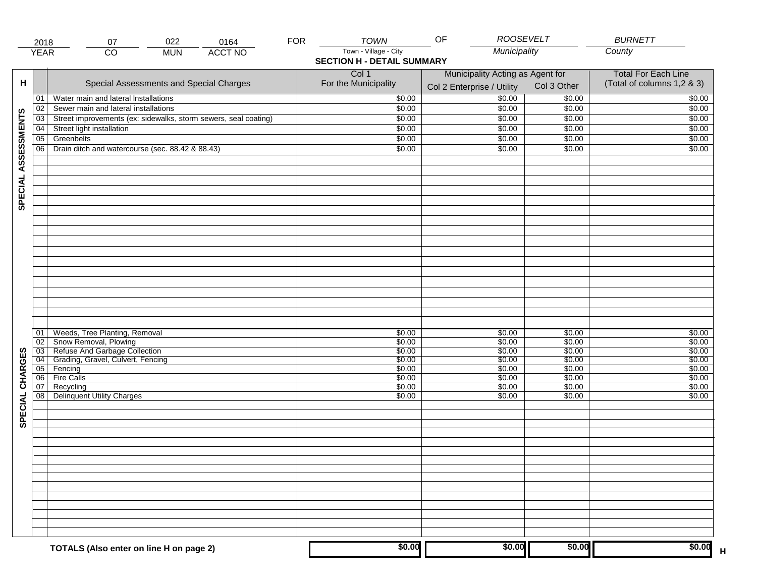| 2018 | 07 | 022 | 0164 | FOR | TOWN | OF | ROOSEVELT | BURNETT |
|---|---|---|---|---|---|---|---|---|
| YEAR | CO | MUN | ACCT NO | | Town - Village - City | | Municipality | County |

## SECTION H - DETAIL SUMMARY

| H | | Special Assessments and Special Charges | Col 1 For the Municipality | Municipality Acting as Agent for Col 2 Enterprise / Utility | Col 3 Other | Total For Each Line (Total of columns 1,2 & 3) |
|---|---|---|---|---|---|---|
| SPECIAL ASSESSMENTS | 01 | Water main and lateral Installations | $0.00 | $0.00 | $0.00 | $0.00 |
| | 02 | Sewer main and lateral installations | $0.00 | $0.00 | $0.00 | $0.00 |
| | 03 | Street improvements (ex: sidewalks, storm sewers, seal coating) | $0.00 | $0.00 | $0.00 | $0.00 |
| | 04 | Street light installation | $0.00 | $0.00 | $0.00 | $0.00 |
| | 05 | Greenbelts | $0.00 | $0.00 | $0.00 | $0.00 |
| | 06 | Drain ditch and watercourse (sec. 88.42 & 88.43) | $0.00 | $0.00 | $0.00 | $0.00 |
| SPECIAL CHARGES | 01 | Weeds, Tree Planting, Removal | $0.00 | $0.00 | $0.00 | $0.00 |
| | 02 | Snow Removal, Plowing | $0.00 | $0.00 | $0.00 | $0.00 |
| | 03 | Refuse And Garbage Collection | $0.00 | $0.00 | $0.00 | $0.00 |
| | 04 | Grading, Gravel, Culvert, Fencing | $0.00 | $0.00 | $0.00 | $0.00 |
| | 05 | Fencing | $0.00 | $0.00 | $0.00 | $0.00 |
| | 06 | Fire Calls | $0.00 | $0.00 | $0.00 | $0.00 |
| | 07 | Recycling | $0.00 | $0.00 | $0.00 | $0.00 |
| | 08 | Delinquent Utility Charges | $0.00 | $0.00 | $0.00 | $0.00 |
| | | **TOTALS (Also enter on line H on page 2)** | **$0.00** | **$0.00** | **$0.00** | **$0.00** H |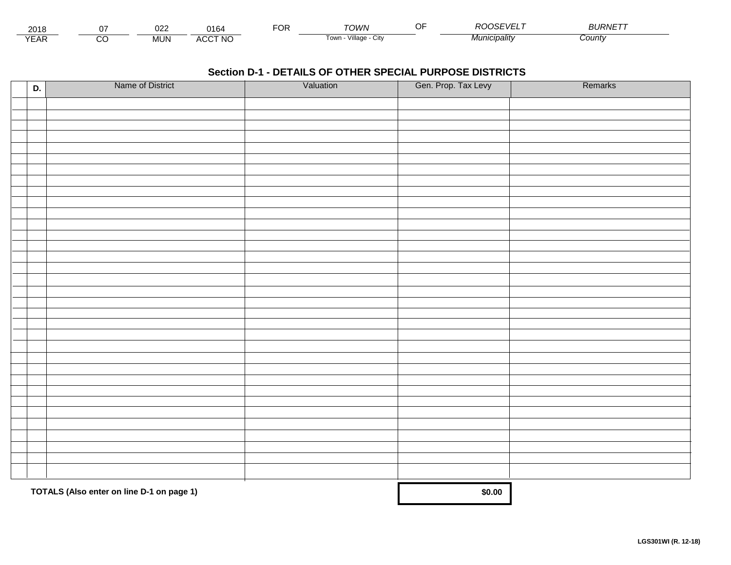| 2018 | 07 | 022 | 0164 | FOR | *TOWN* | OF | *ROOSEVELT* | *BURNETT* |
|---|---|---|---|---|---|---|---|---|
| YEAR | CO | MUN | ACCT NO | | Town - Village - City | | *Municipality* | *County* |

## Section D-1 - DETAILS OF OTHER SPECIAL PURPOSE DISTRICTS

| D. | Name of District | Valuation | Gen. Prop. Tax Levy | Remarks |
|---|---|---|---|---|
| | | | | |
| | | | | |
| | | | | |
| | | | | |
| | | | | |
| | | | | |
| | | | | |
| | | | | |
| | | | | |
| | | | | |
| | | | | |
| | | | | |
| | | | | |
| | | | | |
| | | | | |
| | | | | |
| | | | | |
| | | | | |
| | | | | |
| | | | | |
| | | | | |
| | | | | |
| | | | | |
| | | | | |
| | | | | |
| | | | | |
| | | | | |
| | | | | |
| | | | | |
| | | | | |
| | | | | |
| | | | | |
| | **TOTALS (Also enter on line D-1 on page 1)** | | **$0.00** | |

**LGS301WI (R. 12-18)**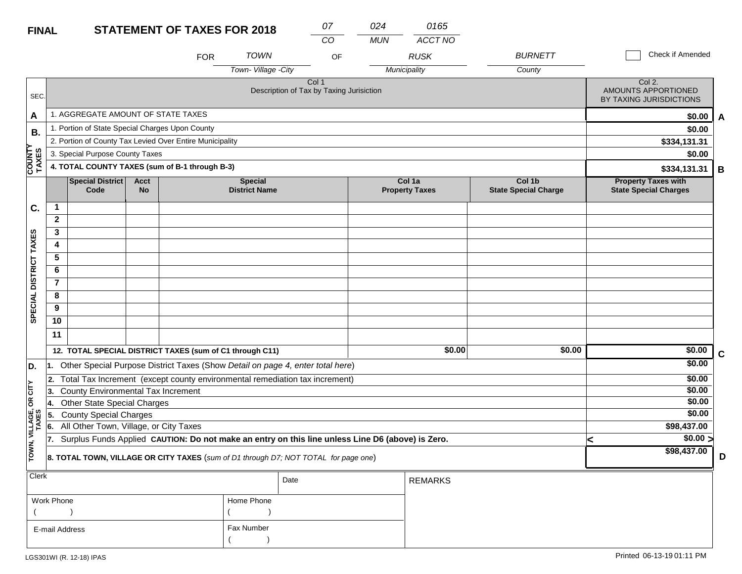**FINAL** **STATEMENT OF TAXES FOR 2018**

| 07 | 024 | 0165 |
|---|---|---|
| CO | MUN | ACCT NO |

FOR TOWN (Town- Village -City) OF RUSK (Municipality) BURNETT (County)

☐ Check if Amended

| SEC. | Col 1 Description of Tax by Taxing Jurisiction | Col 2. AMOUNTS APPORTIONED BY TAXING JURISDICTIONS | |
|---|---|---|---|
| A | 1. AGGREGATE AMOUNT OF STATE TAXES | $0.00 | A |
| B. COUNTY TAXES | 1. Portion of State Special Charges Upon County | $0.00 | |
| | 2. Portion of County Tax Levied Over Entire Municipality | $334,131.31 | |
| | 3. Special Purpose County Taxes | $0.00 | |
| | **4. TOTAL COUNTY TAXES (sum of B-1 through B-3)** | $334,131.31 | B |

| C. SPECIAL DISTRICT TAXES | | Special District Code | Acct No | Special District Name | Col 1a Property Taxes | Col 1b State Special Charge | Property Taxes with State Special Charges | |
|---|---|---|---|---|---|---|---|---|
| | 1 | | | | | | | |
| | 2 | | | | | | | |
| | 3 | | | | | | | |
| | 4 | | | | | | | |
| | 5 | | | | | | | |
| | 6 | | | | | | | |
| | 7 | | | | | | | |
| | 8 | | | | | | | |
| | 9 | | | | | | | |
| | 10 | | | | | | | |
| | 11 | | | | | | | |
| | **12. TOTAL SPECIAL DISTRICT TAXES (sum of C1 through C11)** | | | | $0.00 | $0.00 | $0.00 | C |

| D. TOWN, VILLAGE, OR CITY TAXES | | | |
|---|---|---|---|
| | 1. Other Special Purpose District Taxes (Show *Detail on page 4, enter total here*) | $0.00 | |
| | 2. Total Tax Increment (except county environmental remediation tax increment) | $0.00 | |
| | 3. County Environmental Tax Increment | $0.00 | |
| | 4. Other State Special Charges | $0.00 | |
| | 5. County Special Charges | $0.00 | |
| | 6. All Other Town, Village, or City Taxes | $98,437.00 | |
| | 7. Surplus Funds Applied **CAUTION: Do not make an entry on this line unless Line D6 (above) is Zero.** | < $0.00 > | |
| | **8. TOTAL TOWN, VILLAGE OR CITY TAXES** (*sum of D1 through D7; NOT TOTAL for page one*) | $98,437.00 | D |

| Clerk | | Date | REMARKS |
|---|---|---|---|
| Work Phone ( ) | Home Phone ( ) | | |
| E-mail Address | Fax Number ( ) | | |

LGS301WI (R. 12-18) IPAS

Printed 06-13-19 01:11 PM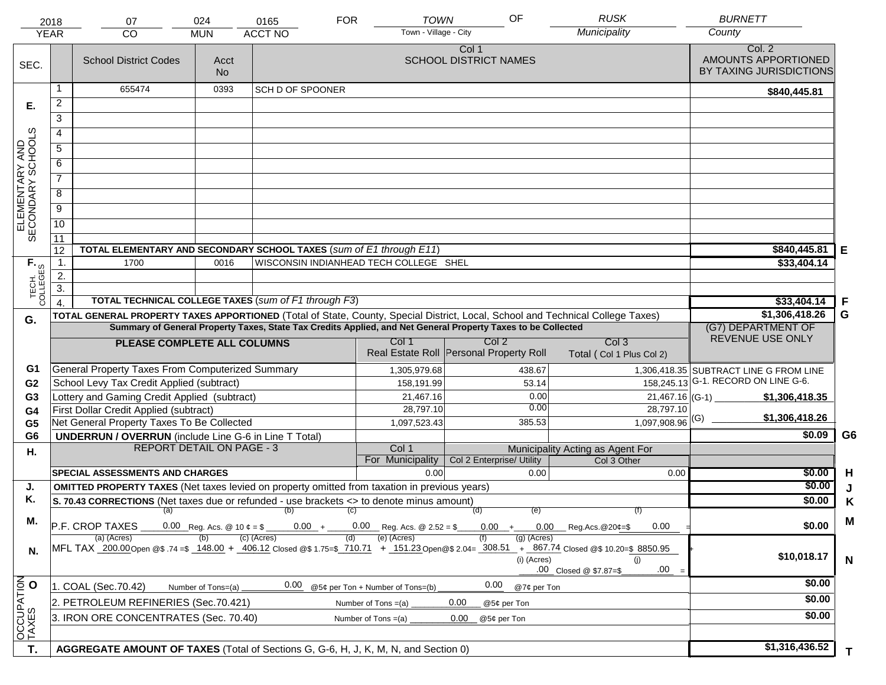| 2018 | 07 | 024 | 0165 | FOR | TOWN | OF | RUSK | BURNETT |
|---|---|---|---|---|---|---|---|---|
| YEAR | CO | MUN | ACCT NO | | Town - Village - City | | Municipality | County |

| SEC. | | School District Codes | Acct No | Col 1 SCHOOL DISTRICT NAMES | Col. 2 AMOUNTS APPORTIONED BY TAXING JURISDICTIONS | |
|---|---|---|---|---|---|---|
| E. ELEMENTARY AND SECONDARY SCHOOLS | 1 | 655474 | 0393 | SCH D OF SPOONER | $840,445.81 | |
| | 2 | | | | | |
| | 3 | | | | | |
| | 4 | | | | | |
| | 5 | | | | | |
| | 6 | | | | | |
| | 7 | | | | | |
| | 8 | | | | | |
| | 9 | | | | | |
| | 10 | | | | | |
| | 11 | | | | | |
| | 12 | **TOTAL ELEMENTARY AND SECONDARY SCHOOL TAXES** (*sum of E1 through E11*) | | | $840,445.81 | E |
| F. TECH. COLLEGES | 1. | 1700 | 0016 | WISCONSIN INDIANHEAD TECH COLLEGE SHEL | $33,404.14 | |
| | 2. | | | | | |
| | 3. | | | | | |
| | 4. | **TOTAL TECHNICAL COLLEGE TAXES** (*sum of F1 through F3*) | | | $33,404.14 | F |
| G. | | **TOTAL GENERAL PROPERTY TAXES APPORTIONED** (Total of State, County, Special District, Local, School and Technical College Taxes) | | | $1,306,418.26 | G |

**Summary of General Property Taxes, State Tax Credits Applied, and Net General Property Taxes to be Collected**

| | PLEASE COMPLETE ALL COLUMNS | Col 1 Real Estate Roll | Col 2 Personal Property Roll | Col 3 Total ( Col 1 Plus Col 2) | (G7) DEPARTMENT OF REVENUE USE ONLY | |
|---|---|---|---|---|---|---|
| G1 | General Property Taxes From Computerized Summary | 1,305,979.68 | 438.67 | 1,306,418.35 | SUBTRACT LINE G FROM LINE G-1. RECORD ON LINE G-6. | |
| G2 | School Levy Tax Credit Applied (subtract) | 158,191.99 | 53.14 | 158,245.13 | | |
| G3 | Lottery and Gaming Credit Applied (subtract) | 21,467.16 | 0.00 | 21,467.16 | (G-1) $1,306,418.35 | |
| G4 | First Dollar Credit Applied (subtract) | 28,797.10 | 0.00 | 28,797.10 | | |
| G5 | Net General Property Taxes To Be Collected | 1,097,523.43 | 385.53 | 1,097,908.96 | (G) $1,306,418.26 | |
| G6 | **UNDERRUN / OVERRUN** (include Line G-6 in Line T Total) | | | | $0.09 | G6 |

| H. | REPORT DETAIL ON PAGE - 3 | Col 1 For Municipality | Col 2 Enterprise/ Utility (Municipality Acting as Agent For) | Col 3 Other | | |
|---|---|---|---|---|---|---|
| | **SPECIAL ASSESSMENTS AND CHARGES** | 0.00 | 0.00 | 0.00 | $0.00 | H |
| J. | **OMITTED PROPERTY TAXES** (Net taxes levied on property omitted from taxation in previous years) | | | | $0.00 | J |
| K. | **S. 70.43 CORRECTIONS** (Net taxes due or refunded - use brackets <> to denote minus amount) | | | | $0.00 | K |
| M. | P.F. CROP TAXES (a) 0.00 Reg. Acs. @ 10 ¢ = $ (b) 0.00 + (c) 0.00 Reg. Acs. @ 2.52 = $ (d) 0.00 + (e) 0.00 Reg.Acs.@20¢=$ (f) 0.00 = | | | | $0.00 | M |
| N. | MFL TAX (a) (Acres) 200.00 Open @$ .74 =$ (b) 148.00 + (c) (Acres) 406.12 Closed @$ 1.75=$ (d) 710.71 + (e) (Acres) 151.23 Open@$ 2.04= (f) 308.51 + (g) (Acres) 867.74 Closed @$ 10.20=$ 8850.95 + (i) (Acres) .00 Closed @ $7.87=$ (j) .00 = | | | | $10,018.17 | N |
| O. OCCUPATION TAXES | 1. COAL (Sec.70.42) Number of Tons=(a) 0.00 @5¢ per Ton + Number of Tons=(b) 0.00 @7¢ per Ton | | | | $0.00 | |
| | 2. PETROLEUM REFINERIES (Sec.70.421) Number of Tons =(a) 0.00 @5¢ per Ton | | | | $0.00 | |
| | 3. IRON ORE CONCENTRATES (Sec. 70.40) Number of Tons =(a) 0.00 @5¢ per Ton | | | | $0.00 | |
| T. | **AGGREGATE AMOUNT OF TAXES** (Total of Sections G, G-6, H, J, K, M, N, and Section 0) | | | | $1,316,436.52 | T |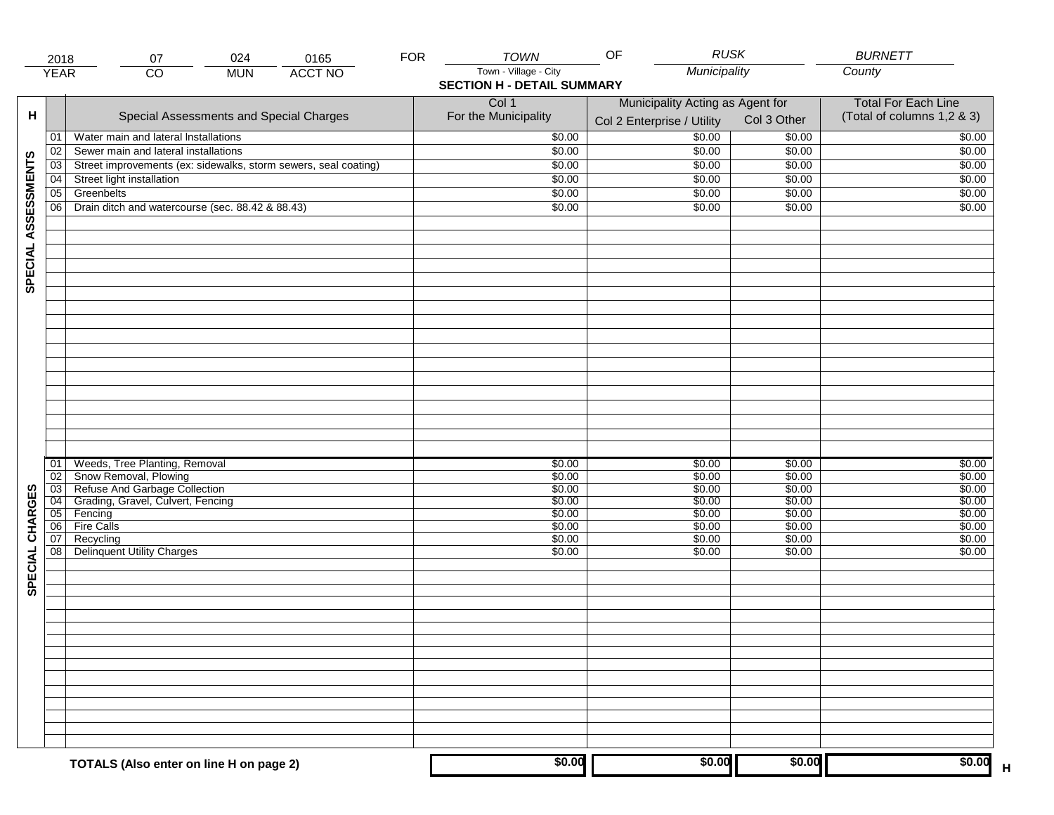| 2018 | 07 | 024 | 0165 | FOR | TOWN | OF | RUSK | BURNETT |
|---|---|---|---|---|---|---|---|---|
| YEAR | CO | MUN | ACCT NO | | Town - Village - City | | Municipality | County |

## SECTION H - DETAIL SUMMARY

| H | | Special Assessments and Special Charges | Col 1 For the Municipality | Municipality Acting as Agent for Col 2 Enterprise / Utility | Col 3 Other | Total For Each Line (Total of columns 1,2 & 3) |
|---|---|---|---|---|---|---|
| SPECIAL ASSESSMENTS | 01 | Water main and lateral Installations | $0.00 | $0.00 | $0.00 | $0.00 |
| | 02 | Sewer main and lateral installations | $0.00 | $0.00 | $0.00 | $0.00 |
| | 03 | Street improvements (ex: sidewalks, storm sewers, seal coating) | $0.00 | $0.00 | $0.00 | $0.00 |
| | 04 | Street light installation | $0.00 | $0.00 | $0.00 | $0.00 |
| | 05 | Greenbelts | $0.00 | $0.00 | $0.00 | $0.00 |
| | 06 | Drain ditch and watercourse (sec. 88.42 & 88.43) | $0.00 | $0.00 | $0.00 | $0.00 |
| SPECIAL CHARGES | 01 | Weeds, Tree Planting, Removal | $0.00 | $0.00 | $0.00 | $0.00 |
| | 02 | Snow Removal, Plowing | $0.00 | $0.00 | $0.00 | $0.00 |
| | 03 | Refuse And Garbage Collection | $0.00 | $0.00 | $0.00 | $0.00 |
| | 04 | Grading, Gravel, Culvert, Fencing | $0.00 | $0.00 | $0.00 | $0.00 |
| | 05 | Fencing | $0.00 | $0.00 | $0.00 | $0.00 |
| | 06 | Fire Calls | $0.00 | $0.00 | $0.00 | $0.00 |
| | 07 | Recycling | $0.00 | $0.00 | $0.00 | $0.00 |
| | 08 | Delinquent Utility Charges | $0.00 | $0.00 | $0.00 | $0.00 |
| | | **TOTALS (Also enter on line H on page 2)** | **$0.00** | **$0.00** | **$0.00** | **$0.00** H |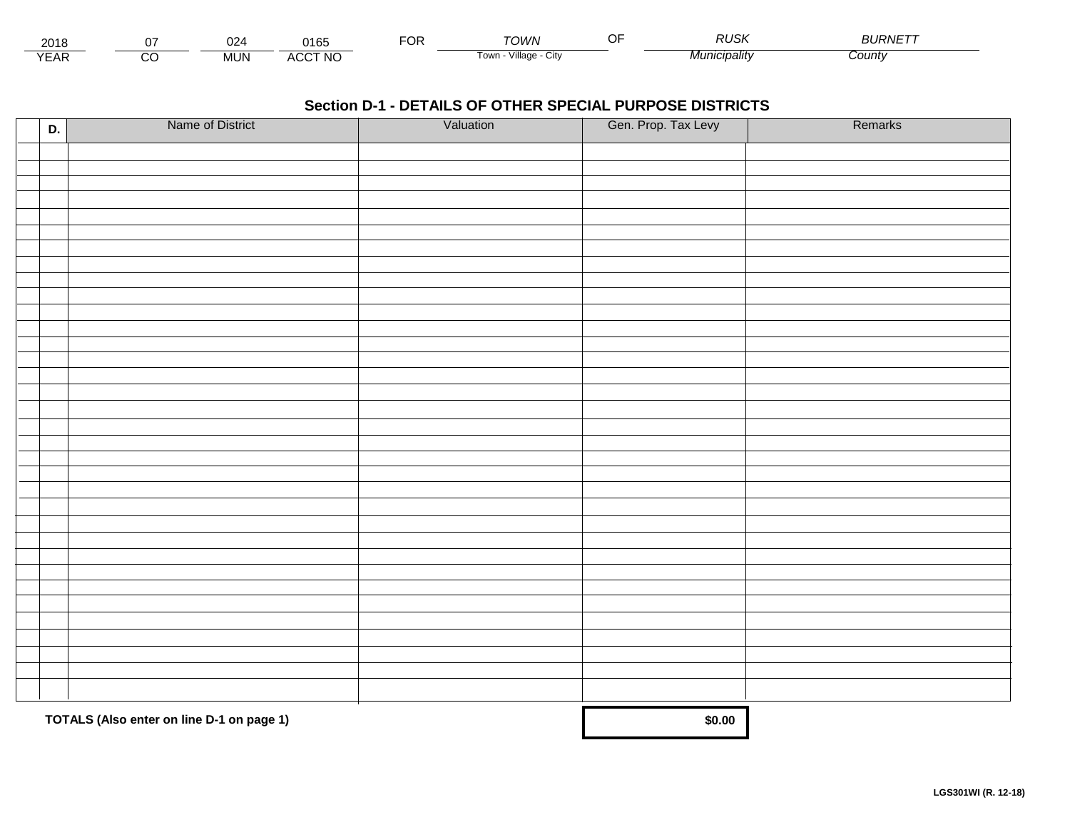| 2018 | 07 | 024 | 0165 | FOR | TOWN | OF | RUSK | BURNETT |
|---|---|---|---|---|---|---|---|---|
| YEAR | CO | MUN | ACCT NO | | Town - Village - City | | Municipality | County |

## Section D-1 - DETAILS OF OTHER SPECIAL PURPOSE DISTRICTS

| D. | Name of District | Valuation | Gen. Prop. Tax Levy | Remarks |
|---|---|---|---|---|
| | | | | |
| | | | | |
| | | | | |
| | | | | |
| | | | | |
| | | | | |
| | | | | |
| | | | | |
| | | | | |
| | | | | |
| | | | | |
| | | | | |
| | | | | |
| | | | | |
| | | | | |
| | | | | |
| | | | | |
| | | | | |
| | | | | |
| | | | | |
| | | | | |
| | | | | |
| | | | | |
| | | | | |
| | | | | |
| | | | | |
| | | | | |
| | | | | |
| | | | | |
| | | | | |
| | | | | |
| | | | | |
| | **TOTALS (Also enter on line D-1 on page 1)** | | **$0.00** | |

**LGS301WI (R. 12-18)**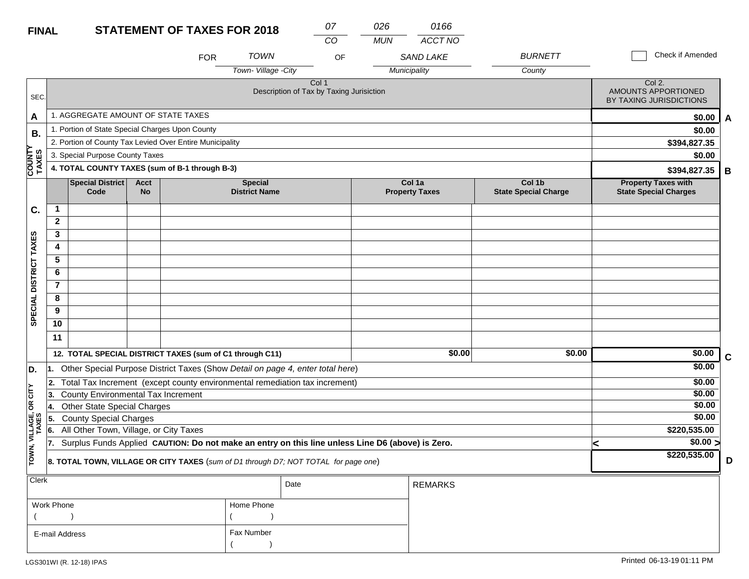**FINAL** **STATEMENT OF TAXES FOR 2018**

| 07 | 026 | 0166 |
|---|---|---|
| CO | MUN | ACCT NO |

FOR TOWN (Town- Village -City) OF SAND LAKE (Municipality) BURNETT (County)

☐ Check if Amended

| SEC. | Col 1 Description of Tax by Taxing Jurisiction | Col 2. AMOUNTS APPORTIONED BY TAXING JURISDICTIONS | |
|---|---|---|---|
| A | 1. AGGREGATE AMOUNT OF STATE TAXES | $0.00 | A |
| B. COUNTY TAXES | 1. Portion of State Special Charges Upon County | $0.00 | |
| | 2. Portion of County Tax Levied Over Entire Municipality | $394,827.35 | |
| | 3. Special Purpose County Taxes | $0.00 | |
| | **4. TOTAL COUNTY TAXES (sum of B-1 through B-3)** | $394,827.35 | B |

| SEC. | | Special District Code | Acct No | Special District Name | Col 1a Property Taxes | Col 1b State Special Charge | Property Taxes with State Special Charges | |
|---|---|---|---|---|---|---|---|---|
| C. SPECIAL DISTRICT TAXES | 1 | | | | | | | |
| | 2 | | | | | | | |
| | 3 | | | | | | | |
| | 4 | | | | | | | |
| | 5 | | | | | | | |
| | 6 | | | | | | | |
| | 7 | | | | | | | |
| | 8 | | | | | | | |
| | 9 | | | | | | | |
| | 10 | | | | | | | |
| | 11 | | | | | | | |
| | **12. TOTAL SPECIAL DISTRICT TAXES (sum of C1 through C11)** | | | | $0.00 | $0.00 | $0.00 | C |

| SEC. | Description | Amount | |
|---|---|---|---|
| D. TOWN, VILLAGE, OR CITY TAXES | 1. Other Special Purpose District Taxes (Show *Detail on page 4, enter total here*) | $0.00 | |
| | 2. Total Tax Increment (except county environmental remediation tax increment) | $0.00 | |
| | 3. County Environmental Tax Increment | $0.00 | |
| | 4. Other State Special Charges | $0.00 | |
| | 5. County Special Charges | $0.00 | |
| | 6. All Other Town, Village, or City Taxes | $220,535.00 | |
| | 7. Surplus Funds Applied **CAUTION: Do not make an entry on this line unless Line D6 (above) is Zero.** | < $0.00 > | |
| | **8. TOTAL TOWN, VILLAGE OR CITY TAXES** (*sum of D1 through D7; NOT TOTAL for page one*) | $220,535.00 | D |

| Clerk | | Date | REMARKS |
|---|---|---|---|
| Work Phone ( ) | Home Phone ( ) | | |
| E-mail Address | Fax Number ( ) | | |

LGS301WI (R. 12-18) IPAS

Printed 06-13-19 01:11 PM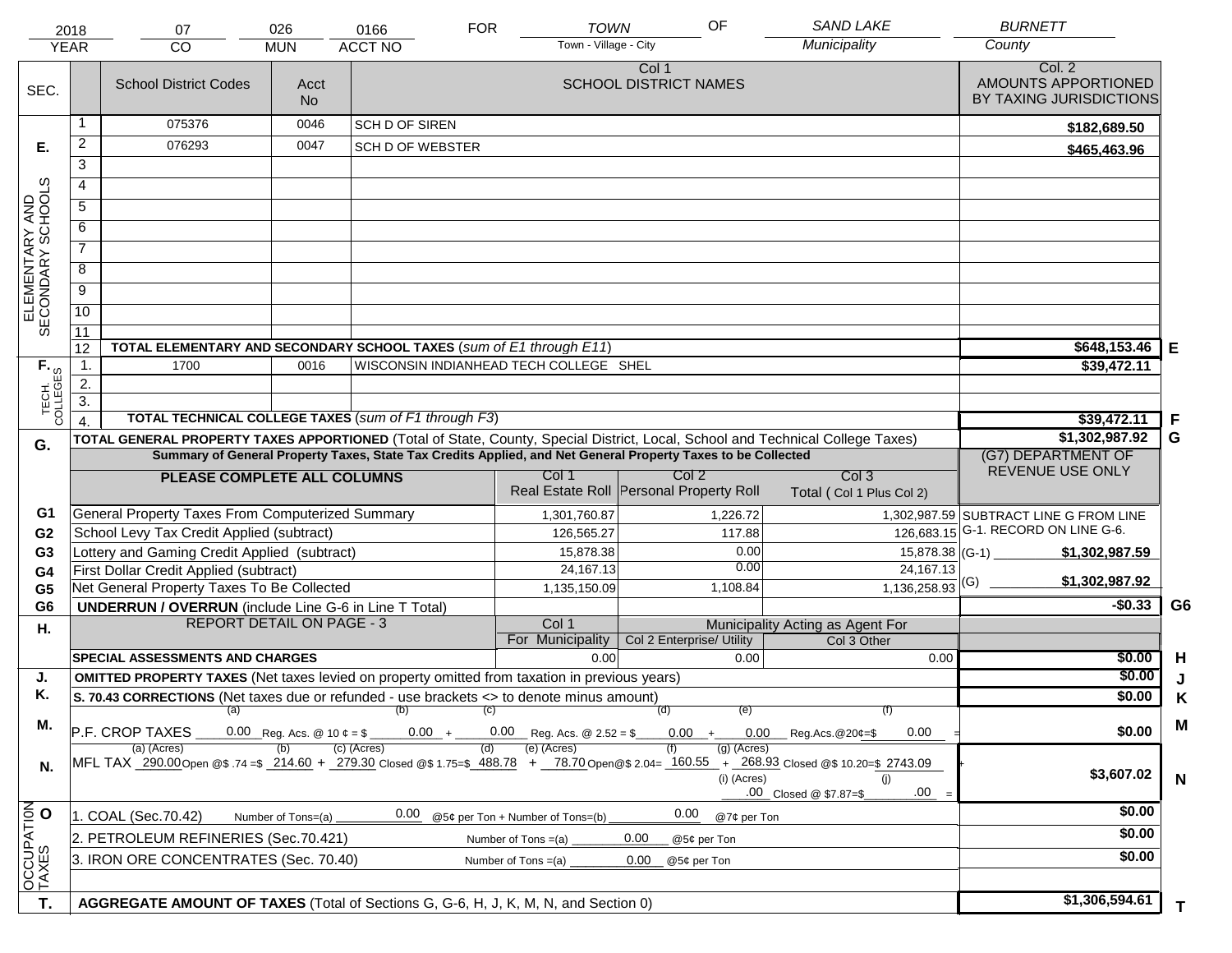| 2018 | 07 | 026 | 0166 | FOR | TOWN | OF | SAND LAKE | BURNETT |
|---|---|---|---|---|---|---|---|---|
| YEAR | CO | MUN | ACCT NO | | Town - Village - City | | Municipality | County |

| SEC. | | School District Codes | Acct No | Col 1 SCHOOL DISTRICT NAMES | Col. 2 AMOUNTS APPORTIONED BY TAXING JURISDICTIONS | |
|---|---|---|---|---|---|---|
| E. ELEMENTARY AND SECONDARY SCHOOLS | 1 | 075376 | 0046 | SCH D OF SIREN | $182,689.50 | |
| | 2 | 076293 | 0047 | SCH D OF WEBSTER | $465,463.96 | |
| | 3 | | | | | |
| | 4 | | | | | |
| | 5 | | | | | |
| | 6 | | | | | |
| | 7 | | | | | |
| | 8 | | | | | |
| | 9 | | | | | |
| | 10 | | | | | |
| | 11 | | | | | |
| | 12 | **TOTAL ELEMENTARY AND SECONDARY SCHOOL TAXES** (*sum of E1 through E11*) | | | $648,153.46 | E |
| F. TECH. COLLEGES | 1. | 1700 | 0016 | WISCONSIN INDIANHEAD TECH COLLEGE SHEL | $39,472.11 | |
| | 2. | | | | | |
| | 3. | | | | | |
| | 4. | **TOTAL TECHNICAL COLLEGE TAXES** (*sum of F1 through F3*) | | | $39,472.11 | F |
| G. | | **TOTAL GENERAL PROPERTY TAXES APPORTIONED** (Total of State, County, Special District, Local, School and Technical College Taxes) | | | $1,302,987.92 | G |

**Summary of General Property Taxes, State Tax Credits Applied, and Net General Property Taxes to be Collected**

| | PLEASE COMPLETE ALL COLUMNS | Col 1 Real Estate Roll | Col 2 Personal Property Roll | Col 3 Total ( Col 1 Plus Col 2) | (G7) DEPARTMENT OF REVENUE USE ONLY | |
|---|---|---|---|---|---|---|
| G1 | General Property Taxes From Computerized Summary | 1,301,760.87 | 1,226.72 | 1,302,987.59 | SUBTRACT LINE G FROM LINE G-1. RECORD ON LINE G-6. | |
| G2 | School Levy Tax Credit Applied (subtract) | 126,565.27 | 117.88 | 126,683.15 | | |
| G3 | Lottery and Gaming Credit Applied (subtract) | 15,878.38 | 0.00 | 15,878.38 | (G-1) $1,302,987.59 | |
| G4 | First Dollar Credit Applied (subtract) | 24,167.13 | 0.00 | 24,167.13 | | |
| G5 | Net General Property Taxes To Be Collected | 1,135,150.09 | 1,108.84 | 1,136,258.93 | (G) $1,302,987.92 | |
| G6 | **UNDERRUN / OVERRUN** (include Line G-6 in Line T Total) | | | | -$0.33 | G6 |

| H. | REPORT DETAIL ON PAGE - 3 | Col 1 For Municipality | Col 2 Enterprise/ Utility (Municipality Acting as Agent For) | Col 3 Other (Municipality Acting as Agent For) | | |
|---|---|---|---|---|---|---|
| | **SPECIAL ASSESSMENTS AND CHARGES** | 0.00 | 0.00 | 0.00 | $0.00 | H |
| J. | **OMITTED PROPERTY TAXES** (Net taxes levied on property omitted from taxation in previous years) | | | | $0.00 | J |
| K. | **S. 70.43 CORRECTIONS** (Net taxes due or refunded - use brackets <> to denote minus amount) | | | | $0.00 | K |
| M. | P.F. CROP TAXES (a) 0.00 Reg. Acs. @ 10 ¢ = $ (b) 0.00 + (c) 0.00 Reg. Acs. @ 2.52 = $ (d) 0.00 + (e) 0.00 Reg.Acs.@20¢=$ (f) 0.00 = | | | | $0.00 | M |
| N. | MFL TAX (a) (Acres) 290.00 Open @$ .74 =$ (b) 214.60 + (c) (Acres) 279.30 Closed @$ 1.75=$ (d) 488.78 + (e) (Acres) 78.70 Open@$ 2.04= (f) 160.55 + (g) (Acres) 268.93 Closed @$ 10.20=$ 2743.09 + (i) (Acres) .00 Closed @ $7.87=$ (j) .00 = | | | | $3,607.02 | N |
| O. OCCUPATION TAXES | 1. COAL (Sec.70.42) Number of Tons=(a) 0.00 @5¢ per Ton + Number of Tons=(b) 0.00 @7¢ per Ton | | | | $0.00 | |
| | 2. PETROLEUM REFINERIES (Sec.70.421) Number of Tons =(a) 0.00 @5¢ per Ton | | | | $0.00 | |
| | 3. IRON ORE CONCENTRATES (Sec. 70.40) Number of Tons =(a) 0.00 @5¢ per Ton | | | | $0.00 | |
| T. | **AGGREGATE AMOUNT OF TAXES** (Total of Sections G, G-6, H, J, K, M, N, and Section 0) | | | | $1,306,594.61 | T |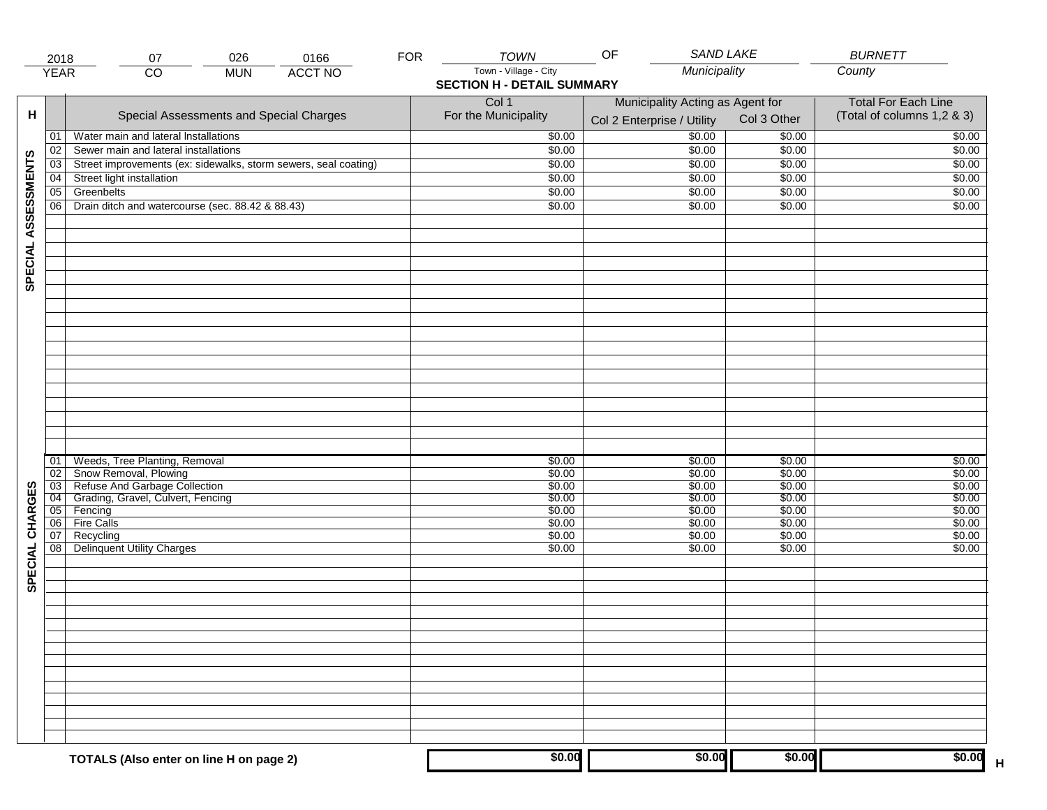| 2018 | 07 | 026 | 0166 | FOR | TOWN | OF | SAND LAKE | BURNETT |
|---|---|---|---|---|---|---|---|---|
| YEAR | CO | MUN | ACCT NO | | Town - Village - City | | Municipality | County |

## SECTION H - DETAIL SUMMARY

| H | | Special Assessments and Special Charges | Col 1 For the Municipality | Municipality Acting as Agent for Col 2 Enterprise / Utility | Col 3 Other | Total For Each Line (Total of columns 1,2 & 3) |
|---|---|---|---|---|---|---|
| SPECIAL ASSESSMENTS | 01 | Water main and lateral Installations | $0.00 | $0.00 | $0.00 | $0.00 |
| | 02 | Sewer main and lateral installations | $0.00 | $0.00 | $0.00 | $0.00 |
| | 03 | Street improvements (ex: sidewalks, storm sewers, seal coating) | $0.00 | $0.00 | $0.00 | $0.00 |
| | 04 | Street light installation | $0.00 | $0.00 | $0.00 | $0.00 |
| | 05 | Greenbelts | $0.00 | $0.00 | $0.00 | $0.00 |
| | 06 | Drain ditch and watercourse (sec. 88.42 & 88.43) | $0.00 | $0.00 | $0.00 | $0.00 |
| SPECIAL CHARGES | 01 | Weeds, Tree Planting, Removal | $0.00 | $0.00 | $0.00 | $0.00 |
| | 02 | Snow Removal, Plowing | $0.00 | $0.00 | $0.00 | $0.00 |
| | 03 | Refuse And Garbage Collection | $0.00 | $0.00 | $0.00 | $0.00 |
| | 04 | Grading, Gravel, Culvert, Fencing | $0.00 | $0.00 | $0.00 | $0.00 |
| | 05 | Fencing | $0.00 | $0.00 | $0.00 | $0.00 |
| | 06 | Fire Calls | $0.00 | $0.00 | $0.00 | $0.00 |
| | 07 | Recycling | $0.00 | $0.00 | $0.00 | $0.00 |
| | 08 | Delinquent Utility Charges | $0.00 | $0.00 | $0.00 | $0.00 |
| | | **TOTALS (Also enter on line H on page 2)** | **$0.00** | **$0.00** | **$0.00** | **$0.00** H |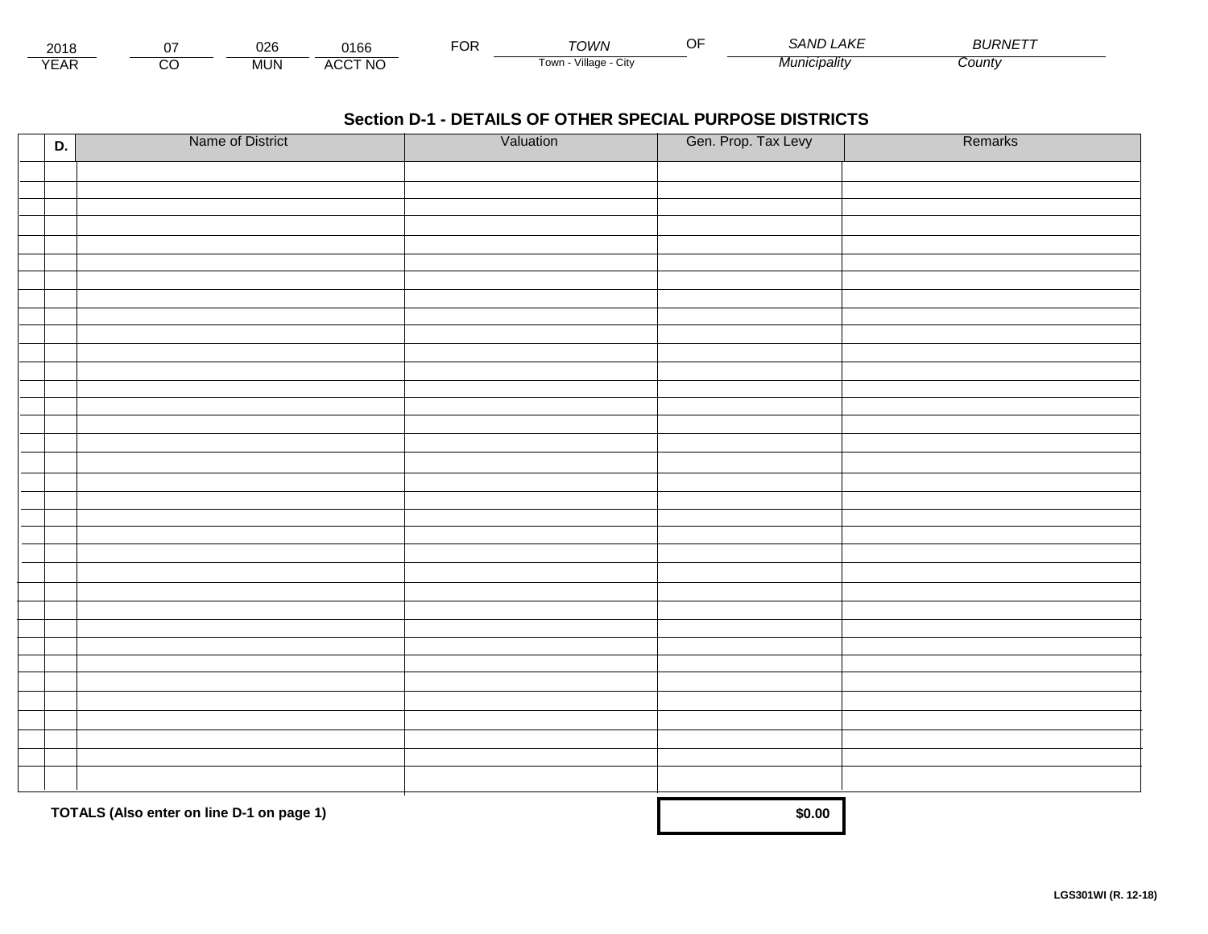| 2018 | 07 | 026 | 0166 | FOR | *TOWN* | OF | *SAND LAKE* | *BURNETT* |
|---|---|---|---|---|---|---|---|---|
| YEAR | CO | MUN | ACCT NO | | Town - Village - City | | *Municipality* | *County* |

## Section D-1 - DETAILS OF OTHER SPECIAL PURPOSE DISTRICTS

| D. | Name of District | Valuation | Gen. Prop. Tax Levy | Remarks |
|---|---|---|---|---|
| | | | | |
| | | | | |
| | | | | |
| | | | | |
| | | | | |
| | | | | |
| | | | | |
| | | | | |
| | | | | |
| | | | | |
| | | | | |
| | | | | |
| | | | | |
| | | | | |
| | | | | |
| | | | | |
| | | | | |
| | | | | |
| | | | | |
| | | | | |
| | | | | |
| | | | | |
| | | | | |
| | | | | |
| | | | | |
| | | | | |
| | | | | |
| | | | | |
| | | | | |
| | | | | |
| | | | | |
| | | | | |
| | | | | |
| | | | | |
| | | | | |
| | **TOTALS (Also enter on line D-1 on page 1)** | | **$0.00** | |

**LGS301WI (R. 12-18)**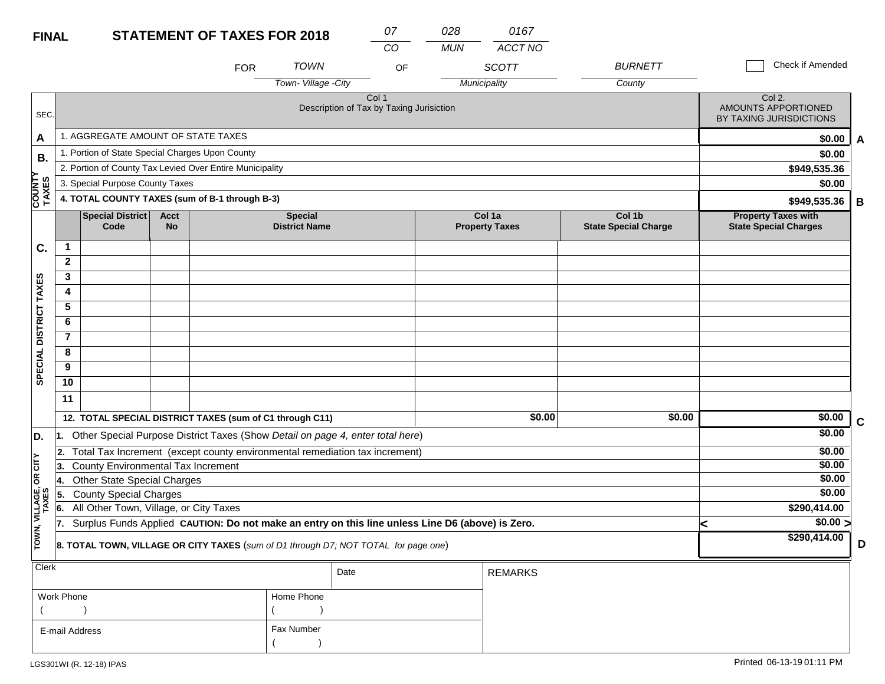**FINAL** **STATEMENT OF TAXES FOR 2018**

| 07 | 028 | 0167 |
|---|---|---|
| CO | MUN | ACCT NO |

FOR TOWN (Town- Village -City) OF SCOTT (Municipality) BURNETT (County)

☐ Check if Amended

| SEC. | Col 1 Description of Tax by Taxing Jurisiction | Col 2. AMOUNTS APPORTIONED BY TAXING JURISDICTIONS | |
|---|---|---|---|
| A | 1. AGGREGATE AMOUNT OF STATE TAXES | $0.00 | A |
| B. COUNTY TAXES | 1. Portion of State Special Charges Upon County | $0.00 | |
| | 2. Portion of County Tax Levied Over Entire Municipality | $949,535.36 | |
| | 3. Special Purpose County Taxes | $0.00 | |
| | **4. TOTAL COUNTY TAXES (sum of B-1 through B-3)** | $949,535.36 | B |

| SEC. | | Special District Code | Acct No | Special District Name | Col 1a Property Taxes | Col 1b State Special Charge | Property Taxes with State Special Charges | |
|---|---|---|---|---|---|---|---|---|
| C. SPECIAL DISTRICT TAXES | 1 | | | | | | | |
| | 2 | | | | | | | |
| | 3 | | | | | | | |
| | 4 | | | | | | | |
| | 5 | | | | | | | |
| | 6 | | | | | | | |
| | 7 | | | | | | | |
| | 8 | | | | | | | |
| | 9 | | | | | | | |
| | 10 | | | | | | | |
| | 11 | | | | | | | |
| | **12. TOTAL SPECIAL DISTRICT TAXES (sum of C1 through C11)** | | | | $0.00 | $0.00 | $0.00 | C |

| SEC. | Description | Amount | |
|---|---|---|---|
| D. TOWN, VILLAGE, OR CITY TAXES | 1. Other Special Purpose District Taxes (Show *Detail on page 4, enter total here*) | $0.00 | |
| | 2. Total Tax Increment (except county environmental remediation tax increment) | $0.00 | |
| | 3. County Environmental Tax Increment | $0.00 | |
| | 4. Other State Special Charges | $0.00 | |
| | 5. County Special Charges | $0.00 | |
| | 6. All Other Town, Village, or City Taxes | $290,414.00 | |
| | 7. Surplus Funds Applied **CAUTION: Do not make an entry on this line unless Line D6 (above) is Zero.** | < $0.00 > | |
| | **8. TOTAL TOWN, VILLAGE OR CITY TAXES** (*sum of D1 through D7; NOT TOTAL for page one*) | $290,414.00 | D |

| Clerk | | Date | REMARKS |
|---|---|---|---|
| Work Phone ( ) | Home Phone ( ) | | |
| E-mail Address | Fax Number ( ) | | |

LGS301WI (R. 12-18) IPAS

Printed 06-13-19 01:11 PM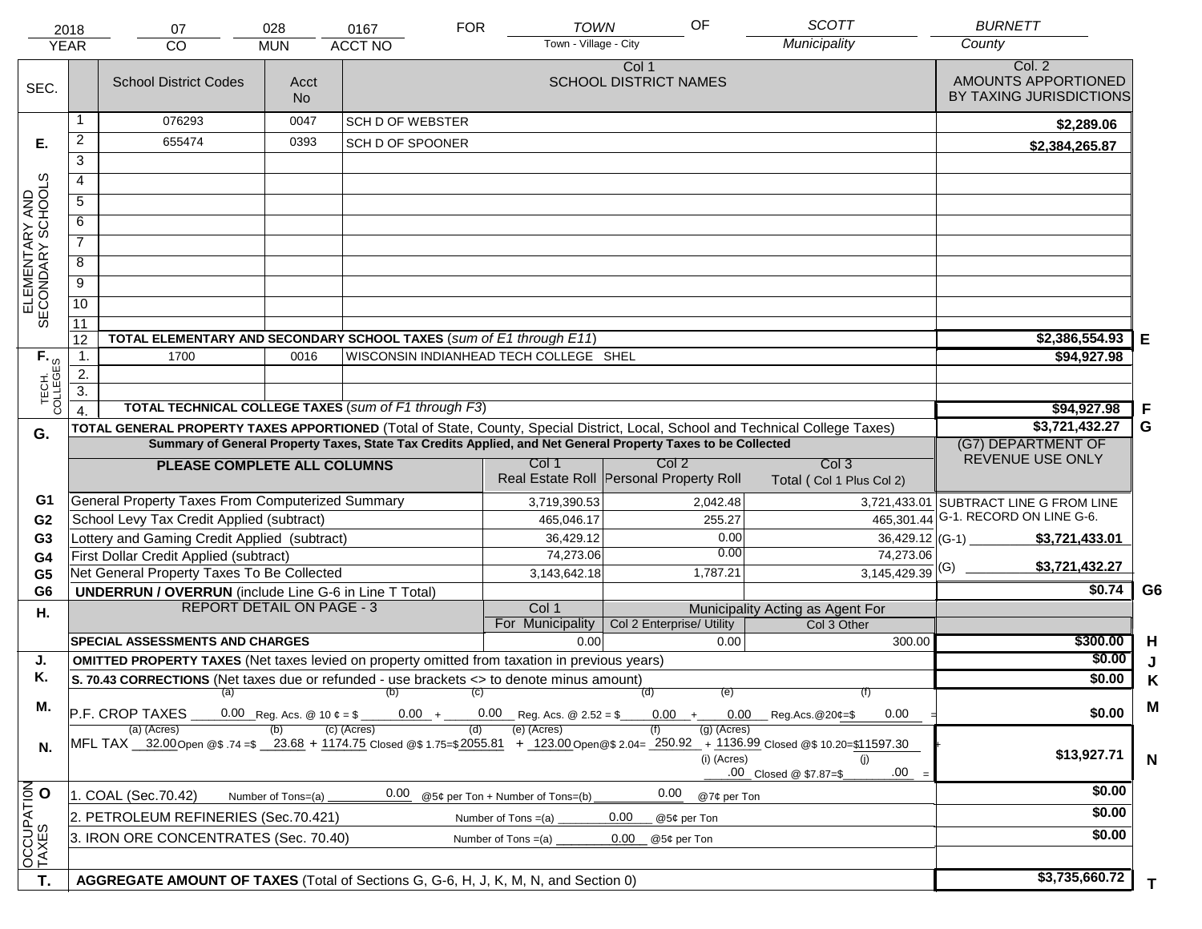| 2018 | 07 | 028 | 0167 | FOR | TOWN | OF | SCOTT | BURNETT |
|---|---|---|---|---|---|---|---|---|
| YEAR | CO | MUN | ACCT NO | | Town - Village - City | | Municipality | County |

| SEC. | | School District Codes | Acct No | Col 1 SCHOOL DISTRICT NAMES | Col. 2 AMOUNTS APPORTIONED BY TAXING JURISDICTIONS | |
|---|---|---|---|---|---|---|
| E. ELEMENTARY AND SECONDARY SCHOOLS | 1 | 076293 | 0047 | SCH D OF WEBSTER | $2,289.06 | |
| | 2 | 655474 | 0393 | SCH D OF SPOONER | $2,384,265.87 | |
| | 3 | | | | | |
| | 4 | | | | | |
| | 5 | | | | | |
| | 6 | | | | | |
| | 7 | | | | | |
| | 8 | | | | | |
| | 9 | | | | | |
| | 10 | | | | | |
| | 11 | | | | | |
| | 12 | **TOTAL ELEMENTARY AND SECONDARY SCHOOL TAXES** (*sum of E1 through E11*) | | | $2,386,554.93 | E |
| F. TECH. COLLEGES | 1. | 1700 | 0016 | WISCONSIN INDIANHEAD TECH COLLEGE SHEL | $94,927.98 | |
| | 2. | | | | | |
| | 3. | | | | | |
| | 4. | **TOTAL TECHNICAL COLLEGE TAXES** (*sum of F1 through F3*) | | | $94,927.98 | F |
| G. | | **TOTAL GENERAL PROPERTY TAXES APPORTIONED** (Total of State, County, Special District, Local, School and Technical College Taxes) | | | $3,721,432.27 | G |

**Summary of General Property Taxes, State Tax Credits Applied, and Net General Property Taxes to be Collected**

| | PLEASE COMPLETE ALL COLUMNS | Col 1 Real Estate Roll | Col 2 Personal Property Roll | Col 3 Total ( Col 1 Plus Col 2) | (G7) DEPARTMENT OF REVENUE USE ONLY | |
|---|---|---|---|---|---|---|
| G1 | General Property Taxes From Computerized Summary | 3,719,390.53 | 2,042.48 | 3,721,433.01 | SUBTRACT LINE G FROM LINE G-1. RECORD ON LINE G-6. | |
| G2 | School Levy Tax Credit Applied (subtract) | 465,046.17 | 255.27 | 465,301.44 | | |
| G3 | Lottery and Gaming Credit Applied (subtract) | 36,429.12 | 0.00 | 36,429.12 | (G-1) $3,721,433.01 | |
| G4 | First Dollar Credit Applied (subtract) | 74,273.06 | 0.00 | 74,273.06 | | |
| G5 | Net General Property Taxes To Be Collected | 3,143,642.18 | 1,787.21 | 3,145,429.39 | (G) $3,721,432.27 | |
| G6 | **UNDERRUN / OVERRUN** (include Line G-6 in Line T Total) | | | | $0.74 | G6 |

| H. | REPORT DETAIL ON PAGE - 3 | Col 1 For Municipality | Col 2 Enterprise/ Utility (Municipality Acting as Agent For) | Col 3 Other (Municipality Acting as Agent For) | | |
|---|---|---|---|---|---|---|
| | **SPECIAL ASSESSMENTS AND CHARGES** | 0.00 | 0.00 | 300.00 | $300.00 | H |
| J. | **OMITTED PROPERTY TAXES** (Net taxes levied on property omitted from taxation in previous years) | | | | $0.00 | J |
| K. | **S. 70.43 CORRECTIONS** (Net taxes due or refunded - use brackets <> to denote minus amount) | | | | $0.00 | K |
| M. | P.F. CROP TAXES (a) 0.00 Reg. Acs. @ 10 ¢ = $ (b) 0.00 + (c) 0.00 Reg. Acs. @ 2.52 = $ (d) 0.00 + (e) 0.00 Reg.Acs.@20¢=$ (f) 0.00 = | | | | $0.00 | M |
| N. | MFL TAX (a) (Acres) 32.00 Open @$ .74 =$ (b) 23.68 + (c) (Acres) 1174.75 Closed @$ 1.75=$ (d) 2055.81 + (e) (Acres) 123.00 Open@$ 2.04= (f) 250.92 + (g) (Acres) 1136.99 Closed @$ 10.20=$ 11597.30 + (i) (Acres) .00 Closed @ $7.87=$ (j) .00 = | | | | $13,927.71 | N |
| O. OCCUPATION TAXES | 1. COAL (Sec.70.42) Number of Tons=(a) 0.00 @5¢ per Ton + Number of Tons=(b) 0.00 @7¢ per Ton | | | | $0.00 | |
| | 2. PETROLEUM REFINERIES (Sec.70.421) Number of Tons =(a) 0.00 @5¢ per Ton | | | | $0.00 | |
| | 3. IRON ORE CONCENTRATES (Sec. 70.40) Number of Tons =(a) 0.00 @5¢ per Ton | | | | $0.00 | |
| T. | **AGGREGATE AMOUNT OF TAXES** (Total of Sections G, G-6, H, J, K, M, N, and Section 0) | | | | $3,735,660.72 | T |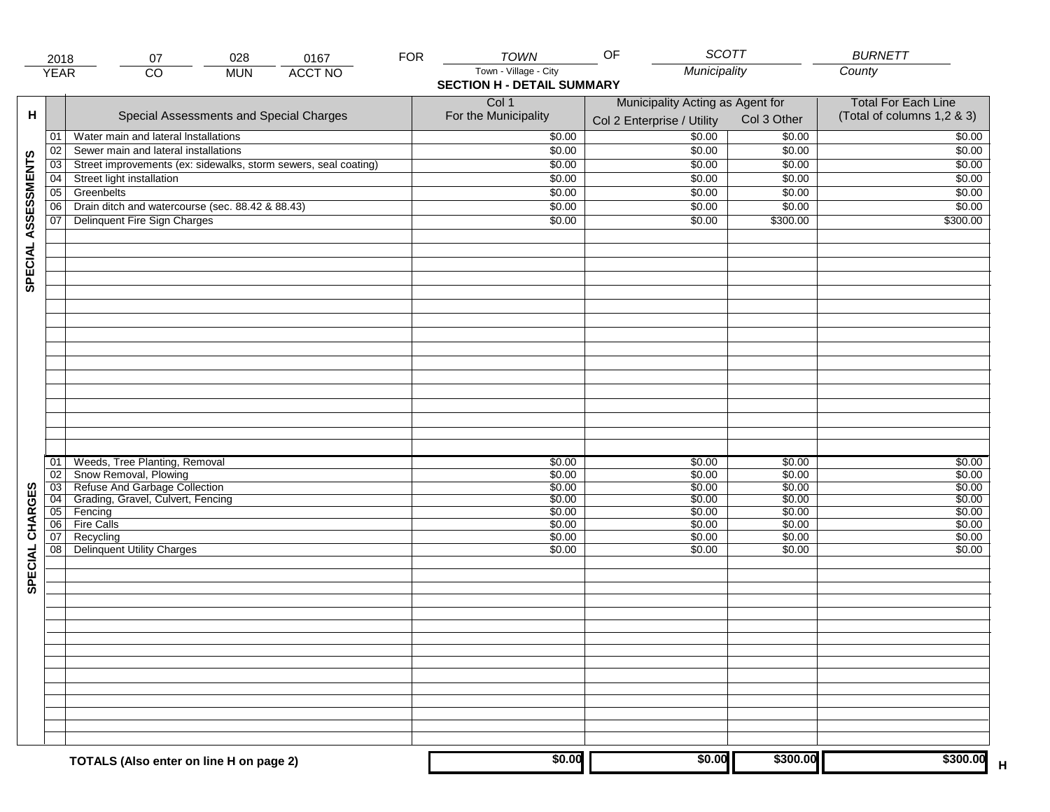| 2018 | 07 | 028 | 0167 | FOR | TOWN | OF | SCOTT | BURNETT |
|---|---|---|---|---|---|---|---|---|
| YEAR | CO | MUN | ACCT NO | | Town - Village - City | | Municipality | County |

**SECTION H - DETAIL SUMMARY**

| H | | Special Assessments and Special Charges | Col 1 For the Municipality | Municipality Acting as Agent for Col 2 Enterprise / Utility | Col 3 Other | Total For Each Line (Total of columns 1,2 & 3) |
|---|---|---|---|---|---|---|
| SPECIAL ASSESSMENTS | 01 | Water main and lateral Installations | $0.00 | $0.00 | $0.00 | $0.00 |
| | 02 | Sewer main and lateral installations | $0.00 | $0.00 | $0.00 | $0.00 |
| | 03 | Street improvements (ex: sidewalks, storm sewers, seal coating) | $0.00 | $0.00 | $0.00 | $0.00 |
| | 04 | Street light installation | $0.00 | $0.00 | $0.00 | $0.00 |
| | 05 | Greenbelts | $0.00 | $0.00 | $0.00 | $0.00 |
| | 06 | Drain ditch and watercourse (sec. 88.42 & 88.43) | $0.00 | $0.00 | $0.00 | $0.00 |
| | 07 | Delinquent Fire Sign Charges | $0.00 | $0.00 | $300.00 | $300.00 |
| SPECIAL CHARGES | 01 | Weeds, Tree Planting, Removal | $0.00 | $0.00 | $0.00 | $0.00 |
| | 02 | Snow Removal, Plowing | $0.00 | $0.00 | $0.00 | $0.00 |
| | 03 | Refuse And Garbage Collection | $0.00 | $0.00 | $0.00 | $0.00 |
| | 04 | Grading, Gravel, Culvert, Fencing | $0.00 | $0.00 | $0.00 | $0.00 |
| | 05 | Fencing | $0.00 | $0.00 | $0.00 | $0.00 |
| | 06 | Fire Calls | $0.00 | $0.00 | $0.00 | $0.00 |
| | 07 | Recycling | $0.00 | $0.00 | $0.00 | $0.00 |
| | 08 | Delinquent Utility Charges | $0.00 | $0.00 | $0.00 | $0.00 |
| | | **TOTALS (Also enter on line H on page 2)** | **$0.00** | **$0.00** | **$300.00** | **$300.00** H |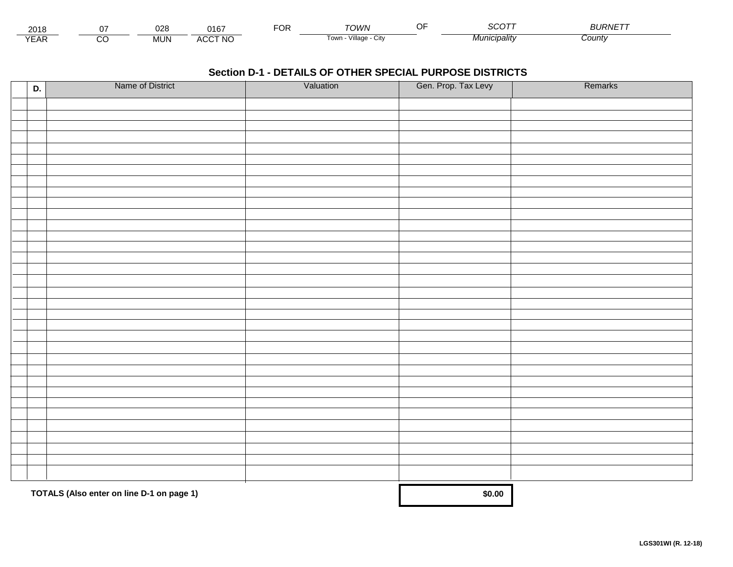| 2018 | 07 | 028 | 0167 | FOR | TOWN | OF | SCOTT | BURNETT |
|---|---|---|---|---|---|---|---|---|
| YEAR | CO | MUN | ACCT NO | | Town - Village - City | | Municipality | County |

## Section D-1 - DETAILS OF OTHER SPECIAL PURPOSE DISTRICTS

| D. | Name of District | Valuation | Gen. Prop. Tax Levy | Remarks |
|---|---|---|---|---|
| | | | | |
| | | | | |
| | | | | |
| | | | | |
| | | | | |
| | | | | |
| | | | | |
| | | | | |
| | | | | |
| | | | | |
| | | | | |
| | | | | |
| | | | | |
| | | | | |
| | | | | |
| | | | | |
| | | | | |
| | | | | |
| | | | | |
| | | | | |
| | | | | |
| | | | | |
| | | | | |
| | | | | |
| | | | | |
| | | | | |
| | | | | |
| | | | | |
| | | | | |
| | | | | |
| | | | | |
| | | | | |
| | | | | |

**TOTALS (Also enter on line D-1 on page 1)** **$0.00**

**LGS301WI (R. 12-18)**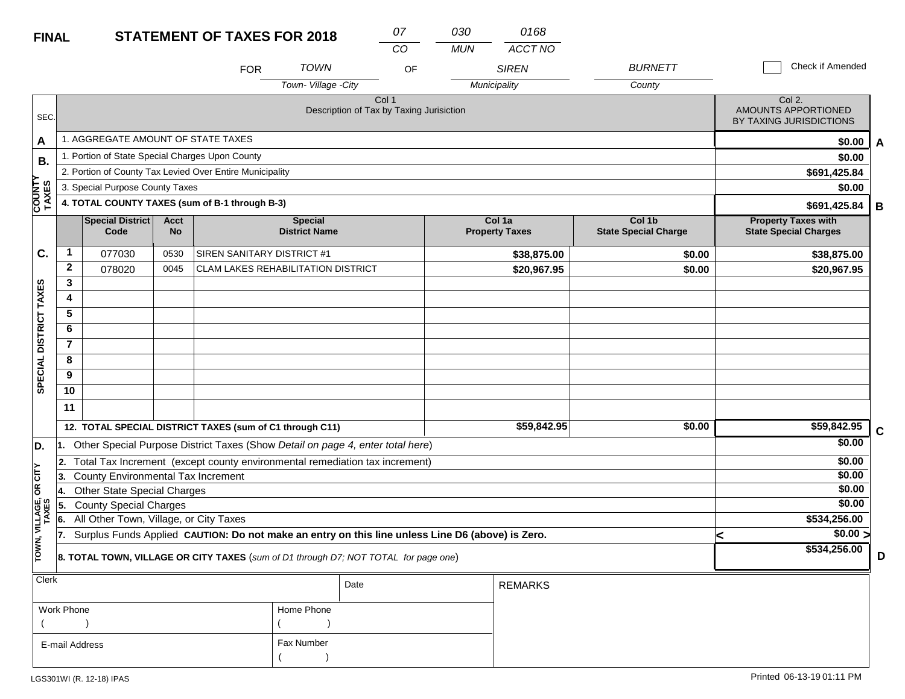**FINAL** **STATEMENT OF TAXES FOR 2018**

| 07 | 030 | 0168 |
|---|---|---|
| CO | MUN | ACCT NO |

FOR *TOWN* (Town- Village -City) OF *SIREN* (Municipality) *BURNETT* (County)

☐ Check if Amended

| SEC. | Col 1 Description of Tax by Taxing Jurisiction | Col 2. AMOUNTS APPORTIONED BY TAXING JURISDICTIONS | |
|---|---|---|---|
| A | 1. AGGREGATE AMOUNT OF STATE TAXES | $0.00 | A |
| B. COUNTY TAXES | 1. Portion of State Special Charges Upon County | $0.00 | |
| | 2. Portion of County Tax Levied Over Entire Municipality | $691,425.84 | |
| | 3. Special Purpose County Taxes | $0.00 | |
| | **4. TOTAL COUNTY TAXES (sum of B-1 through B-3)** | $691,425.84 | B |

| SEC. | | Special District Code | Acct No | Special District Name | Col 1a Property Taxes | Col 1b State Special Charge | Property Taxes with State Special Charges | |
|---|---|---|---|---|---|---|---|---|
| C. SPECIAL DISTRICT TAXES | 1 | 077030 | 0530 | SIREN SANITARY DISTRICT #1 | $38,875.00 | $0.00 | $38,875.00 | |
| | 2 | 078020 | 0045 | CLAM LAKES REHABILITATION DISTRICT | $20,967.95 | $0.00 | $20,967.95 | |
| | 3 | | | | | | | |
| | 4 | | | | | | | |
| | 5 | | | | | | | |
| | 6 | | | | | | | |
| | 7 | | | | | | | |
| | 8 | | | | | | | |
| | 9 | | | | | | | |
| | 10 | | | | | | | |
| | 11 | | | | | | | |
| | **12. TOTAL SPECIAL DISTRICT TAXES (sum of C1 through C11)** | | | | $59,842.95 | $0.00 | $59,842.95 | C |

| SEC. | Description | Amount | |
|---|---|---|---|
| D. TOWN, VILLAGE, OR CITY TAXES | 1. Other Special Purpose District Taxes (Show *Detail on page 4, enter total here*) | $0.00 | |
| | 2. Total Tax Increment (except county environmental remediation tax increment) | $0.00 | |
| | 3. County Environmental Tax Increment | $0.00 | |
| | 4. Other State Special Charges | $0.00 | |
| | 5. County Special Charges | $0.00 | |
| | 6. All Other Town, Village, or City Taxes | $534,256.00 | |
| | 7. Surplus Funds Applied **CAUTION: Do not make an entry on this line unless Line D6 (above) is Zero.** | < $0.00 > | |
| | **8. TOTAL TOWN, VILLAGE OR CITY TAXES** (*sum of D1 through D7; NOT TOTAL for page one*) | $534,256.00 | D |

| Clerk | Date | REMARKS |
|---|---|---|
| Work Phone ( ) | Home Phone ( ) | |
| E-mail Address | Fax Number ( ) | |

LGS301WI (R. 12-18) IPAS

Printed 06-13-19 01:11 PM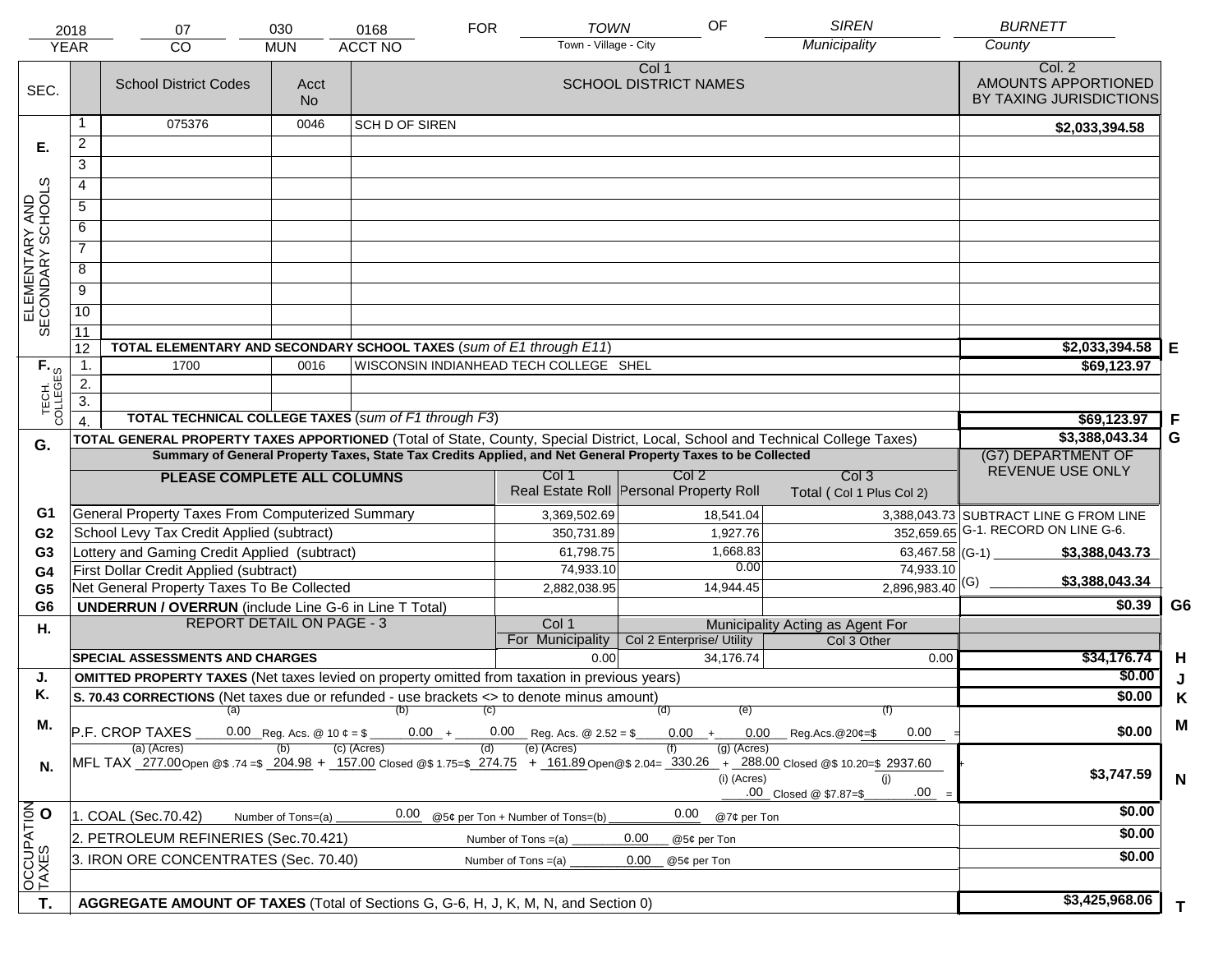| 2018 | 07 | 030 | 0168 | FOR | TOWN | OF | SIREN | BURNETT |
|---|---|---|---|---|---|---|---|---|
| YEAR | CO | MUN | ACCT NO | | Town - Village - City | | Municipality | County |

| SEC. | | School District Codes | Acct No | Col 1 SCHOOL DISTRICT NAMES | Col. 2 AMOUNTS APPORTIONED BY TAXING JURISDICTIONS | |
|---|---|---|---|---|---|---|
| E. ELEMENTARY AND SECONDARY SCHOOLS | 1 | 075376 | 0046 | SCH D OF SIREN | $2,033,394.58 | |
| | 2 | | | | | |
| | 3 | | | | | |
| | 4 | | | | | |
| | 5 | | | | | |
| | 6 | | | | | |
| | 7 | | | | | |
| | 8 | | | | | |
| | 9 | | | | | |
| | 10 | | | | | |
| | 11 | | | | | |
| | 12 | TOTAL ELEMENTARY AND SECONDARY SCHOOL TAXES (*sum of E1 through E11*) | | | $2,033,394.58 | E |
| F. TECH. COLLEGES | 1. | 1700 | 0016 | WISCONSIN INDIANHEAD TECH COLLEGE SHEL | $69,123.97 | |
| | 2. | | | | | |
| | 3. | | | | | |
| | 4. | TOTAL TECHNICAL COLLEGE TAXES (*sum of F1 through F3*) | | | $69,123.97 | F |
| G. | | TOTAL GENERAL PROPERTY TAXES APPORTIONED (Total of State, County, Special District, Local, School and Technical College Taxes) | | | $3,388,043.34 | G |

Summary of General Property Taxes, State Tax Credits Applied, and Net General Property Taxes to be Collected

| | PLEASE COMPLETE ALL COLUMNS | Col 1 Real Estate Roll | Col 2 Personal Property Roll | Col 3 Total ( Col 1 Plus Col 2) | (G7) DEPARTMENT OF REVENUE USE ONLY | |
|---|---|---|---|---|---|---|
| G1 | General Property Taxes From Computerized Summary | 3,369,502.69 | 18,541.04 | 3,388,043.73 | SUBTRACT LINE G FROM LINE G-1. RECORD ON LINE G-6. | |
| G2 | School Levy Tax Credit Applied (subtract) | 350,731.89 | 1,927.76 | 352,659.65 | | |
| G3 | Lottery and Gaming Credit Applied (subtract) | 61,798.75 | 1,668.83 | 63,467.58 | (G-1) $3,388,043.73 | |
| G4 | First Dollar Credit Applied (subtract) | 74,933.10 | 0.00 | 74,933.10 | | |
| G5 | Net General Property Taxes To Be Collected | 2,882,038.95 | 14,944.45 | 2,896,983.40 | (G) $3,388,043.34 | |
| G6 | UNDERRUN / OVERRUN (include Line G-6 in Line T Total) | | | | $0.39 | G6 |

| H. | REPORT DETAIL ON PAGE - 3 | Col 1 For Municipality | Col 2 Enterprise/ Utility (Municipality Acting as Agent For) | Col 3 Other | | |
|---|---|---|---|---|---|---|
| | SPECIAL ASSESSMENTS AND CHARGES | 0.00 | 34,176.74 | 0.00 | $34,176.74 | H |
| J. | OMITTED PROPERTY TAXES (Net taxes levied on property omitted from taxation in previous years) | | | | $0.00 | J |
| K. | S. 70.43 CORRECTIONS (Net taxes due or refunded - use brackets <> to denote minus amount) | | | | $0.00 | K |
| M. | P.F. CROP TAXES (a) 0.00 Reg. Acs. @ 10 ¢ = $ (b) 0.00 + (c) 0.00 Reg. Acs. @ 2.52 = $ (d) 0.00 + (e) 0.00 Reg.Acs.@20¢=$ (f) 0.00 = | | | | $0.00 | M |
| N. | MFL TAX (a) (Acres) 277.00 Open @$ .74 =$ (b) 204.98 + (c) (Acres) 157.00 Closed @$ 1.75=$ (d) 274.75 + (e) (Acres) 161.89 Open@$ 2.04= (f) 330.26 + (g) (Acres) 288.00 Closed @$ 10.20=$ 2937.60 + (i) (Acres) .00 Closed @ $7.87=$ (j) .00 = | | | | $3,747.59 | N |
| O. OCCUPATION TAXES | 1. COAL (Sec.70.42) Number of Tons=(a) 0.00 @5¢ per Ton + Number of Tons=(b) 0.00 @7¢ per Ton | | | | $0.00 | |
| | 2. PETROLEUM REFINERIES (Sec.70.421) Number of Tons =(a) 0.00 @5¢ per Ton | | | | $0.00 | |
| | 3. IRON ORE CONCENTRATES (Sec. 70.40) Number of Tons =(a) 0.00 @5¢ per Ton | | | | $0.00 | |
| T. | AGGREGATE AMOUNT OF TAXES (Total of Sections G, G-6, H, J, K, M, N, and Section 0) | | | | $3,425,968.06 | T |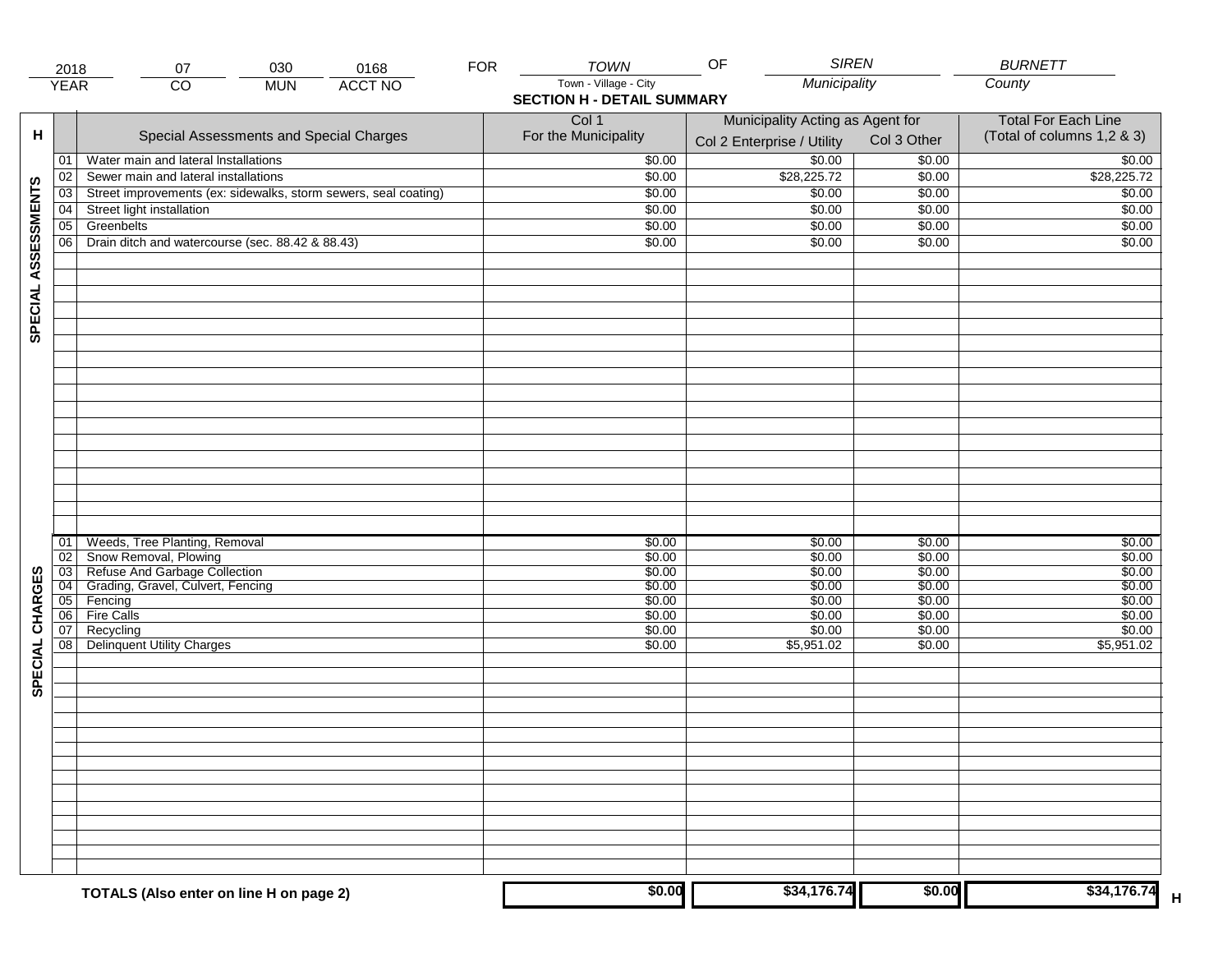| 2018 | 07 | 030 | 0168 | FOR | TOWN | OF | SIREN | BURNETT |
|---|---|---|---|---|---|---|---|---|
| YEAR | CO | MUN | ACCT NO | | Town - Village - City | | Municipality | County |

## SECTION H - DETAIL SUMMARY

| H | | Special Assessments and Special Charges | Col 1 For the Municipality | Municipality Acting as Agent for: Col 2 Enterprise / Utility | Col 3 Other | Total For Each Line (Total of columns 1,2 & 3) |
|---|---|---|---|---|---|---|
| SPECIAL ASSESSMENTS | 01 | Water main and lateral Installations | $0.00 | $0.00 | $0.00 | $0.00 |
| | 02 | Sewer main and lateral installations | $0.00 | $28,225.72 | $0.00 | $28,225.72 |
| | 03 | Street improvements (ex: sidewalks, storm sewers, seal coating) | $0.00 | $0.00 | $0.00 | $0.00 |
| | 04 | Street light installation | $0.00 | $0.00 | $0.00 | $0.00 |
| | 05 | Greenbelts | $0.00 | $0.00 | $0.00 | $0.00 |
| | 06 | Drain ditch and watercourse (sec. 88.42 & 88.43) | $0.00 | $0.00 | $0.00 | $0.00 |
| SPECIAL CHARGES | 01 | Weeds, Tree Planting, Removal | $0.00 | $0.00 | $0.00 | $0.00 |
| | 02 | Snow Removal, Plowing | $0.00 | $0.00 | $0.00 | $0.00 |
| | 03 | Refuse And Garbage Collection | $0.00 | $0.00 | $0.00 | $0.00 |
| | 04 | Grading, Gravel, Culvert, Fencing | $0.00 | $0.00 | $0.00 | $0.00 |
| | 05 | Fencing | $0.00 | $0.00 | $0.00 | $0.00 |
| | 06 | Fire Calls | $0.00 | $0.00 | $0.00 | $0.00 |
| | 07 | Recycling | $0.00 | $0.00 | $0.00 | $0.00 |
| | 08 | Delinquent Utility Charges | $0.00 | $5,951.02 | $0.00 | $5,951.02 |
| | | **TOTALS (Also enter on line H on page 2)** | **$0.00** | **$34,176.74** | **$0.00** | **$34,176.74** H |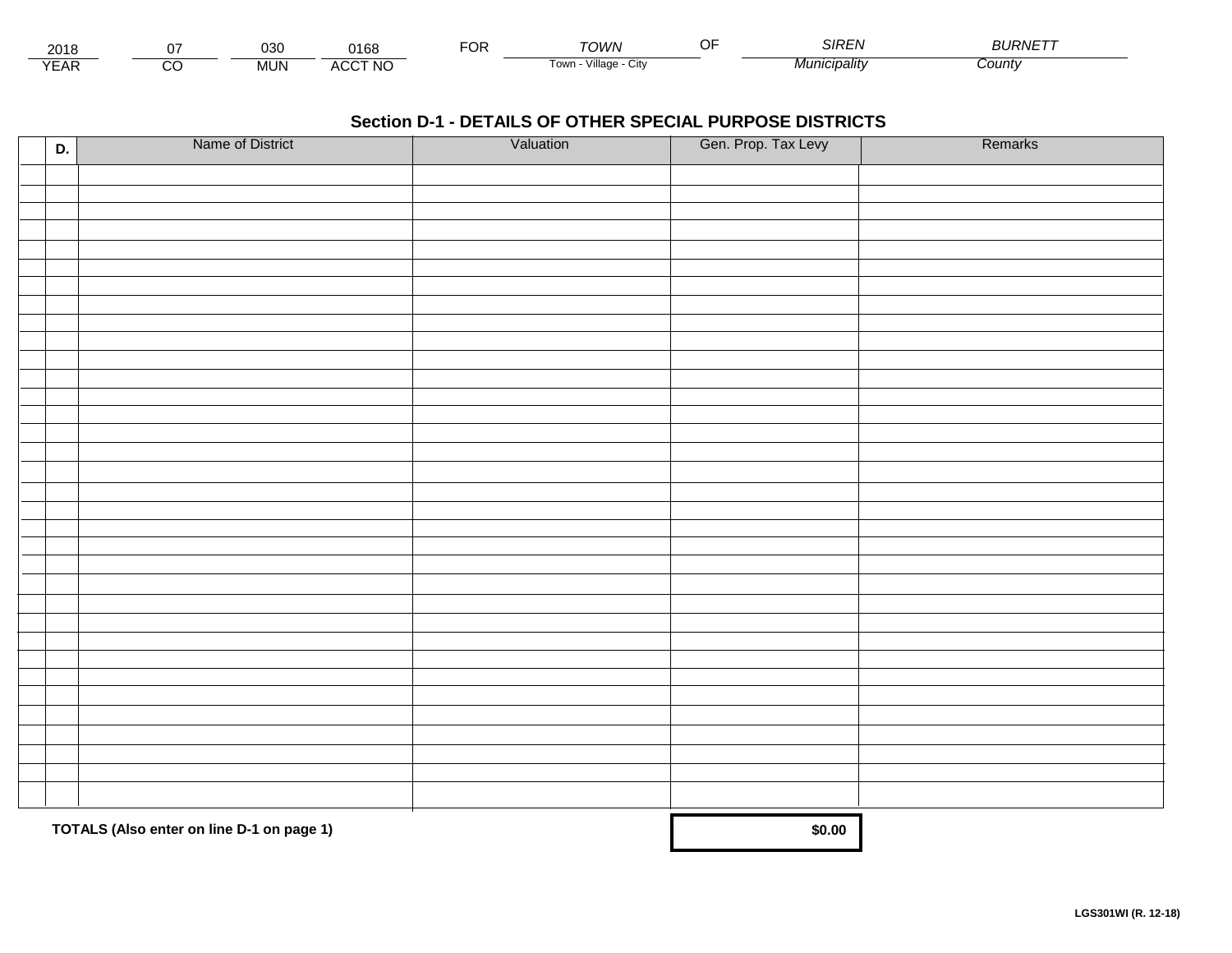| 2018 | 07 | 030 | 0168 | FOR | TOWN | OF | SIREN | BURNETT |
|---|---|---|---|---|---|---|---|---|
| YEAR | CO | MUN | ACCT NO | | Town - Village - City | | Municipality | County |

## Section D-1 - DETAILS OF OTHER SPECIAL PURPOSE DISTRICTS

| D. | Name of District | Valuation | Gen. Prop. Tax Levy | Remarks |
|---|---|---|---|---|
| | | | | |
| | | | | |
| | | | | |
| | | | | |
| | | | | |
| | | | | |
| | | | | |
| | | | | |
| | | | | |
| | | | | |
| | | | | |
| | | | | |
| | | | | |
| | | | | |
| | | | | |
| | | | | |
| | | | | |
| | | | | |
| | | | | |
| | | | | |
| | | | | |
| | | | | |
| | | | | |
| | | | | |
| | | | | |
| | | | | |
| | | | | |
| | | | | |
| | | | | |
| | | | | |
| | | | | |
| | | | | |
| | | | | |
| | **TOTALS (Also enter on line D-1 on page 1)** | | **$0.00** | |

**LGS301WI (R. 12-18)**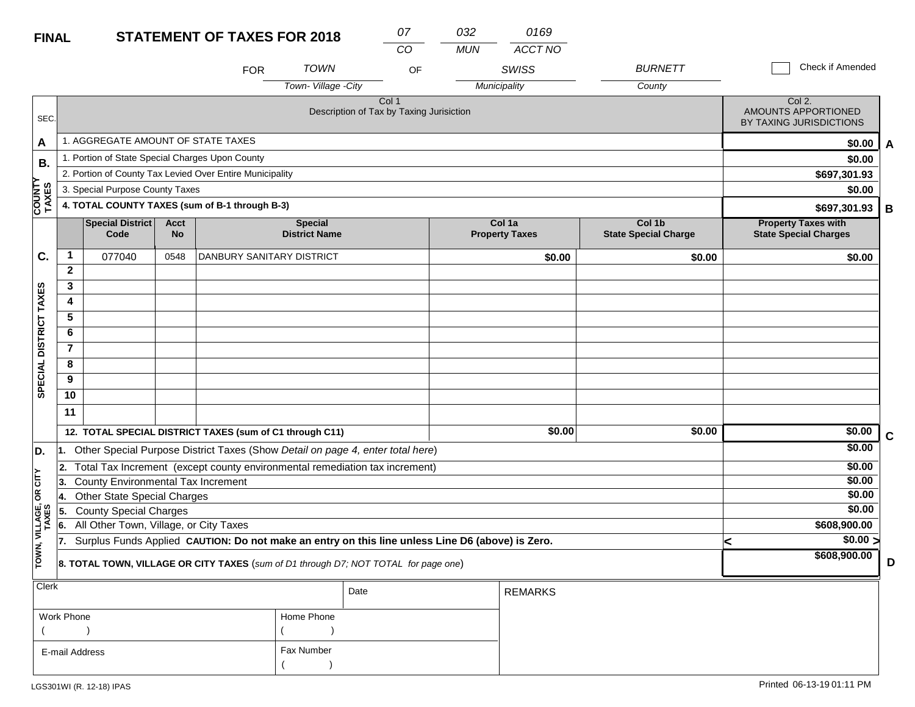**FINAL** **STATEMENT OF TAXES FOR 2018**

| 07 | 032 | 0169 |
|---|---|---|
| CO | MUN | ACCT NO |

FOR TOWN OF SWISS BURNETT

Town- Village -City | Municipality | County

☐ Check if Amended

| SEC. | Col 1 Description of Tax by Taxing Jurisiction | Col 2. AMOUNTS APPORTIONED BY TAXING JURISDICTIONS | |
|---|---|---|---|
| A | 1. AGGREGATE AMOUNT OF STATE TAXES | $0.00 | A |
| B. COUNTY TAXES | 1. Portion of State Special Charges Upon County | $0.00 | |
| | 2. Portion of County Tax Levied Over Entire Municipality | $697,301.93 | |
| | 3. Special Purpose County Taxes | $0.00 | |
| | **4. TOTAL COUNTY TAXES (sum of B-1 through B-3)** | $697,301.93 | B |

| C. SPECIAL DISTRICT TAXES | | Special District Code | Acct No | Special District Name | Col 1a Property Taxes | Col 1b State Special Charge | Property Taxes with State Special Charges | |
|---|---|---|---|---|---|---|---|---|
| | 1 | 077040 | 0548 | DANBURY SANITARY DISTRICT | $0.00 | $0.00 | $0.00 | |
| | 2 | | | | | | | |
| | 3 | | | | | | | |
| | 4 | | | | | | | |
| | 5 | | | | | | | |
| | 6 | | | | | | | |
| | 7 | | | | | | | |
| | 8 | | | | | | | |
| | 9 | | | | | | | |
| | 10 | | | | | | | |
| | 11 | | | | | | | |
| | **12. TOTAL SPECIAL DISTRICT TAXES (sum of C1 through C11)** | | | | $0.00 | $0.00 | $0.00 | C |

| D. TOWN, VILLAGE, OR CITY TAXES | | | |
|---|---|---|---|
| | 1. Other Special Purpose District Taxes (Show *Detail on page 4, enter total here*) | $0.00 | |
| | 2. Total Tax Increment (except county environmental remediation tax increment) | $0.00 | |
| | 3. County Environmental Tax Increment | $0.00 | |
| | 4. Other State Special Charges | $0.00 | |
| | 5. County Special Charges | $0.00 | |
| | 6. All Other Town, Village, or City Taxes | $608,900.00 | |
| | 7. Surplus Funds Applied **CAUTION: Do not make an entry on this line unless Line D6 (above) is Zero.** | < $0.00 > | |
| | **8. TOTAL TOWN, VILLAGE OR CITY TAXES** (*sum of D1 through D7; NOT TOTAL for page one*) | $608,900.00 | D |

| Clerk | | Date | REMARKS |
|---|---|---|---|
| Work Phone ( ) | Home Phone ( ) | | |
| E-mail Address | Fax Number ( ) | | |

LGS301WI (R. 12-18) IPAS

Printed 06-13-19 01:11 PM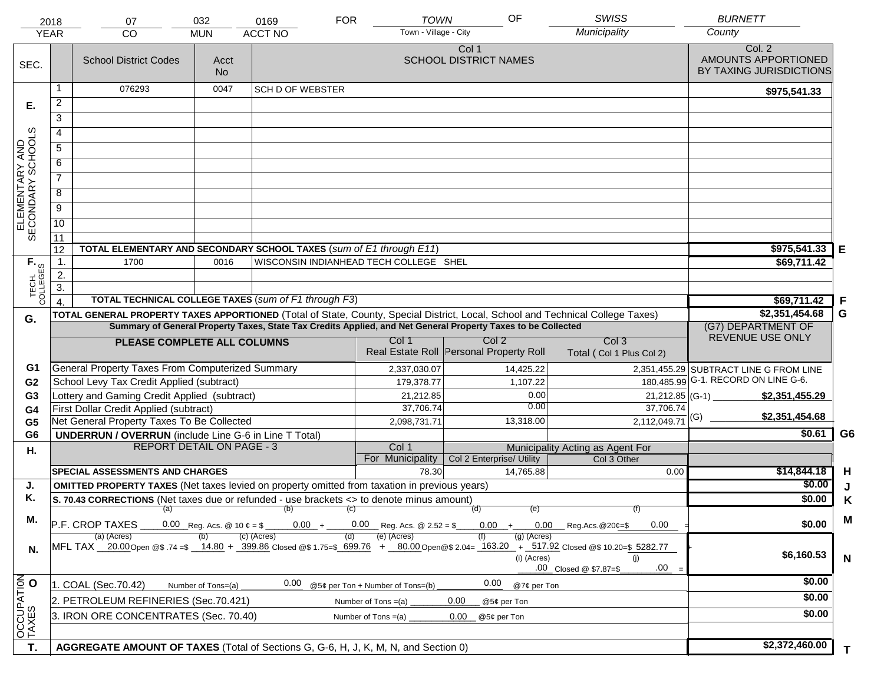| 2018 | 07 | 032 | 0169 | FOR | TOWN | OF | SWISS | BURNETT |
|---|---|---|---|---|---|---|---|---|
| YEAR | CO | MUN | ACCT NO | | Town - Village - City | | Municipality | County |

| SEC. | | School District Codes | Acct No | Col 1 SCHOOL DISTRICT NAMES | Col. 2 AMOUNTS APPORTIONED BY TAXING JURISDICTIONS | |
|---|---|---|---|---|---|---|
| E. ELEMENTARY AND SECONDARY SCHOOLS | 1 | 076293 | 0047 | SCH D OF WEBSTER | $975,541.33 | |
| | 2 | | | | | |
| | 3 | | | | | |
| | 4 | | | | | |
| | 5 | | | | | |
| | 6 | | | | | |
| | 7 | | | | | |
| | 8 | | | | | |
| | 9 | | | | | |
| | 10 | | | | | |
| | 11 | | | | | |
| | 12 | **TOTAL ELEMENTARY AND SECONDARY SCHOOL TAXES** (*sum of E1 through E11*) | | | $975,541.33 | E |
| F. TECH. COLLEGES | 1. | 1700 | 0016 | WISCONSIN INDIANHEAD TECH COLLEGE SHEL | $69,711.42 | |
| | 2. | | | | | |
| | 3. | | | | | |
| | 4. | **TOTAL TECHNICAL COLLEGE TAXES** (*sum of F1 through F3*) | | | $69,711.42 | F |
| G. | | **TOTAL GENERAL PROPERTY TAXES APPORTIONED** (Total of State, County, Special District, Local, School and Technical College Taxes) | | | $2,351,454.68 | G |

**Summary of General Property Taxes, State Tax Credits Applied, and Net General Property Taxes to be Collected**

| | PLEASE COMPLETE ALL COLUMNS | Col 1 Real Estate Roll | Col 2 Personal Property Roll | Col 3 Total ( Col 1 Plus Col 2) | (G7) DEPARTMENT OF REVENUE USE ONLY | |
|---|---|---|---|---|---|---|
| G1 | General Property Taxes From Computerized Summary | 2,337,030.07 | 14,425.22 | 2,351,455.29 | SUBTRACT LINE G FROM LINE G-1. RECORD ON LINE G-6. | |
| G2 | School Levy Tax Credit Applied (subtract) | 179,378.77 | 1,107.22 | 180,485.99 | | |
| G3 | Lottery and Gaming Credit Applied (subtract) | 21,212.85 | 0.00 | 21,212.85 | (G-1) $2,351,455.29 | |
| G4 | First Dollar Credit Applied (subtract) | 37,706.74 | 0.00 | 37,706.74 | | |
| G5 | Net General Property Taxes To Be Collected | 2,098,731.71 | 13,318.00 | 2,112,049.71 | (G) $2,351,454.68 | |
| G6 | **UNDERRUN / OVERRUN** (include Line G-6 in Line T Total) | | | | $0.61 | G6 |

| H. | REPORT DETAIL ON PAGE - 3 | Col 1 For Municipality | Col 2 Enterprise/ Utility (Municipality Acting as Agent For) | Col 3 Other | | |
|---|---|---|---|---|---|---|
| | **SPECIAL ASSESSMENTS AND CHARGES** | 78.30 | 14,765.88 | 0.00 | $14,844.18 | H |
| J. | **OMITTED PROPERTY TAXES** (Net taxes levied on property omitted from taxation in previous years) | | | | $0.00 | J |
| K. | **S. 70.43 CORRECTIONS** (Net taxes due or refunded - use brackets <> to denote minus amount) | | | | $0.00 | K |
| M. | P.F. CROP TAXES (a) 0.00 Reg. Acs. @ 10 ¢ = $ (b) 0.00 + (c) 0.00 Reg. Acs. @ 2.52 = $ (d) 0.00 + (e) 0.00 Reg.Acs.@20¢=$ (f) 0.00 = | | | | $0.00 | M |
| N. | MFL TAX (a) (Acres) 20.00 Open @$ .74 =$ (b) 14.80 + (c) (Acres) 399.86 Closed @$ 1.75=$ (d) 699.76 + (e) (Acres) 80.00 Open@$ 2.04= (f) 163.20 + (g) (Acres) 517.92 Closed @$ 10.20=$ 5282.77 + (i) (Acres) .00 Closed @ $7.87=$ (j) .00 = | | | | $6,160.53 | N |
| O OCCUPATION TAXES | 1. COAL (Sec.70.42) Number of Tons=(a) 0.00 @5¢ per Ton + Number of Tons=(b) 0.00 @7¢ per Ton | | | | $0.00 | |
| | 2. PETROLEUM REFINERIES (Sec.70.421) Number of Tons =(a) 0.00 @5¢ per Ton | | | | $0.00 | |
| | 3. IRON ORE CONCENTRATES (Sec. 70.40) Number of Tons =(a) 0.00 @5¢ per Ton | | | | $0.00 | |
| T. | **AGGREGATE AMOUNT OF TAXES** (Total of Sections G, G-6, H, J, K, M, N, and Section 0) | | | | $2,372,460.00 | T |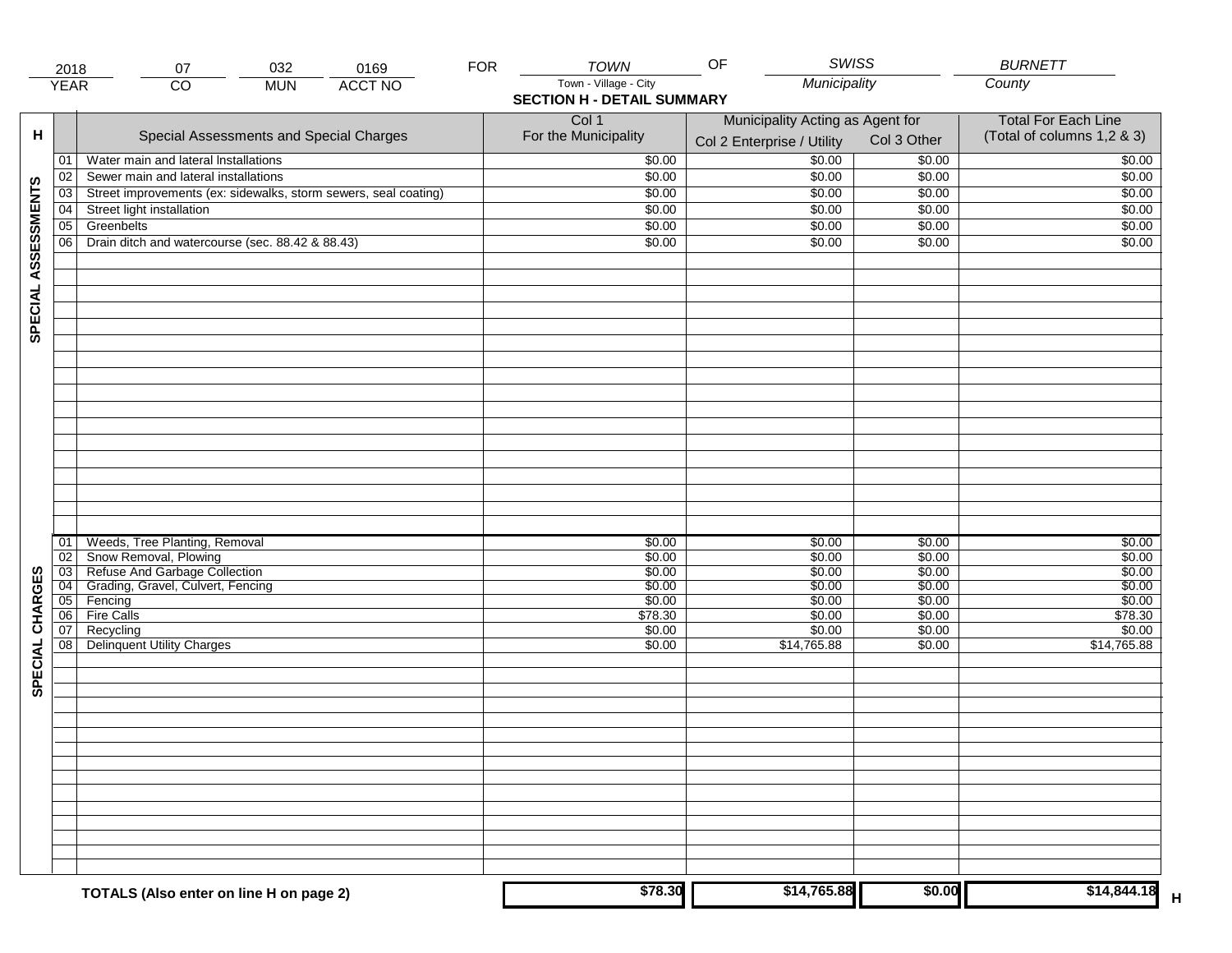| 2018 | 07 | 032 | 0169 | FOR | TOWN | OF | SWISS | BURNETT |
|---|---|---|---|---|---|---|---|---|
| YEAR | CO | MUN | ACCT NO | | Town - Village - City | | Municipality | County |

## SECTION H - DETAIL SUMMARY

| H | | Special Assessments and Special Charges | Col 1 For the Municipality | Municipality Acting as Agent for Col 2 Enterprise / Utility | Col 3 Other | Total For Each Line (Total of columns 1,2 & 3) |
|---|---|---|---|---|---|---|
| SPECIAL ASSESSMENTS | 01 | Water main and lateral Installations | $0.00 | $0.00 | $0.00 | $0.00 |
| | 02 | Sewer main and lateral installations | $0.00 | $0.00 | $0.00 | $0.00 |
| | 03 | Street improvements (ex: sidewalks, storm sewers, seal coating) | $0.00 | $0.00 | $0.00 | $0.00 |
| | 04 | Street light installation | $0.00 | $0.00 | $0.00 | $0.00 |
| | 05 | Greenbelts | $0.00 | $0.00 | $0.00 | $0.00 |
| | 06 | Drain ditch and watercourse (sec. 88.42 & 88.43) | $0.00 | $0.00 | $0.00 | $0.00 |
| SPECIAL CHARGES | 01 | Weeds, Tree Planting, Removal | $0.00 | $0.00 | $0.00 | $0.00 |
| | 02 | Snow Removal, Plowing | $0.00 | $0.00 | $0.00 | $0.00 |
| | 03 | Refuse And Garbage Collection | $0.00 | $0.00 | $0.00 | $0.00 |
| | 04 | Grading, Gravel, Culvert, Fencing | $0.00 | $0.00 | $0.00 | $0.00 |
| | 05 | Fencing | $0.00 | $0.00 | $0.00 | $0.00 |
| | 06 | Fire Calls | $78.30 | $0.00 | $0.00 | $78.30 |
| | 07 | Recycling | $0.00 | $0.00 | $0.00 | $0.00 |
| | 08 | Delinquent Utility Charges | $0.00 | $14,765.88 | $0.00 | $14,765.88 |
| | | **TOTALS (Also enter on line H on page 2)** | **$78.30** | **$14,765.88** | **$0.00** | **$14,844.18** H |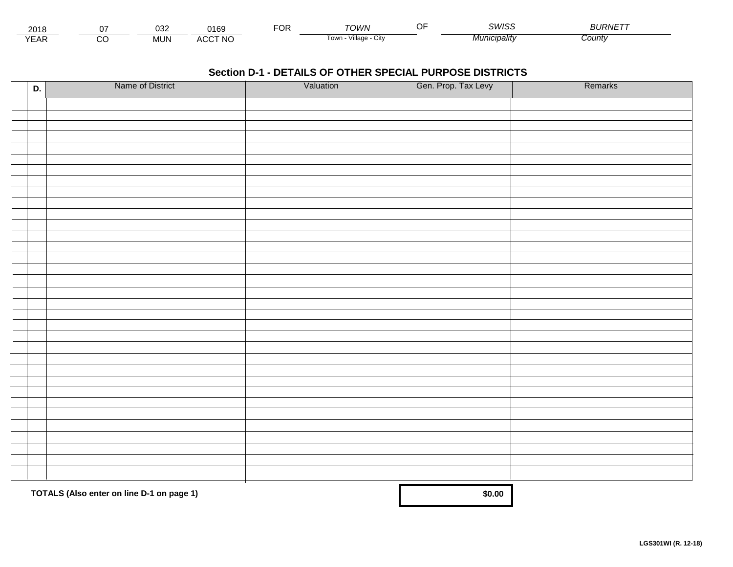| 2018 | 07 | 032 | 0169 | FOR | *TOWN* | OF | *SWISS* | *BURNETT* |
|---|---|---|---|---|---|---|---|---|
| YEAR | CO | MUN | ACCT NO | | Town - Village - City | | *Municipality* | *County* |

## Section D-1 - DETAILS OF OTHER SPECIAL PURPOSE DISTRICTS

| | D. | Name of District | Valuation | Gen. Prop. Tax Levy | Remarks |
|---|---|---|---|---|---|
| | | | | | |
| | | | | | |
| | | | | | |
| | | | | | |
| | | | | | |
| | | | | | |
| | | | | | |
| | | | | | |
| | | | | | |
| | | | | | |
| | | | | | |
| | | | | | |
| | | | | | |
| | | | | | |
| | | | | | |
| | | | | | |
| | | | | | |
| | | | | | |
| | | | | | |
| | | | | | |
| | | | | | |
| | | | | | |
| | | | | | |
| | | | | | |
| | | | | | |
| | | | | | |
| | | | | | |
| | | | | | |
| | | | | | |
| | | | | | |
| | | | | | |
| | | | | | |
| | | | | | |
| | | **TOTALS (Also enter on line D-1 on page 1)** | | **$0.00** | |

**LGS301WI (R. 12-18)**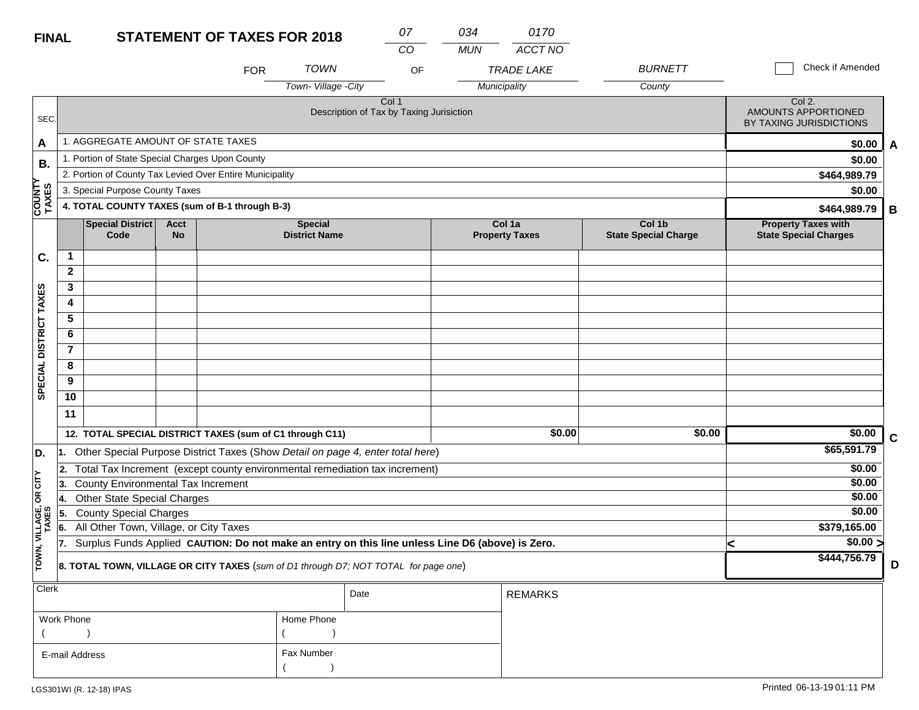**FINAL** **STATEMENT OF TAXES FOR 2018**

| 07 | 034 | 0170 |
|---|---|---|
| CO | MUN | ACCT NO |

FOR *TOWN* (Town- Village -City) OF *TRADE LAKE* (Municipality) *BURNETT* (County)

☐ Check if Amended

| SEC. | Col 1 Description of Tax by Taxing Jurisiction | Col 2. AMOUNTS APPORTIONED BY TAXING JURISDICTIONS | |
|---|---|---|---|
| A | 1. AGGREGATE AMOUNT OF STATE TAXES | $0.00 | A |
| B. COUNTY TAXES | 1. Portion of State Special Charges Upon County | $0.00 | |
| | 2. Portion of County Tax Levied Over Entire Municipality | $464,989.79 | |
| | 3. Special Purpose County Taxes | $0.00 | |
| | **4. TOTAL COUNTY TAXES (sum of B-1 through B-3)** | **$464,989.79** | B |

| SEC. | | Special District Code | Acct No | Special District Name | Col 1a Property Taxes | Col 1b State Special Charge | Property Taxes with State Special Charges | |
|---|---|---|---|---|---|---|---|---|
| C. SPECIAL DISTRICT TAXES | 1 | | | | | | | |
| | 2 | | | | | | | |
| | 3 | | | | | | | |
| | 4 | | | | | | | |
| | 5 | | | | | | | |
| | 6 | | | | | | | |
| | 7 | | | | | | | |
| | 8 | | | | | | | |
| | 9 | | | | | | | |
| | 10 | | | | | | | |
| | 11 | | | | | | | |
| | **12. TOTAL SPECIAL DISTRICT TAXES (sum of C1 through C11)** | | | | $0.00 | $0.00 | $0.00 | C |

| SEC. | Description | Amount | |
|---|---|---|---|
| D. TOWN, VILLAGE, OR CITY TAXES | **1.** Other Special Purpose District Taxes (Show *Detail on page 4, enter total here*) | $65,591.79 | |
| | **2.** Total Tax Increment (except county environmental remediation tax increment) | $0.00 | |
| | **3.** County Environmental Tax Increment | $0.00 | |
| | **4.** Other State Special Charges | $0.00 | |
| | **5.** County Special Charges | $0.00 | |
| | **6.** All Other Town, Village, or City Taxes | $379,165.00 | |
| | **7.** Surplus Funds Applied **CAUTION: Do not make an entry on this line unless Line D6 (above) is Zero.** | < $0.00 > | |
| | **8. TOTAL TOWN, VILLAGE OR CITY TAXES** (*sum of D1 through D7; NOT TOTAL for page one*) | $444,756.79 | D |

| Clerk | | Date | REMARKS |
|---|---|---|---|
| Work Phone ( ) | Home Phone ( ) | | |
| E-mail Address | Fax Number ( ) | | |

LGS301WI (R. 12-18) IPAS Printed 06-13-19 01:11 PM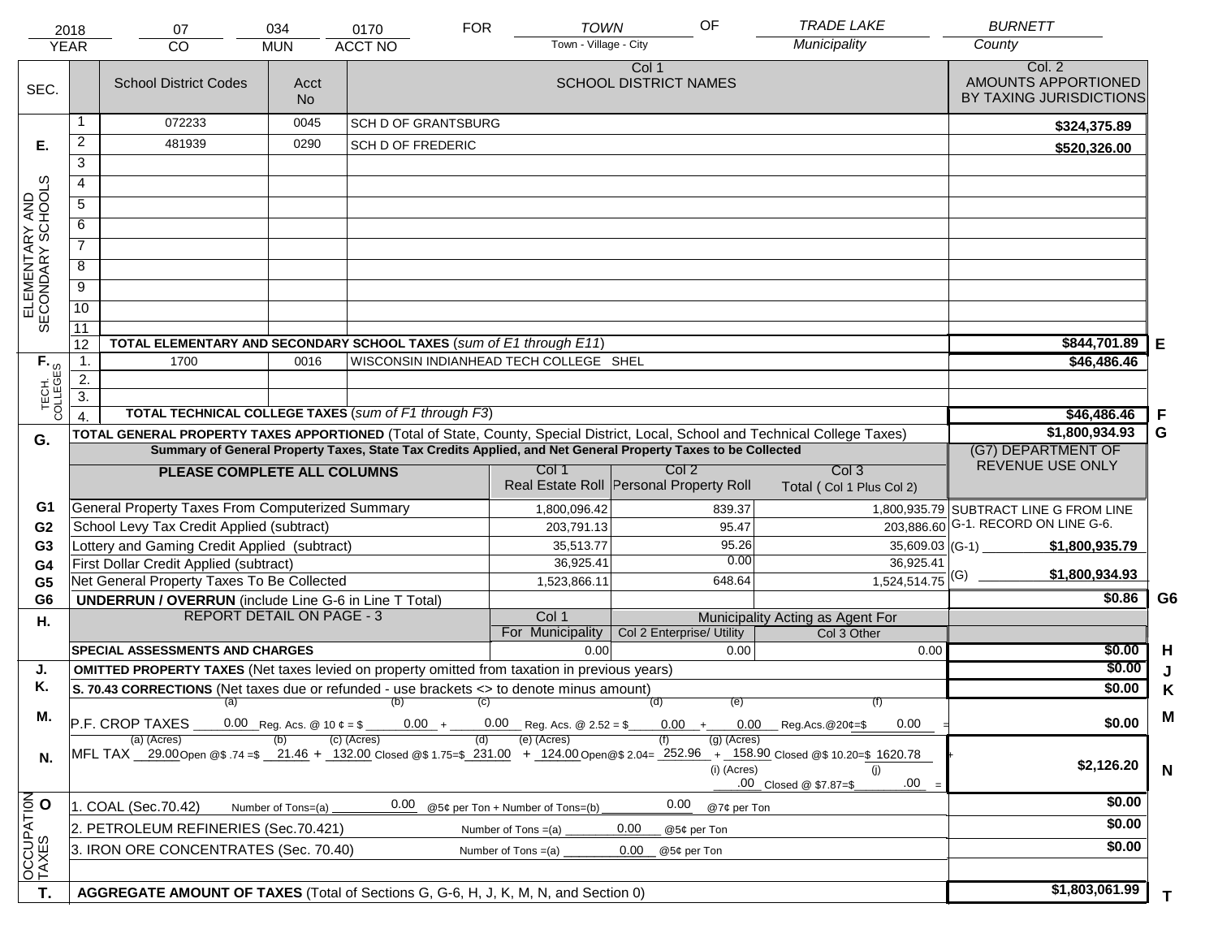| 2018 | 07 | 034 | 0170 | FOR | TOWN | OF | TRADE LAKE | BURNETT |
|---|---|---|---|---|---|---|---|---|
| YEAR | CO | MUN | ACCT NO | | Town - Village - City | | Municipality | County |

| SEC. | | School District Codes | Acct No | Col 1 SCHOOL DISTRICT NAMES | Col. 2 AMOUNTS APPORTIONED BY TAXING JURISDICTIONS | |
|---|---|---|---|---|---|---|
| E. ELEMENTARY AND SECONDARY SCHOOLS | 1 | 072233 | 0045 | SCH D OF GRANTSBURG | $324,375.89 | |
| | 2 | 481939 | 0290 | SCH D OF FREDERIC | $520,326.00 | |
| | 3 | | | | | |
| | 4 | | | | | |
| | 5 | | | | | |
| | 6 | | | | | |
| | 7 | | | | | |
| | 8 | | | | | |
| | 9 | | | | | |
| | 10 | | | | | |
| | 11 | | | | | |
| | 12 | **TOTAL ELEMENTARY AND SECONDARY SCHOOL TAXES** (*sum of E1 through E11*) | | | $844,701.89 | E |
| F. TECH. COLLEGES | 1. | 1700 | 0016 | WISCONSIN INDIANHEAD TECH COLLEGE SHEL | $46,486.46 | |
| | 2. | | | | | |
| | 3. | | | | | |
| | 4. | **TOTAL TECHNICAL COLLEGE TAXES** (*sum of F1 through F3*) | | | $46,486.46 | F |
| G. | | **TOTAL GENERAL PROPERTY TAXES APPORTIONED** (Total of State, County, Special District, Local, School and Technical College Taxes) | | | $1,800,934.93 | G |

**Summary of General Property Taxes, State Tax Credits Applied, and Net General Property Taxes to be Collected**

| | PLEASE COMPLETE ALL COLUMNS | Col 1 Real Estate Roll | Col 2 Personal Property Roll | Col 3 Total ( Col 1 Plus Col 2) | (G7) DEPARTMENT OF REVENUE USE ONLY | |
|---|---|---|---|---|---|---|
| G1 | General Property Taxes From Computerized Summary | 1,800,096.42 | 839.37 | 1,800,935.79 | SUBTRACT LINE G FROM LINE G-1. RECORD ON LINE G-6. | |
| G2 | School Levy Tax Credit Applied (subtract) | 203,791.13 | 95.47 | 203,886.60 | | |
| G3 | Lottery and Gaming Credit Applied (subtract) | 35,513.77 | 95.26 | 35,609.03 | (G-1) $1,800,935.79 | |
| G4 | First Dollar Credit Applied (subtract) | 36,925.41 | 0.00 | 36,925.41 | | |
| G5 | Net General Property Taxes To Be Collected | 1,523,866.11 | 648.64 | 1,524,514.75 | (G) $1,800,934.93 | |
| G6 | **UNDERRUN / OVERRUN** (include Line G-6 in Line T Total) | | | | $0.86 | G6 |

| H. | REPORT DETAIL ON PAGE - 3 | Col 1 For Municipality | Col 2 Enterprise/ Utility (Municipality Acting as Agent For) | Col 3 Other (Municipality Acting as Agent For) | | |
|---|---|---|---|---|---|---|
| | **SPECIAL ASSESSMENTS AND CHARGES** | 0.00 | 0.00 | 0.00 | $0.00 | H |
| J. | **OMITTED PROPERTY TAXES** (Net taxes levied on property omitted from taxation in previous years) | | | | $0.00 | J |
| K. | **S. 70.43 CORRECTIONS** (Net taxes due or refunded - use brackets <> to denote minus amount) | | | | $0.00 | K |
| M. | P.F. CROP TAXES (a) 0.00 Reg. Acs. @ 10 ¢ = $ (b) 0.00 + (c) 0.00 Reg. Acs. @ 2.52 = $ (d) 0.00 + (e) 0.00 Reg.Acs.@20¢=$ (f) 0.00 = | | | | $0.00 | M |
| N. | MFL TAX (a) (Acres) 29.00 Open @$ .74 =$ (b) 21.46 + (c) (Acres) 132.00 Closed @$ 1.75=$ (d) 231.00 + (e) (Acres) 124.00 Open@$ 2.04= (f) 252.96 + (g) (Acres) 158.90 Closed @$ 10.20=$ 1620.78 + (i) (Acres) .00 Closed @ $7.87=$ (j) .00 = | | | | $2,126.20 | N |
| O. OCCUPATION TAXES | 1. COAL (Sec.70.42) Number of Tons=(a) 0.00 @5¢ per Ton + Number of Tons=(b) 0.00 @7¢ per Ton | | | | $0.00 | |
| | 2. PETROLEUM REFINERIES (Sec.70.421) Number of Tons =(a) 0.00 @5¢ per Ton | | | | $0.00 | |
| | 3. IRON ORE CONCENTRATES (Sec. 70.40) Number of Tons =(a) 0.00 @5¢ per Ton | | | | $0.00 | |
| T. | **AGGREGATE AMOUNT OF TAXES** (Total of Sections G, G-6, H, J, K, M, N, and Section 0) | | | | $1,803,061.99 | T |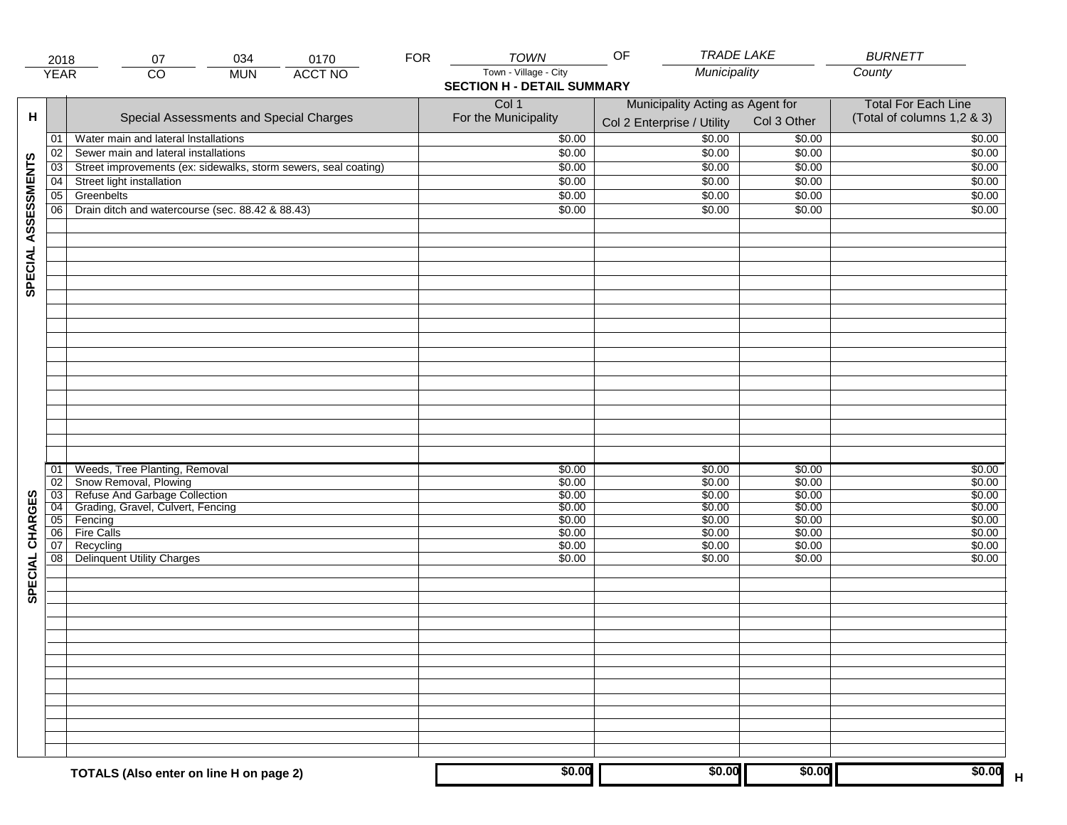| 2018 | 07 | 034 | 0170 | FOR | TOWN | OF | TRADE LAKE | BURNETT |
|---|---|---|---|---|---|---|---|---|
| YEAR | CO | MUN | ACCT NO | | Town - Village - City | | Municipality | County |

## SECTION H - DETAIL SUMMARY

| H | | Special Assessments and Special Charges | Col 1 For the Municipality | Municipality Acting as Agent for Col 2 Enterprise / Utility | Col 3 Other | Total For Each Line (Total of columns 1,2 & 3) |
|---|---|---|---|---|---|---|
| SPECIAL ASSESSMENTS | 01 | Water main and lateral Installations | $0.00 | $0.00 | $0.00 | $0.00 |
| | 02 | Sewer main and lateral installations | $0.00 | $0.00 | $0.00 | $0.00 |
| | 03 | Street improvements (ex: sidewalks, storm sewers, seal coating) | $0.00 | $0.00 | $0.00 | $0.00 |
| | 04 | Street light installation | $0.00 | $0.00 | $0.00 | $0.00 |
| | 05 | Greenbelts | $0.00 | $0.00 | $0.00 | $0.00 |
| | 06 | Drain ditch and watercourse (sec. 88.42 & 88.43) | $0.00 | $0.00 | $0.00 | $0.00 |
| SPECIAL CHARGES | 01 | Weeds, Tree Planting, Removal | $0.00 | $0.00 | $0.00 | $0.00 |
| | 02 | Snow Removal, Plowing | $0.00 | $0.00 | $0.00 | $0.00 |
| | 03 | Refuse And Garbage Collection | $0.00 | $0.00 | $0.00 | $0.00 |
| | 04 | Grading, Gravel, Culvert, Fencing | $0.00 | $0.00 | $0.00 | $0.00 |
| | 05 | Fencing | $0.00 | $0.00 | $0.00 | $0.00 |
| | 06 | Fire Calls | $0.00 | $0.00 | $0.00 | $0.00 |
| | 07 | Recycling | $0.00 | $0.00 | $0.00 | $0.00 |
| | 08 | Delinquent Utility Charges | $0.00 | $0.00 | $0.00 | $0.00 |
| | | **TOTALS (Also enter on line H on page 2)** | **$0.00** | **$0.00** | **$0.00** | **$0.00** H |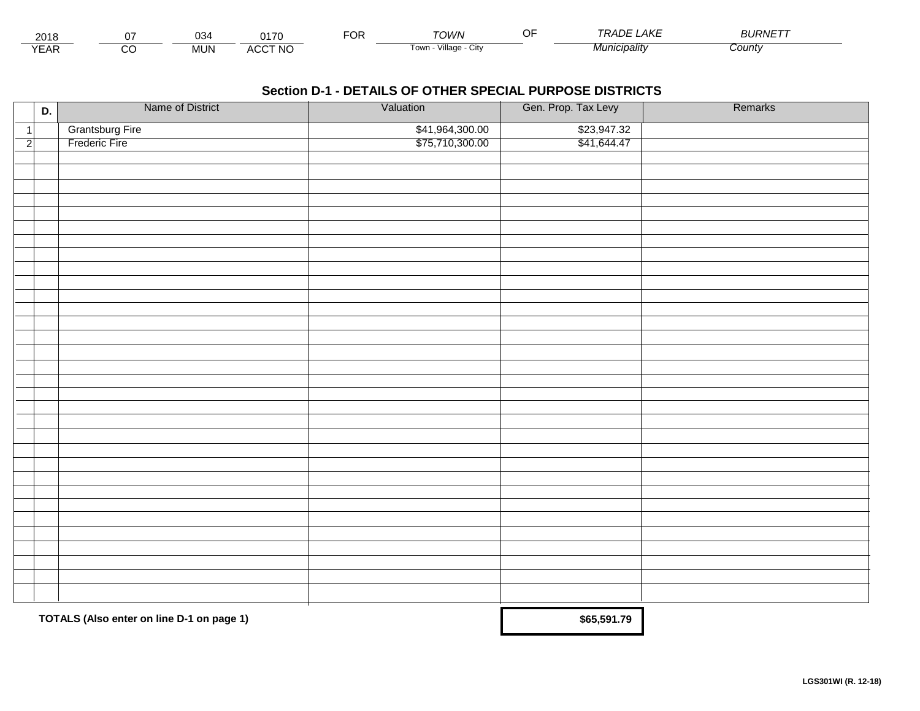| 2018 | 07 | 034 | 0170 | FOR | TOWN | OF | TRADE LAKE | BURNETT |
|---|---|---|---|---|---|---|---|---|
| YEAR | CO | MUN | ACCT NO | | Town - Village - City | | Municipality | County |

## Section D-1 - DETAILS OF OTHER SPECIAL PURPOSE DISTRICTS

| | D. | Name of District | Valuation | Gen. Prop. Tax Levy | Remarks |
|---|---|---|---|---|---|
| 1 | | Grantsburg Fire | $41,964,300.00 | $23,947.32 | |
| 2 | | Frederic Fire | $75,710,300.00 | $41,644.47 | |
| | | | | | |
| | | | | | |
| | | | | | |
| | | | | | |
| | | | | | |
| | | | | | |
| | | | | | |
| | | | | | |
| | | | | | |
| | | | | | |
| | | | | | |
| | | | | | |
| | | | | | |
| | | | | | |
| | | | | | |
| | | | | | |
| | | | | | |
| | | | | | |
| | | | | | |
| | | | | | |
| | | | | | |
| | | | | | |
| | | | | | |
| | | | | | |
| | | | | | |
| | | | | | |
| | | | | | |
| | | | | | |
| | | | | | |
| | | | | | |
| | | | | | |

**TOTALS (Also enter on line D-1 on page 1)** **$65,591.79**

**LGS301WI (R. 12-18)**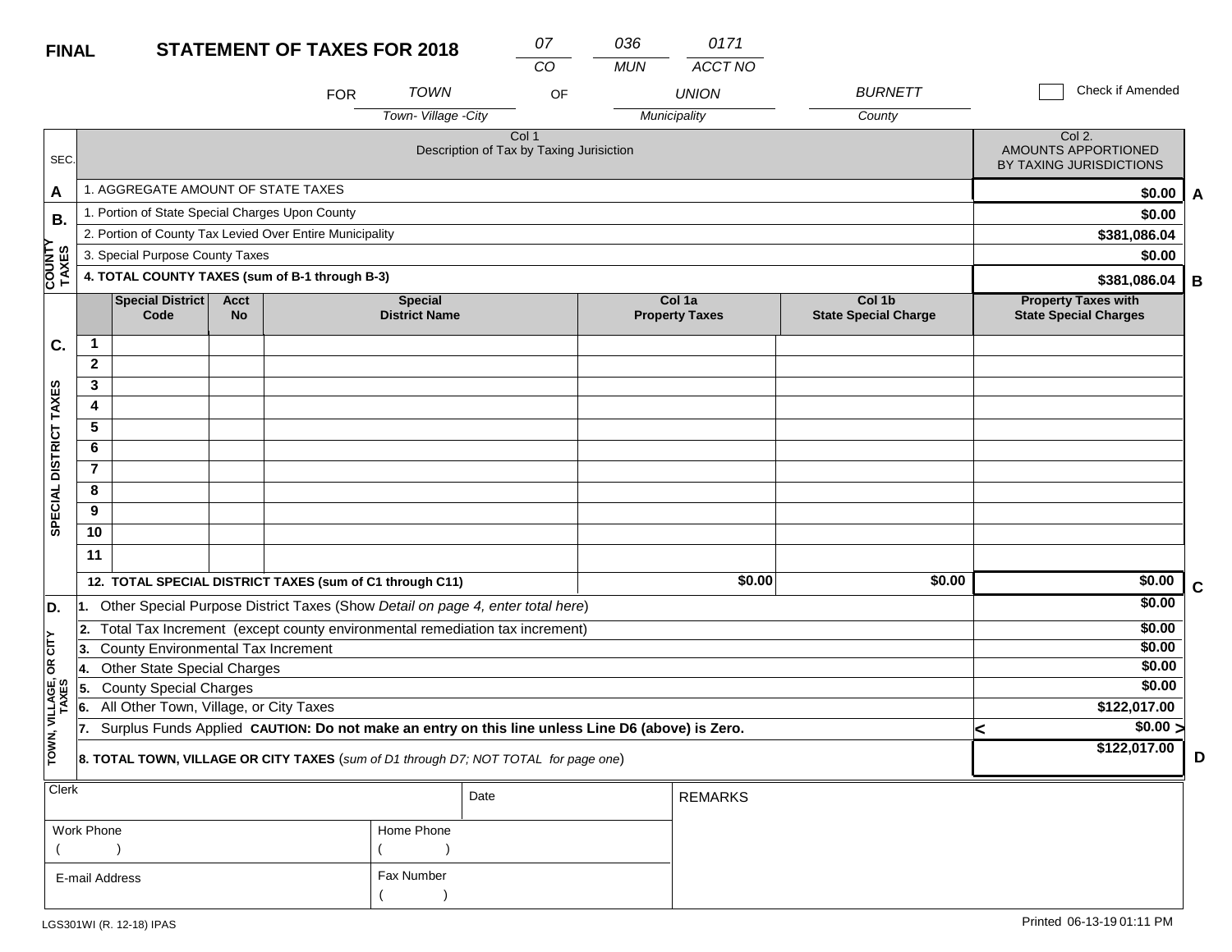**FINAL** **STATEMENT OF TAXES FOR 2018**

| 07 | 036 | 0171 |
|---|---|---|
| CO | MUN | ACCT NO |

FOR TOWN (Town- Village -City) OF UNION (Municipality) BURNETT (County)

☐ Check if Amended

| SEC. | Col 1 Description of Tax by Taxing Jurisiction | Col 2. AMOUNTS APPORTIONED BY TAXING JURISDICTIONS | |
|---|---|---|---|
| A | 1. AGGREGATE AMOUNT OF STATE TAXES | $0.00 | A |
| B. COUNTY TAXES | 1. Portion of State Special Charges Upon County | $0.00 | |
| | 2. Portion of County Tax Levied Over Entire Municipality | $381,086.04 | |
| | 3. Special Purpose County Taxes | $0.00 | |
| | **4. TOTAL COUNTY TAXES (sum of B-1 through B-3)** | $381,086.04 | B |

| C. SPECIAL DISTRICT TAXES | | Special District Code | Acct No | Special District Name | Col 1a Property Taxes | Col 1b State Special Charge | Property Taxes with State Special Charges | |
|---|---|---|---|---|---|---|---|---|
| | 1 | | | | | | | |
| | 2 | | | | | | | |
| | 3 | | | | | | | |
| | 4 | | | | | | | |
| | 5 | | | | | | | |
| | 6 | | | | | | | |
| | 7 | | | | | | | |
| | 8 | | | | | | | |
| | 9 | | | | | | | |
| | 10 | | | | | | | |
| | 11 | | | | | | | |
| | **12. TOTAL SPECIAL DISTRICT TAXES (sum of C1 through C11)** | | | | $0.00 | $0.00 | $0.00 | C |

| D. TOWN, VILLAGE, OR CITY TAXES | | | |
|---|---|---|---|
| | 1. Other Special Purpose District Taxes (Show *Detail on page 4, enter total here*) | $0.00 | |
| | 2. Total Tax Increment (except county environmental remediation tax increment) | $0.00 | |
| | 3. County Environmental Tax Increment | $0.00 | |
| | 4. Other State Special Charges | $0.00 | |
| | 5. County Special Charges | $0.00 | |
| | 6. All Other Town, Village, or City Taxes | $122,017.00 | |
| | 7. Surplus Funds Applied **CAUTION: Do not make an entry on this line unless Line D6 (above) is Zero.** | < $0.00 > | |
| | **8. TOTAL TOWN, VILLAGE OR CITY TAXES** (*sum of D1 through D7; NOT TOTAL for page one*) | $122,017.00 | D |

| Clerk | | Date | REMARKS |
|---|---|---|---|
| Work Phone ( ) | Home Phone ( ) | | |
| E-mail Address | Fax Number ( ) | | |

LGS301WI (R. 12-18) IPAS

Printed 06-13-19 01:11 PM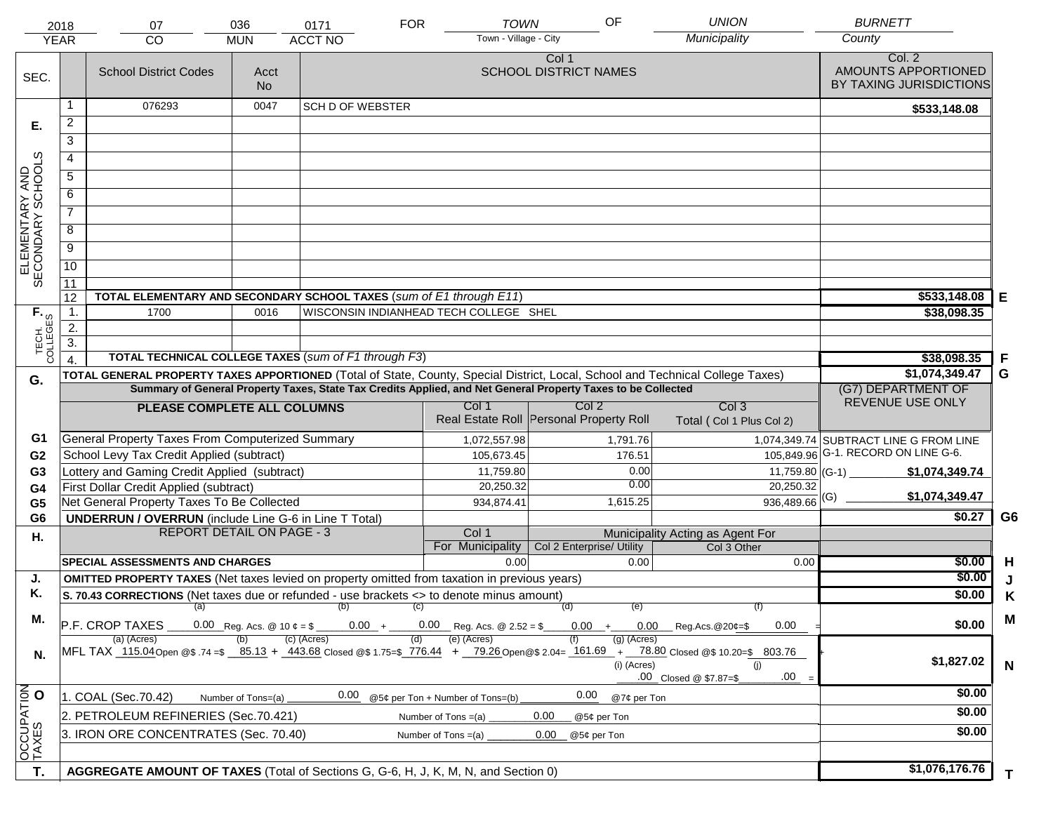| 2018 | 07 | 036 | 0171 | FOR | TOWN | OF | UNION | BURNETT |
|---|---|---|---|---|---|---|---|---|
| YEAR | CO | MUN | ACCT NO | | Town - Village - City | | Municipality | County |

| SEC. | | School District Codes | Acct No | Col 1 SCHOOL DISTRICT NAMES | Col. 2 AMOUNTS APPORTIONED BY TAXING JURISDICTIONS | |
|---|---|---|---|---|---|---|
| E. ELEMENTARY AND SECONDARY SCHOOLS | 1 | 076293 | 0047 | SCH D OF WEBSTER | $533,148.08 | |
| | 2 | | | | | |
| | 3 | | | | | |
| | 4 | | | | | |
| | 5 | | | | | |
| | 6 | | | | | |
| | 7 | | | | | |
| | 8 | | | | | |
| | 9 | | | | | |
| | 10 | | | | | |
| | 11 | | | | | |
| | 12 | **TOTAL ELEMENTARY AND SECONDARY SCHOOL TAXES** (*sum of E1 through E11*) | | | $533,148.08 | E |
| F. TECH. COLLEGES | 1. | 1700 | 0016 | WISCONSIN INDIANHEAD TECH COLLEGE SHEL | $38,098.35 | |
| | 2. | | | | | |
| | 3. | | | | | |
| | 4. | **TOTAL TECHNICAL COLLEGE TAXES** (*sum of F1 through F3*) | | | $38,098.35 | F |

| | | Col 1 Real Estate Roll | Col 2 Personal Property Roll | Col 3 Total ( Col 1 Plus Col 2) | (G7) DEPARTMENT OF REVENUE USE ONLY | |
|---|---|---|---|---|---|---|
| G. | **TOTAL GENERAL PROPERTY TAXES APPORTIONED** (Total of State, County, Special District, Local, School and Technical College Taxes) | | | | $1,074,349.47 | G |
| | **Summary of General Property Taxes, State Tax Credits Applied, and Net General Property Taxes to be Collected** — PLEASE COMPLETE ALL COLUMNS | | | | | |
| G1 | General Property Taxes From Computerized Summary | 1,072,557.98 | 1,791.76 | 1,074,349.74 | SUBTRACT LINE G FROM LINE G-1. RECORD ON LINE G-6. | |
| G2 | School Levy Tax Credit Applied (subtract) | 105,673.45 | 176.51 | 105,849.96 | | |
| G3 | Lottery and Gaming Credit Applied (subtract) | 11,759.80 | 0.00 | 11,759.80 | (G-1) $1,074,349.74 | |
| G4 | First Dollar Credit Applied (subtract) | 20,250.32 | 0.00 | 20,250.32 | | |
| G5 | Net General Property Taxes To Be Collected | 934,874.41 | 1,615.25 | 936,489.66 | (G) $1,074,349.47 | |
| G6 | **UNDERRUN / OVERRUN** (include Line G-6 in Line T Total) | | | | $0.27 | G6 |

| H. | REPORT DETAIL ON PAGE - 3 | Col 1 For Municipality | Col 2 Enterprise/ Utility (Municipality Acting as Agent For) | Col 3 Other | | |
|---|---|---|---|---|---|---|
| | **SPECIAL ASSESSMENTS AND CHARGES** | 0.00 | 0.00 | 0.00 | $0.00 | H |
| J. | **OMITTED PROPERTY TAXES** (Net taxes levied on property omitted from taxation in previous years) | | | | $0.00 | J |
| K. | **S. 70.43 CORRECTIONS** (Net taxes due or refunded - use brackets <> to denote minus amount) | | | | $0.00 | K |
| M. | P.F. CROP TAXES (a) 0.00 Reg. Acs. @ 10 ¢ = $ (b) 0.00 + (c) 0.00 Reg. Acs. @ 2.52 = $ (d) 0.00 + (e) 0.00 Reg.Acs.@20¢=$ (f) 0.00 = | | | | $0.00 | M |
| N. | MFL TAX (a) (Acres) 115.04 Open @$ .74 =$ (b) 85.13 + (c) (Acres) 443.68 Closed @$ 1.75=$ (d) 776.44 + (e) (Acres) 79.26 Open@$ 2.04= (f) 161.69 + (g) (Acres) 78.80 Closed @$ 10.20=$ 803.76 + (i) (Acres) .00 Closed @ $7.87=$ (j) .00 = | | | | $1,827.02 | N |
| O. OCCUPATION TAXES | 1. COAL (Sec.70.42) Number of Tons=(a) 0.00 @5¢ per Ton + Number of Tons=(b) 0.00 @7¢ per Ton | | | | $0.00 | |
| | 2. PETROLEUM REFINERIES (Sec.70.421) Number of Tons =(a) 0.00 @5¢ per Ton | | | | $0.00 | |
| | 3. IRON ORE CONCENTRATES (Sec. 70.40) Number of Tons =(a) 0.00 @5¢ per Ton | | | | $0.00 | |
| T. | **AGGREGATE AMOUNT OF TAXES** (Total of Sections G, G-6, H, J, K, M, N, and Section 0) | | | | $1,076,176.76 | T |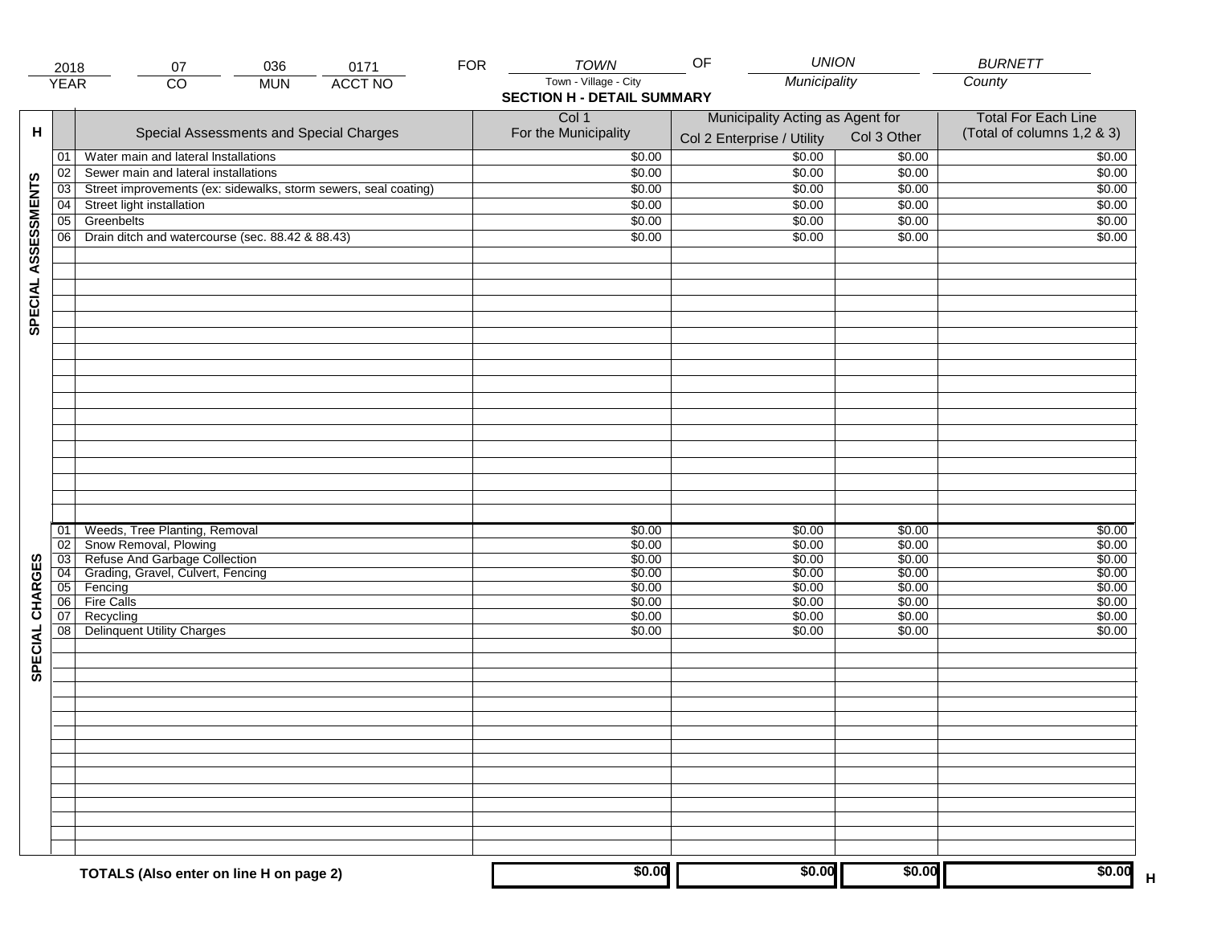| 2018 | 07 | 036 | 0171 | FOR | TOWN | OF | UNION | BURNETT |
|---|---|---|---|---|---|---|---|---|
| YEAR | CO | MUN | ACCT NO | | Town - Village - City | | Municipality | County |

**SECTION H - DETAIL SUMMARY**

| H | | Special Assessments and Special Charges | Col 1 For the Municipality | Municipality Acting as Agent for Col 2 Enterprise / Utility | Col 3 Other | Total For Each Line (Total of columns 1,2 & 3) |
|---|---|---|---|---|---|---|
| SPECIAL ASSESSMENTS | 01 | Water main and lateral Installations | $0.00 | $0.00 | $0.00 | $0.00 |
| | 02 | Sewer main and lateral installations | $0.00 | $0.00 | $0.00 | $0.00 |
| | 03 | Street improvements (ex: sidewalks, storm sewers, seal coating) | $0.00 | $0.00 | $0.00 | $0.00 |
| | 04 | Street light installation | $0.00 | $0.00 | $0.00 | $0.00 |
| | 05 | Greenbelts | $0.00 | $0.00 | $0.00 | $0.00 |
| | 06 | Drain ditch and watercourse (sec. 88.42 & 88.43) | $0.00 | $0.00 | $0.00 | $0.00 |
| SPECIAL CHARGES | 01 | Weeds, Tree Planting, Removal | $0.00 | $0.00 | $0.00 | $0.00 |
| | 02 | Snow Removal, Plowing | $0.00 | $0.00 | $0.00 | $0.00 |
| | 03 | Refuse And Garbage Collection | $0.00 | $0.00 | $0.00 | $0.00 |
| | 04 | Grading, Gravel, Culvert, Fencing | $0.00 | $0.00 | $0.00 | $0.00 |
| | 05 | Fencing | $0.00 | $0.00 | $0.00 | $0.00 |
| | 06 | Fire Calls | $0.00 | $0.00 | $0.00 | $0.00 |
| | 07 | Recycling | $0.00 | $0.00 | $0.00 | $0.00 |
| | 08 | Delinquent Utility Charges | $0.00 | $0.00 | $0.00 | $0.00 |
| | | **TOTALS (Also enter on line H on page 2)** | **$0.00** | **$0.00** | **$0.00** | **$0.00** H |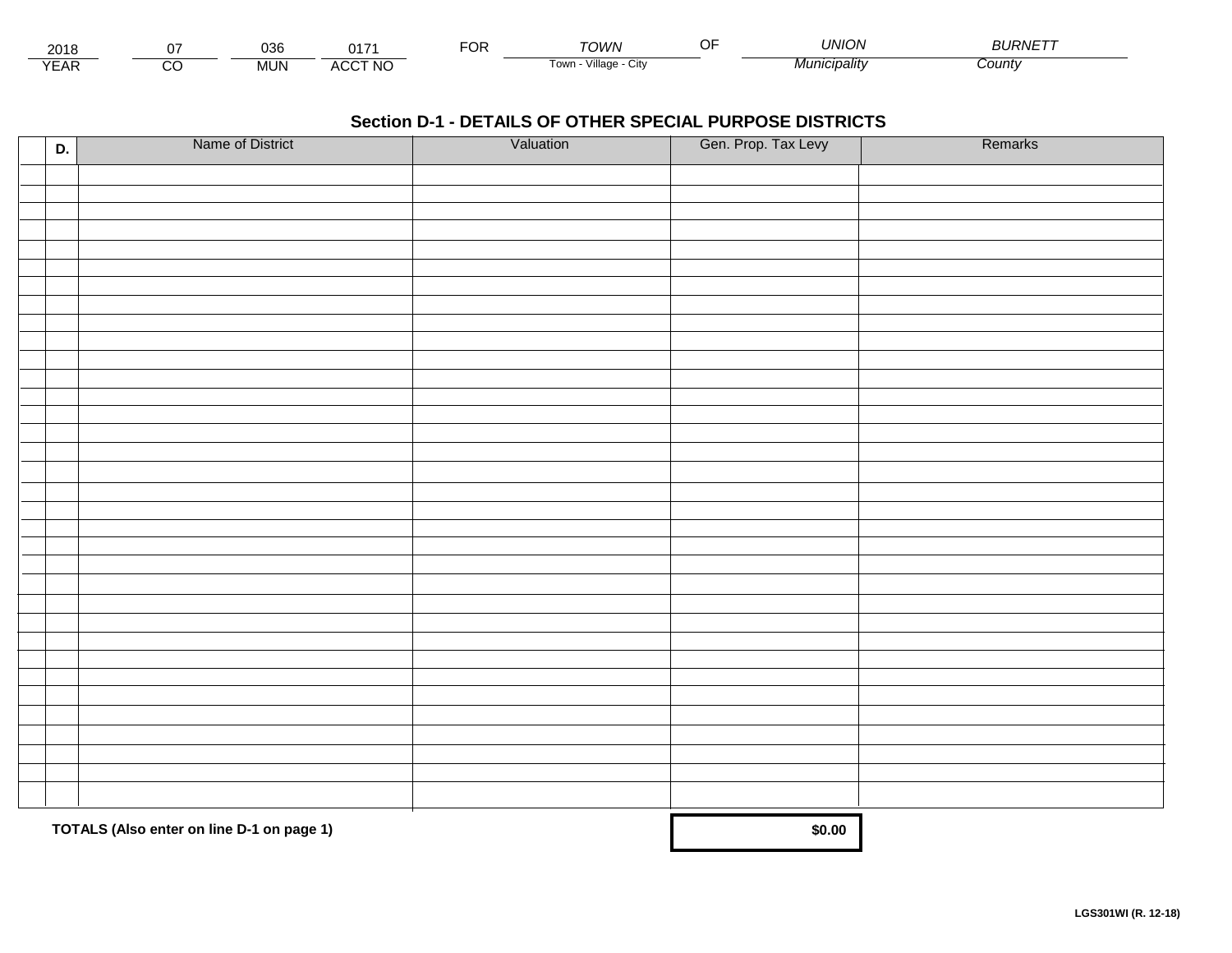| 2018 | 07 | 036 | 0171 | FOR | TOWN | OF | UNION | BURNETT |
|---|---|---|---|---|---|---|---|---|
| YEAR | CO | MUN | ACCT NO | | Town - Village - City | | Municipality | County |

## Section D-1 - DETAILS OF OTHER SPECIAL PURPOSE DISTRICTS

| | D. | Name of District | Valuation | Gen. Prop. Tax Levy | Remarks |
|---|---|---|---|---|---|
| | | | | | |
| | | | | | |
| | | | | | |
| | | | | | |
| | | | | | |
| | | | | | |
| | | | | | |
| | | | | | |
| | | | | | |
| | | | | | |
| | | | | | |
| | | | | | |
| | | | | | |
| | | | | | |
| | | | | | |
| | | | | | |
| | | | | | |
| | | | | | |
| | | | | | |
| | | | | | |
| | | | | | |
| | | | | | |
| | | | | | |
| | | | | | |
| | | | | | |
| | | | | | |
| | | | | | |
| | | | | | |
| | | | | | |
| | | | | | |
| | | | | | |
| | | | | | |
| | | | | | |
| | | | | | |
| | | **TOTALS (Also enter on line D-1 on page 1)** | | **$0.00** | |

**LGS301WI (R. 12-18)**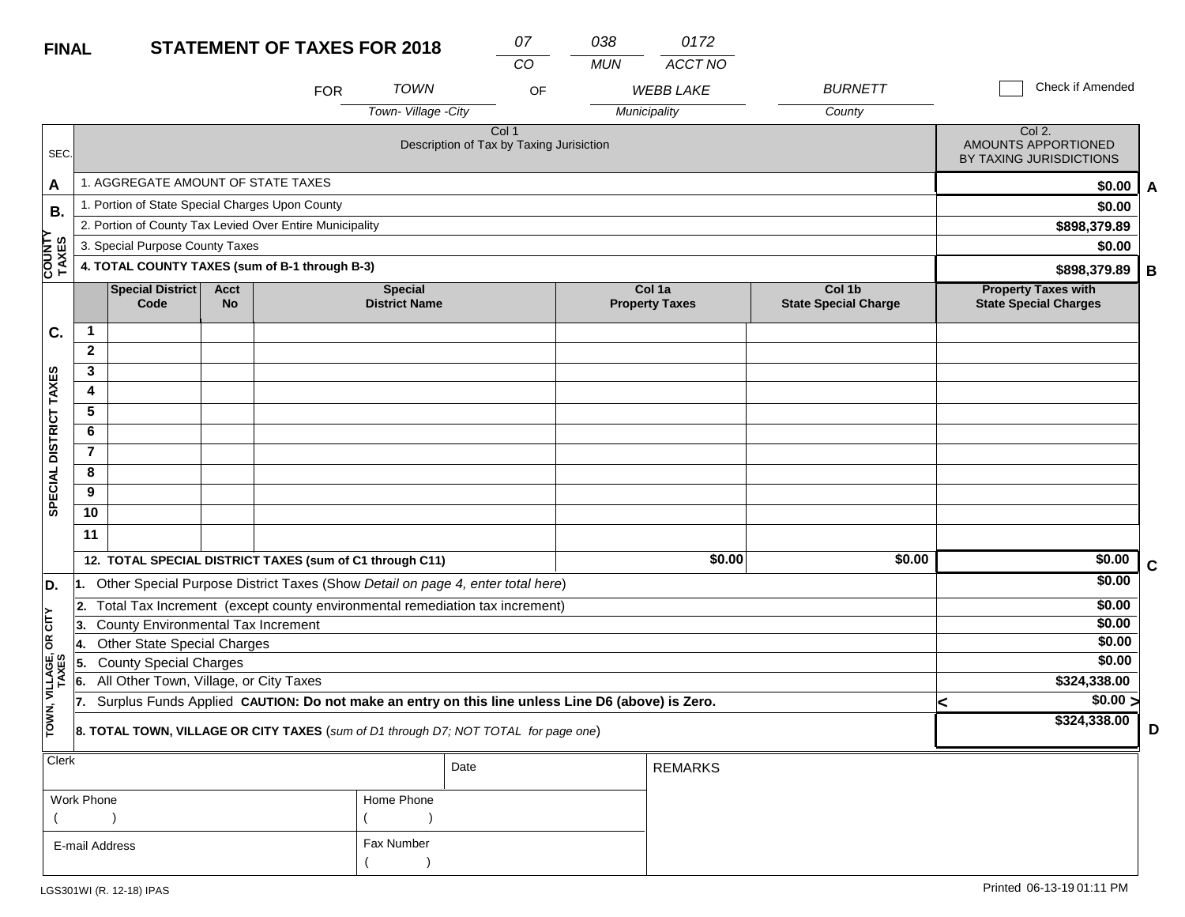**FINAL** **STATEMENT OF TAXES FOR 2018**

| 07 | 038 | 0172 |
|---|---|---|
| CO | MUN | ACCT NO |

FOR *TOWN* (Town- Village -City) OF *WEBB LAKE* (Municipality) *BURNETT* (County) ☐ Check if Amended

| SEC. | Col 1 Description of Tax by Taxing Jurisiction | Col 2. AMOUNTS APPORTIONED BY TAXING JURISDICTIONS | |
|---|---|---|---|
| A | 1. AGGREGATE AMOUNT OF STATE TAXES | $0.00 | A |
| B. COUNTY TAXES | 1. Portion of State Special Charges Upon County | $0.00 | |
| | 2. Portion of County Tax Levied Over Entire Municipality | $898,379.89 | |
| | 3. Special Purpose County Taxes | $0.00 | |
| | **4. TOTAL COUNTY TAXES (sum of B-1 through B-3)** | **$898,379.89** | B |

| C. SPECIAL DISTRICT TAXES | Special District Code | Acct No | Special District Name | Col 1a Property Taxes | Col 1b State Special Charge | Property Taxes with State Special Charges |
|---|---|---|---|---|---|---|
| 1 | | | | | | |
| 2 | | | | | | |
| 3 | | | | | | |
| 4 | | | | | | |
| 5 | | | | | | |
| 6 | | | | | | |
| 7 | | | | | | |
| 8 | | | | | | |
| 9 | | | | | | |
| 10 | | | | | | |
| 11 | | | | | | |
| **12. TOTAL SPECIAL DISTRICT TAXES (sum of C1 through C11)** | | | | $0.00 | $0.00 | $0.00 (C) |

| D. TOWN, VILLAGE, OR CITY TAXES | | |
|---|---|---|
| 1. | Other Special Purpose District Taxes (Show *Detail on page 4, enter total here*) | $0.00 |
| 2. | Total Tax Increment (except county environmental remediation tax increment) | $0.00 |
| 3. | County Environmental Tax Increment | $0.00 |
| 4. | Other State Special Charges | $0.00 |
| 5. | County Special Charges | $0.00 |
| 6. | All Other Town, Village, or City Taxes | $324,338.00 |
| 7. | Surplus Funds Applied **CAUTION: Do not make an entry on this line unless Line D6 (above) is Zero.** | < $0.00 > |
| **8.** | **TOTAL TOWN, VILLAGE OR CITY TAXES** (*sum of D1 through D7; NOT TOTAL for page one*) | **$324,338.00** (D) |

| Clerk | | Date | REMARKS |
|---|---|---|---|
| Work Phone ( ) | Home Phone ( ) | | |
| E-mail Address | Fax Number ( ) | | |

LGS301WI (R. 12-18) IPAS

Printed 06-13-19 01:11 PM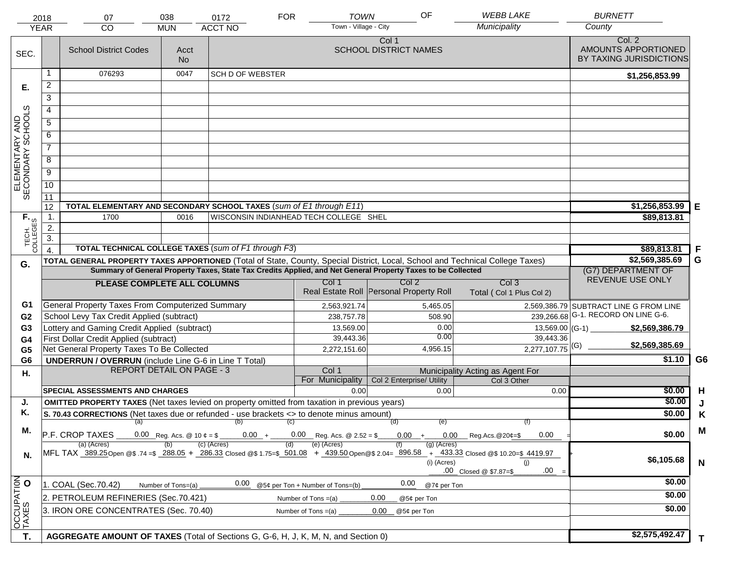| 2018 | 07 | 038 | 0172 | FOR | TOWN | OF | WEBB LAKE | BURNETT |
|---|---|---|---|---|---|---|---|---|
| YEAR | CO | MUN | ACCT NO | | Town - Village - City | | Municipality | County |

| SEC. | | School District Codes | Acct No | Col 1 SCHOOL DISTRICT NAMES | Col. 2 AMOUNTS APPORTIONED BY TAXING JURISDICTIONS | |
|---|---|---|---|---|---|---|
| E. ELEMENTARY AND SECONDARY SCHOOLS | 1 | 076293 | 0047 | SCH D OF WEBSTER | $1,256,853.99 | |
| | 2 | | | | | |
| | 3 | | | | | |
| | 4 | | | | | |
| | 5 | | | | | |
| | 6 | | | | | |
| | 7 | | | | | |
| | 8 | | | | | |
| | 9 | | | | | |
| | 10 | | | | | |
| | 11 | | | | | |
| | 12 | TOTAL ELEMENTARY AND SECONDARY SCHOOL TAXES (*sum of E1 through E11*) | | | $1,256,853.99 | E |
| F. TECH. COLLEGES | 1. | 1700 | 0016 | WISCONSIN INDIANHEAD TECH COLLEGE SHEL | $89,813.81 | |
| | 2. | | | | | |
| | 3. | | | | | |
| | 4. | TOTAL TECHNICAL COLLEGE TAXES (*sum of F1 through F3*) | | | $89,813.81 | F |
| G. | | TOTAL GENERAL PROPERTY TAXES APPORTIONED (Total of State, County, Special District, Local, School and Technical College Taxes) | | | $2,569,385.69 | G |

Summary of General Property Taxes, State Tax Credits Applied, and Net General Property Taxes to be Collected

| | PLEASE COMPLETE ALL COLUMNS | Col 1 Real Estate Roll | Col 2 Personal Property Roll | Col 3 Total ( Col 1 Plus Col 2) | (G7) DEPARTMENT OF REVENUE USE ONLY |
|---|---|---|---|---|---|
| G1 | General Property Taxes From Computerized Summary | 2,563,921.74 | 5,465.05 | 2,569,386.79 | SUBTRACT LINE G FROM LINE G-1. RECORD ON LINE G-6. |
| G2 | School Levy Tax Credit Applied (subtract) | 238,757.78 | 508.90 | 239,266.68 | |
| G3 | Lottery and Gaming Credit Applied (subtract) | 13,569.00 | 0.00 | 13,569.00 | (G-1) $2,569,386.79 |
| G4 | First Dollar Credit Applied (subtract) | 39,443.36 | 0.00 | 39,443.36 | |
| G5 | Net General Property Taxes To Be Collected | 2,272,151.60 | 4,956.15 | 2,277,107.75 | (G) $2,569,385.69 |
| G6 | UNDERRUN / OVERRUN (include Line G-6 in Line T Total) | | | | $1.10 G6 |

| H. | REPORT DETAIL ON PAGE - 3 | Col 1 For Municipality | Col 2 Enterprise/ Utility (Municipality Acting as Agent For) | Col 3 Other | | |
|---|---|---|---|---|---|---|
| | SPECIAL ASSESSMENTS AND CHARGES | 0.00 | 0.00 | 0.00 | $0.00 | H |
| J. | OMITTED PROPERTY TAXES (Net taxes levied on property omitted from taxation in previous years) | | | | $0.00 | J |
| K. | S. 70.43 CORRECTIONS (Net taxes due or refunded - use brackets <> to denote minus amount) | | | | $0.00 | K |
| M. | P.F. CROP TAXES (a) 0.00 Reg. Acs. @ 10 ¢ = $ (b) 0.00 + (c) 0.00 Reg. Acs. @ 2.52 = $ (d) 0.00 + (e) 0.00 Reg.Acs.@20¢=$ (f) 0.00 = | | | | $0.00 | M |
| N. | MFL TAX (a) (Acres) 389.25 Open @$ .74 = $ (b) 288.05 + (c) (Acres) 286.33 Closed @$ 1.75=$ (d) 501.08 + (e) (Acres) 439.50 Open@$ 2.04= (f) 896.58 + (g) (Acres) 433.33 Closed @$ 10.20=$ 4419.97 + (i) (Acres) .00 Closed @ $7.87=$ (j) .00 = | | | | $6,105.68 | N |
| O. OCCUPATION TAXES | 1. COAL (Sec.70.42) Number of Tons=(a) 0.00 @5¢ per Ton + Number of Tons=(b) 0.00 @7¢ per Ton | | | | $0.00 | |
| | 2. PETROLEUM REFINERIES (Sec.70.421) Number of Tons =(a) 0.00 @5¢ per Ton | | | | $0.00 | |
| | 3. IRON ORE CONCENTRATES (Sec. 70.40) Number of Tons =(a) 0.00 @5¢ per Ton | | | | $0.00 | |
| T. | AGGREGATE AMOUNT OF TAXES (Total of Sections G, G-6, H, J, K, M, N, and Section 0) | | | | $2,575,492.47 | T |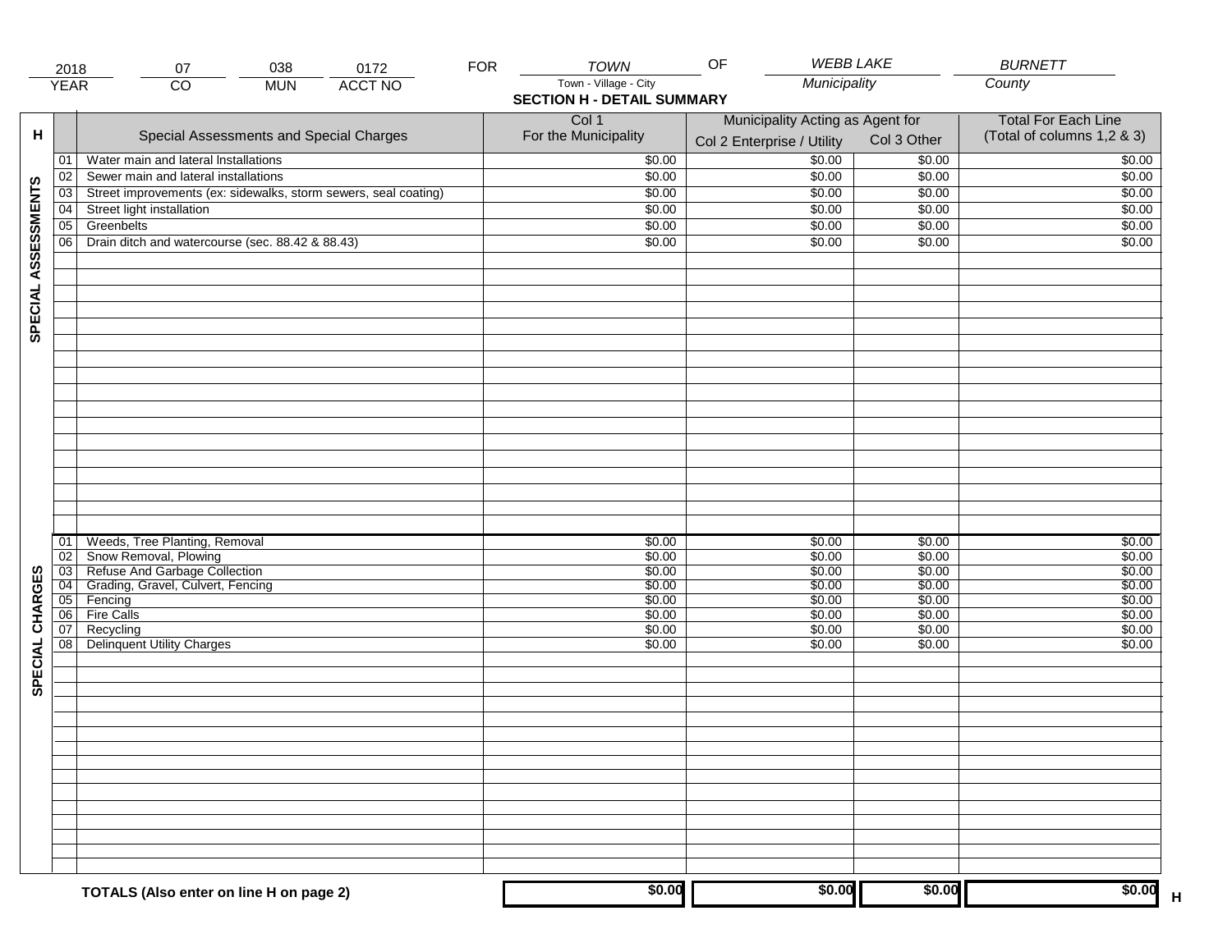| 2018 | 07 | 038 | 0172 | FOR | TOWN | OF | WEBB LAKE | BURNETT |
|---|---|---|---|---|---|---|---|---|
| YEAR | CO | MUN | ACCT NO | | Town - Village - City | | Municipality | County |

## SECTION H - DETAIL SUMMARY

| H | | Special Assessments and Special Charges | Col 1 For the Municipality | Municipality Acting as Agent for Col 2 Enterprise / Utility | Municipality Acting as Agent for Col 3 Other | Total For Each Line (Total of columns 1,2 & 3) |
|---|---|---|---|---|---|---|
| SPECIAL ASSESSMENTS | 01 | Water main and lateral Installations | $0.00 | $0.00 | $0.00 | $0.00 |
| | 02 | Sewer main and lateral installations | $0.00 | $0.00 | $0.00 | $0.00 |
| | 03 | Street improvements (ex: sidewalks, storm sewers, seal coating) | $0.00 | $0.00 | $0.00 | $0.00 |
| | 04 | Street light installation | $0.00 | $0.00 | $0.00 | $0.00 |
| | 05 | Greenbelts | $0.00 | $0.00 | $0.00 | $0.00 |
| | 06 | Drain ditch and watercourse (sec. 88.42 & 88.43) | $0.00 | $0.00 | $0.00 | $0.00 |
| SPECIAL CHARGES | 01 | Weeds, Tree Planting, Removal | $0.00 | $0.00 | $0.00 | $0.00 |
| | 02 | Snow Removal, Plowing | $0.00 | $0.00 | $0.00 | $0.00 |
| | 03 | Refuse And Garbage Collection | $0.00 | $0.00 | $0.00 | $0.00 |
| | 04 | Grading, Gravel, Culvert, Fencing | $0.00 | $0.00 | $0.00 | $0.00 |
| | 05 | Fencing | $0.00 | $0.00 | $0.00 | $0.00 |
| | 06 | Fire Calls | $0.00 | $0.00 | $0.00 | $0.00 |
| | 07 | Recycling | $0.00 | $0.00 | $0.00 | $0.00 |
| | 08 | Delinquent Utility Charges | $0.00 | $0.00 | $0.00 | $0.00 |
| | | **TOTALS (Also enter on line H on page 2)** | **$0.00** | **$0.00** | **$0.00** | **$0.00** |

H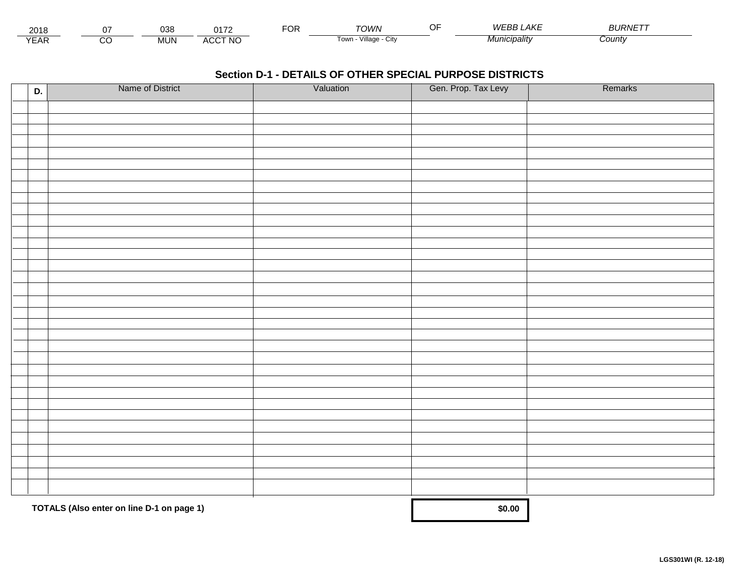| 2018 | 07 | 038 | 0172 | FOR | TOWN | OF | WEBB LAKE | BURNETT |
|---|---|---|---|---|---|---|---|---|
| YEAR | CO | MUN | ACCT NO | | Town - Village - City | | Municipality | County |

## Section D-1 - DETAILS OF OTHER SPECIAL PURPOSE DISTRICTS

| D. | Name of District | Valuation | Gen. Prop. Tax Levy | Remarks |
|---|---|---|---|---|
| | | | | |
| | | | | |
| | | | | |
| | | | | |
| | | | | |
| | | | | |
| | | | | |
| | | | | |
| | | | | |
| | | | | |
| | | | | |
| | | | | |
| | | | | |
| | | | | |
| | | | | |
| | | | | |
| | | | | |
| | | | | |
| | | | | |
| | | | | |
| | | | | |
| | | | | |
| | | | | |
| | | | | |
| | | | | |
| | | | | |
| | | | | |
| | | | | |
| | | | | |
| | | | | |
| | | | | |
| | | | | |
| | | | | |
| | **TOTALS (Also enter on line D-1 on page 1)** | | **$0.00** | |

**LGS301WI (R. 12-18)**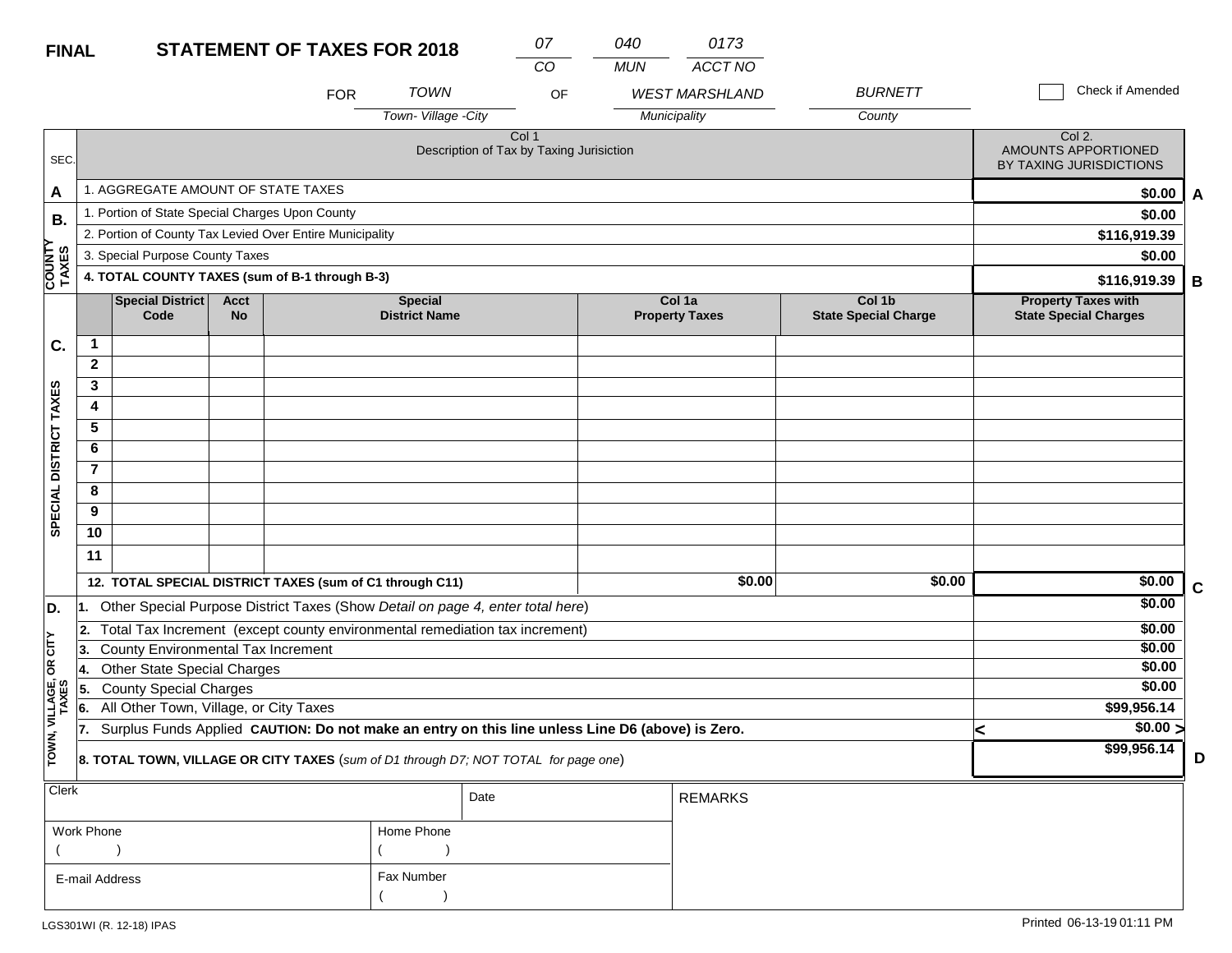**FINAL** **STATEMENT OF TAXES FOR 2018**

| 07 | 040 | 0173 |
|---|---|---|
| CO | MUN | ACCT NO |

FOR *TOWN* (Town- Village -City) OF *WEST MARSHLAND* (Municipality) *BURNETT* (County)

☐ Check if Amended

| SEC. | Col 1 Description of Tax by Taxing Jurisiction | Col 2. AMOUNTS APPORTIONED BY TAXING JURISDICTIONS | |
|---|---|---|---|
| A | 1. AGGREGATE AMOUNT OF STATE TAXES | $0.00 | A |
| B. COUNTY TAXES | 1. Portion of State Special Charges Upon County | $0.00 | |
| | 2. Portion of County Tax Levied Over Entire Municipality | $116,919.39 | |
| | 3. Special Purpose County Taxes | $0.00 | |
| | **4. TOTAL COUNTY TAXES (sum of B-1 through B-3)** | $116,919.39 | B |

| SEC. | | Special District Code | Acct No | Special District Name | Col 1a Property Taxes | Col 1b State Special Charge | Property Taxes with State Special Charges | |
|---|---|---|---|---|---|---|---|---|
| C. SPECIAL DISTRICT TAXES | 1 | | | | | | | |
| | 2 | | | | | | | |
| | 3 | | | | | | | |
| | 4 | | | | | | | |
| | 5 | | | | | | | |
| | 6 | | | | | | | |
| | 7 | | | | | | | |
| | 8 | | | | | | | |
| | 9 | | | | | | | |
| | 10 | | | | | | | |
| | 11 | | | | | | | |
| | **12. TOTAL SPECIAL DISTRICT TAXES (sum of C1 through C11)** | | | | $0.00 | $0.00 | $0.00 | C |

| SEC. | Description | Amount | |
|---|---|---|---|
| D. TOWN, VILLAGE, OR CITY TAXES | **1.** Other Special Purpose District Taxes (Show *Detail on page 4, enter total here*) | $0.00 | |
| | **2.** Total Tax Increment (except county environmental remediation tax increment) | $0.00 | |
| | **3.** County Environmental Tax Increment | $0.00 | |
| | **4.** Other State Special Charges | $0.00 | |
| | **5.** County Special Charges | $0.00 | |
| | **6.** All Other Town, Village, or City Taxes | $99,956.14 | |
| | **7.** Surplus Funds Applied **CAUTION: Do not make an entry on this line unless Line D6 (above) is Zero.** | < $0.00 > | |
| | **8. TOTAL TOWN, VILLAGE OR CITY TAXES** (*sum of D1 through D7; NOT TOTAL for page one*) | $99,956.14 | D |

| Clerk | Date | REMARKS |
|---|---|---|
| Work Phone ( ) | Home Phone ( ) | |
| E-mail Address | Fax Number ( ) | |

LGS301WI (R. 12-18) IPAS

Printed 06-13-19 01:11 PM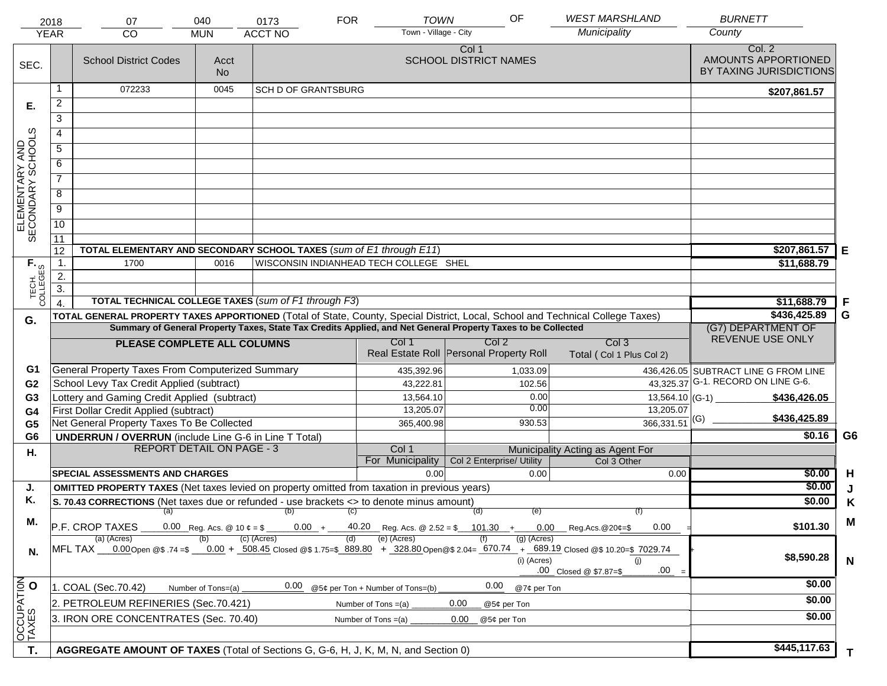| 2018 | 07 | 040 | 0173 | FOR | TOWN | OF | WEST MARSHLAND | BURNETT |
|---|---|---|---|---|---|---|---|---|
| YEAR | CO | MUN | ACCT NO | | Town - Village - City | | Municipality | County |

| SEC. | | School District Codes | Acct No | Col 1 SCHOOL DISTRICT NAMES | Col. 2 AMOUNTS APPORTIONED BY TAXING JURISDICTIONS | |
|---|---|---|---|---|---|---|
| E. ELEMENTARY AND SECONDARY SCHOOLS | 1 | 072233 | 0045 | SCH D OF GRANTSBURG | $207,861.57 | |
| | 2 | | | | | |
| | 3 | | | | | |
| | 4 | | | | | |
| | 5 | | | | | |
| | 6 | | | | | |
| | 7 | | | | | |
| | 8 | | | | | |
| | 9 | | | | | |
| | 10 | | | | | |
| | 11 | | | | | |
| | 12 | **TOTAL ELEMENTARY AND SECONDARY SCHOOL TAXES** (*sum of E1 through E11*) | | | $207,861.57 | E |
| F. TECH. COLLEGES | 1. | 1700 | 0016 | WISCONSIN INDIANHEAD TECH COLLEGE SHEL | $11,688.79 | |
| | 2. | | | | | |
| | 3. | | | | | |
| | 4. | **TOTAL TECHNICAL COLLEGE TAXES** (*sum of F1 through F3*) | | | $11,688.79 | F |
| G. | | **TOTAL GENERAL PROPERTY TAXES APPORTIONED** (Total of State, County, Special District, Local, School and Technical College Taxes) | | | $436,425.89 | G |

**Summary of General Property Taxes, State Tax Credits Applied, and Net General Property Taxes to be Collected**

| | PLEASE COMPLETE ALL COLUMNS | Col 1 Real Estate Roll | Col 2 Personal Property Roll | Col 3 Total ( Col 1 Plus Col 2) | (G7) DEPARTMENT OF REVENUE USE ONLY | |
|---|---|---|---|---|---|---|
| G1 | General Property Taxes From Computerized Summary | 435,392.96 | 1,033.09 | 436,426.05 | SUBTRACT LINE G FROM LINE G-1. RECORD ON LINE G-6. | |
| G2 | School Levy Tax Credit Applied (subtract) | 43,222.81 | 102.56 | 43,325.37 | | |
| G3 | Lottery and Gaming Credit Applied (subtract) | 13,564.10 | 0.00 | 13,564.10 | (G-1) $436,426.05 | |
| G4 | First Dollar Credit Applied (subtract) | 13,205.07 | 0.00 | 13,205.07 | | |
| G5 | Net General Property Taxes To Be Collected | 365,400.98 | 930.53 | 366,331.51 | (G) $436,425.89 | |
| G6 | **UNDERRUN / OVERRUN** (include Line G-6 in Line T Total) | | | | $0.16 | G6 |

| H. | REPORT DETAIL ON PAGE - 3 | Col 1 For Municipality | Col 2 Enterprise/ Utility (Municipality Acting as Agent For) | Col 3 Other | | |
|---|---|---|---|---|---|---|
| | **SPECIAL ASSESSMENTS AND CHARGES** | 0.00 | 0.00 | 0.00 | $0.00 | H |
| J. | **OMITTED PROPERTY TAXES** (Net taxes levied on property omitted from taxation in previous years) | | | | $0.00 | J |
| K. | **S. 70.43 CORRECTIONS** (Net taxes due or refunded - use brackets <> to denote minus amount) | | | | $0.00 | K |
| M. | P.F. CROP TAXES (a) 0.00 Reg. Acs. @ 10 ¢ = $ (b) 0.00 + (c) 40.20 Reg. Acs. @ 2.52 = $ (d) 101.30 + (e) 0.00 Reg.Acs.@20¢=$ (f) 0.00 = | | | | $101.30 | M |
| N. | MFL TAX (a) (Acres) 0.00 Open @$ .74 =$ (b) 0.00 + (c) (Acres) 508.45 Closed @$ 1.75=$ (d) 889.80 + (e) (Acres) 328.80 Open@$ 2.04= (f) 670.74 + (g) (Acres) 689.19 Closed @$ 10.20=$ 7029.74 + (i) (Acres) .00 Closed @ $7.87=$ (j) .00 = | | | | $8,590.28 | N |
| O. OCCUPATION TAXES | 1. COAL (Sec.70.42) Number of Tons=(a) 0.00 @5¢ per Ton + Number of Tons=(b) 0.00 @7¢ per Ton | | | | $0.00 | |
| | 2. PETROLEUM REFINERIES (Sec.70.421) Number of Tons =(a) 0.00 @5¢ per Ton | | | | $0.00 | |
| | 3. IRON ORE CONCENTRATES (Sec. 70.40) Number of Tons =(a) 0.00 @5¢ per Ton | | | | $0.00 | |
| T. | **AGGREGATE AMOUNT OF TAXES** (Total of Sections G, G-6, H, J, K, M, N, and Section 0) | | | | $445,117.63 | T |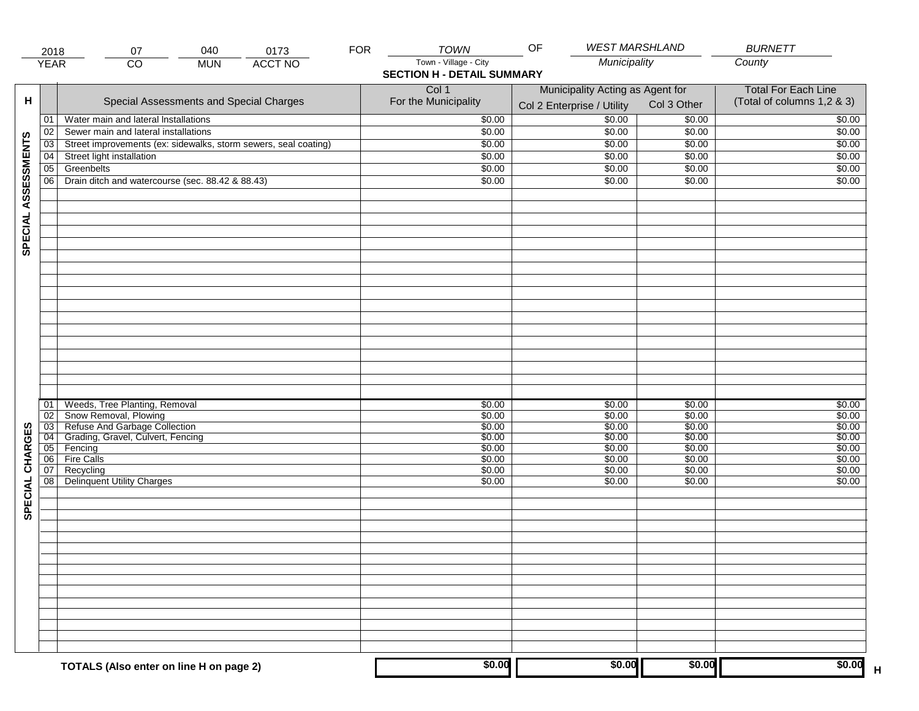| 2018 | 07 | 040 | 0173 | FOR | TOWN | OF | WEST MARSHLAND | BURNETT |
|---|---|---|---|---|---|---|---|---|
| YEAR | CO | MUN | ACCT NO | | Town - Village - City | | Municipality | County |

**SECTION H - DETAIL SUMMARY**

| H | | Special Assessments and Special Charges | Col 1 For the Municipality | Municipality Acting as Agent for Col 2 Enterprise / Utility | Municipality Acting as Agent for Col 3 Other | Total For Each Line (Total of columns 1,2 & 3) |
|---|---|---|---|---|---|---|
| SPECIAL ASSESSMENTS | 01 | Water main and lateral Installations | $0.00 | $0.00 | $0.00 | $0.00 |
| | 02 | Sewer main and lateral installations | $0.00 | $0.00 | $0.00 | $0.00 |
| | 03 | Street improvements (ex: sidewalks, storm sewers, seal coating) | $0.00 | $0.00 | $0.00 | $0.00 |
| | 04 | Street light installation | $0.00 | $0.00 | $0.00 | $0.00 |
| | 05 | Greenbelts | $0.00 | $0.00 | $0.00 | $0.00 |
| | 06 | Drain ditch and watercourse (sec. 88.42 & 88.43) | $0.00 | $0.00 | $0.00 | $0.00 |
| SPECIAL CHARGES | 01 | Weeds, Tree Planting, Removal | $0.00 | $0.00 | $0.00 | $0.00 |
| | 02 | Snow Removal, Plowing | $0.00 | $0.00 | $0.00 | $0.00 |
| | 03 | Refuse And Garbage Collection | $0.00 | $0.00 | $0.00 | $0.00 |
| | 04 | Grading, Gravel, Culvert, Fencing | $0.00 | $0.00 | $0.00 | $0.00 |
| | 05 | Fencing | $0.00 | $0.00 | $0.00 | $0.00 |
| | 06 | Fire Calls | $0.00 | $0.00 | $0.00 | $0.00 |
| | 07 | Recycling | $0.00 | $0.00 | $0.00 | $0.00 |
| | 08 | Delinquent Utility Charges | $0.00 | $0.00 | $0.00 | $0.00 |
| | | **TOTALS (Also enter on line H on page 2)** | **$0.00** | **$0.00** | **$0.00** | **$0.00** H |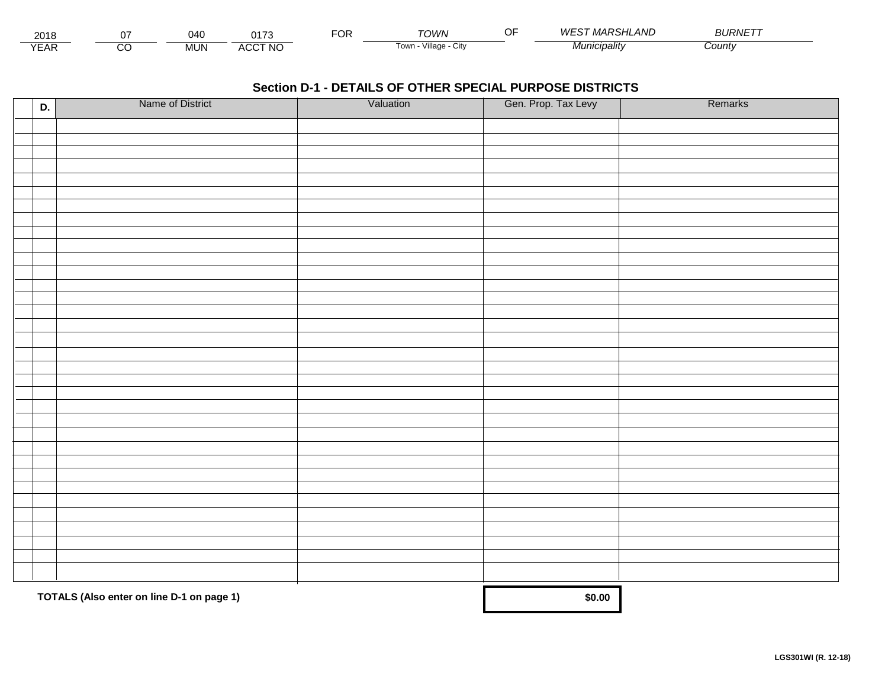| 2018 | 07 | 040 | 0173 | FOR | *TOWN* | OF | *WEST MARSHLAND* | *BURNETT* |
|---|---|---|---|---|---|---|---|---|
| YEAR | CO | MUN | ACCT NO | | Town - Village - City | | *Municipality* | *County* |

## Section D-1 - DETAILS OF OTHER SPECIAL PURPOSE DISTRICTS

| D. | Name of District | Valuation | Gen. Prop. Tax Levy | Remarks |
|---|---|---|---|---|
| | | | | |
| | | | | |
| | | | | |
| | | | | |
| | | | | |
| | | | | |
| | | | | |
| | | | | |
| | | | | |
| | | | | |
| | | | | |
| | | | | |
| | | | | |
| | | | | |
| | | | | |
| | | | | |
| | | | | |
| | | | | |
| | | | | |
| | | | | |
| | | | | |
| | | | | |
| | | | | |
| | | | | |
| | | | | |
| | | | | |
| | | | | |
| | | | | |
| | | | | |
| | | | | |
| | | | | |
| | | | | |
| | | | | |
| **TOTALS (Also enter on line D-1 on page 1)** | | | **$0.00** | |

**LGS301WI (R. 12-18)**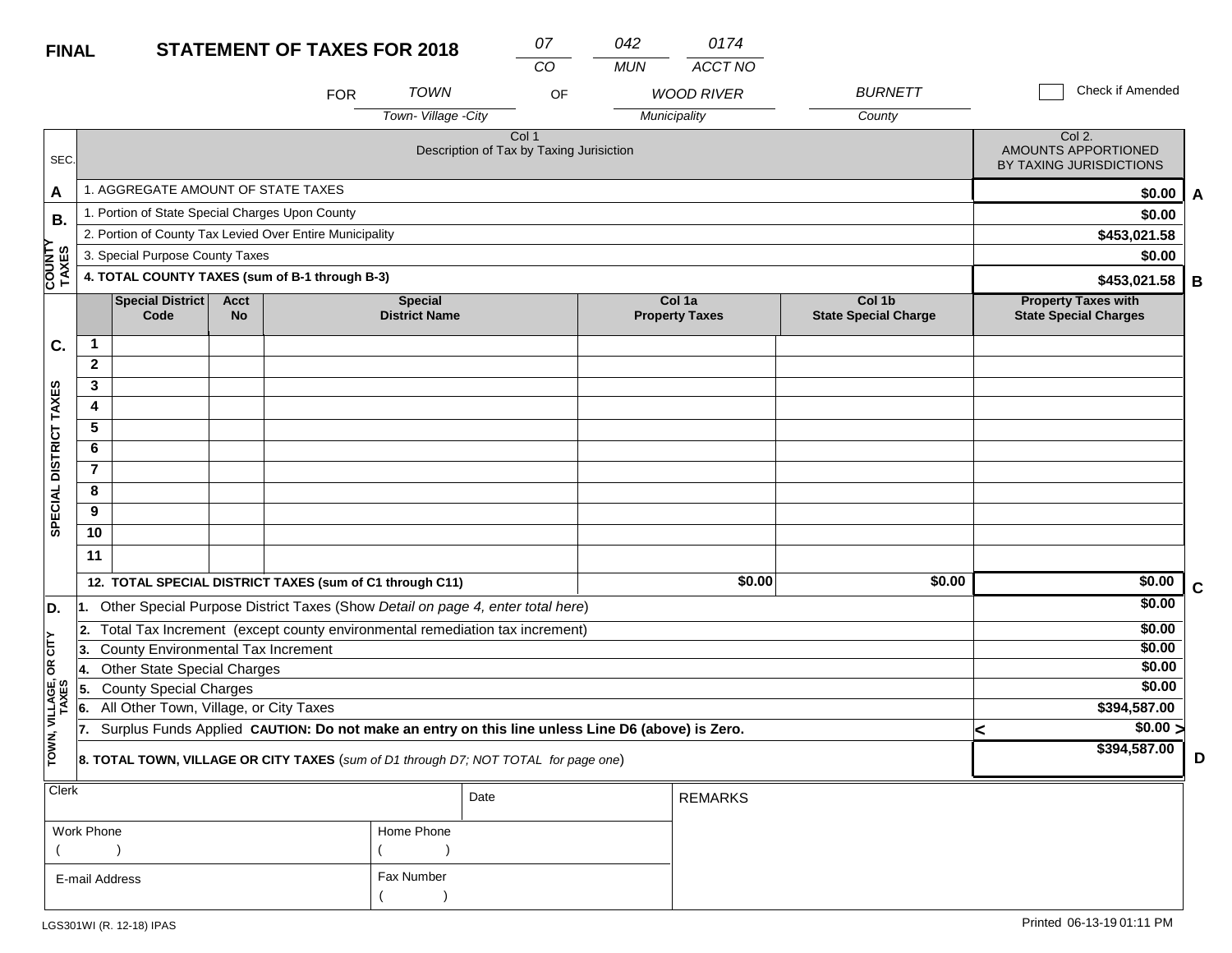**FINAL** **STATEMENT OF TAXES FOR 2018**

| 07 | 042 | 0174 |
|---|---|---|
| CO | MUN | ACCT NO |

FOR TOWN (Town- Village -City) OF WOOD RIVER (Municipality) BURNETT (County)

☐ Check if Amended

| SEC. | Col 1 Description of Tax by Taxing Jurisiction | Col 2. AMOUNTS APPORTIONED BY TAXING JURISDICTIONS | |
|---|---|---|---|
| A | 1. AGGREGATE AMOUNT OF STATE TAXES | $0.00 | A |
| B. COUNTY TAXES | 1. Portion of State Special Charges Upon County | $0.00 | |
| | 2. Portion of County Tax Levied Over Entire Municipality | $453,021.58 | |
| | 3. Special Purpose County Taxes | $0.00 | |
| | **4. TOTAL COUNTY TAXES (sum of B-1 through B-3)** | **$453,021.58** | B |

| C. SPECIAL DISTRICT TAXES | | Special District Code | Acct No | Special District Name | Col 1a Property Taxes | Col 1b State Special Charge | Property Taxes with State Special Charges | |
|---|---|---|---|---|---|---|---|---|
| | 1 | | | | | | | |
| | 2 | | | | | | | |
| | 3 | | | | | | | |
| | 4 | | | | | | | |
| | 5 | | | | | | | |
| | 6 | | | | | | | |
| | 7 | | | | | | | |
| | 8 | | | | | | | |
| | 9 | | | | | | | |
| | 10 | | | | | | | |
| | 11 | | | | | | | |
| | **12. TOTAL SPECIAL DISTRICT TAXES (sum of C1 through C11)** | | | | $0.00 | $0.00 | $0.00 | C |

| D. TOWN, VILLAGE, OR CITY TAXES | | | |
|---|---|---|---|
| | 1. Other Special Purpose District Taxes (Show *Detail on page 4, enter total here*) | $0.00 | |
| | 2. Total Tax Increment (except county environmental remediation tax increment) | $0.00 | |
| | 3. County Environmental Tax Increment | $0.00 | |
| | 4. Other State Special Charges | $0.00 | |
| | 5. County Special Charges | $0.00 | |
| | 6. All Other Town, Village, or City Taxes | $394,587.00 | |
| | 7. Surplus Funds Applied **CAUTION: Do not make an entry on this line unless Line D6 (above) is Zero.** | < $0.00 > | |
| | **8. TOTAL TOWN, VILLAGE OR CITY TAXES** (*sum of D1 through D7; NOT TOTAL for page one*) | **$394,587.00** | D |

| Clerk | Date | REMARKS |
|---|---|---|
| Work Phone ( ) | Home Phone ( ) | |
| E-mail Address | Fax Number ( ) | |

LGS301WI (R. 12-18) IPAS

Printed 06-13-19 01:11 PM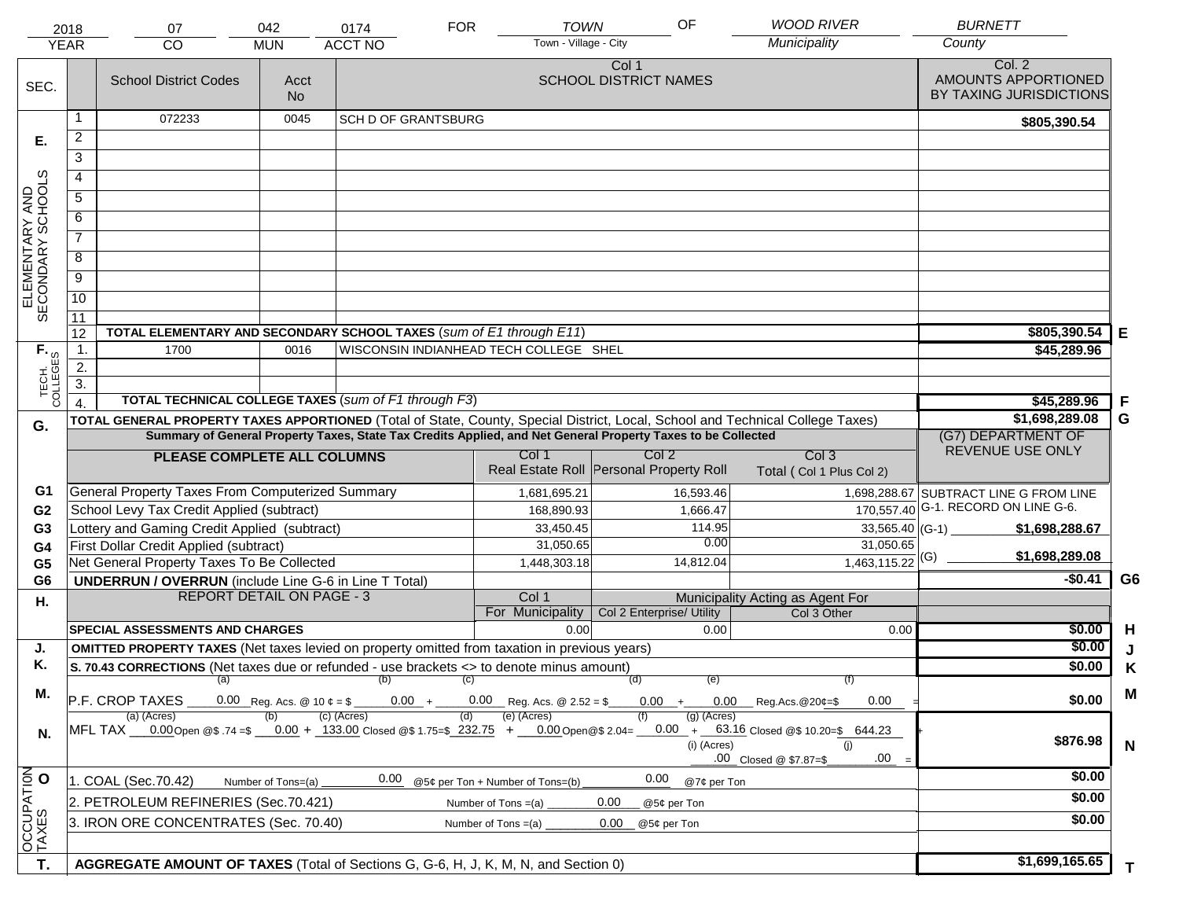| 2018 | 07 | 042 | 0174 | FOR | TOWN | OF | WOOD RIVER | BURNETT |
|---|---|---|---|---|---|---|---|---|
| YEAR | CO | MUN | ACCT NO | | Town - Village - City | | Municipality | County |

| SEC. | | School District Codes | Acct No | Col 1 SCHOOL DISTRICT NAMES | Col. 2 AMOUNTS APPORTIONED BY TAXING JURISDICTIONS | |
|---|---|---|---|---|---|---|
| E. ELEMENTARY AND SECONDARY SCHOOLS | 1 | 072233 | 0045 | SCH D OF GRANTSBURG | $805,390.54 | |
| | 2 | | | | | |
| | 3 | | | | | |
| | 4 | | | | | |
| | 5 | | | | | |
| | 6 | | | | | |
| | 7 | | | | | |
| | 8 | | | | | |
| | 9 | | | | | |
| | 10 | | | | | |
| | 11 | | | | | |
| | 12 | TOTAL ELEMENTARY AND SECONDARY SCHOOL TAXES (*sum of E1 through E11*) | | | $805,390.54 | E |
| F. TECH. COLLEGES | 1. | 1700 | 0016 | WISCONSIN INDIANHEAD TECH COLLEGE SHEL | $45,289.96 | |
| | 2. | | | | | |
| | 3. | | | | | |
| | 4. | TOTAL TECHNICAL COLLEGE TAXES (*sum of F1 through F3*) | | | $45,289.96 | F |
| G. | | TOTAL GENERAL PROPERTY TAXES APPORTIONED (Total of State, County, Special District, Local, School and Technical College Taxes) | | | $1,698,289.08 | G |

**Summary of General Property Taxes, State Tax Credits Applied, and Net General Property Taxes to be Collected**

| | PLEASE COMPLETE ALL COLUMNS | Col 1 Real Estate Roll | Col 2 Personal Property Roll | Col 3 Total ( Col 1 Plus Col 2) | (G7) DEPARTMENT OF REVENUE USE ONLY | |
|---|---|---|---|---|---|---|
| G1 | General Property Taxes From Computerized Summary | 1,681,695.21 | 16,593.46 | 1,698,288.67 | SUBTRACT LINE G FROM LINE G-1. RECORD ON LINE G-6. | |
| G2 | School Levy Tax Credit Applied (subtract) | 168,890.93 | 1,666.47 | 170,557.40 | | |
| G3 | Lottery and Gaming Credit Applied (subtract) | 33,450.45 | 114.95 | 33,565.40 | (G-1) $1,698,288.67 | |
| G4 | First Dollar Credit Applied (subtract) | 31,050.65 | 0.00 | 31,050.65 | | |
| G5 | Net General Property Taxes To Be Collected | 1,448,303.18 | 14,812.04 | 1,463,115.22 | (G) $1,698,289.08 | |
| G6 | UNDERRUN / OVERRUN (include Line G-6 in Line T Total) | | | | -$0.41 | G6 |

| H. | REPORT DETAIL ON PAGE - 3 | Col 1 For Municipality | Col 2 Enterprise/ Utility (Municipality Acting as Agent For) | Col 3 Other | | |
|---|---|---|---|---|---|---|
| | SPECIAL ASSESSMENTS AND CHARGES | 0.00 | 0.00 | 0.00 | $0.00 | H |
| J. | OMITTED PROPERTY TAXES (Net taxes levied on property omitted from taxation in previous years) | | | | $0.00 | J |
| K. | S. 70.43 CORRECTIONS (Net taxes due or refunded - use brackets <> to denote minus amount) | | | | $0.00 | K |
| M. | P.F. CROP TAXES (a) 0.00 Reg. Acs. @ 10 ¢ = $ (b) 0.00 + (c) 0.00 Reg. Acs. @ 2.52 = $ (d) 0.00 + (e) 0.00 Reg.Acs.@20¢=$ (f) 0.00 = | | | | $0.00 | M |
| N. | MFL TAX (a) (Acres) 0.00 Open @$ .74 =$ (b) 0.00 + (c) (Acres) 133.00 Closed @$ 1.75=$ (d) 232.75 + (e) (Acres) 0.00 Open@$ 2.04= (f) 0.00 + (g) (Acres) 63.16 Closed @$ 10.20=$ 644.23 + (i) (Acres) .00 Closed @ $7.87=$ (j) .00 = | | | | $876.98 | N |
| O. OCCUPATION TAXES | 1. COAL (Sec.70.42) Number of Tons=(a) 0.00 @5¢ per Ton + Number of Tons=(b) 0.00 @7¢ per Ton | | | | $0.00 | |
| | 2. PETROLEUM REFINERIES (Sec.70.421) Number of Tons =(a) 0.00 @5¢ per Ton | | | | $0.00 | |
| | 3. IRON ORE CONCENTRATES (Sec. 70.40) Number of Tons =(a) 0.00 @5¢ per Ton | | | | $0.00 | |
| T. | AGGREGATE AMOUNT OF TAXES (Total of Sections G, G-6, H, J, K, M, N, and Section 0) | | | | $1,699,165.65 | T |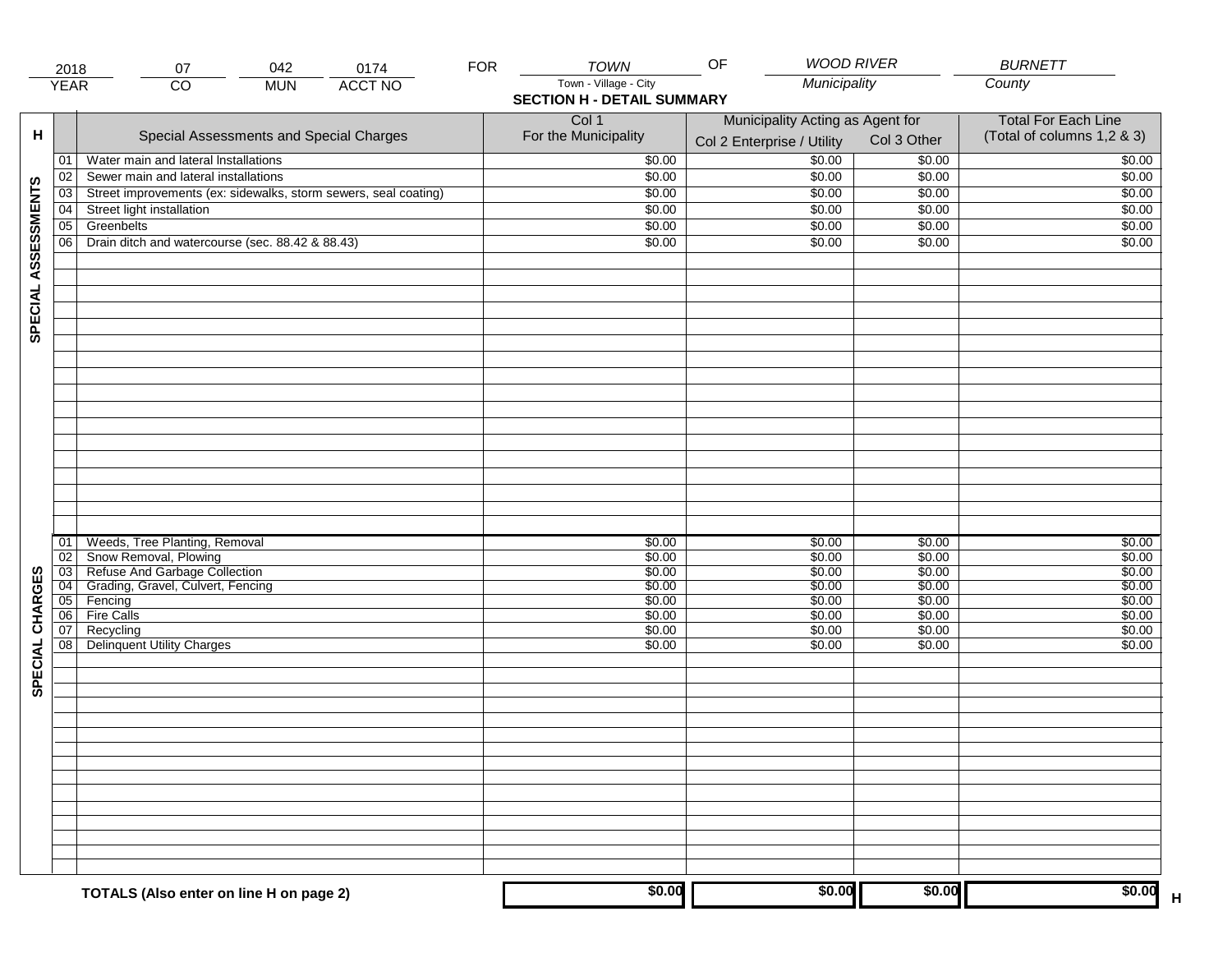| 2018 | 07 | 042 | 0174 | FOR | TOWN | OF | WOOD RIVER | BURNETT |
|---|---|---|---|---|---|---|---|---|
| YEAR | CO | MUN | ACCT NO | | Town - Village - City | | Municipality | County |

**SECTION H - DETAIL SUMMARY**

| H | | Special Assessments and Special Charges | Col 1 For the Municipality | Municipality Acting as Agent for Col 2 Enterprise / Utility | Col 3 Other | Total For Each Line (Total of columns 1,2 & 3) |
|---|---|---|---|---|---|---|
| SPECIAL ASSESSMENTS | 01 | Water main and lateral Installations | $0.00 | $0.00 | $0.00 | $0.00 |
| | 02 | Sewer main and lateral installations | $0.00 | $0.00 | $0.00 | $0.00 |
| | 03 | Street improvements (ex: sidewalks, storm sewers, seal coating) | $0.00 | $0.00 | $0.00 | $0.00 |
| | 04 | Street light installation | $0.00 | $0.00 | $0.00 | $0.00 |
| | 05 | Greenbelts | $0.00 | $0.00 | $0.00 | $0.00 |
| | 06 | Drain ditch and watercourse (sec. 88.42 & 88.43) | $0.00 | $0.00 | $0.00 | $0.00 |
| SPECIAL CHARGES | 01 | Weeds, Tree Planting, Removal | $0.00 | $0.00 | $0.00 | $0.00 |
| | 02 | Snow Removal, Plowing | $0.00 | $0.00 | $0.00 | $0.00 |
| | 03 | Refuse And Garbage Collection | $0.00 | $0.00 | $0.00 | $0.00 |
| | 04 | Grading, Gravel, Culvert, Fencing | $0.00 | $0.00 | $0.00 | $0.00 |
| | 05 | Fencing | $0.00 | $0.00 | $0.00 | $0.00 |
| | 06 | Fire Calls | $0.00 | $0.00 | $0.00 | $0.00 |
| | 07 | Recycling | $0.00 | $0.00 | $0.00 | $0.00 |
| | 08 | Delinquent Utility Charges | $0.00 | $0.00 | $0.00 | $0.00 |
| | | **TOTALS (Also enter on line H on page 2)** | **$0.00** | **$0.00** | **$0.00** | **$0.00** H |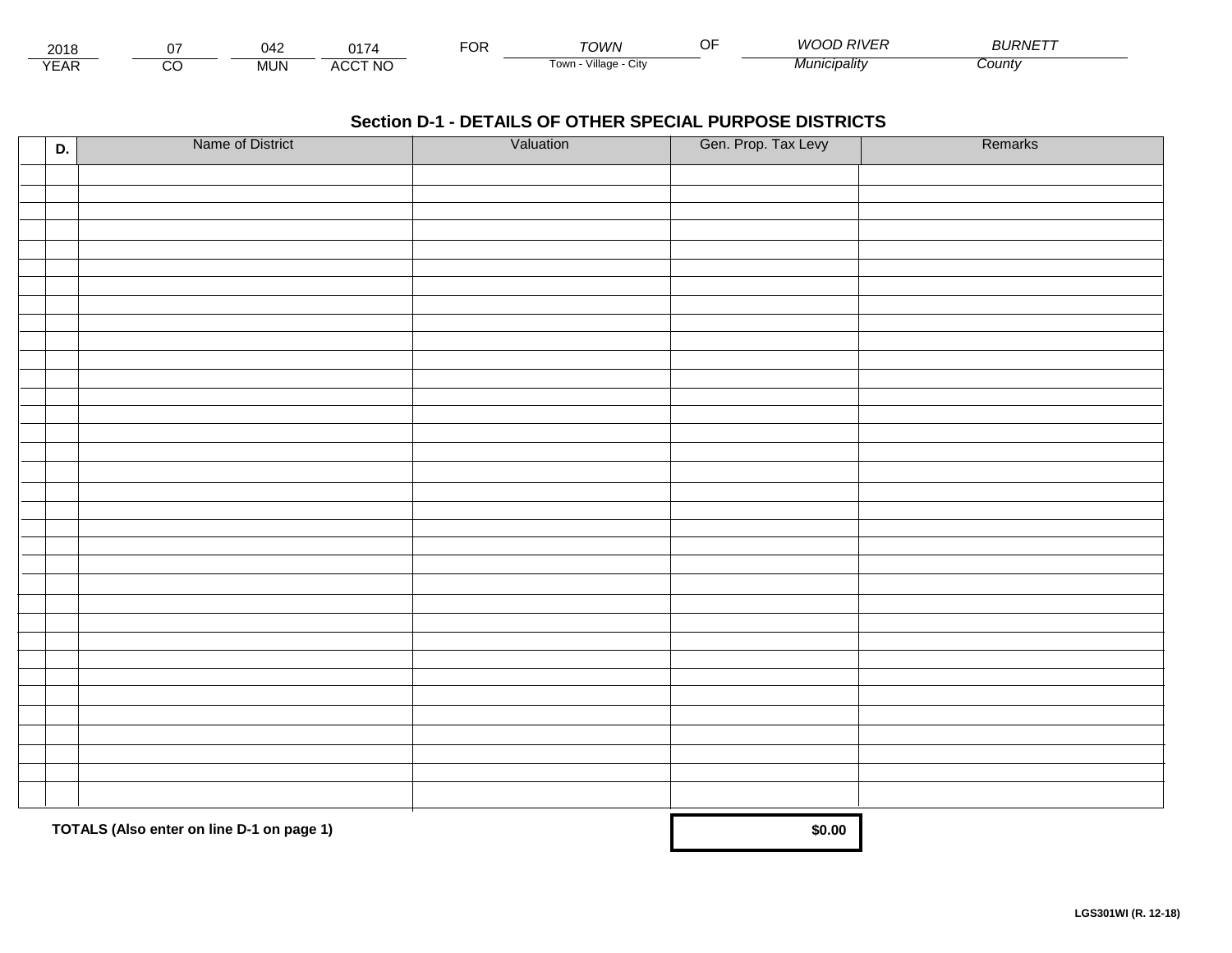| 2018 | 07 | 042 | 0174 | FOR | TOWN | OF | WOOD RIVER | BURNETT |
|---|---|---|---|---|---|---|---|---|
| YEAR | CO | MUN | ACCT NO | | Town - Village - City | | Municipality | County |

## Section D-1 - DETAILS OF OTHER SPECIAL PURPOSE DISTRICTS

| D. | Name of District | Valuation | Gen. Prop. Tax Levy | Remarks |
|---|---|---|---|---|
| | | | | |
| | | | | |
| | | | | |
| | | | | |
| | | | | |
| | | | | |
| | | | | |
| | | | | |
| | | | | |
| | | | | |
| | | | | |
| | | | | |
| | | | | |
| | | | | |
| | | | | |
| | | | | |
| | | | | |
| | | | | |
| | | | | |
| | | | | |
| | | | | |
| | | | | |
| | | | | |
| | | | | |
| | | | | |
| | | | | |
| | | | | |
| | | | | |
| | | | | |
| | | | | |
| | | | | |
| | | | | |
| | | | | |
| | | | | |
| | **TOTALS (Also enter on line D-1 on page 1)** | | **$0.00** | |

**LGS301WI (R. 12-18)**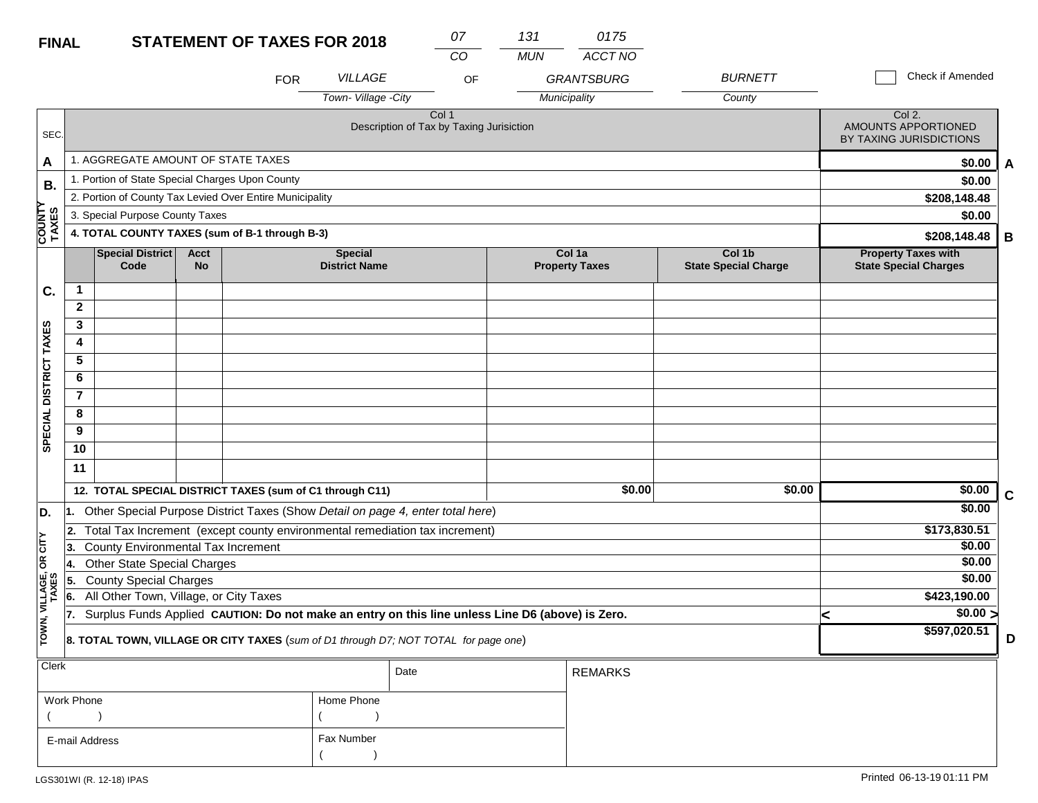**FINAL** **STATEMENT OF TAXES FOR 2018**

| 07 | 131 | 0175 |
|---|---|---|
| CO | MUN | ACCT NO |

FOR *VILLAGE* (Town- Village -City) OF *GRANTSBURG* (Municipality) *BURNETT* (County)

☐ Check if Amended

| SEC. | Col 1 Description of Tax by Taxing Jurisiction | Col 2. AMOUNTS APPORTIONED BY TAXING JURISDICTIONS | |
|---|---|---|---|
| A | 1. AGGREGATE AMOUNT OF STATE TAXES | $0.00 | A |
| B. | 1. Portion of State Special Charges Upon County | $0.00 | |
| COUNTY TAXES | 2. Portion of County Tax Levied Over Entire Municipality | $208,148.48 | |
| | 3. Special Purpose County Taxes | $0.00 | |
| | **4. TOTAL COUNTY TAXES (sum of B-1 through B-3)** | $208,148.48 | B |

| SEC. | | Special District Code | Acct No | Special District Name | Col 1a Property Taxes | Col 1b State Special Charge | Property Taxes with State Special Charges |
|---|---|---|---|---|---|---|---|
| C. SPECIAL DISTRICT TAXES | 1 | | | | | | |
| | 2 | | | | | | |
| | 3 | | | | | | |
| | 4 | | | | | | |
| | 5 | | | | | | |
| | 6 | | | | | | |
| | 7 | | | | | | |
| | 8 | | | | | | |
| | 9 | | | | | | |
| | 10 | | | | | | |
| | 11 | | | | | | |
| | **12. TOTAL SPECIAL DISTRICT TAXES (sum of C1 through C11)** | | | | $0.00 | $0.00 | $0.00 (C) |

| SEC. | Description | Amount | |
|---|---|---|---|
| D. TOWN, VILLAGE, OR CITY TAXES | 1. Other Special Purpose District Taxes (Show *Detail on page 4, enter total here*) | $0.00 | |
| | 2. Total Tax Increment (except county environmental remediation tax increment) | $173,830.51 | |
| | 3. County Environmental Tax Increment | $0.00 | |
| | 4. Other State Special Charges | $0.00 | |
| | 5. County Special Charges | $0.00 | |
| | 6. All Other Town, Village, or City Taxes | $423,190.00 | |
| | 7. Surplus Funds Applied **CAUTION: Do not make an entry on this line unless Line D6 (above) is Zero.** | < $0.00 > | |
| | **8. TOTAL TOWN, VILLAGE OR CITY TAXES** (*sum of D1 through D7; NOT TOTAL for page one*) | $597,020.51 | D |

| Clerk | Date | REMARKS |
|---|---|---|
| Work Phone ( ) | Home Phone ( ) | |
| E-mail Address | Fax Number ( ) | |

LGS301WI (R. 12-18) IPAS

Printed 06-13-19 01:11 PM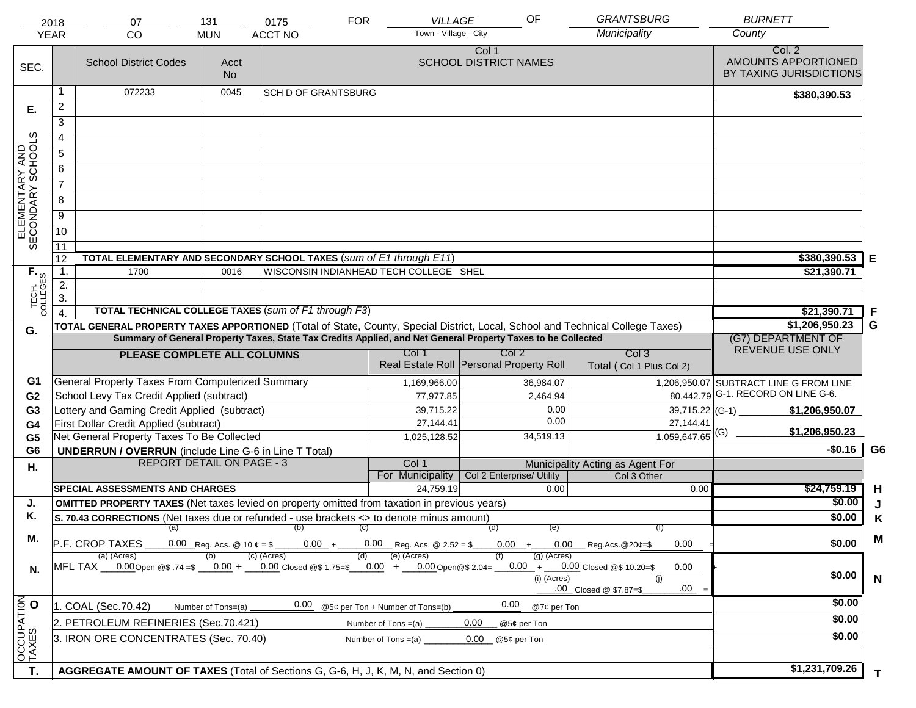| 2018 | 07 | 131 | 0175 | FOR | VILLAGE | OF | GRANTSBURG | BURNETT |
|---|---|---|---|---|---|---|---|---|
| YEAR | CO | MUN | ACCT NO | | Town - Village - City | | Municipality | County |

| SEC. | | School District Codes | Acct No | Col 1 SCHOOL DISTRICT NAMES | Col. 2 AMOUNTS APPORTIONED BY TAXING JURISDICTIONS | |
|---|---|---|---|---|---|---|
| E. ELEMENTARY AND SECONDARY SCHOOLS | 1 | 072233 | 0045 | SCH D OF GRANTSBURG | $380,390.53 | |
| | 2 | | | | | |
| | 3 | | | | | |
| | 4 | | | | | |
| | 5 | | | | | |
| | 6 | | | | | |
| | 7 | | | | | |
| | 8 | | | | | |
| | 9 | | | | | |
| | 10 | | | | | |
| | 11 | | | | | |
| | 12 | TOTAL ELEMENTARY AND SECONDARY SCHOOL TAXES (*sum of E1 through E11*) | | | $380,390.53 | E |
| F. TECH. COLLEGES | 1. | 1700 | 0016 | WISCONSIN INDIANHEAD TECH COLLEGE SHEL | $21,390.71 | |
| | 2. | | | | | |
| | 3. | | | | | |
| | 4. | TOTAL TECHNICAL COLLEGE TAXES (*sum of F1 through F3*) | | | $21,390.71 | F |

| G. | TOTAL GENERAL PROPERTY TAXES APPORTIONED (Total of State, County, Special District, Local, School and Technical College Taxes) | | | | $1,206,950.23 | G |
|---|---|---|---|---|---|---|
| | Summary of General Property Taxes, State Tax Credits Applied, and Net General Property Taxes to be Collected | | | | (G7) DEPARTMENT OF REVENUE USE ONLY | |
| | PLEASE COMPLETE ALL COLUMNS | Col 1 Real Estate Roll | Col 2 Personal Property Roll | Col 3 Total ( Col 1 Plus Col 2) | | |
| G1 | General Property Taxes From Computerized Summary | 1,169,966.00 | 36,984.07 | 1,206,950.07 | SUBTRACT LINE G FROM LINE G-1. RECORD ON LINE G-6. | |
| G2 | School Levy Tax Credit Applied (subtract) | 77,977.85 | 2,464.94 | 80,442.79 | | |
| G3 | Lottery and Gaming Credit Applied (subtract) | 39,715.22 | 0.00 | 39,715.22 | (G-1) $1,206,950.07 | |
| G4 | First Dollar Credit Applied (subtract) | 27,144.41 | 0.00 | 27,144.41 | | |
| G5 | Net General Property Taxes To Be Collected | 1,025,128.52 | 34,519.13 | 1,059,647.65 | (G) $1,206,950.23 | |
| G6 | UNDERRUN / OVERRUN (include Line G-6 in Line T Total) | | | | -$0.16 | G6 |

| H. | REPORT DETAIL ON PAGE - 3 | Col 1 For Municipality | Col 2 Enterprise/ Utility (Municipality Acting as Agent For) | Col 3 Other | | |
|---|---|---|---|---|---|---|
| | SPECIAL ASSESSMENTS AND CHARGES | 24,759.19 | 0.00 | 0.00 | $24,759.19 | H |
| J. | OMITTED PROPERTY TAXES (Net taxes levied on property omitted from taxation in previous years) | | | | $0.00 | J |
| K. | S. 70.43 CORRECTIONS (Net taxes due or refunded - use brackets <> to denote minus amount) | | | | $0.00 | K |
| M. | P.F. CROP TAXES (a) 0.00 Reg. Acs. @ 10 ¢ = $ (b) 0.00 + (c) 0.00 Reg. Acs. @ 2.52 = $ (d) 0.00 + (e) 0.00 Reg.Acs.@20¢=$ (f) 0.00 = | | | | $0.00 | M |
| N. | MFL TAX (a) (Acres) 0.00 Open @$ .74 =$ (b) 0.00 + (c) (Acres) 0.00 Closed @$ 1.75=$ (d) 0.00 + (e) (Acres) 0.00 Open@$ 2.04= (f) 0.00 + (g) (Acres) 0.00 Closed @$ 10.20=$ 0.00 + (i) (Acres) .00 Closed @ $7.87=$ (j) .00 = | | | | $0.00 | N |
| O. OCCUPATION TAXES | 1. COAL (Sec.70.42) Number of Tons=(a) 0.00 @5¢ per Ton + Number of Tons=(b) 0.00 @7¢ per Ton | | | | $0.00 | |
| | 2. PETROLEUM REFINERIES (Sec.70.421) Number of Tons =(a) 0.00 @5¢ per Ton | | | | $0.00 | |
| | 3. IRON ORE CONCENTRATES (Sec. 70.40) Number of Tons =(a) 0.00 @5¢ per Ton | | | | $0.00 | |
| T. | AGGREGATE AMOUNT OF TAXES (Total of Sections G, G-6, H, J, K, M, N, and Section 0) | | | | $1,231,709.26 | T |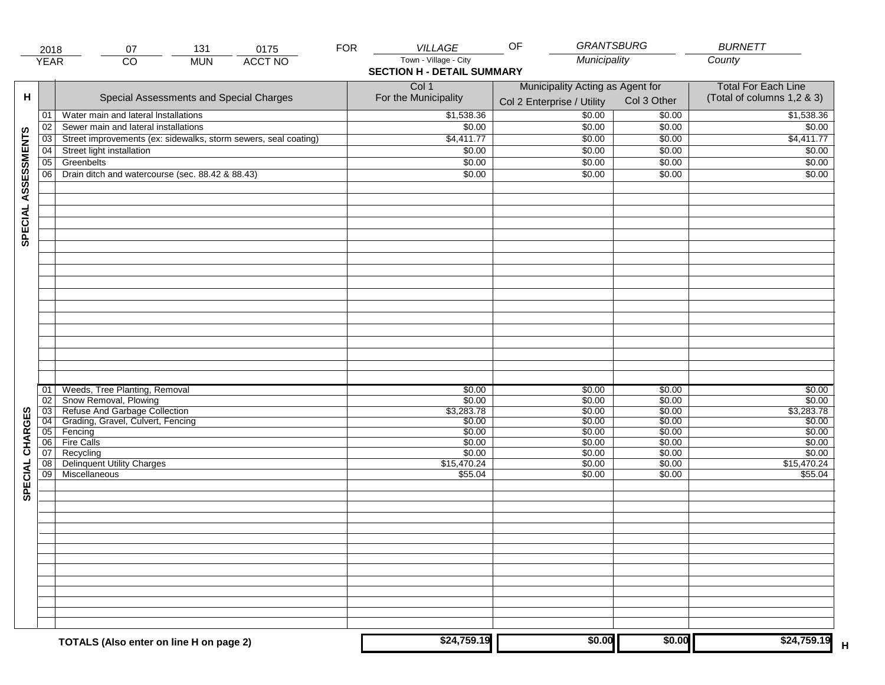| 2018 | 07 | 131 | 0175 | FOR | VILLAGE | OF | GRANTSBURG | BURNETT |
|---|---|---|---|---|---|---|---|---|
| YEAR | CO | MUN | ACCT NO | | Town - Village - City | | Municipality | County |

## SECTION H - DETAIL SUMMARY

| H | | Special Assessments and Special Charges | Col 1 For the Municipality | Municipality Acting as Agent for Col 2 Enterprise / Utility | Col 3 Other | Total For Each Line (Total of columns 1,2 & 3) |
|---|---|---|---|---|---|---|
| SPECIAL ASSESSMENTS | 01 | Water main and lateral Installations | $1,538.36 | $0.00 | $0.00 | $1,538.36 |
| | 02 | Sewer main and lateral installations | $0.00 | $0.00 | $0.00 | $0.00 |
| | 03 | Street improvements (ex: sidewalks, storm sewers, seal coating) | $4,411.77 | $0.00 | $0.00 | $4,411.77 |
| | 04 | Street light installation | $0.00 | $0.00 | $0.00 | $0.00 |
| | 05 | Greenbelts | $0.00 | $0.00 | $0.00 | $0.00 |
| | 06 | Drain ditch and watercourse (sec. 88.42 & 88.43) | $0.00 | $0.00 | $0.00 | $0.00 |
| SPECIAL CHARGES | 01 | Weeds, Tree Planting, Removal | $0.00 | $0.00 | $0.00 | $0.00 |
| | 02 | Snow Removal, Plowing | $0.00 | $0.00 | $0.00 | $0.00 |
| | 03 | Refuse And Garbage Collection | $3,283.78 | $0.00 | $0.00 | $3,283.78 |
| | 04 | Grading, Gravel, Culvert, Fencing | $0.00 | $0.00 | $0.00 | $0.00 |
| | 05 | Fencing | $0.00 | $0.00 | $0.00 | $0.00 |
| | 06 | Fire Calls | $0.00 | $0.00 | $0.00 | $0.00 |
| | 07 | Recycling | $0.00 | $0.00 | $0.00 | $0.00 |
| | 08 | Delinquent Utility Charges | $15,470.24 | $0.00 | $0.00 | $15,470.24 |
| | 09 | Miscellaneous | $55.04 | $0.00 | $0.00 | $55.04 |
| | | **TOTALS (Also enter on line H on page 2)** | **$24,759.19** | **$0.00** | **$0.00** | **$24,759.19** H |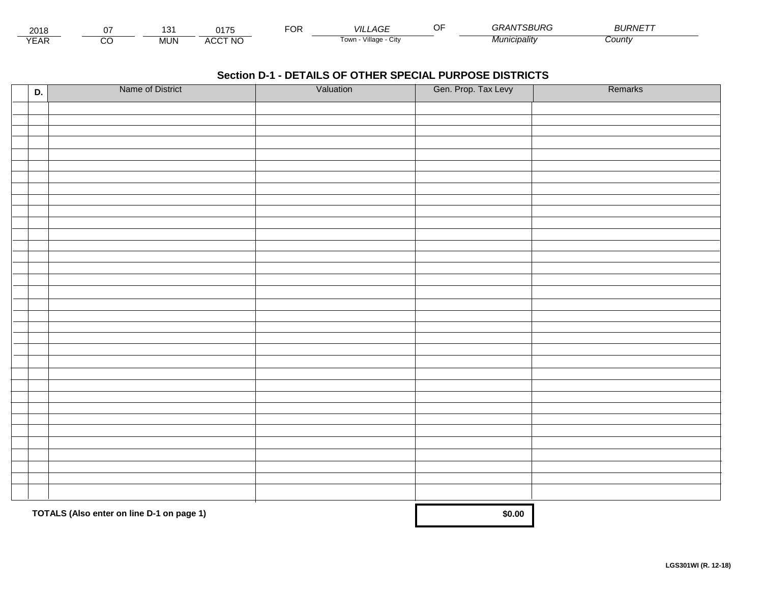| 2018 | 07 | 131 | 0175 | FOR | *VILLAGE* | OF | *GRANTSBURG* | *BURNETT* |
|---|---|---|---|---|---|---|---|---|
| YEAR | CO | MUN | ACCT NO | | Town - Village - City | | *Municipality* | *County* |

## Section D-1 - DETAILS OF OTHER SPECIAL PURPOSE DISTRICTS

| | D. | Name of District | Valuation | Gen. Prop. Tax Levy | Remarks |
|---|---|---|---|---|---|
| | | | | | |
| | | | | | |
| | | | | | |
| | | | | | |
| | | | | | |
| | | | | | |
| | | | | | |
| | | | | | |
| | | | | | |
| | | | | | |
| | | | | | |
| | | | | | |
| | | | | | |
| | | | | | |
| | | | | | |
| | | | | | |
| | | | | | |
| | | | | | |
| | | | | | |
| | | | | | |
| | | | | | |
| | | | | | |
| | | | | | |
| | | | | | |
| | | | | | |
| | | | | | |
| | | | | | |
| | | | | | |
| | | | | | |
| | | | | | |
| | | | | | |
| | | | | | |
| | | | | | |
| | | **TOTALS (Also enter on line D-1 on page 1)** | | **$0.00** | |

LGS301WI (R. 12-18)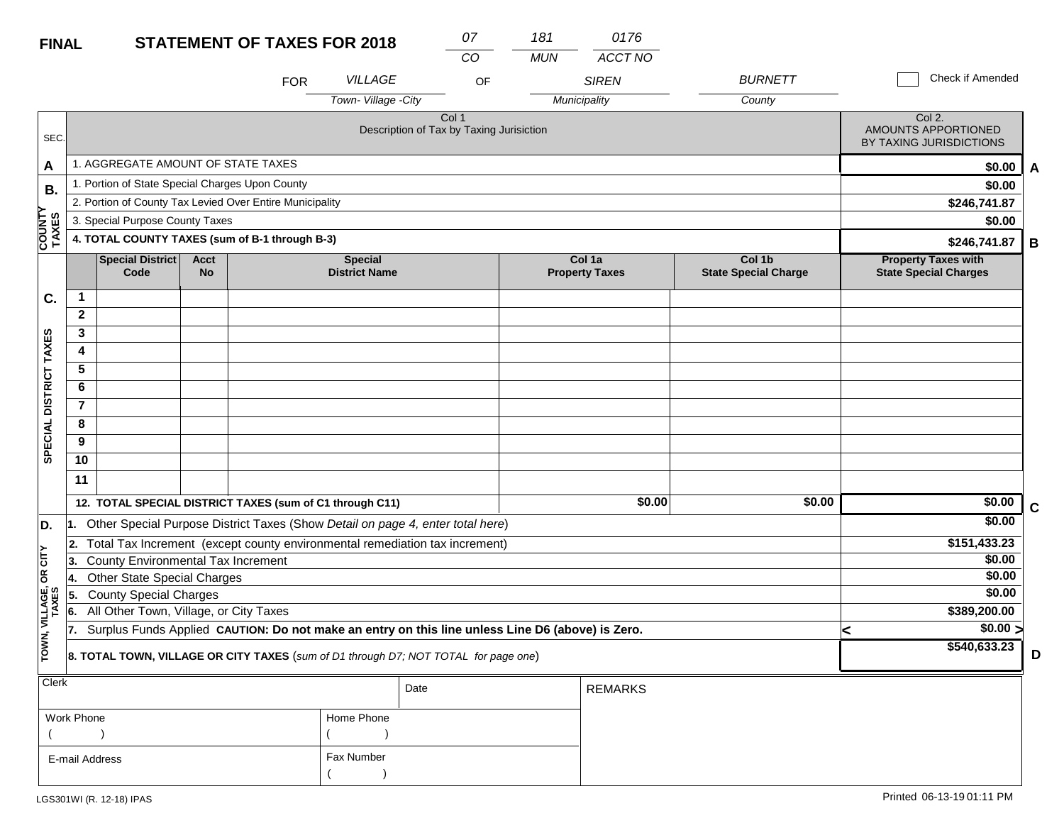**FINAL** **STATEMENT OF TAXES FOR 2018**

| 07 | 181 | 0176 |
|---|---|---|
| CO | MUN | ACCT NO |

FOR *VILLAGE* (Town- Village -City) OF *SIREN* (Municipality) *BURNETT* (County)

☐ Check if Amended

| SEC. | Col 1 Description of Tax by Taxing Jurisiction | Col 2. AMOUNTS APPORTIONED BY TAXING JURISDICTIONS | |
|---|---|---|---|
| A | 1. AGGREGATE AMOUNT OF STATE TAXES | $0.00 | A |
| B. COUNTY TAXES | 1. Portion of State Special Charges Upon County | $0.00 | |
| | 2. Portion of County Tax Levied Over Entire Municipality | $246,741.87 | |
| | 3. Special Purpose County Taxes | $0.00 | |
| | 4. TOTAL COUNTY TAXES (sum of B-1 through B-3) | $246,741.87 | B |

| SEC. | | Special District Code | Acct No | Special District Name | Col 1a Property Taxes | Col 1b State Special Charge | Property Taxes with State Special Charges | |
|---|---|---|---|---|---|---|---|---|
| C. SPECIAL DISTRICT TAXES | 1 | | | | | | | |
| | 2 | | | | | | | |
| | 3 | | | | | | | |
| | 4 | | | | | | | |
| | 5 | | | | | | | |
| | 6 | | | | | | | |
| | 7 | | | | | | | |
| | 8 | | | | | | | |
| | 9 | | | | | | | |
| | 10 | | | | | | | |
| | 11 | | | | | | | |
| | 12. TOTAL SPECIAL DISTRICT TAXES (sum of C1 through C11) | | | | $0.00 | $0.00 | $0.00 | C |

| SEC. | Description | Amount | |
|---|---|---|---|
| D. TOWN, VILLAGE, OR CITY TAXES | 1. Other Special Purpose District Taxes (Show *Detail on page 4, enter total here*) | $0.00 | |
| | 2. Total Tax Increment (except county environmental remediation tax increment) | $151,433.23 | |
| | 3. County Environmental Tax Increment | $0.00 | |
| | 4. Other State Special Charges | $0.00 | |
| | 5. County Special Charges | $0.00 | |
| | 6. All Other Town, Village, or City Taxes | $389,200.00 | |
| | 7. Surplus Funds Applied **CAUTION: Do not make an entry on this line unless Line D6 (above) is Zero.** | < $0.00 > | |
| | **8. TOTAL TOWN, VILLAGE OR CITY TAXES** (*sum of D1 through D7; NOT TOTAL for page one*) | $540,633.23 | D |

| Clerk | | Date | REMARKS |
|---|---|---|---|
| Work Phone ( ) | Home Phone ( ) | | |
| E-mail Address | Fax Number ( ) | | |

LGS301WI (R. 12-18) IPAS

Printed 06-13-19 01:11 PM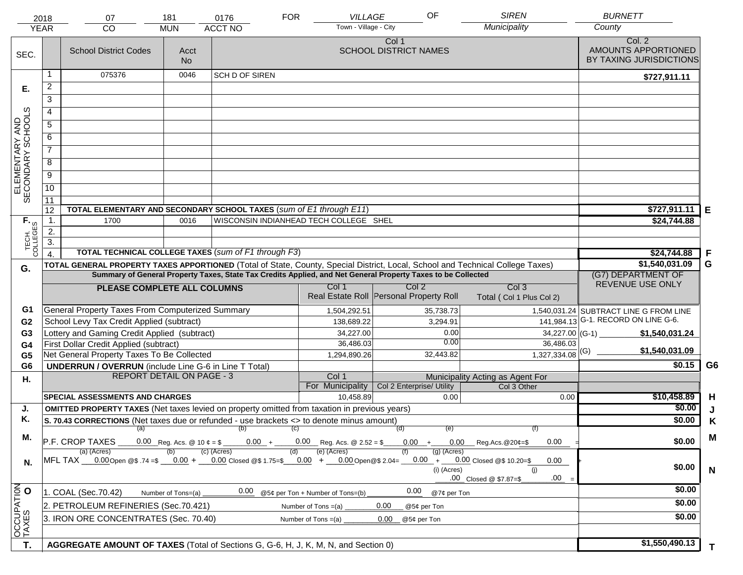| 2018 | 07 | 181 | 0176 | FOR | VILLAGE | OF | SIREN | BURNETT |
|---|---|---|---|---|---|---|---|---|
| YEAR | CO | MUN | ACCT NO | | Town - Village - City | | Municipality | County |

| SEC. | | School District Codes | Acct No | Col 1 SCHOOL DISTRICT NAMES | Col. 2 AMOUNTS APPORTIONED BY TAXING JURISDICTIONS | |
|---|---|---|---|---|---|---|
| E. ELEMENTARY AND SECONDARY SCHOOLS | 1 | 075376 | 0046 | SCH D OF SIREN | $727,911.11 | |
| | 2 | | | | | |
| | 3 | | | | | |
| | 4 | | | | | |
| | 5 | | | | | |
| | 6 | | | | | |
| | 7 | | | | | |
| | 8 | | | | | |
| | 9 | | | | | |
| | 10 | | | | | |
| | 11 | | | | | |
| | 12 | **TOTAL ELEMENTARY AND SECONDARY SCHOOL TAXES** (*sum of E1 through E11*) | | | $727,911.11 | E |
| F. TECH. COLLEGES | 1. | 1700 | 0016 | WISCONSIN INDIANHEAD TECH COLLEGE SHEL | $24,744.88 | |
| | 2. | | | | | |
| | 3. | | | | | |
| | 4. | **TOTAL TECHNICAL COLLEGE TAXES** (*sum of F1 through F3*) | | | $24,744.88 | F |

**G.** **TOTAL GENERAL PROPERTY TAXES APPORTIONED** (Total of State, County, Special District, Local, School and Technical College Taxes) — **$1,540,031.09** G

**Summary of General Property Taxes, State Tax Credits Applied, and Net General Property Taxes to be Collected**

| | PLEASE COMPLETE ALL COLUMNS | Col 1 Real Estate Roll | Col 2 Personal Property Roll | Col 3 Total ( Col 1 Plus Col 2) | (G7) DEPARTMENT OF REVENUE USE ONLY |
|---|---|---|---|---|---|
| G1 | General Property Taxes From Computerized Summary | 1,504,292.51 | 35,738.73 | 1,540,031.24 | SUBTRACT LINE G FROM LINE G-1. RECORD ON LINE G-6. |
| G2 | School Levy Tax Credit Applied (subtract) | 138,689.22 | 3,294.91 | 141,984.13 | |
| G3 | Lottery and Gaming Credit Applied (subtract) | 34,227.00 | 0.00 | 34,227.00 | (G-1) $1,540,031.24 |
| G4 | First Dollar Credit Applied (subtract) | 36,486.03 | 0.00 | 36,486.03 | |
| G5 | Net General Property Taxes To Be Collected | 1,294,890.26 | 32,443.82 | 1,327,334.08 | (G) $1,540,031.09 |
| G6 | **UNDERRUN / OVERRUN** (include Line G-6 in Line T Total) | | | | $0.15 G6 |

| H. | REPORT DETAIL ON PAGE - 3 | Col 1 For Municipality | Col 2 Enterprise/ Utility (Municipality Acting as Agent For) | Col 3 Other | | |
|---|---|---|---|---|---|---|
| | **SPECIAL ASSESSMENTS AND CHARGES** | 10,458.89 | 0.00 | 0.00 | $10,458.89 | H |

| | | | |
|---|---|---|---|
| J. | **OMITTED PROPERTY TAXES** (Net taxes levied on property omitted from taxation in previous years) | $0.00 | J |
| K. | **S. 70.43 CORRECTIONS** (Net taxes due or refunded - use brackets <> to denote minus amount) | $0.00 | K |
| M. | P.F. CROP TAXES (a) 0.00 Reg. Acs. @ 10 ¢ = $ (b) 0.00 + (c) 0.00 Reg. Acs. @ 2.52 = $ (d) 0.00 + (e) 0.00 Reg.Acs.@20¢=$ (f) 0.00 = | $0.00 | M |
| N. | MFL TAX (a) (Acres) 0.00 Open @$ .74 =$ (b) 0.00 + (c) (Acres) 0.00 Closed @$ 1.75=$ (d) 0.00 + (e) (Acres) 0.00 Open@$ 2.04= (f) 0.00 + (g) (Acres) 0.00 Closed @$ 10.20=$ 0.00 + (i) (Acres) .00 Closed @ $7.87=$ (j) .00 = | $0.00 | N |
| O. OCCUPATION TAXES | 1. COAL (Sec.70.42) Number of Tons=(a) 0.00 @5¢ per Ton + Number of Tons=(b) 0.00 @7¢ per Ton | $0.00 | |
| | 2. PETROLEUM REFINERIES (Sec.70.421) Number of Tons =(a) 0.00 @5¢ per Ton | $0.00 | |
| | 3. IRON ORE CONCENTRATES (Sec. 70.40) Number of Tons =(a) 0.00 @5¢ per Ton | $0.00 | |
| T. | **AGGREGATE AMOUNT OF TAXES** (Total of Sections G, G-6, H, J, K, M, N, and Section 0) | $1,550,490.13 | T |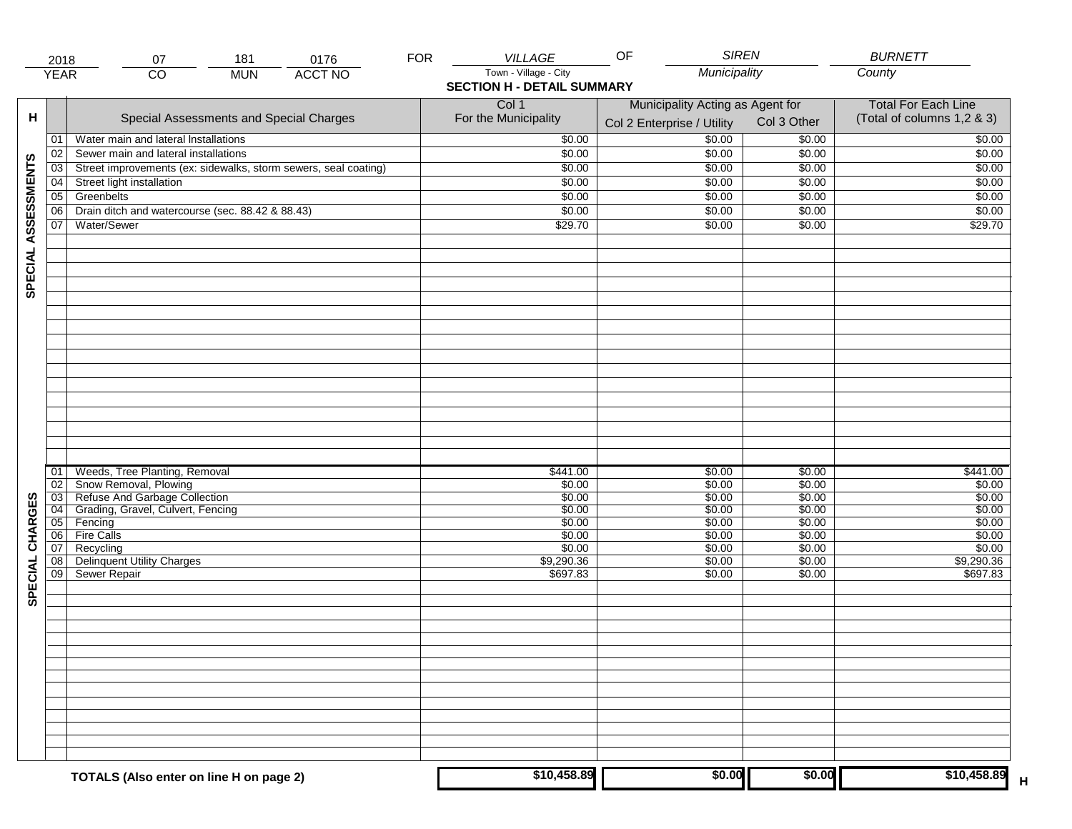| 2018 | 07 | 181 | 0176 | FOR | VILLAGE | OF | SIREN | BURNETT |
|---|---|---|---|---|---|---|---|---|
| YEAR | CO | MUN | ACCT NO | | Town - Village - City | | Municipality | County |

## SECTION H - DETAIL SUMMARY

| H | | Special Assessments and Special Charges | Col 1 For the Municipality | Municipality Acting as Agent for Col 2 Enterprise / Utility | Col 3 Other | Total For Each Line (Total of columns 1,2 & 3) |
|---|---|---|---|---|---|---|
| SPECIAL ASSESSMENTS | 01 | Water main and lateral Installations | $0.00 | $0.00 | $0.00 | $0.00 |
| | 02 | Sewer main and lateral installations | $0.00 | $0.00 | $0.00 | $0.00 |
| | 03 | Street improvements (ex: sidewalks, storm sewers, seal coating) | $0.00 | $0.00 | $0.00 | $0.00 |
| | 04 | Street light installation | $0.00 | $0.00 | $0.00 | $0.00 |
| | 05 | Greenbelts | $0.00 | $0.00 | $0.00 | $0.00 |
| | 06 | Drain ditch and watercourse (sec. 88.42 & 88.43) | $0.00 | $0.00 | $0.00 | $0.00 |
| | 07 | Water/Sewer | $29.70 | $0.00 | $0.00 | $29.70 |
| SPECIAL CHARGES | 01 | Weeds, Tree Planting, Removal | $441.00 | $0.00 | $0.00 | $441.00 |
| | 02 | Snow Removal, Plowing | $0.00 | $0.00 | $0.00 | $0.00 |
| | 03 | Refuse And Garbage Collection | $0.00 | $0.00 | $0.00 | $0.00 |
| | 04 | Grading, Gravel, Culvert, Fencing | $0.00 | $0.00 | $0.00 | $0.00 |
| | 05 | Fencing | $0.00 | $0.00 | $0.00 | $0.00 |
| | 06 | Fire Calls | $0.00 | $0.00 | $0.00 | $0.00 |
| | 07 | Recycling | $0.00 | $0.00 | $0.00 | $0.00 |
| | 08 | Delinquent Utility Charges | $9,290.36 | $0.00 | $0.00 | $9,290.36 |
| | 09 | Sewer Repair | $697.83 | $0.00 | $0.00 | $697.83 |
| | | **TOTALS (Also enter on line H on page 2)** | **$10,458.89** | **$0.00** | **$0.00** | **$10,458.89** H |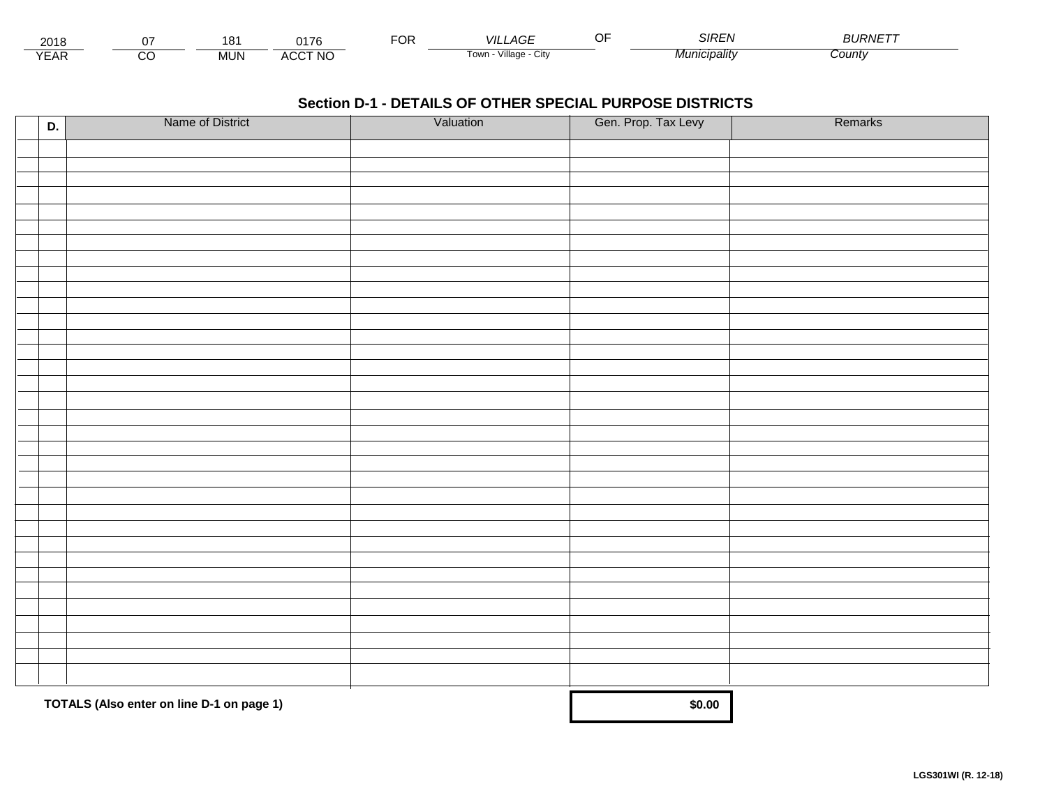| 2018 | 07 | 181 | 0176 | FOR | VILLAGE | OF | SIREN | BURNETT |
|---|---|---|---|---|---|---|---|---|
| YEAR | CO | MUN | ACCT NO | | Town - Village - City | | Municipality | County |

## Section D-1 - DETAILS OF OTHER SPECIAL PURPOSE DISTRICTS

| | D. | Name of District | Valuation | Gen. Prop. Tax Levy | Remarks |
|---|---|---|---|---|---|
| | | | | | |
| | | | | | |
| | | | | | |
| | | | | | |
| | | | | | |
| | | | | | |
| | | | | | |
| | | | | | |
| | | | | | |
| | | | | | |
| | | | | | |
| | | | | | |
| | | | | | |
| | | | | | |
| | | | | | |
| | | | | | |
| | | | | | |
| | | | | | |
| | | | | | |
| | | | | | |
| | | | | | |
| | | | | | |
| | | | | | |
| | | | | | |
| | | | | | |
| | | | | | |
| | | | | | |
| | | | | | |
| | | | | | |
| | | | | | |
| | | | | | |
| | | | | | |
| | | | | | |
| | | | | | |
| | | **TOTALS (Also enter on line D-1 on page 1)** | | **$0.00** | |

LGS301WI (R. 12-18)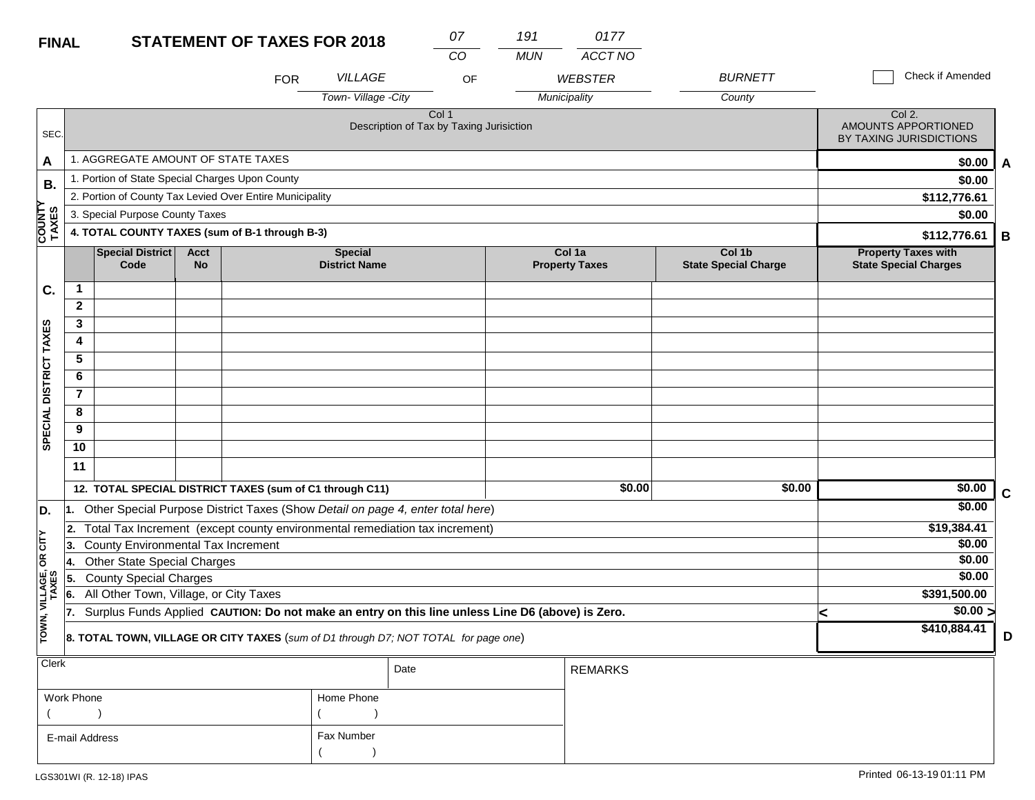**FINAL** **STATEMENT OF TAXES FOR 2018**

| 07 | 191 | 0177 |
|---|---|---|
| CO | MUN | ACCT NO |

FOR *VILLAGE* (Town- Village -City) OF *WEBSTER* (Municipality) *BURNETT* (County)

☐ Check if Amended

| SEC. | Col 1 Description of Tax by Taxing Jurisiction | Col 2. AMOUNTS APPORTIONED BY TAXING JURISDICTIONS | |
|---|---|---|---|
| A | 1. AGGREGATE AMOUNT OF STATE TAXES | $0.00 | A |
| B. COUNTY TAXES | 1. Portion of State Special Charges Upon County | $0.00 | |
| | 2. Portion of County Tax Levied Over Entire Municipality | $112,776.61 | |
| | 3. Special Purpose County Taxes | $0.00 | |
| | **4. TOTAL COUNTY TAXES (sum of B-1 through B-3)** | **$112,776.61** | B |

**C. SPECIAL DISTRICT TAXES**

| | Special District Code | Acct No | Special District Name | Col 1a Property Taxes | Col 1b State Special Charge | Property Taxes with State Special Charges |
|---|---|---|---|---|---|---|
| 1 | | | | | | |
| 2 | | | | | | |
| 3 | | | | | | |
| 4 | | | | | | |
| 5 | | | | | | |
| 6 | | | | | | |
| 7 | | | | | | |
| 8 | | | | | | |
| 9 | | | | | | |
| 10 | | | | | | |
| 11 | | | | | | |
| **12. TOTAL SPECIAL DISTRICT TAXES (sum of C1 through C11)** | | | | $0.00 | $0.00 | $0.00 (C) |

**D. TOWN, VILLAGE, OR CITY TAXES**

| | Description | Amount | |
|---|---|---|---|
| 1. | Other Special Purpose District Taxes (Show *Detail on page 4, enter total here*) | $0.00 | |
| 2. | Total Tax Increment (except county environmental remediation tax increment) | $19,384.41 | |
| 3. | County Environmental Tax Increment | $0.00 | |
| 4. | Other State Special Charges | $0.00 | |
| 5. | County Special Charges | $0.00 | |
| 6. | All Other Town, Village, or City Taxes | $391,500.00 | |
| 7. | Surplus Funds Applied **CAUTION: Do not make an entry on this line unless Line D6 (above) is Zero.** | < $0.00 > | |
| 8. | **TOTAL TOWN, VILLAGE OR CITY TAXES** (*sum of D1 through D7; NOT TOTAL for page one*) | $410,884.41 | D |

| Clerk | | Date | REMARKS |
|---|---|---|---|
| Work Phone ( ) | Home Phone ( ) | | |
| E-mail Address | Fax Number ( ) | | |

LGS301WI (R. 12-18) IPAS

Printed 06-13-19 01:11 PM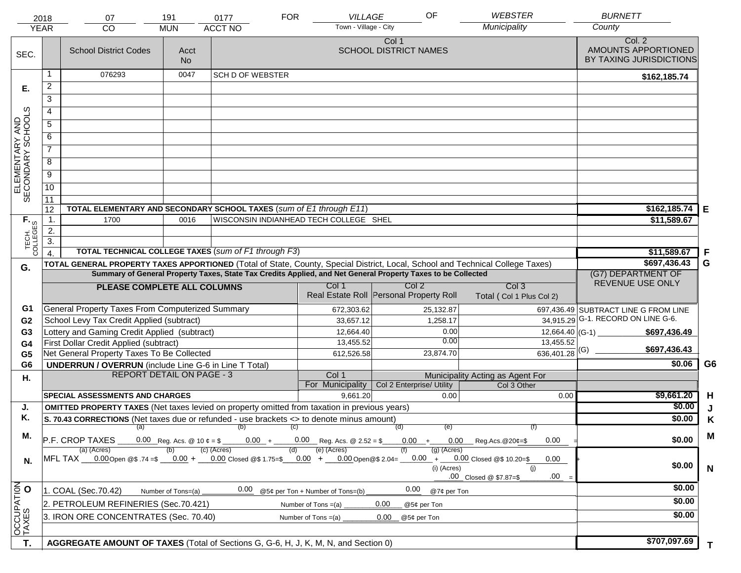| 2018 | 07 | 191 | 0177 | FOR | VILLAGE | OF | WEBSTER | BURNETT |
|---|---|---|---|---|---|---|---|---|
| YEAR | CO | MUN | ACCT NO | | Town - Village - City | | Municipality | County |

| SEC. | | School District Codes | Acct No | Col 1 SCHOOL DISTRICT NAMES | Col. 2 AMOUNTS APPORTIONED BY TAXING JURISDICTIONS | |
|---|---|---|---|---|---|---|
| E. ELEMENTARY AND SECONDARY SCHOOLS | 1 | 076293 | 0047 | SCH D OF WEBSTER | $162,185.74 | |
| | 2 | | | | | |
| | 3 | | | | | |
| | 4 | | | | | |
| | 5 | | | | | |
| | 6 | | | | | |
| | 7 | | | | | |
| | 8 | | | | | |
| | 9 | | | | | |
| | 10 | | | | | |
| | 11 | | | | | |
| | 12 | **TOTAL ELEMENTARY AND SECONDARY SCHOOL TAXES** (*sum of E1 through E11*) | | | **$162,185.74** | **E** |
| F. TECH. COLLEGES | 1. | 1700 | 0016 | WISCONSIN INDIANHEAD TECH COLLEGE SHEL | $11,589.67 | |
| | 2. | | | | | |
| | 3. | | | | | |
| | 4. | **TOTAL TECHNICAL COLLEGE TAXES** (*sum of F1 through F3*) | | | **$11,589.67** | **F** |
| G. | | **TOTAL GENERAL PROPERTY TAXES APPORTIONED** (Total of State, County, Special District, Local, School and Technical College Taxes) | | | **$697,436.43** | **G** |

**Summary of General Property Taxes, State Tax Credits Applied, and Net General Property Taxes to be Collected**

| | PLEASE COMPLETE ALL COLUMNS | Col 1 Real Estate Roll | Col 2 Personal Property Roll | Col 3 Total ( Col 1 Plus Col 2) | (G7) DEPARTMENT OF REVENUE USE ONLY | |
|---|---|---|---|---|---|---|
| G1 | General Property Taxes From Computerized Summary | 672,303.62 | 25,132.87 | 697,436.49 | SUBTRACT LINE G FROM LINE G-1. RECORD ON LINE G-6. | |
| G2 | School Levy Tax Credit Applied (subtract) | 33,657.12 | 1,258.17 | 34,915.29 | | |
| G3 | Lottery and Gaming Credit Applied (subtract) | 12,664.40 | 0.00 | 12,664.40 | (G-1) $697,436.49 | |
| G4 | First Dollar Credit Applied (subtract) | 13,455.52 | 0.00 | 13,455.52 | | |
| G5 | Net General Property Taxes To Be Collected | 612,526.58 | 23,874.70 | 636,401.28 | (G) $697,436.43 | |
| G6 | **UNDERRUN / OVERRUN** (include Line G-6 in Line T Total) | | | | **$0.06** | **G6** |

| H. | REPORT DETAIL ON PAGE - 3 | Col 1 For Municipality | Col 2 Enterprise/ Utility (Municipality Acting as Agent For) | Col 3 Other | | |
|---|---|---|---|---|---|---|
| | **SPECIAL ASSESSMENTS AND CHARGES** | 9,661.20 | 0.00 | 0.00 | **$9,661.20** | **H** |
| J. | **OMITTED PROPERTY TAXES** (Net taxes levied on property omitted from taxation in previous years) | | | | **$0.00** | **J** |
| K. | **S. 70.43 CORRECTIONS** (Net taxes due or refunded - use brackets <> to denote minus amount) | | | | **$0.00** | **K** |
| M. | P.F. CROP TAXES (a) 0.00 Reg. Acs. @ 10 ¢ = $ (b) 0.00 + (c) 0.00 Reg. Acs. @ 2.52 = $ (d) 0.00 + (e) 0.00 Reg.Acs.@20¢=$ (f) 0.00 = | | | | **$0.00** | **M** |
| N. | MFL TAX (a) (Acres) 0.00 Open @$ .74 =$ (b) 0.00 + (c) (Acres) 0.00 Closed @$ 1.75=$ (d) 0.00 + (e) (Acres) 0.00 Open@$ 2.04= (f) 0.00 + (g) (Acres) 0.00 Closed @$ 10.20=$ 0.00 + (i) (Acres) .00 Closed @ $7.87=$ (j) .00 = | | | | **$0.00** | **N** |
| O. OCCUPATION TAXES | 1. COAL (Sec.70.42) Number of Tons=(a) 0.00 @5¢ per Ton + Number of Tons=(b) 0.00 @7¢ per Ton | | | | **$0.00** | |
| | 2. PETROLEUM REFINERIES (Sec.70.421) Number of Tons =(a) 0.00 @5¢ per Ton | | | | **$0.00** | |
| | 3. IRON ORE CONCENTRATES (Sec. 70.40) Number of Tons =(a) 0.00 @5¢ per Ton | | | | **$0.00** | |
| T. | **AGGREGATE AMOUNT OF TAXES** (Total of Sections G, G-6, H, J, K, M, N, and Section 0) | | | | **$707,097.69** | **T** |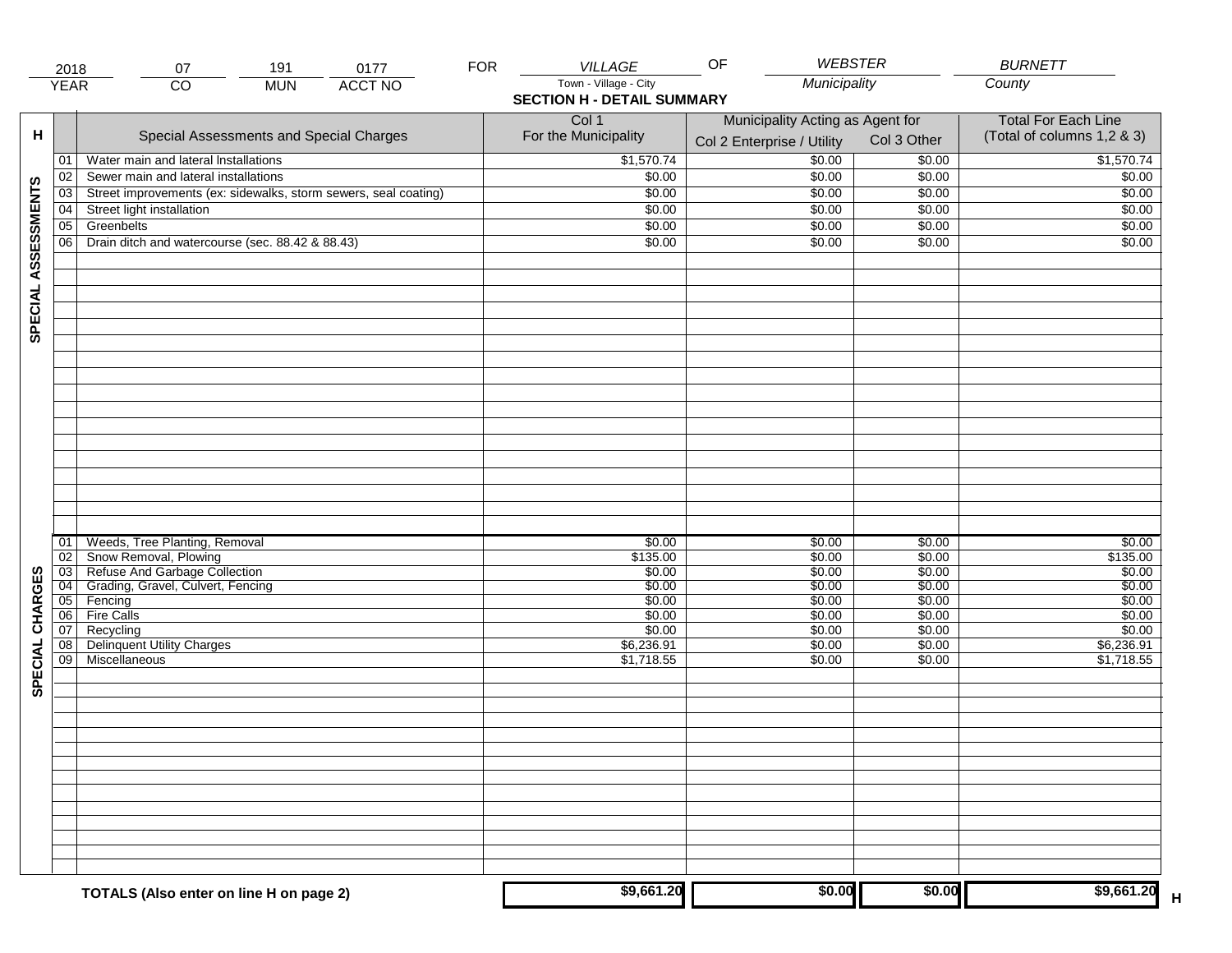| 2018 | 07 | 191 | 0177 | FOR | VILLAGE | OF | WEBSTER | BURNETT |
|---|---|---|---|---|---|---|---|---|
| YEAR | CO | MUN | ACCT NO | | Town - Village - City | | Municipality | County |

## SECTION H - DETAIL SUMMARY

| H | | Special Assessments and Special Charges | Col 1 For the Municipality | Municipality Acting as Agent for Col 2 Enterprise / Utility | Col 3 Other | Total For Each Line (Total of columns 1,2 & 3) |
|---|---|---|---|---|---|---|
| SPECIAL ASSESSMENTS | 01 | Water main and lateral Installations | $1,570.74 | $0.00 | $0.00 | $1,570.74 |
| | 02 | Sewer main and lateral installations | $0.00 | $0.00 | $0.00 | $0.00 |
| | 03 | Street improvements (ex: sidewalks, storm sewers, seal coating) | $0.00 | $0.00 | $0.00 | $0.00 |
| | 04 | Street light installation | $0.00 | $0.00 | $0.00 | $0.00 |
| | 05 | Greenbelts | $0.00 | $0.00 | $0.00 | $0.00 |
| | 06 | Drain ditch and watercourse (sec. 88.42 & 88.43) | $0.00 | $0.00 | $0.00 | $0.00 |
| SPECIAL CHARGES | 01 | Weeds, Tree Planting, Removal | $0.00 | $0.00 | $0.00 | $0.00 |
| | 02 | Snow Removal, Plowing | $135.00 | $0.00 | $0.00 | $135.00 |
| | 03 | Refuse And Garbage Collection | $0.00 | $0.00 | $0.00 | $0.00 |
| | 04 | Grading, Gravel, Culvert, Fencing | $0.00 | $0.00 | $0.00 | $0.00 |
| | 05 | Fencing | $0.00 | $0.00 | $0.00 | $0.00 |
| | 06 | Fire Calls | $0.00 | $0.00 | $0.00 | $0.00 |
| | 07 | Recycling | $0.00 | $0.00 | $0.00 | $0.00 |
| | 08 | Delinquent Utility Charges | $6,236.91 | $0.00 | $0.00 | $6,236.91 |
| | 09 | Miscellaneous | $1,718.55 | $0.00 | $0.00 | $1,718.55 |
| | | **TOTALS (Also enter on line H on page 2)** | **$9,661.20** | **$0.00** | **$0.00** | **$9,661.20** H |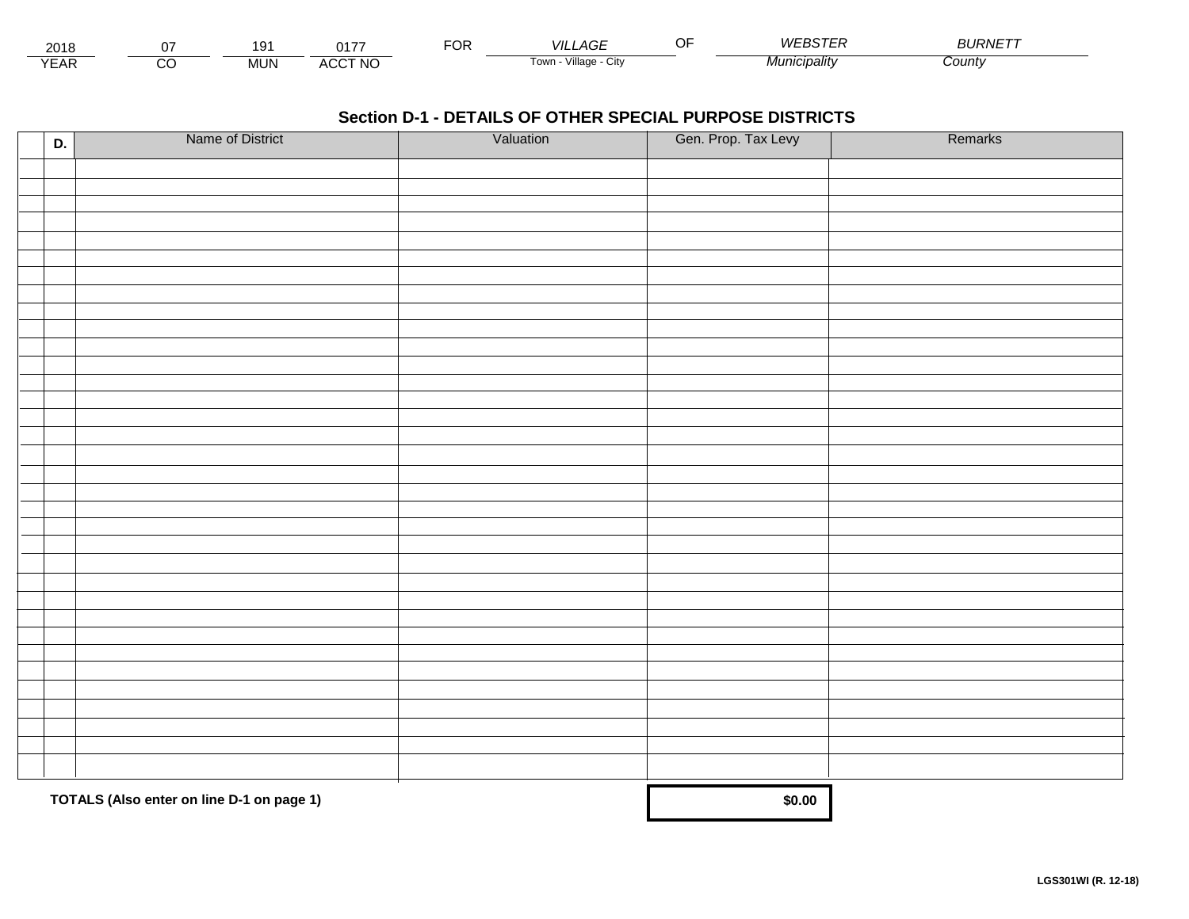| 2018 | 07 | 191 | 0177 | FOR | VILLAGE | OF | WEBSTER | BURNETT |
|---|---|---|---|---|---|---|---|---|
| YEAR | CO | MUN | ACCT NO | | Town - Village - City | | Municipality | County |

## Section D-1 - DETAILS OF OTHER SPECIAL PURPOSE DISTRICTS

| D. | Name of District | Valuation | Gen. Prop. Tax Levy | Remarks |
|---|---|---|---|---|
| | | | | |
| | | | | |
| | | | | |
| | | | | |
| | | | | |
| | | | | |
| | | | | |
| | | | | |
| | | | | |
| | | | | |
| | | | | |
| | | | | |
| | | | | |
| | | | | |
| | | | | |
| | | | | |
| | | | | |
| | | | | |
| | | | | |
| | | | | |
| | | | | |
| | | | | |
| | | | | |
| | | | | |
| | | | | |
| | | | | |
| | | | | |
| | | | | |
| | | | | |
| | | | | |
| | | | | |
| | **TOTALS (Also enter on line D-1 on page 1)** | | **$0.00** | |

**LGS301WI (R. 12-18)**